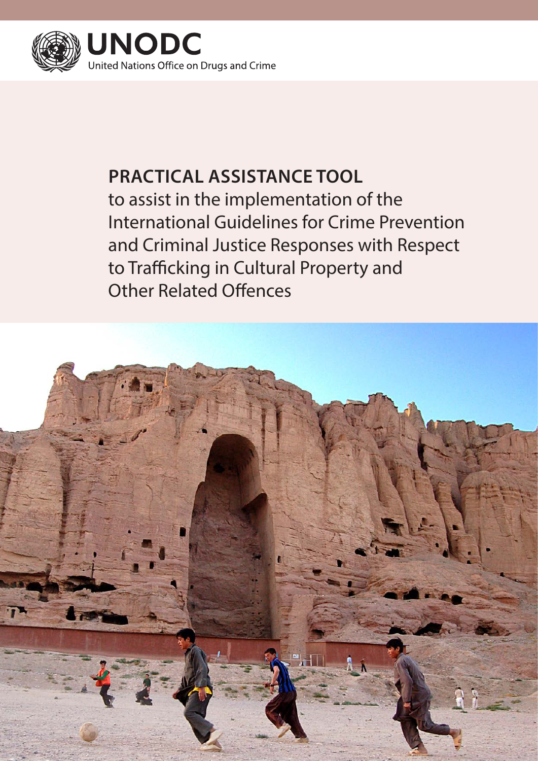UNODC
United Nations Office on Drugs and Crime

# PRACTICAL ASSISTANCE TOOL

to assist in the implementation of the International Guidelines for Crime Prevention and Criminal Justice Responses with Respect to Trafficking in Cultural Property and Other Related Offences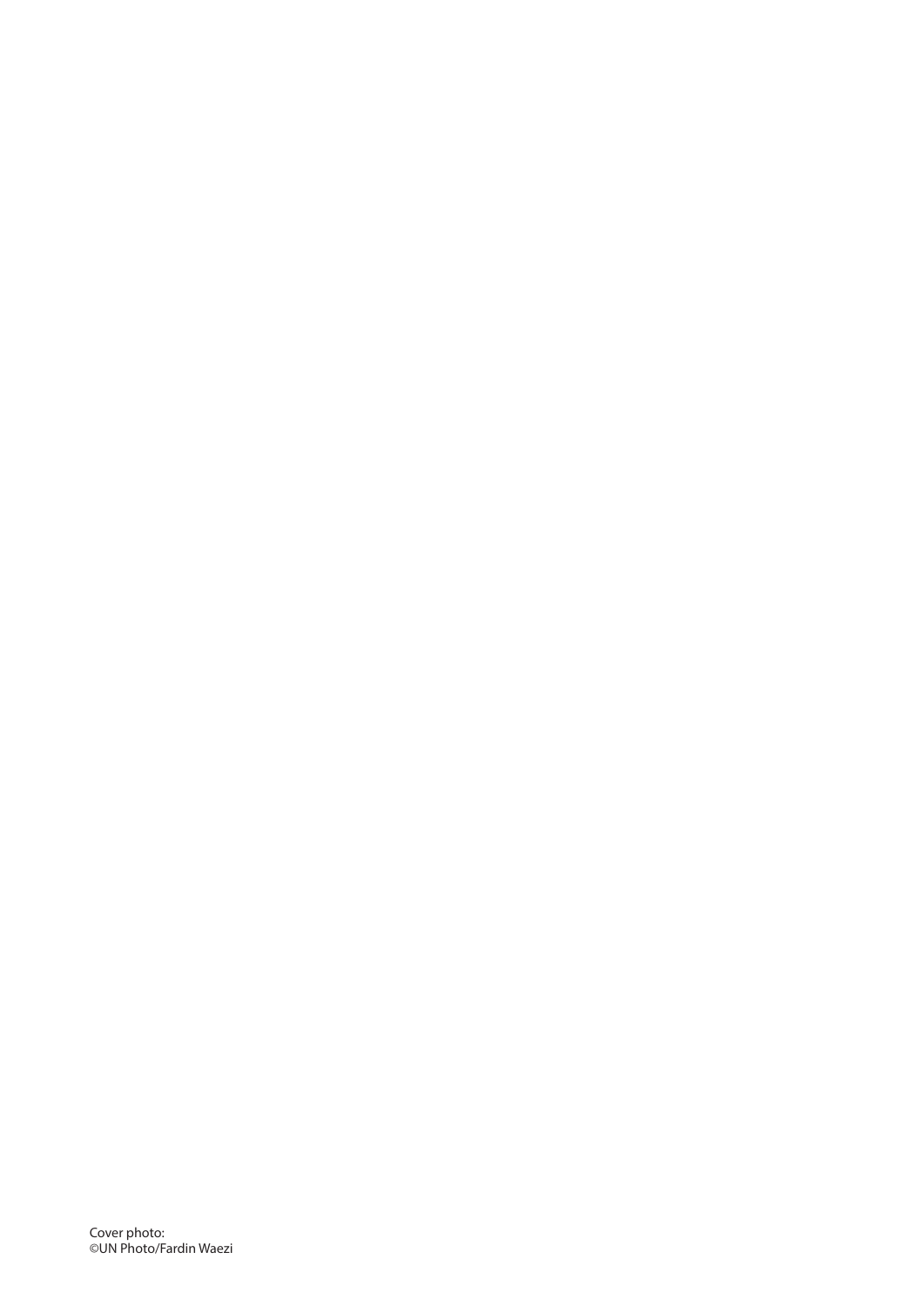Cover photo:
©UN Photo/Fardin Waezi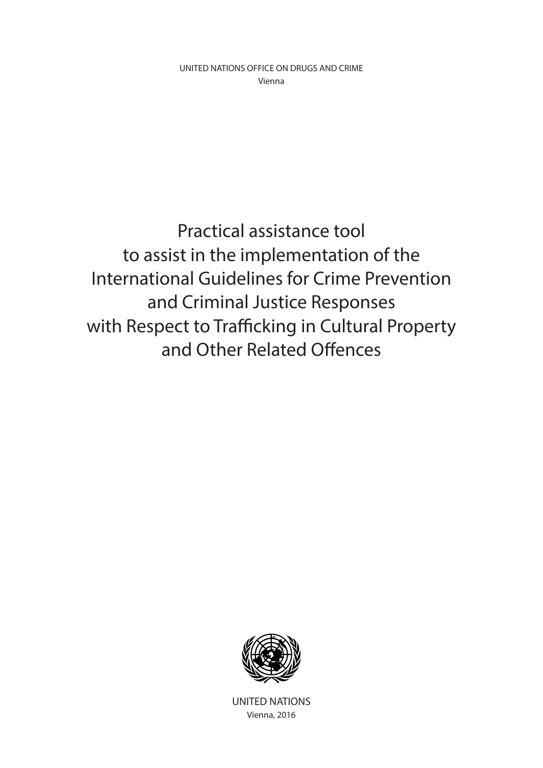UNITED NATIONS OFFICE ON DRUGS AND CRIME
Vienna

# Practical assistance tool to assist in the implementation of the International Guidelines for Crime Prevention and Criminal Justice Responses with Respect to Trafficking in Cultural Property and Other Related Offences

UNITED NATIONS
Vienna, 2016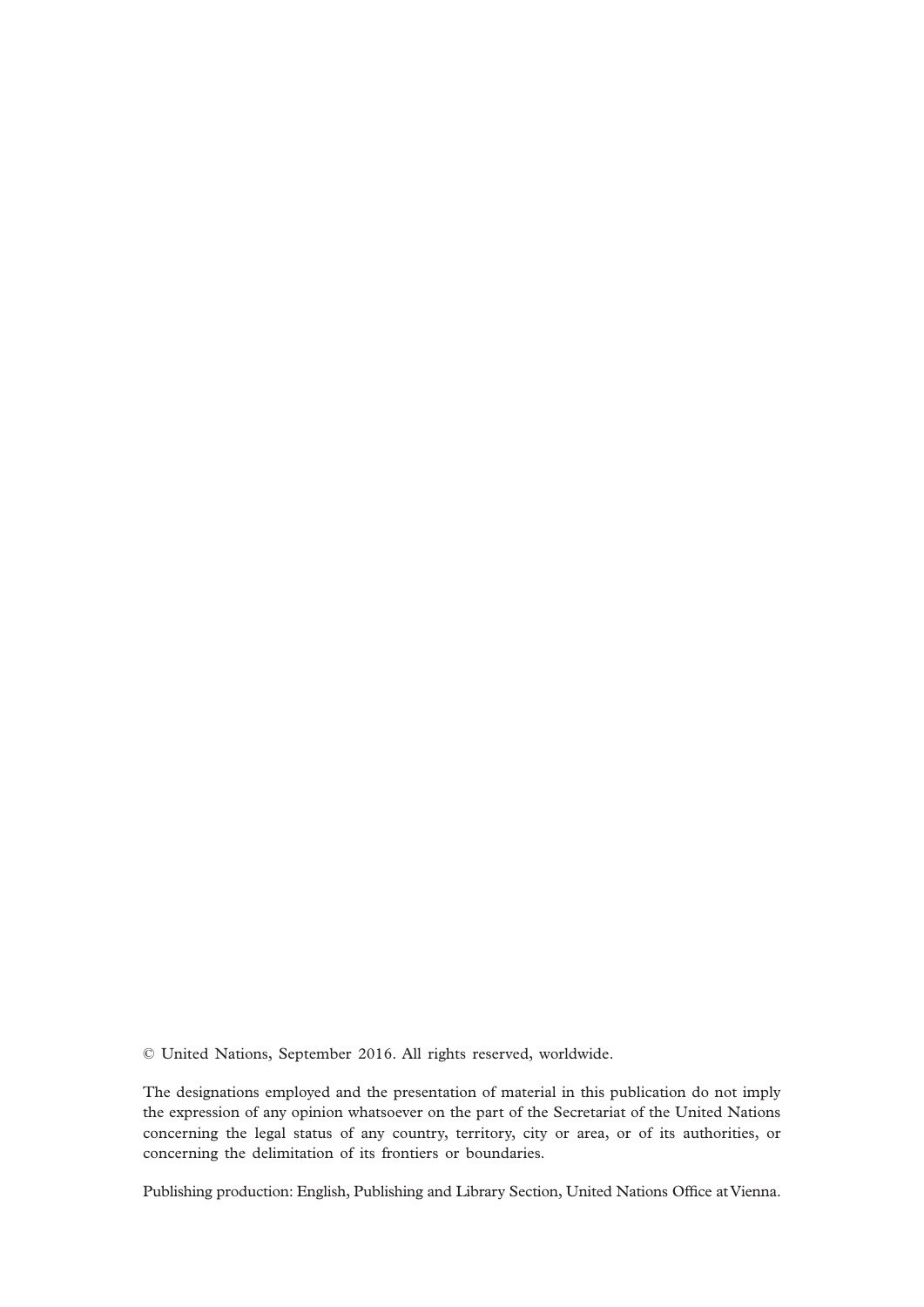© United Nations, September 2016. All rights reserved, worldwide.

The designations employed and the presentation of material in this publication do not imply the expression of any opinion whatsoever on the part of the Secretariat of the United Nations concerning the legal status of any country, territory, city or area, or of its authorities, or concerning the delimitation of its frontiers or boundaries.

Publishing production: English, Publishing and Library Section, United Nations Office at Vienna.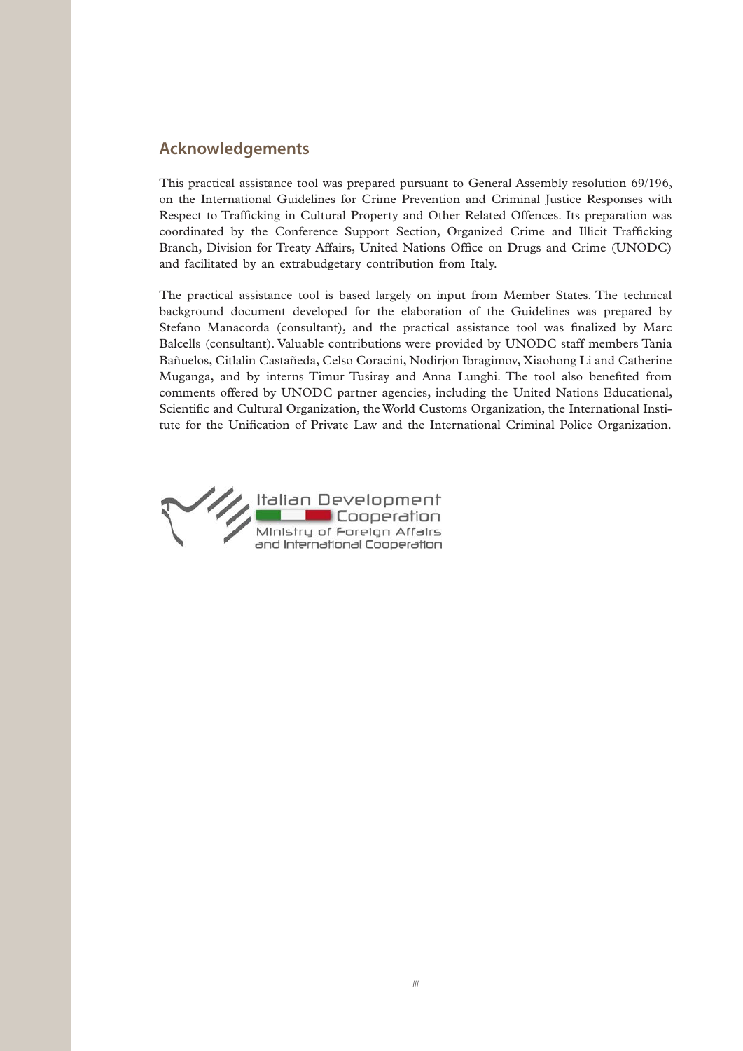## Acknowledgements

This practical assistance tool was prepared pursuant to General Assembly resolution 69/196, on the International Guidelines for Crime Prevention and Criminal Justice Responses with Respect to Trafficking in Cultural Property and Other Related Offences. Its preparation was coordinated by the Conference Support Section, Organized Crime and Illicit Trafficking Branch, Division for Treaty Affairs, United Nations Office on Drugs and Crime (UNODC) and facilitated by an extrabudgetary contribution from Italy.

The practical assistance tool is based largely on input from Member States. The technical background document developed for the elaboration of the Guidelines was prepared by Stefano Manacorda (consultant), and the practical assistance tool was finalized by Marc Balcells (consultant). Valuable contributions were provided by UNODC staff members Tania Bañuelos, Citlalin Castañeda, Celso Coracini, Nodirjon Ibragimov, Xiaohong Li and Catherine Muganga, and by interns Timur Tusiray and Anna Lunghi. The tool also benefited from comments offered by UNODC partner agencies, including the United Nations Educational, Scientific and Cultural Organization, the World Customs Organization, the International Institute for the Unification of Private Law and the International Criminal Police Organization.

Italian Development Cooperation
Ministry of Foreign Affairs and International Cooperation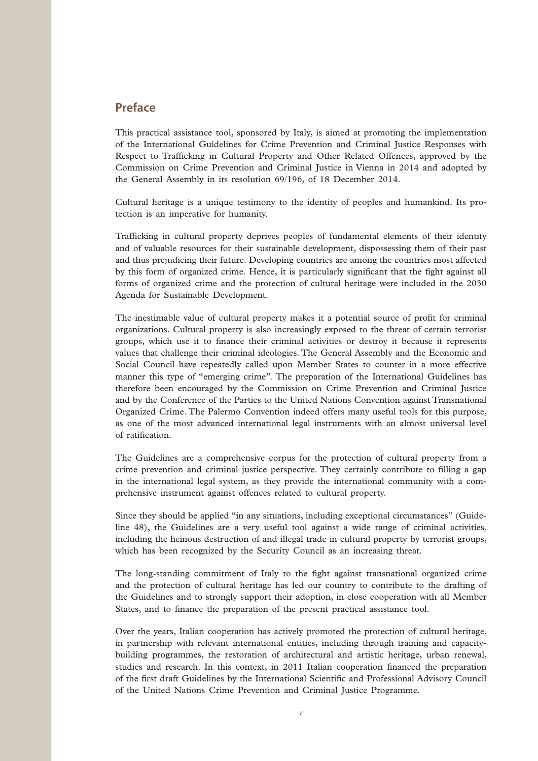## Preface

This practical assistance tool, sponsored by Italy, is aimed at promoting the implementation of the International Guidelines for Crime Prevention and Criminal Justice Responses with Respect to Trafficking in Cultural Property and Other Related Offences, approved by the Commission on Crime Prevention and Criminal Justice in Vienna in 2014 and adopted by the General Assembly in its resolution 69/196, of 18 December 2014.

Cultural heritage is a unique testimony to the identity of peoples and humankind. Its protection is an imperative for humanity.

Trafficking in cultural property deprives peoples of fundamental elements of their identity and of valuable resources for their sustainable development, dispossessing them of their past and thus prejudicing their future. Developing countries are among the countries most affected by this form of organized crime. Hence, it is particularly significant that the fight against all forms of organized crime and the protection of cultural heritage were included in the 2030 Agenda for Sustainable Development.

The inestimable value of cultural property makes it a potential source of profit for criminal organizations. Cultural property is also increasingly exposed to the threat of certain terrorist groups, which use it to finance their criminal activities or destroy it because it represents values that challenge their criminal ideologies. The General Assembly and the Economic and Social Council have repeatedly called upon Member States to counter in a more effective manner this type of "emerging crime". The preparation of the International Guidelines has therefore been encouraged by the Commission on Crime Prevention and Criminal Justice and by the Conference of the Parties to the United Nations Convention against Transnational Organized Crime. The Palermo Convention indeed offers many useful tools for this purpose, as one of the most advanced international legal instruments with an almost universal level of ratification.

The Guidelines are a comprehensive corpus for the protection of cultural property from a crime prevention and criminal justice perspective. They certainly contribute to filling a gap in the international legal system, as they provide the international community with a comprehensive instrument against offences related to cultural property.

Since they should be applied "in any situations, including exceptional circumstances" (Guideline 48), the Guidelines are a very useful tool against a wide range of criminal activities, including the heinous destruction of and illegal trade in cultural property by terrorist groups, which has been recognized by the Security Council as an increasing threat.

The long-standing commitment of Italy to the fight against transnational organized crime and the protection of cultural heritage has led our country to contribute to the drafting of the Guidelines and to strongly support their adoption, in close cooperation with all Member States, and to finance the preparation of the present practical assistance tool.

Over the years, Italian cooperation has actively promoted the protection of cultural heritage, in partnership with relevant international entities, including through training and capacity-building programmes, the restoration of architectural and artistic heritage, urban renewal, studies and research. In this context, in 2011 Italian cooperation financed the preparation of the first draft Guidelines by the International Scientific and Professional Advisory Council of the United Nations Crime Prevention and Criminal Justice Programme.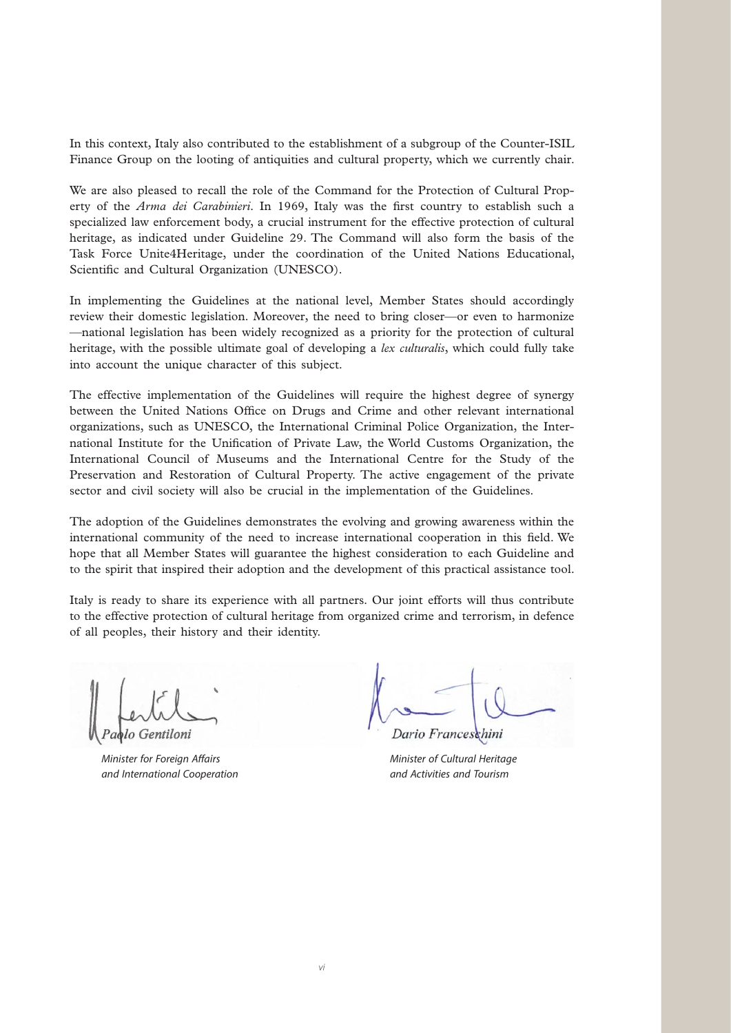In this context, Italy also contributed to the establishment of a subgroup of the Counter-ISIL Finance Group on the looting of antiquities and cultural property, which we currently chair.

We are also pleased to recall the role of the Command for the Protection of Cultural Property of the *Arma dei Carabinieri*. In 1969, Italy was the first country to establish such a specialized law enforcement body, a crucial instrument for the effective protection of cultural heritage, as indicated under Guideline 29. The Command will also form the basis of the Task Force Unite4Heritage, under the coordination of the United Nations Educational, Scientific and Cultural Organization (UNESCO).

In implementing the Guidelines at the national level, Member States should accordingly review their domestic legislation. Moreover, the need to bring closer—or even to harmonize—national legislation has been widely recognized as a priority for the protection of cultural heritage, with the possible ultimate goal of developing a *lex culturalis*, which could fully take into account the unique character of this subject.

The effective implementation of the Guidelines will require the highest degree of synergy between the United Nations Office on Drugs and Crime and other relevant international organizations, such as UNESCO, the International Criminal Police Organization, the International Institute for the Unification of Private Law, the World Customs Organization, the International Council of Museums and the International Centre for the Study of the Preservation and Restoration of Cultural Property. The active engagement of the private sector and civil society will also be crucial in the implementation of the Guidelines.

The adoption of the Guidelines demonstrates the evolving and growing awareness within the international community of the need to increase international cooperation in this field. We hope that all Member States will guarantee the highest consideration to each Guideline and to the spirit that inspired their adoption and the development of this practical assistance tool.

Italy is ready to share its experience with all partners. Our joint efforts will thus contribute to the effective protection of cultural heritage from organized crime and terrorism, in defence of all peoples, their history and their identity.

*Paolo Gentiloni*

*Minister for Foreign Affairs and International Cooperation*

*Dario Franceschini*

*Minister of Cultural Heritage and Activities and Tourism*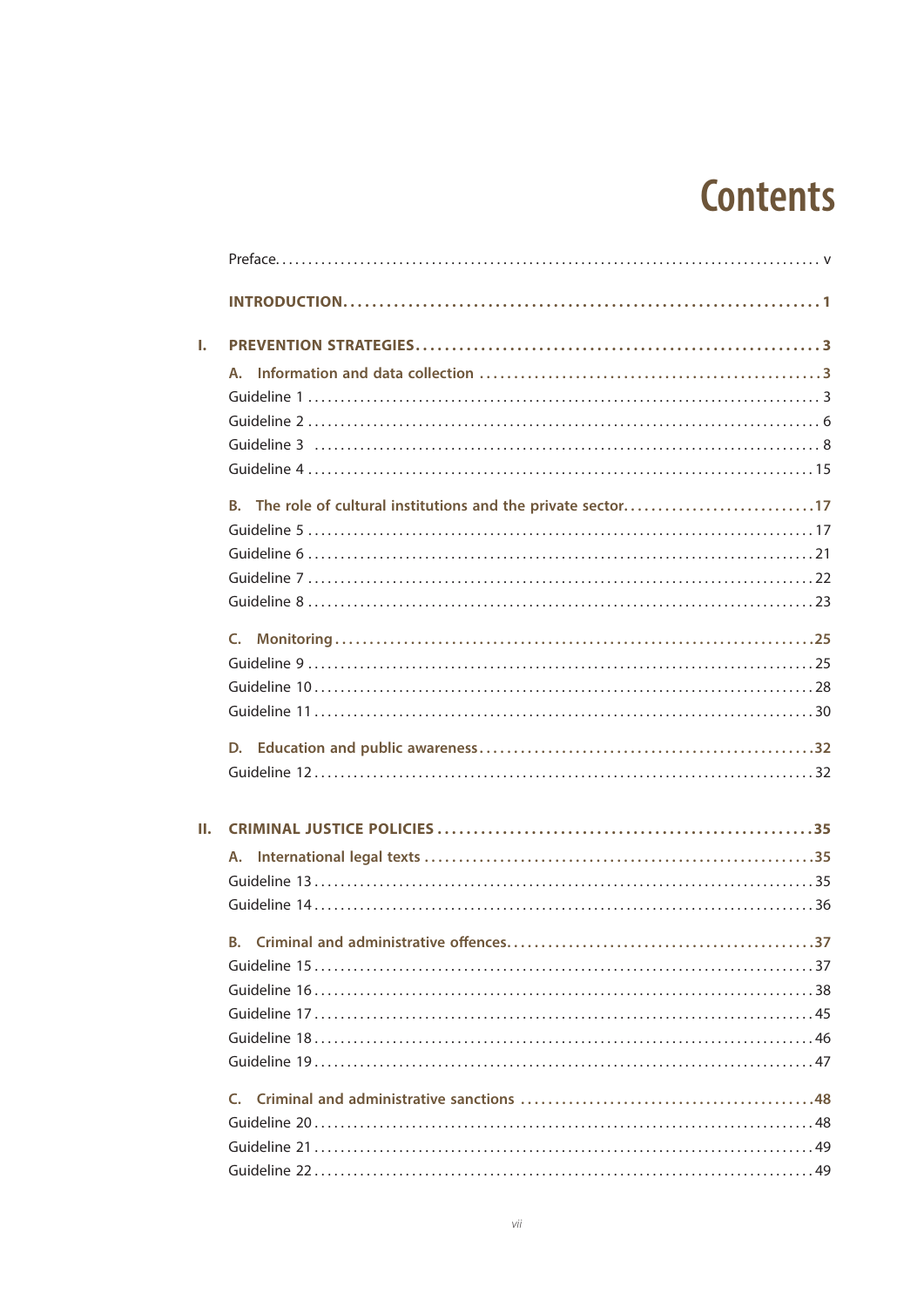# Contents

Preface. . . . . . . . . . . . . . . . . . . . . . . . . . . . . . . . . . . . . . . . . . . . . . . . . . . . . . . . . . . . . . . . . . . . . . . . . v

**INTRODUCTION. . . . . . . . . . . . . . . . . . . . . . . . . . . . . . . . . . . . . . . . . . . . . . . . . . . . . . . . . . . . . . . . . 1**

**I. PREVENTION STRATEGIES. . . . . . . . . . . . . . . . . . . . . . . . . . . . . . . . . . . . . . . . . . . . . . . . . . . . . . . . 3**

**A. Information and data collection . . . . . . . . . . . . . . . . . . . . . . . . . . . . . . . . . . . . . . . . . . . . . . . . . 3**

Guideline 1 . . . . . . . . . . . . . . . . . . . . . . . . . . . . . . . . . . . . . . . . . . . . . . . . . . . . . . . . . . . . . . . . . . . . . 3

Guideline 2 . . . . . . . . . . . . . . . . . . . . . . . . . . . . . . . . . . . . . . . . . . . . . . . . . . . . . . . . . . . . . . . . . . . . . 6

Guideline 3 . . . . . . . . . . . . . . . . . . . . . . . . . . . . . . . . . . . . . . . . . . . . . . . . . . . . . . . . . . . . . . . . . . . . . 8

Guideline 4 . . . . . . . . . . . . . . . . . . . . . . . . . . . . . . . . . . . . . . . . . . . . . . . . . . . . . . . . . . . . . . . . . . . . 15

**B. The role of cultural institutions and the private sector. . . . . . . . . . . . . . . . . . . . . . . . . . . 17**

Guideline 5 . . . . . . . . . . . . . . . . . . . . . . . . . . . . . . . . . . . . . . . . . . . . . . . . . . . . . . . . . . . . . . . . . . . . 17

Guideline 6 . . . . . . . . . . . . . . . . . . . . . . . . . . . . . . . . . . . . . . . . . . . . . . . . . . . . . . . . . . . . . . . . . . . . 21

Guideline 7 . . . . . . . . . . . . . . . . . . . . . . . . . . . . . . . . . . . . . . . . . . . . . . . . . . . . . . . . . . . . . . . . . . . . 22

Guideline 8 . . . . . . . . . . . . . . . . . . . . . . . . . . . . . . . . . . . . . . . . . . . . . . . . . . . . . . . . . . . . . . . . . . . . 23

**C. Monitoring . . . . . . . . . . . . . . . . . . . . . . . . . . . . . . . . . . . . . . . . . . . . . . . . . . . . . . . . . . . . . . . . . . 25**

Guideline 9 . . . . . . . . . . . . . . . . . . . . . . . . . . . . . . . . . . . . . . . . . . . . . . . . . . . . . . . . . . . . . . . . . . . . 25

Guideline 10 . . . . . . . . . . . . . . . . . . . . . . . . . . . . . . . . . . . . . . . . . . . . . . . . . . . . . . . . . . . . . . . . . . . 28

Guideline 11 . . . . . . . . . . . . . . . . . . . . . . . . . . . . . . . . . . . . . . . . . . . . . . . . . . . . . . . . . . . . . . . . . . . 30

**D. Education and public awareness . . . . . . . . . . . . . . . . . . . . . . . . . . . . . . . . . . . . . . . . . . . . . . . . 32**

Guideline 12 . . . . . . . . . . . . . . . . . . . . . . . . . . . . . . . . . . . . . . . . . . . . . . . . . . . . . . . . . . . . . . . . . . . 32

**II. CRIMINAL JUSTICE POLICIES . . . . . . . . . . . . . . . . . . . . . . . . . . . . . . . . . . . . . . . . . . . . . . . . . . . . . 35**

**A. International legal texts . . . . . . . . . . . . . . . . . . . . . . . . . . . . . . . . . . . . . . . . . . . . . . . . . . . . . . . 35**

Guideline 13 . . . . . . . . . . . . . . . . . . . . . . . . . . . . . . . . . . . . . . . . . . . . . . . . . . . . . . . . . . . . . . . . . . . 35

Guideline 14 . . . . . . . . . . . . . . . . . . . . . . . . . . . . . . . . . . . . . . . . . . . . . . . . . . . . . . . . . . . . . . . . . . . 36

**B. Criminal and administrative offences. . . . . . . . . . . . . . . . . . . . . . . . . . . . . . . . . . . . . . . . . . . . 37**

Guideline 15 . . . . . . . . . . . . . . . . . . . . . . . . . . . . . . . . . . . . . . . . . . . . . . . . . . . . . . . . . . . . . . . . . . . 37

Guideline 16 . . . . . . . . . . . . . . . . . . . . . . . . . . . . . . . . . . . . . . . . . . . . . . . . . . . . . . . . . . . . . . . . . . . 38

Guideline 17 . . . . . . . . . . . . . . . . . . . . . . . . . . . . . . . . . . . . . . . . . . . . . . . . . . . . . . . . . . . . . . . . . . . 45

Guideline 18 . . . . . . . . . . . . . . . . . . . . . . . . . . . . . . . . . . . . . . . . . . . . . . . . . . . . . . . . . . . . . . . . . . . 46

Guideline 19 . . . . . . . . . . . . . . . . . . . . . . . . . . . . . . . . . . . . . . . . . . . . . . . . . . . . . . . . . . . . . . . . . . . 47

**C. Criminal and administrative sanctions . . . . . . . . . . . . . . . . . . . . . . . . . . . . . . . . . . . . . . . . . . . 48**

Guideline 20 . . . . . . . . . . . . . . . . . . . . . . . . . . . . . . . . . . . . . . . . . . . . . . . . . . . . . . . . . . . . . . . . . . . 48

Guideline 21 . . . . . . . . . . . . . . . . . . . . . . . . . . . . . . . . . . . . . . . . . . . . . . . . . . . . . . . . . . . . . . . . . . . 49

Guideline 22 . . . . . . . . . . . . . . . . . . . . . . . . . . . . . . . . . . . . . . . . . . . . . . . . . . . . . . . . . . . . . . . . . . . 49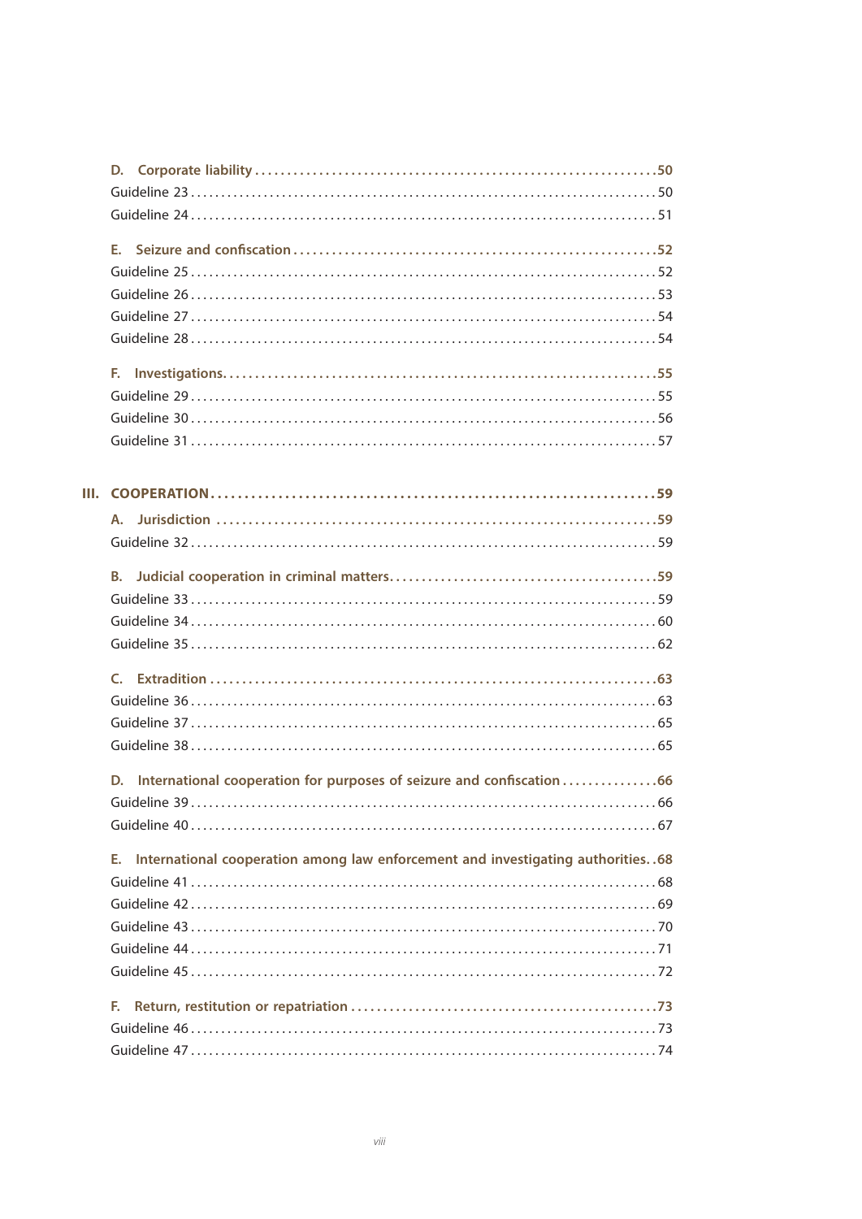**D. Corporate liability** .....50

Guideline 23 .....50

Guideline 24 .....51

**E. Seizure and confiscation** .....52

Guideline 25 .....52

Guideline 26 .....53

Guideline 27 .....54

Guideline 28 .....54

**F. Investigations** .....55

Guideline 29 .....55

Guideline 30 .....56

Guideline 31 .....57

**III. COOPERATION** .....59

**A. Jurisdiction** .....59

Guideline 32 .....59

**B. Judicial cooperation in criminal matters** .....59

Guideline 33 .....59

Guideline 34 .....60

Guideline 35 .....62

**C. Extradition** .....63

Guideline 36 .....63

Guideline 37 .....65

Guideline 38 .....65

**D. International cooperation for purposes of seizure and confiscation** .....66

Guideline 39 .....66

Guideline 40 .....67

**E. International cooperation among law enforcement and investigating authorities** .....68

Guideline 41 .....68

Guideline 42 .....69

Guideline 43 .....70

Guideline 44 .....71

Guideline 45 .....72

**F. Return, restitution or repatriation** .....73

Guideline 46 .....73

Guideline 47 .....74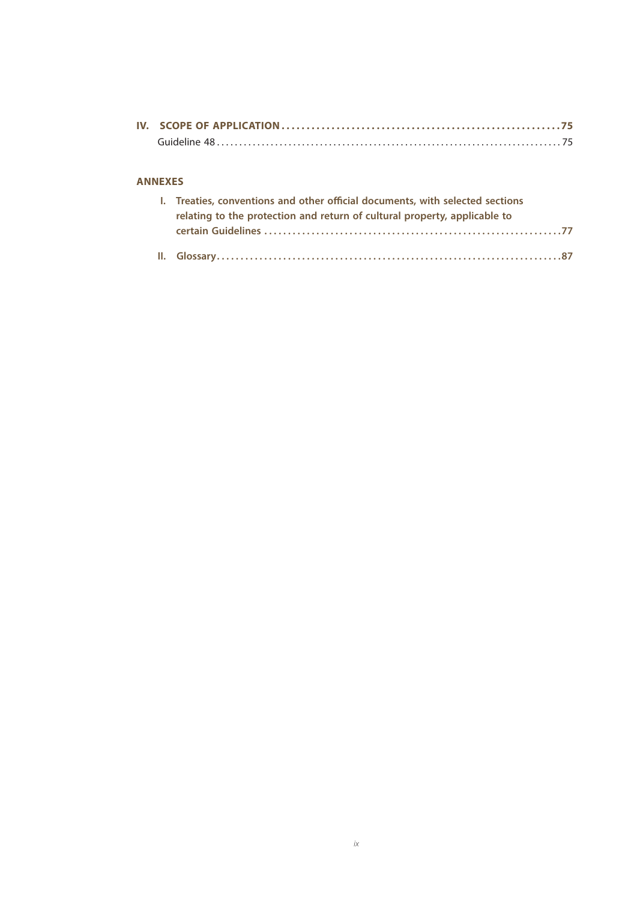**IV. SCOPE OF APPLICATION** ........................................................ **75**

Guideline 48 ........................................................................... 75

**ANNEXES**

**I. Treaties, conventions and other official documents, with selected sections relating to the protection and return of cultural property, applicable to certain Guidelines** ........................................................ **77**

**II. Glossary** ........................................................................... **87**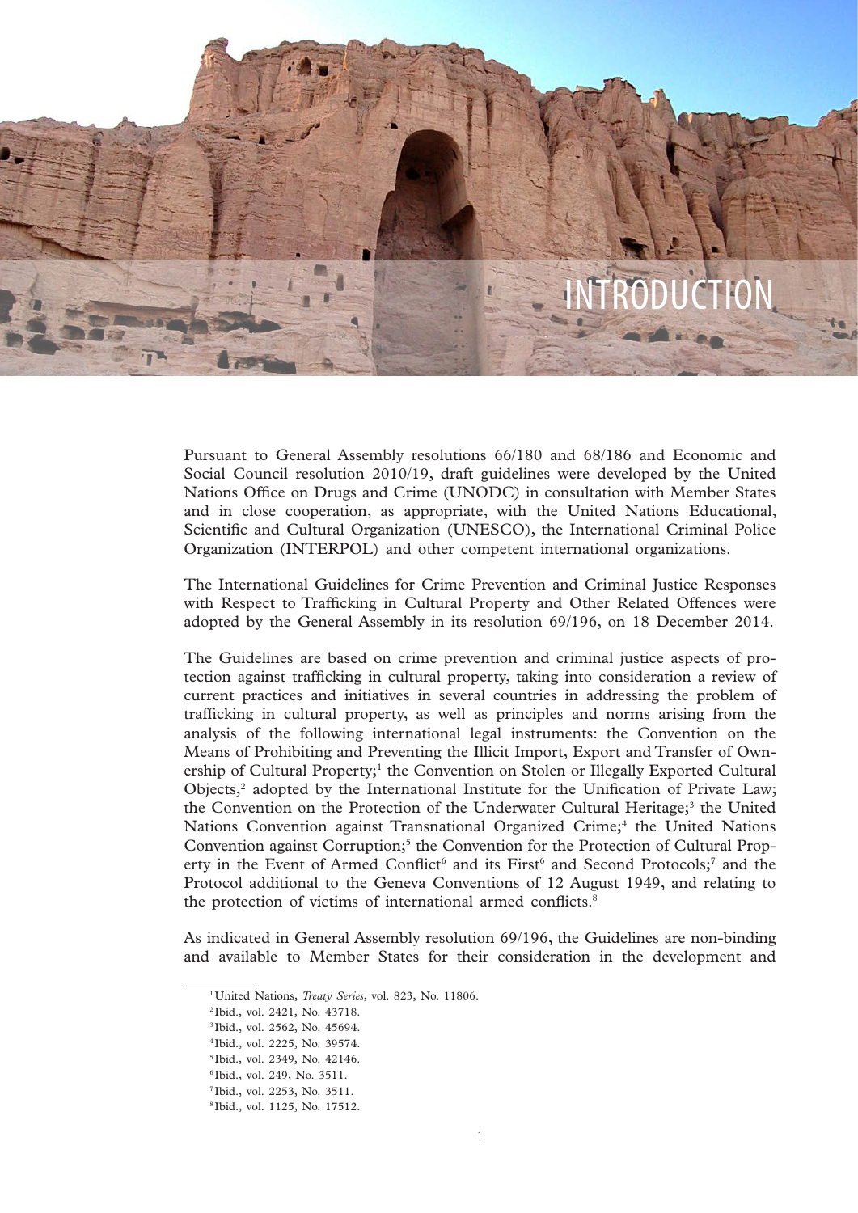# INTRODUCTION

Pursuant to General Assembly resolutions 66/180 and 68/186 and Economic and Social Council resolution 2010/19, draft guidelines were developed by the United Nations Office on Drugs and Crime (UNODC) in consultation with Member States and in close cooperation, as appropriate, with the United Nations Educational, Scientific and Cultural Organization (UNESCO), the International Criminal Police Organization (INTERPOL) and other competent international organizations.

The International Guidelines for Crime Prevention and Criminal Justice Responses with Respect to Trafficking in Cultural Property and Other Related Offences were adopted by the General Assembly in its resolution 69/196, on 18 December 2014.

The Guidelines are based on crime prevention and criminal justice aspects of protection against trafficking in cultural property, taking into consideration a review of current practices and initiatives in several countries in addressing the problem of trafficking in cultural property, as well as principles and norms arising from the analysis of the following international legal instruments: the Convention on the Means of Prohibiting and Preventing the Illicit Import, Export and Transfer of Ownership of Cultural Property;[1] the Convention on Stolen or Illegally Exported Cultural Objects,[2] adopted by the International Institute for the Unification of Private Law; the Convention on the Protection of the Underwater Cultural Heritage;[3] the United Nations Convention against Transnational Organized Crime;[4] the United Nations Convention against Corruption;[5] the Convention for the Protection of Cultural Property in the Event of Armed Conflict[6] and its First[6] and Second Protocols;[7] and the Protocol additional to the Geneva Conventions of 12 August 1949, and relating to the protection of victims of international armed conflicts.[8]

As indicated in General Assembly resolution 69/196, the Guidelines are non-binding and available to Member States for their consideration in the development and

[1] United Nations, *Treaty Series*, vol. 823, No. 11806.

[2] Ibid., vol. 2421, No. 43718.

[3] Ibid., vol. 2562, No. 45694.

[4] Ibid., vol. 2225, No. 39574.

[5] Ibid., vol. 2349, No. 42146.

[6] Ibid., vol. 249, No. 3511.

[7] Ibid., vol. 2253, No. 3511.

[8] Ibid., vol. 1125, No. 17512.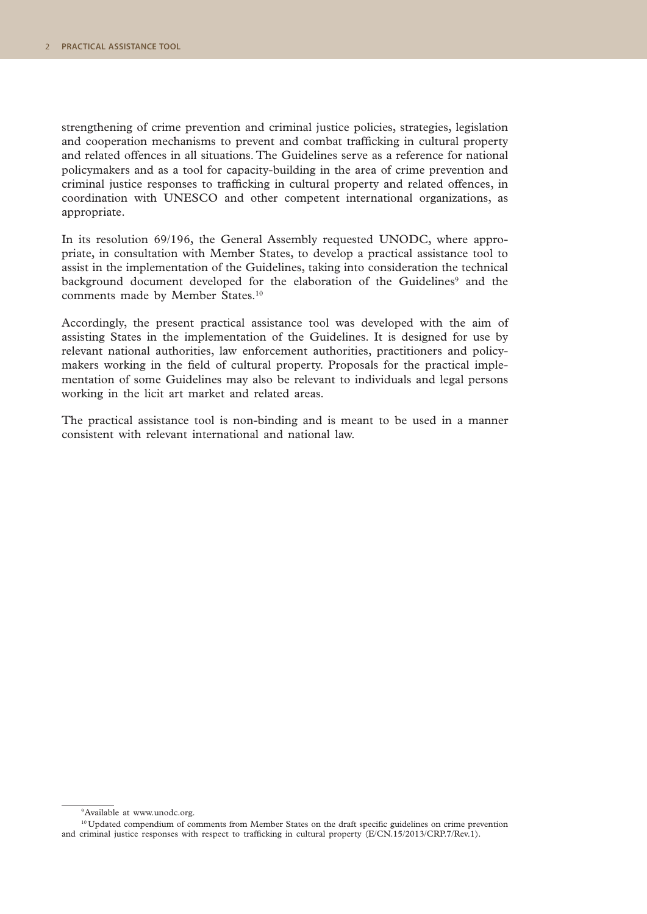strengthening of crime prevention and criminal justice policies, strategies, legislation and cooperation mechanisms to prevent and combat trafficking in cultural property and related offences in all situations. The Guidelines serve as a reference for national policymakers and as a tool for capacity-building in the area of crime prevention and criminal justice responses to trafficking in cultural property and related offences, in coordination with UNESCO and other competent international organizations, as appropriate.

In its resolution 69/196, the General Assembly requested UNODC, where appropriate, in consultation with Member States, to develop a practical assistance tool to assist in the implementation of the Guidelines, taking into consideration the technical background document developed for the elaboration of the Guidelines[9] and the comments made by Member States.[10]

Accordingly, the present practical assistance tool was developed with the aim of assisting States in the implementation of the Guidelines. It is designed for use by relevant national authorities, law enforcement authorities, practitioners and policymakers working in the field of cultural property. Proposals for the practical implementation of some Guidelines may also be relevant to individuals and legal persons working in the licit art market and related areas.

The practical assistance tool is non-binding and is meant to be used in a manner consistent with relevant international and national law.

---

[9] Available at www.unodc.org.

[10] Updated compendium of comments from Member States on the draft specific guidelines on crime prevention and criminal justice responses with respect to trafficking in cultural property (E/CN.15/2013/CRP.7/Rev.1).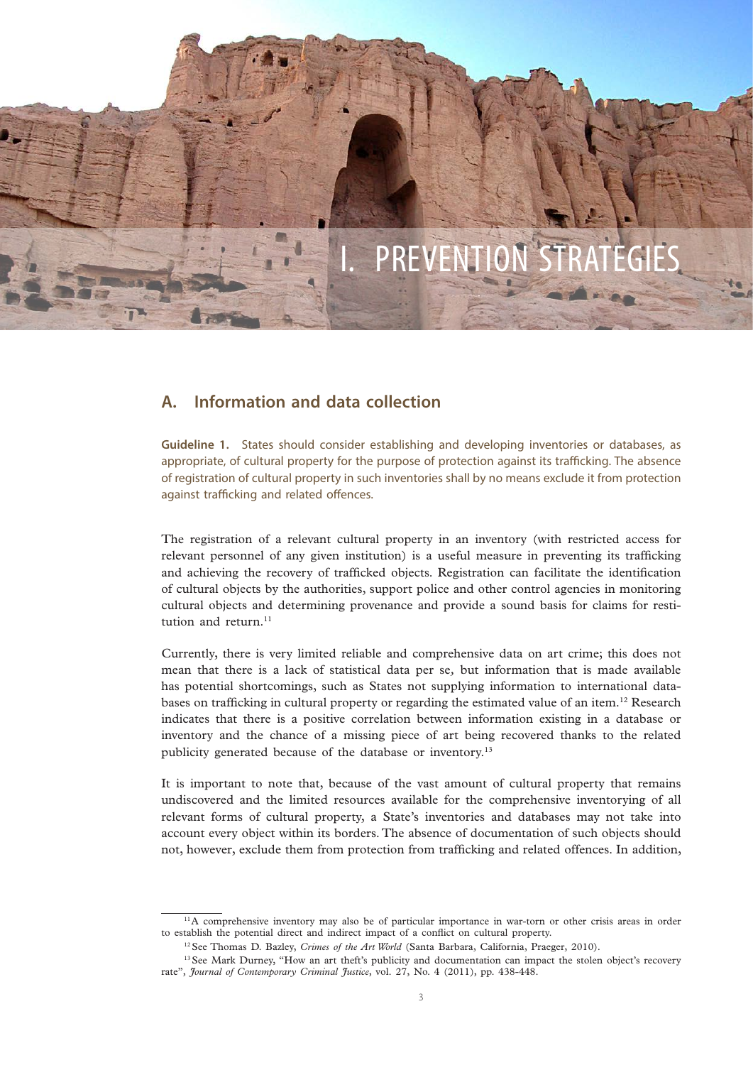# I. PREVENTION STRATEGIES

## A. Information and data collection

**Guideline 1.** States should consider establishing and developing inventories or databases, as appropriate, of cultural property for the purpose of protection against its trafficking. The absence of registration of cultural property in such inventories shall by no means exclude it from protection against trafficking and related offences.

The registration of a relevant cultural property in an inventory (with restricted access for relevant personnel of any given institution) is a useful measure in preventing its trafficking and achieving the recovery of trafficked objects. Registration can facilitate the identification of cultural objects by the authorities, support police and other control agencies in monitoring cultural objects and determining provenance and provide a sound basis for claims for restitution and return.[11]

Currently, there is very limited reliable and comprehensive data on art crime; this does not mean that there is a lack of statistical data per se, but information that is made available has potential shortcomings, such as States not supplying information to international databases on trafficking in cultural property or regarding the estimated value of an item.[12] Research indicates that there is a positive correlation between information existing in a database or inventory and the chance of a missing piece of art being recovered thanks to the related publicity generated because of the database or inventory.[13]

It is important to note that, because of the vast amount of cultural property that remains undiscovered and the limited resources available for the comprehensive inventorying of all relevant forms of cultural property, a State's inventories and databases may not take into account every object within its borders. The absence of documentation of such objects should not, however, exclude them from protection from trafficking and related offences. In addition,

---

[11] A comprehensive inventory may also be of particular importance in war-torn or other crisis areas in order to establish the potential direct and indirect impact of a conflict on cultural property.

[12] See Thomas D. Bazley, *Crimes of the Art World* (Santa Barbara, California, Praeger, 2010).

[13] See Mark Durney, "How an art theft's publicity and documentation can impact the stolen object's recovery rate", *Journal of Contemporary Criminal Justice*, vol. 27, No. 4 (2011), pp. 438-448.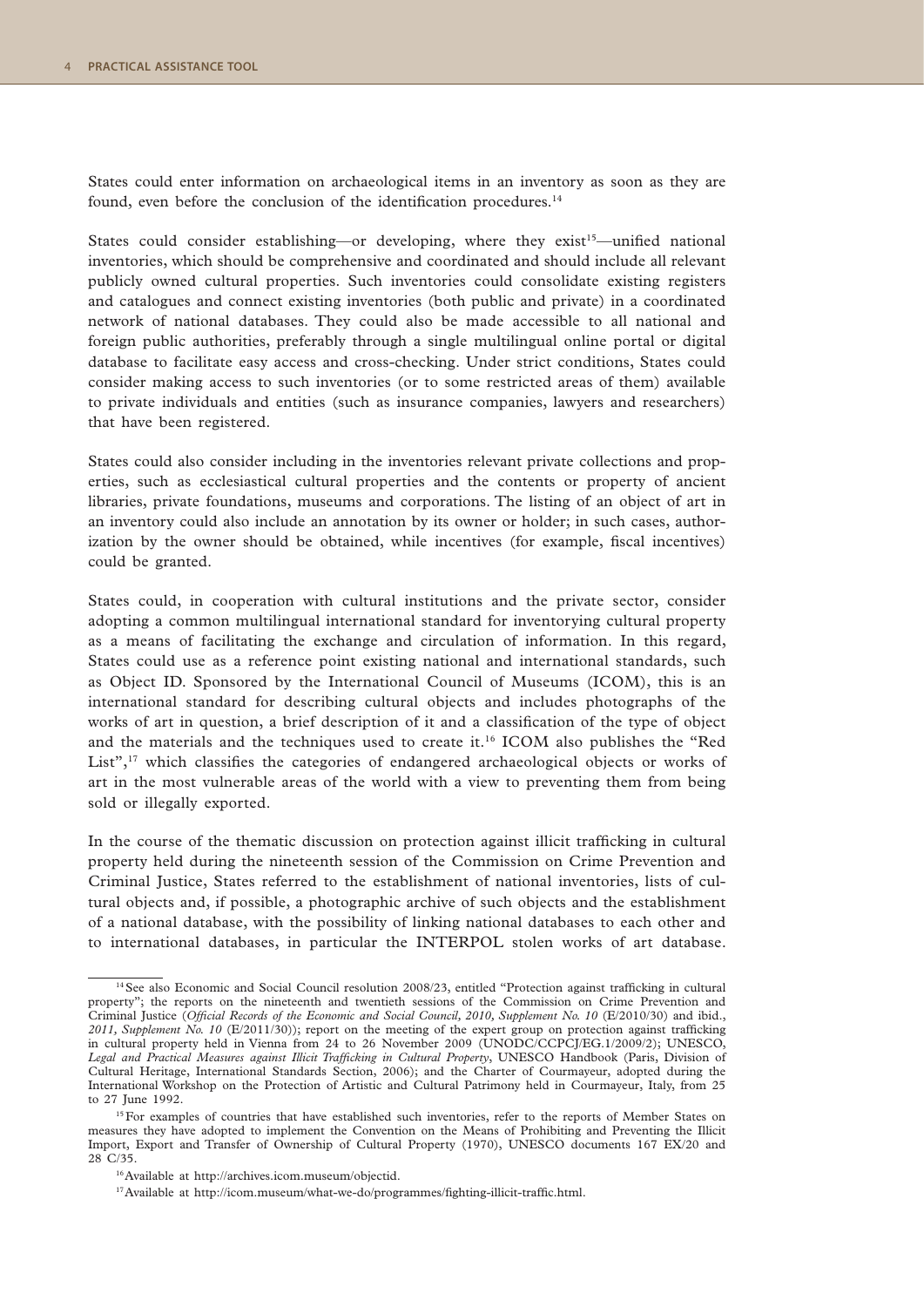States could enter information on archaeological items in an inventory as soon as they are found, even before the conclusion of the identification procedures.[14]

States could consider establishing—or developing, where they exist[15]—unified national inventories, which should be comprehensive and coordinated and should include all relevant publicly owned cultural properties. Such inventories could consolidate existing registers and catalogues and connect existing inventories (both public and private) in a coordinated network of national databases. They could also be made accessible to all national and foreign public authorities, preferably through a single multilingual online portal or digital database to facilitate easy access and cross-checking. Under strict conditions, States could consider making access to such inventories (or to some restricted areas of them) available to private individuals and entities (such as insurance companies, lawyers and researchers) that have been registered.

States could also consider including in the inventories relevant private collections and properties, such as ecclesiastical cultural properties and the contents or property of ancient libraries, private foundations, museums and corporations. The listing of an object of art in an inventory could also include an annotation by its owner or holder; in such cases, authorization by the owner should be obtained, while incentives (for example, fiscal incentives) could be granted.

States could, in cooperation with cultural institutions and the private sector, consider adopting a common multilingual international standard for inventorying cultural property as a means of facilitating the exchange and circulation of information. In this regard, States could use as a reference point existing national and international standards, such as Object ID. Sponsored by the International Council of Museums (ICOM), this is an international standard for describing cultural objects and includes photographs of the works of art in question, a brief description of it and a classification of the type of object and the materials and the techniques used to create it.[16] ICOM also publishes the "Red List",[17] which classifies the categories of endangered archaeological objects or works of art in the most vulnerable areas of the world with a view to preventing them from being sold or illegally exported.

In the course of the thematic discussion on protection against illicit trafficking in cultural property held during the nineteenth session of the Commission on Crime Prevention and Criminal Justice, States referred to the establishment of national inventories, lists of cultural objects and, if possible, a photographic archive of such objects and the establishment of a national database, with the possibility of linking national databases to each other and to international databases, in particular the INTERPOL stolen works of art database.

---

[14] See also Economic and Social Council resolution 2008/23, entitled "Protection against trafficking in cultural property"; the reports on the nineteenth and twentieth sessions of the Commission on Crime Prevention and Criminal Justice (*Official Records of the Economic and Social Council, 2010, Supplement No. 10* (E/2010/30) and ibid., *2011, Supplement No. 10* (E/2011/30)); report on the meeting of the expert group on protection against trafficking in cultural property held in Vienna from 24 to 26 November 2009 (UNODC/CCPCJ/EG.1/2009/2); UNESCO, *Legal and Practical Measures against Illicit Trafficking in Cultural Property*, UNESCO Handbook (Paris, Division of Cultural Heritage, International Standards Section, 2006); and the Charter of Courmayeur, adopted during the International Workshop on the Protection of Artistic and Cultural Patrimony held in Courmayeur, Italy, from 25 to 27 June 1992.

[15] For examples of countries that have established such inventories, refer to the reports of Member States on measures they have adopted to implement the Convention on the Means of Prohibiting and Preventing the Illicit Import, Export and Transfer of Ownership of Cultural Property (1970), UNESCO documents 167 EX/20 and 28 C/35.

[16] Available at http://archives.icom.museum/objectid.

[17] Available at http://icom.museum/what-we-do/programmes/fighting-illicit-traffic.html.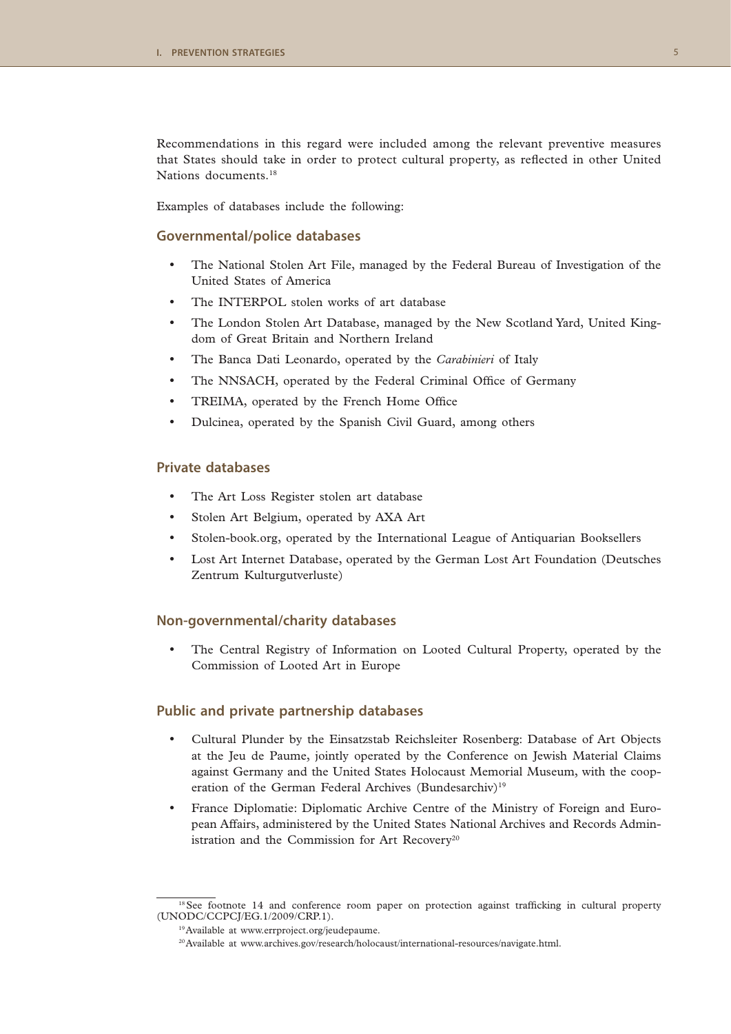Recommendations in this regard were included among the relevant preventive measures that States should take in order to protect cultural property, as reflected in other United Nations documents.[18]

Examples of databases include the following:

### Governmental/police databases

- The National Stolen Art File, managed by the Federal Bureau of Investigation of the United States of America
- The INTERPOL stolen works of art database
- The London Stolen Art Database, managed by the New Scotland Yard, United Kingdom of Great Britain and Northern Ireland
- The Banca Dati Leonardo, operated by the *Carabinieri* of Italy
- The NNSACH, operated by the Federal Criminal Office of Germany
- TREIMA, operated by the French Home Office
- Dulcinea, operated by the Spanish Civil Guard, among others

### Private databases

- The Art Loss Register stolen art database
- Stolen Art Belgium, operated by AXA Art
- Stolen-book.org, operated by the International League of Antiquarian Booksellers
- Lost Art Internet Database, operated by the German Lost Art Foundation (Deutsches Zentrum Kulturgutverluste)

### Non-governmental/charity databases

- The Central Registry of Information on Looted Cultural Property, operated by the Commission of Looted Art in Europe

### Public and private partnership databases

- Cultural Plunder by the Einsatzstab Reichsleiter Rosenberg: Database of Art Objects at the Jeu de Paume, jointly operated by the Conference on Jewish Material Claims against Germany and the United States Holocaust Memorial Museum, with the cooperation of the German Federal Archives (Bundesarchiv)[19]
- France Diplomatie: Diplomatic Archive Centre of the Ministry of Foreign and European Affairs, administered by the United States National Archives and Records Administration and the Commission for Art Recovery[20]

---

[18] See footnote 14 and conference room paper on protection against trafficking in cultural property (UNODC/CCPCJ/EG.1/2009/CRP.1).

[19] Available at www.errproject.org/jeudepaume.

[20] Available at www.archives.gov/research/holocaust/international-resources/navigate.html.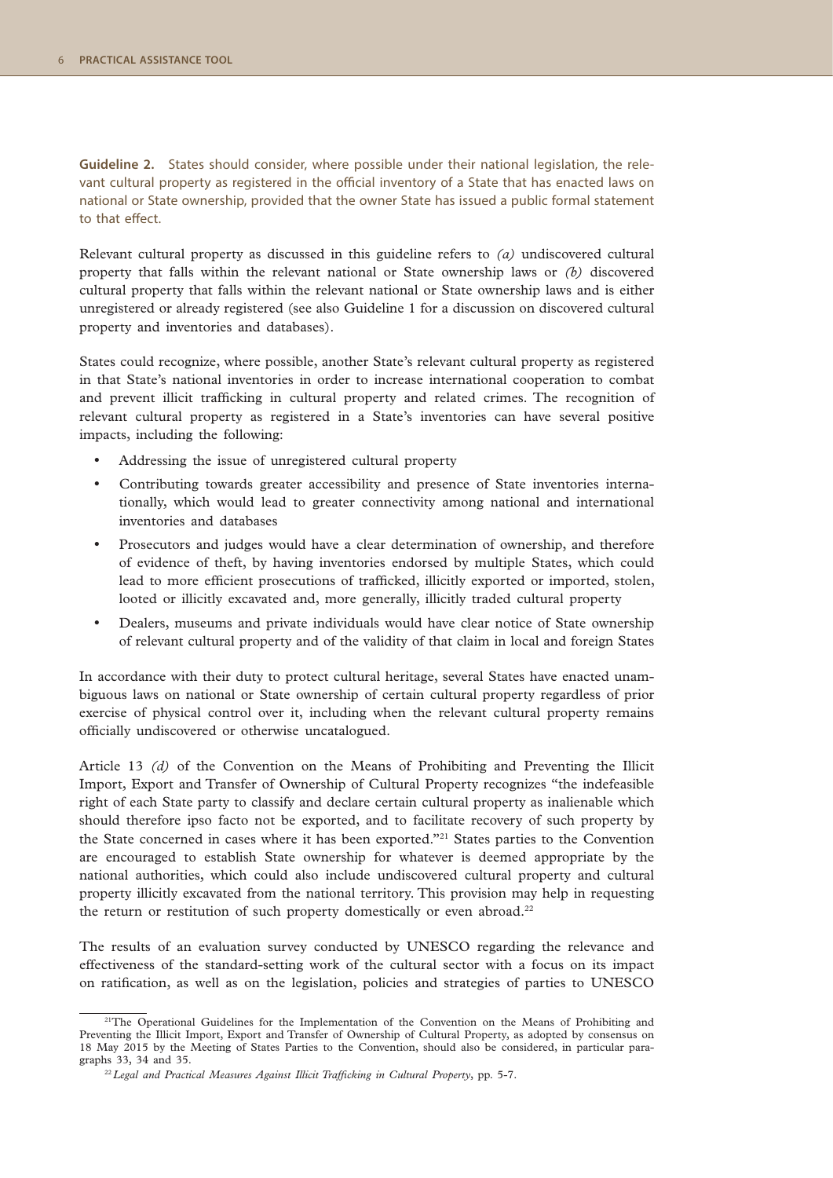**Guideline 2.** States should consider, where possible under their national legislation, the relevant cultural property as registered in the official inventory of a State that has enacted laws on national or State ownership, provided that the owner State has issued a public formal statement to that effect.

Relevant cultural property as discussed in this guideline refers to *(a)* undiscovered cultural property that falls within the relevant national or State ownership laws or *(b)* discovered cultural property that falls within the relevant national or State ownership laws and is either unregistered or already registered (see also Guideline 1 for a discussion on discovered cultural property and inventories and databases).

States could recognize, where possible, another State's relevant cultural property as registered in that State's national inventories in order to increase international cooperation to combat and prevent illicit trafficking in cultural property and related crimes. The recognition of relevant cultural property as registered in a State's inventories can have several positive impacts, including the following:

- Addressing the issue of unregistered cultural property
- Contributing towards greater accessibility and presence of State inventories internationally, which would lead to greater connectivity among national and international inventories and databases
- Prosecutors and judges would have a clear determination of ownership, and therefore of evidence of theft, by having inventories endorsed by multiple States, which could lead to more efficient prosecutions of trafficked, illicitly exported or imported, stolen, looted or illicitly excavated and, more generally, illicitly traded cultural property
- Dealers, museums and private individuals would have clear notice of State ownership of relevant cultural property and of the validity of that claim in local and foreign States

In accordance with their duty to protect cultural heritage, several States have enacted unambiguous laws on national or State ownership of certain cultural property regardless of prior exercise of physical control over it, including when the relevant cultural property remains officially undiscovered or otherwise uncatalogued.

Article 13 *(d)* of the Convention on the Means of Prohibiting and Preventing the Illicit Import, Export and Transfer of Ownership of Cultural Property recognizes "the indefeasible right of each State party to classify and declare certain cultural property as inalienable which should therefore ipso facto not be exported, and to facilitate recovery of such property by the State concerned in cases where it has been exported."[21] States parties to the Convention are encouraged to establish State ownership for whatever is deemed appropriate by the national authorities, which could also include undiscovered cultural property and cultural property illicitly excavated from the national territory. This provision may help in requesting the return or restitution of such property domestically or even abroad.[22]

The results of an evaluation survey conducted by UNESCO regarding the relevance and effectiveness of the standard-setting work of the cultural sector with a focus on its impact on ratification, as well as on the legislation, policies and strategies of parties to UNESCO

---

[21] The Operational Guidelines for the Implementation of the Convention on the Means of Prohibiting and Preventing the Illicit Import, Export and Transfer of Ownership of Cultural Property, as adopted by consensus on 18 May 2015 by the Meeting of States Parties to the Convention, should also be considered, in particular paragraphs 33, 34 and 35.

[22] *Legal and Practical Measures Against Illicit Trafficking in Cultural Property*, pp. 5-7.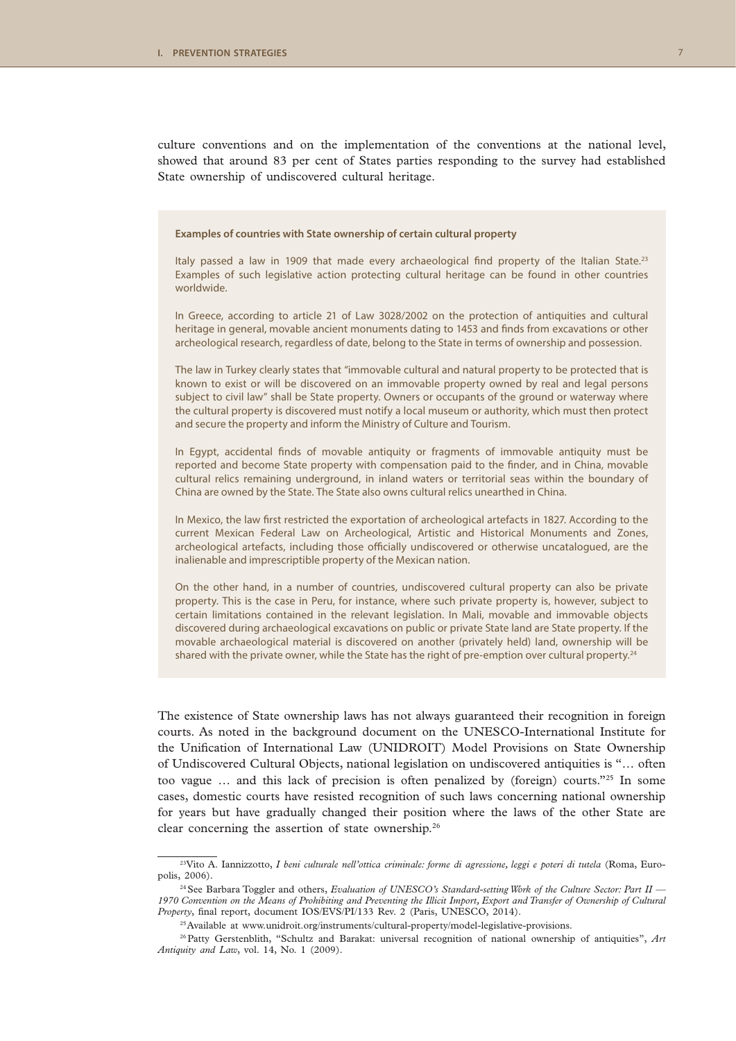culture conventions and on the implementation of the conventions at the national level, showed that around 83 per cent of States parties responding to the survey had established State ownership of undiscovered cultural heritage.

**Examples of countries with State ownership of certain cultural property**

Italy passed a law in 1909 that made every archaeological find property of the Italian State.[23] Examples of such legislative action protecting cultural heritage can be found in other countries worldwide.

In Greece, according to article 21 of Law 3028/2002 on the protection of antiquities and cultural heritage in general, movable ancient monuments dating to 1453 and finds from excavations or other archeological research, regardless of date, belong to the State in terms of ownership and possession.

The law in Turkey clearly states that "immovable cultural and natural property to be protected that is known to exist or will be discovered on an immovable property owned by real and legal persons subject to civil law" shall be State property. Owners or occupants of the ground or waterway where the cultural property is discovered must notify a local museum or authority, which must then protect and secure the property and inform the Ministry of Culture and Tourism.

In Egypt, accidental finds of movable antiquity or fragments of immovable antiquity must be reported and become State property with compensation paid to the finder, and in China, movable cultural relics remaining underground, in inland waters or territorial seas within the boundary of China are owned by the State. The State also owns cultural relics unearthed in China.

In Mexico, the law first restricted the exportation of archeological artefacts in 1827. According to the current Mexican Federal Law on Archeological, Artistic and Historical Monuments and Zones, archeological artefacts, including those officially undiscovered or otherwise uncatalogued, are the inalienable and imprescriptible property of the Mexican nation.

On the other hand, in a number of countries, undiscovered cultural property can also be private property. This is the case in Peru, for instance, where such private property is, however, subject to certain limitations contained in the relevant legislation. In Mali, movable and immovable objects discovered during archaeological excavations on public or private State land are State property. If the movable archaeological material is discovered on another (privately held) land, ownership will be shared with the private owner, while the State has the right of pre-emption over cultural property.[24]

The existence of State ownership laws has not always guaranteed their recognition in foreign courts. As noted in the background document on the UNESCO-International Institute for the Unification of International Law (UNIDROIT) Model Provisions on State Ownership of Undiscovered Cultural Objects, national legislation on undiscovered antiquities is "… often too vague … and this lack of precision is often penalized by (foreign) courts."[25] In some cases, domestic courts have resisted recognition of such laws concerning national ownership for years but have gradually changed their position where the laws of the other State are clear concerning the assertion of state ownership.[26]

---

[23] Vito A. Iannizzotto, *I beni culturale nell'ottica criminale: forme di agressione, leggi e poteri di tutela* (Roma, Europolis, 2006).

[24] See Barbara Toggler and others, *Evaluation of UNESCO's Standard-setting Work of the Culture Sector: Part II — 1970 Convention on the Means of Prohibiting and Preventing the Illicit Import, Export and Transfer of Ownership of Cultural Property*, final report, document IOS/EVS/PI/133 Rev. 2 (Paris, UNESCO, 2014).

[25] Available at www.unidroit.org/instruments/cultural-property/model-legislative-provisions.

[26] Patty Gerstenblith, "Schultz and Barakat: universal recognition of national ownership of antiquities", *Art Antiquity and Law*, vol. 14, No. 1 (2009).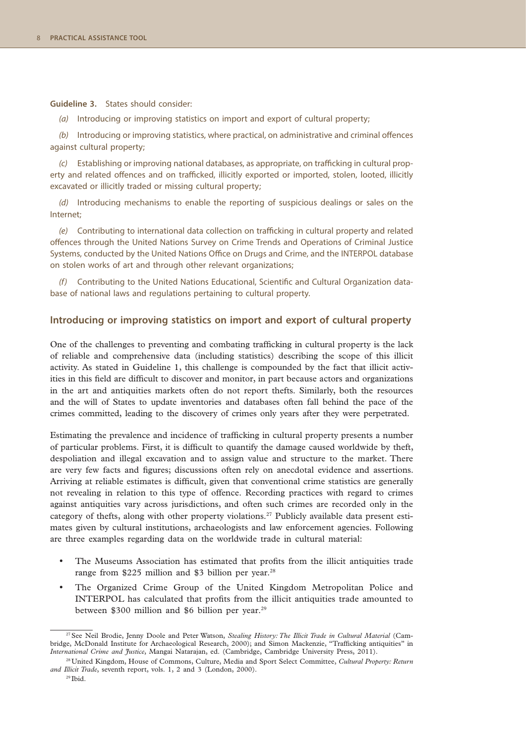**Guideline 3.** States should consider:

*(a)* Introducing or improving statistics on import and export of cultural property;

*(b)* Introducing or improving statistics, where practical, on administrative and criminal offences against cultural property;

*(c)* Establishing or improving national databases, as appropriate, on trafficking in cultural property and related offences and on trafficked, illicitly exported or imported, stolen, looted, illicitly excavated or illicitly traded or missing cultural property;

*(d)* Introducing mechanisms to enable the reporting of suspicious dealings or sales on the Internet;

*(e)* Contributing to international data collection on trafficking in cultural property and related offences through the United Nations Survey on Crime Trends and Operations of Criminal Justice Systems, conducted by the United Nations Office on Drugs and Crime, and the INTERPOL database on stolen works of art and through other relevant organizations;

*(f)* Contributing to the United Nations Educational, Scientific and Cultural Organization database of national laws and regulations pertaining to cultural property.

## Introducing or improving statistics on import and export of cultural property

One of the challenges to preventing and combating trafficking in cultural property is the lack of reliable and comprehensive data (including statistics) describing the scope of this illicit activity. As stated in Guideline 1, this challenge is compounded by the fact that illicit activities in this field are difficult to discover and monitor, in part because actors and organizations in the art and antiquities markets often do not report thefts. Similarly, both the resources and the will of States to update inventories and databases often fall behind the pace of the crimes committed, leading to the discovery of crimes only years after they were perpetrated.

Estimating the prevalence and incidence of trafficking in cultural property presents a number of particular problems. First, it is difficult to quantify the damage caused worldwide by theft, despoliation and illegal excavation and to assign value and structure to the market. There are very few facts and figures; discussions often rely on anecdotal evidence and assertions. Arriving at reliable estimates is difficult, given that conventional crime statistics are generally not revealing in relation to this type of offence. Recording practices with regard to crimes against antiquities vary across jurisdictions, and often such crimes are recorded only in the category of thefts, along with other property violations.[27] Publicly available data present estimates given by cultural institutions, archaeologists and law enforcement agencies. Following are three examples regarding data on the worldwide trade in cultural material:

- The Museums Association has estimated that profits from the illicit antiquities trade range from $225 million and $3 billion per year.[28]
- The Organized Crime Group of the United Kingdom Metropolitan Police and INTERPOL has calculated that profits from the illicit antiquities trade amounted to between $300 million and $6 billion per year.[29]

---

[27] See Neil Brodie, Jenny Doole and Peter Watson, *Stealing History: The Illicit Trade in Cultural Material* (Cambridge, McDonald Institute for Archaeological Research, 2000); and Simon Mackenzie, "Trafficking antiquities" in *International Crime and Justice*, Mangai Natarajan, ed. (Cambridge, Cambridge University Press, 2011).

[28] United Kingdom, House of Commons, Culture, Media and Sport Select Committee, *Cultural Property: Return and Illicit Trade*, seventh report, vols. 1, 2 and 3 (London, 2000).

[29] Ibid.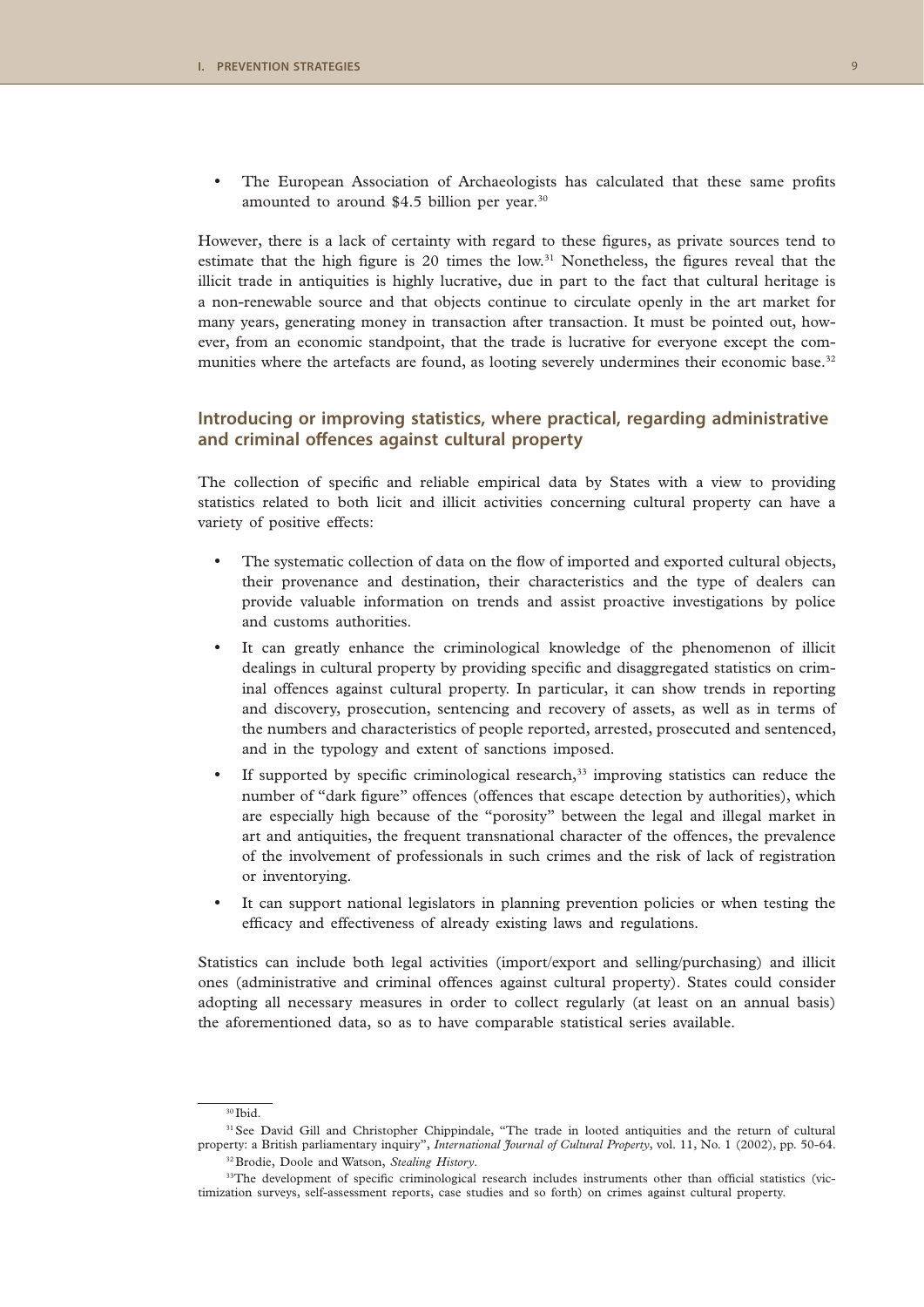- The European Association of Archaeologists has calculated that these same profits amounted to around $4.5 billion per year.[30]

However, there is a lack of certainty with regard to these figures, as private sources tend to estimate that the high figure is 20 times the low.[31] Nonetheless, the figures reveal that the illicit trade in antiquities is highly lucrative, due in part to the fact that cultural heritage is a non-renewable source and that objects continue to circulate openly in the art market for many years, generating money in transaction after transaction. It must be pointed out, however, from an economic standpoint, that the trade is lucrative for everyone except the communities where the artefacts are found, as looting severely undermines their economic base.[32]

## Introducing or improving statistics, where practical, regarding administrative and criminal offences against cultural property

The collection of specific and reliable empirical data by States with a view to providing statistics related to both licit and illicit activities concerning cultural property can have a variety of positive effects:

- The systematic collection of data on the flow of imported and exported cultural objects, their provenance and destination, their characteristics and the type of dealers can provide valuable information on trends and assist proactive investigations by police and customs authorities.
- It can greatly enhance the criminological knowledge of the phenomenon of illicit dealings in cultural property by providing specific and disaggregated statistics on criminal offences against cultural property. In particular, it can show trends in reporting and discovery, prosecution, sentencing and recovery of assets, as well as in terms of the numbers and characteristics of people reported, arrested, prosecuted and sentenced, and in the typology and extent of sanctions imposed.
- If supported by specific criminological research,[33] improving statistics can reduce the number of "dark figure" offences (offences that escape detection by authorities), which are especially high because of the "porosity" between the legal and illegal market in art and antiquities, the frequent transnational character of the offences, the prevalence of the involvement of professionals in such crimes and the risk of lack of registration or inventorying.
- It can support national legislators in planning prevention policies or when testing the efficacy and effectiveness of already existing laws and regulations.

Statistics can include both legal activities (import/export and selling/purchasing) and illicit ones (administrative and criminal offences against cultural property). States could consider adopting all necessary measures in order to collect regularly (at least on an annual basis) the aforementioned data, so as to have comparable statistical series available.

---

[30] Ibid.

[31] See David Gill and Christopher Chippindale, "The trade in looted antiquities and the return of cultural property: a British parliamentary inquiry", *International Journal of Cultural Property*, vol. 11, No. 1 (2002), pp. 50-64.

[32] Brodie, Doole and Watson, *Stealing History*.

[33] The development of specific criminological research includes instruments other than official statistics (victimization surveys, self-assessment reports, case studies and so forth) on crimes against cultural property.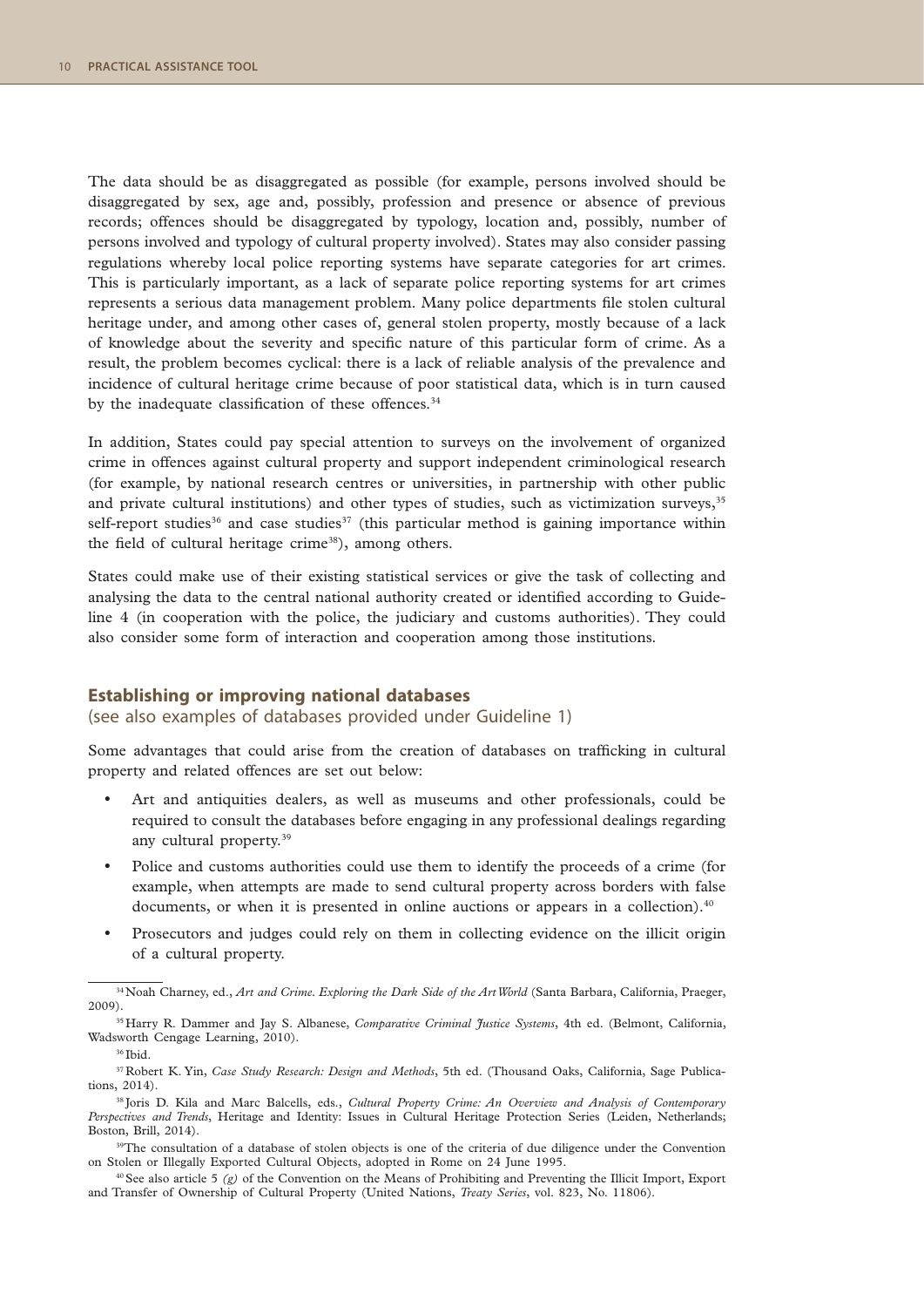The data should be as disaggregated as possible (for example, persons involved should be disaggregated by sex, age and, possibly, profession and presence or absence of previous records; offences should be disaggregated by typology, location and, possibly, number of persons involved and typology of cultural property involved). States may also consider passing regulations whereby local police reporting systems have separate categories for art crimes. This is particularly important, as a lack of separate police reporting systems for art crimes represents a serious data management problem. Many police departments file stolen cultural heritage under, and among other cases of, general stolen property, mostly because of a lack of knowledge about the severity and specific nature of this particular form of crime. As a result, the problem becomes cyclical: there is a lack of reliable analysis of the prevalence and incidence of cultural heritage crime because of poor statistical data, which is in turn caused by the inadequate classification of these offences.[34]

In addition, States could pay special attention to surveys on the involvement of organized crime in offences against cultural property and support independent criminological research (for example, by national research centres or universities, in partnership with other public and private cultural institutions) and other types of studies, such as victimization surveys,[35] self-report studies[36] and case studies[37] (this particular method is gaining importance within the field of cultural heritage crime[38]), among others.

States could make use of their existing statistical services or give the task of collecting and analysing the data to the central national authority created or identified according to Guideline 4 (in cooperation with the police, the judiciary and customs authorities). They could also consider some form of interaction and cooperation among those institutions.

## Establishing or improving national databases
(see also examples of databases provided under Guideline 1)

Some advantages that could arise from the creation of databases on trafficking in cultural property and related offences are set out below:

- Art and antiquities dealers, as well as museums and other professionals, could be required to consult the databases before engaging in any professional dealings regarding any cultural property.[39]
- Police and customs authorities could use them to identify the proceeds of a crime (for example, when attempts are made to send cultural property across borders with false documents, or when it is presented in online auctions or appears in a collection).[40]
- Prosecutors and judges could rely on them in collecting evidence on the illicit origin of a cultural property.

---

[34] Noah Charney, ed., *Art and Crime. Exploring the Dark Side of the Art World* (Santa Barbara, California, Praeger, 2009).

[35] Harry R. Dammer and Jay S. Albanese, *Comparative Criminal Justice Systems*, 4th ed. (Belmont, California, Wadsworth Cengage Learning, 2010).

[36] Ibid.

[37] Robert K. Yin, *Case Study Research: Design and Methods*, 5th ed. (Thousand Oaks, California, Sage Publications, 2014).

[38] Joris D. Kila and Marc Balcells, eds., *Cultural Property Crime: An Overview and Analysis of Contemporary Perspectives and Trends*, Heritage and Identity: Issues in Cultural Heritage Protection Series (Leiden, Netherlands; Boston, Brill, 2014).

[39] The consultation of a database of stolen objects is one of the criteria of due diligence under the Convention on Stolen or Illegally Exported Cultural Objects, adopted in Rome on 24 June 1995.

[40] See also article 5 *(g)* of the Convention on the Means of Prohibiting and Preventing the Illicit Import, Export and Transfer of Ownership of Cultural Property (United Nations, *Treaty Series*, vol. 823, No. 11806).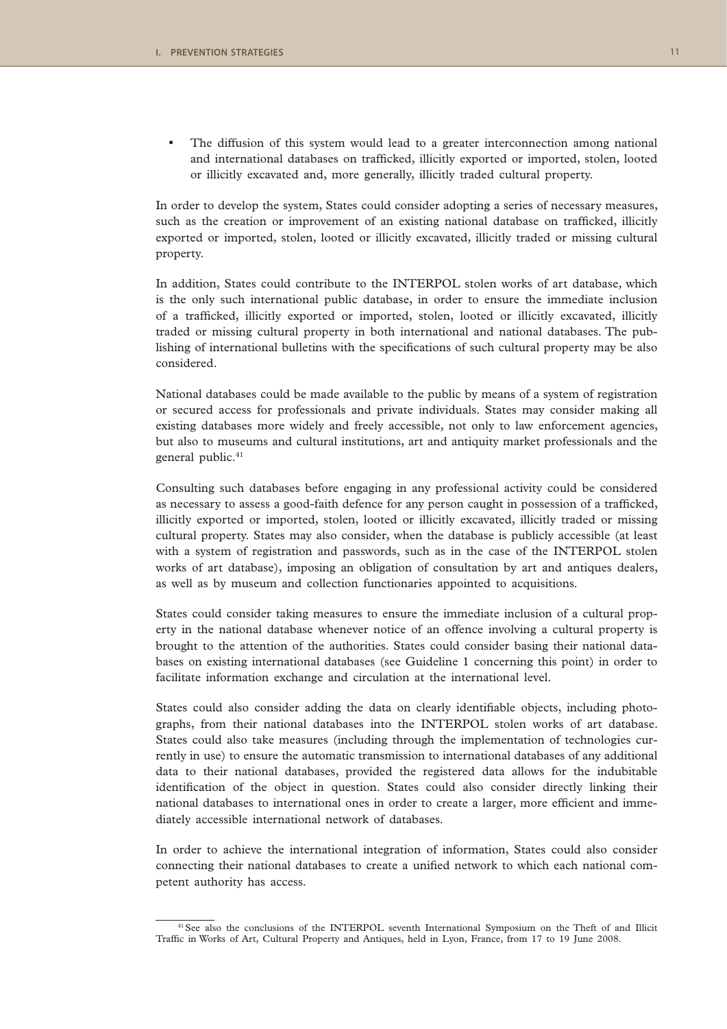- The diffusion of this system would lead to a greater interconnection among national and international databases on trafficked, illicitly exported or imported, stolen, looted or illicitly excavated and, more generally, illicitly traded cultural property.

In order to develop the system, States could consider adopting a series of necessary measures, such as the creation or improvement of an existing national database on trafficked, illicitly exported or imported, stolen, looted or illicitly excavated, illicitly traded or missing cultural property.

In addition, States could contribute to the INTERPOL stolen works of art database, which is the only such international public database, in order to ensure the immediate inclusion of a trafficked, illicitly exported or imported, stolen, looted or illicitly excavated, illicitly traded or missing cultural property in both international and national databases. The publishing of international bulletins with the specifications of such cultural property may be also considered.

National databases could be made available to the public by means of a system of registration or secured access for professionals and private individuals. States may consider making all existing databases more widely and freely accessible, not only to law enforcement agencies, but also to museums and cultural institutions, art and antiquity market professionals and the general public.[41]

Consulting such databases before engaging in any professional activity could be considered as necessary to assess a good-faith defence for any person caught in possession of a trafficked, illicitly exported or imported, stolen, looted or illicitly excavated, illicitly traded or missing cultural property. States may also consider, when the database is publicly accessible (at least with a system of registration and passwords, such as in the case of the INTERPOL stolen works of art database), imposing an obligation of consultation by art and antiques dealers, as well as by museum and collection functionaries appointed to acquisitions.

States could consider taking measures to ensure the immediate inclusion of a cultural property in the national database whenever notice of an offence involving a cultural property is brought to the attention of the authorities. States could consider basing their national databases on existing international databases (see Guideline 1 concerning this point) in order to facilitate information exchange and circulation at the international level.

States could also consider adding the data on clearly identifiable objects, including photographs, from their national databases into the INTERPOL stolen works of art database. States could also take measures (including through the implementation of technologies currently in use) to ensure the automatic transmission to international databases of any additional data to their national databases, provided the registered data allows for the indubitable identification of the object in question. States could also consider directly linking their national databases to international ones in order to create a larger, more efficient and immediately accessible international network of databases.

In order to achieve the international integration of information, States could also consider connecting their national databases to create a unified network to which each national competent authority has access.

---

[41] See also the conclusions of the INTERPOL seventh International Symposium on the Theft of and Illicit Traffic in Works of Art, Cultural Property and Antiques, held in Lyon, France, from 17 to 19 June 2008.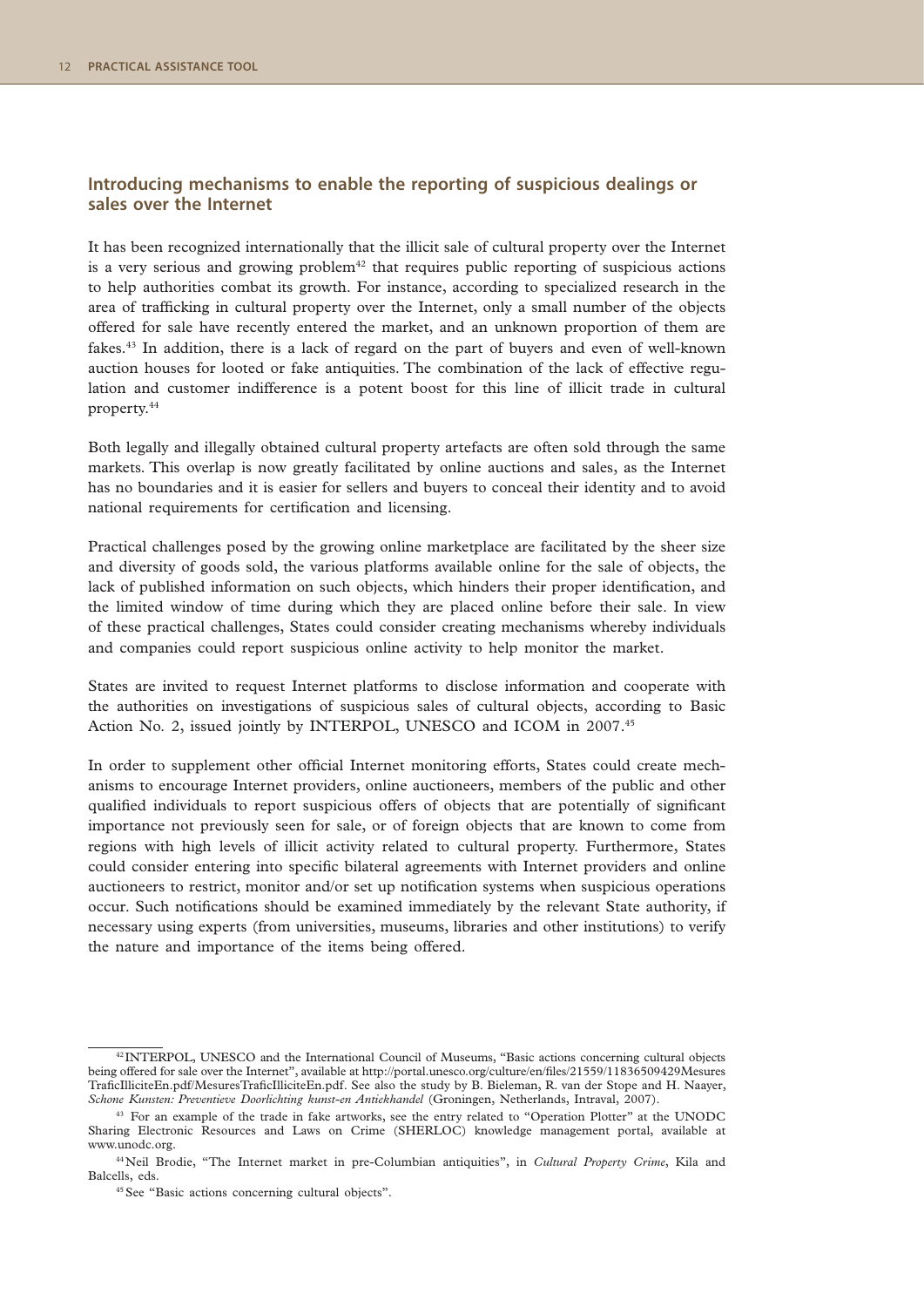## Introducing mechanisms to enable the reporting of suspicious dealings or sales over the Internet

It has been recognized internationally that the illicit sale of cultural property over the Internet is a very serious and growing problem[42] that requires public reporting of suspicious actions to help authorities combat its growth. For instance, according to specialized research in the area of trafficking in cultural property over the Internet, only a small number of the objects offered for sale have recently entered the market, and an unknown proportion of them are fakes.[43] In addition, there is a lack of regard on the part of buyers and even of well-known auction houses for looted or fake antiquities. The combination of the lack of effective regulation and customer indifference is a potent boost for this line of illicit trade in cultural property.[44]

Both legally and illegally obtained cultural property artefacts are often sold through the same markets. This overlap is now greatly facilitated by online auctions and sales, as the Internet has no boundaries and it is easier for sellers and buyers to conceal their identity and to avoid national requirements for certification and licensing.

Practical challenges posed by the growing online marketplace are facilitated by the sheer size and diversity of goods sold, the various platforms available online for the sale of objects, the lack of published information on such objects, which hinders their proper identification, and the limited window of time during which they are placed online before their sale. In view of these practical challenges, States could consider creating mechanisms whereby individuals and companies could report suspicious online activity to help monitor the market.

States are invited to request Internet platforms to disclose information and cooperate with the authorities on investigations of suspicious sales of cultural objects, according to Basic Action No. 2, issued jointly by INTERPOL, UNESCO and ICOM in 2007.[45]

In order to supplement other official Internet monitoring efforts, States could create mechanisms to encourage Internet providers, online auctioneers, members of the public and other qualified individuals to report suspicious offers of objects that are potentially of significant importance not previously seen for sale, or of foreign objects that are known to come from regions with high levels of illicit activity related to cultural property. Furthermore, States could consider entering into specific bilateral agreements with Internet providers and online auctioneers to restrict, monitor and/or set up notification systems when suspicious operations occur. Such notifications should be examined immediately by the relevant State authority, if necessary using experts (from universities, museums, libraries and other institutions) to verify the nature and importance of the items being offered.

---

[42] INTERPOL, UNESCO and the International Council of Museums, "Basic actions concerning cultural objects being offered for sale over the Internet", available at http://portal.unesco.org/culture/en/files/21559/11836509429MesuresTraficIlliciteEn.pdf/MesuresTraficIlliciteEn.pdf. See also the study by B. Bieleman, R. van der Stope and H. Naayer, *Schone Kunsten: Preventieve Doorlichting kunst-en Antiekhandel* (Groningen, Netherlands, Intraval, 2007).

[43] For an example of the trade in fake artworks, see the entry related to "Operation Plotter" at the UNODC Sharing Electronic Resources and Laws on Crime (SHERLOC) knowledge management portal, available at www.unodc.org.

[44] Neil Brodie, "The Internet market in pre-Columbian antiquities", in *Cultural Property Crime*, Kila and Balcells, eds.

[45] See "Basic actions concerning cultural objects".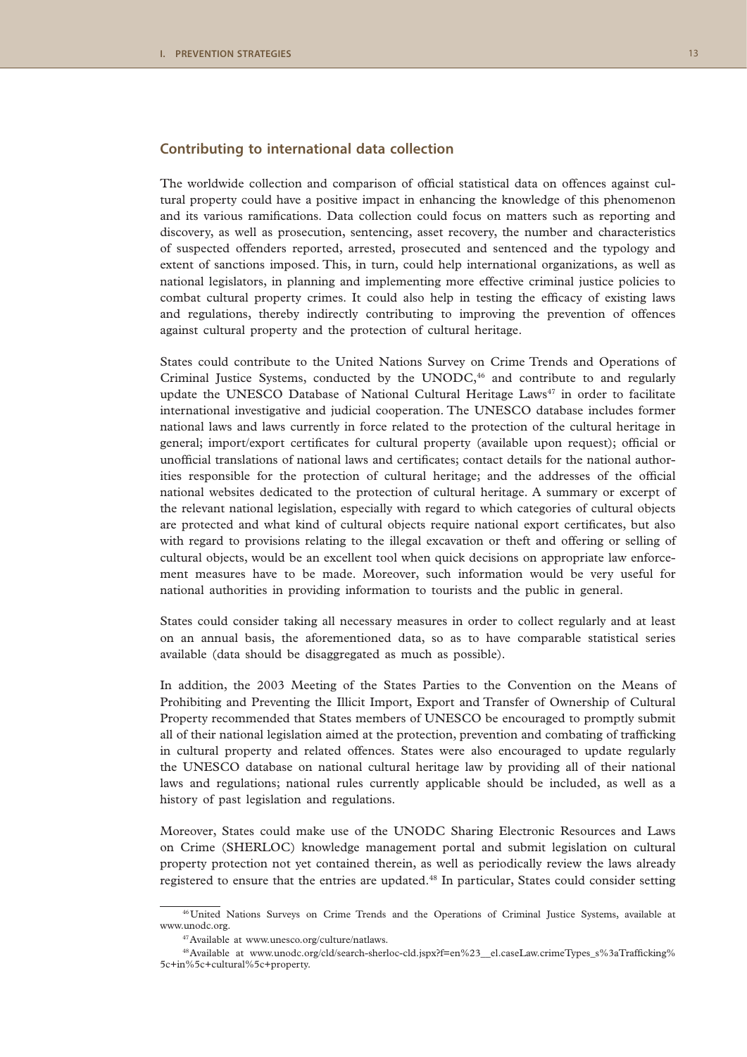## Contributing to international data collection

The worldwide collection and comparison of official statistical data on offences against cultural property could have a positive impact in enhancing the knowledge of this phenomenon and its various ramifications. Data collection could focus on matters such as reporting and discovery, as well as prosecution, sentencing, asset recovery, the number and characteristics of suspected offenders reported, arrested, prosecuted and sentenced and the typology and extent of sanctions imposed. This, in turn, could help international organizations, as well as national legislators, in planning and implementing more effective criminal justice policies to combat cultural property crimes. It could also help in testing the efficacy of existing laws and regulations, thereby indirectly contributing to improving the prevention of offences against cultural property and the protection of cultural heritage.

States could contribute to the United Nations Survey on Crime Trends and Operations of Criminal Justice Systems, conducted by the UNODC,[46] and contribute to and regularly update the UNESCO Database of National Cultural Heritage Laws[47] in order to facilitate international investigative and judicial cooperation. The UNESCO database includes former national laws and laws currently in force related to the protection of the cultural heritage in general; import/export certificates for cultural property (available upon request); official or unofficial translations of national laws and certificates; contact details for the national authorities responsible for the protection of cultural heritage; and the addresses of the official national websites dedicated to the protection of cultural heritage. A summary or excerpt of the relevant national legislation, especially with regard to which categories of cultural objects are protected and what kind of cultural objects require national export certificates, but also with regard to provisions relating to the illegal excavation or theft and offering or selling of cultural objects, would be an excellent tool when quick decisions on appropriate law enforcement measures have to be made. Moreover, such information would be very useful for national authorities in providing information to tourists and the public in general.

States could consider taking all necessary measures in order to collect regularly and at least on an annual basis, the aforementioned data, so as to have comparable statistical series available (data should be disaggregated as much as possible).

In addition, the 2003 Meeting of the States Parties to the Convention on the Means of Prohibiting and Preventing the Illicit Import, Export and Transfer of Ownership of Cultural Property recommended that States members of UNESCO be encouraged to promptly submit all of their national legislation aimed at the protection, prevention and combating of trafficking in cultural property and related offences. States were also encouraged to update regularly the UNESCO database on national cultural heritage law by providing all of their national laws and regulations; national rules currently applicable should be included, as well as a history of past legislation and regulations.

Moreover, States could make use of the UNODC Sharing Electronic Resources and Laws on Crime (SHERLOC) knowledge management portal and submit legislation on cultural property protection not yet contained therein, as well as periodically review the laws already registered to ensure that the entries are updated.[48] In particular, States could consider setting

[46] United Nations Surveys on Crime Trends and the Operations of Criminal Justice Systems, available at www.unodc.org.

[47] Available at www.unesco.org/culture/natlaws.

[48] Available at www.unodc.org/cld/search-sherloc-cld.jspx?f=en%23__el.caseLaw.crimeTypes_s%3aTrafficking%5c+in%5c+cultural%5c+property.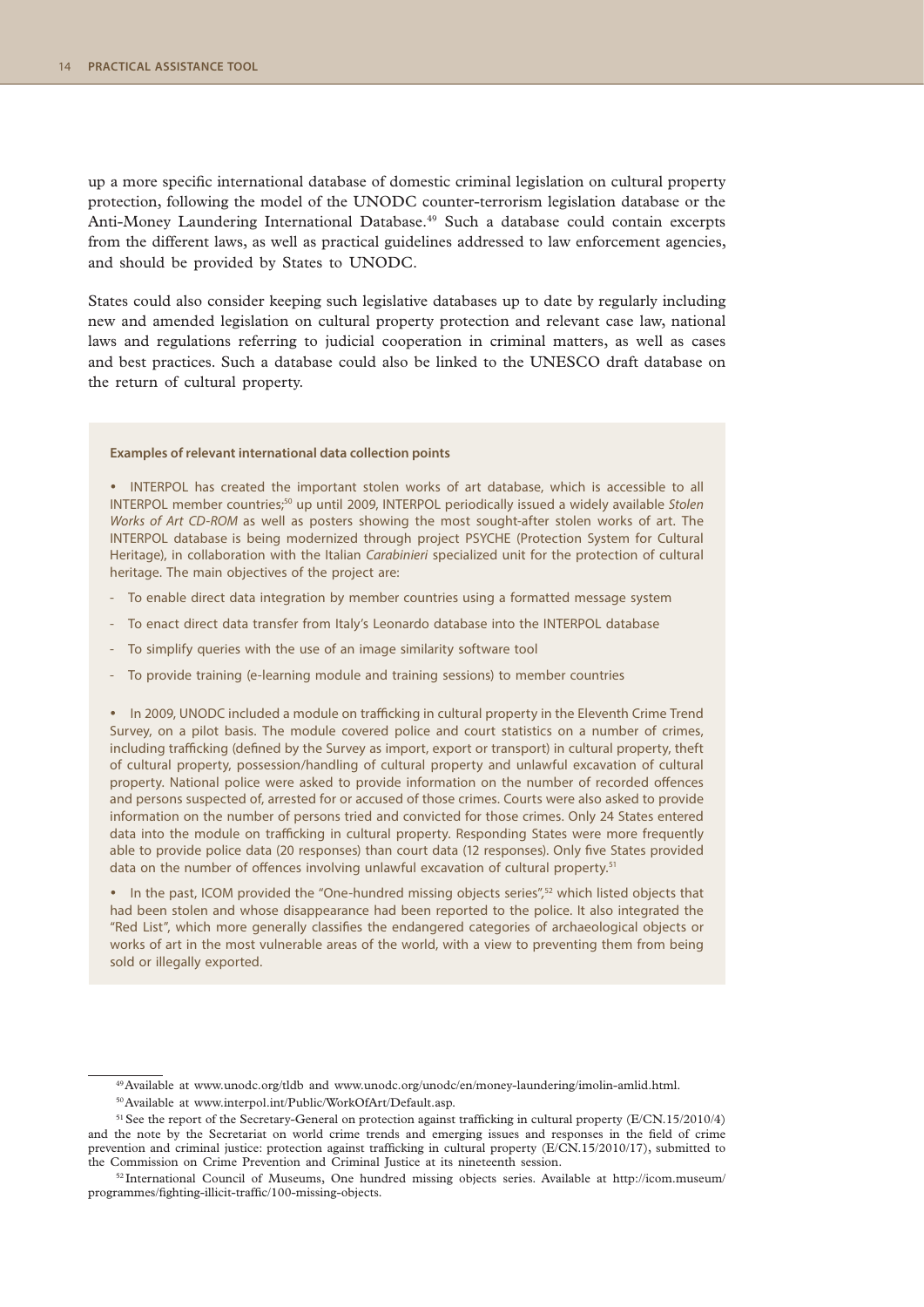up a more specific international database of domestic criminal legislation on cultural property protection, following the model of the UNODC counter-terrorism legislation database or the Anti-Money Laundering International Database.[49] Such a database could contain excerpts from the different laws, as well as practical guidelines addressed to law enforcement agencies, and should be provided by States to UNODC.

States could also consider keeping such legislative databases up to date by regularly including new and amended legislation on cultural property protection and relevant case law, national laws and regulations referring to judicial cooperation in criminal matters, as well as cases and best practices. Such a database could also be linked to the UNESCO draft database on the return of cultural property.

**Examples of relevant international data collection points**

- INTERPOL has created the important stolen works of art database, which is accessible to all INTERPOL member countries;[50] up until 2009, INTERPOL periodically issued a widely available *Stolen Works of Art CD-ROM* as well as posters showing the most sought-after stolen works of art. The INTERPOL database is being modernized through project PSYCHE (Protection System for Cultural Heritage), in collaboration with the Italian *Carabinieri* specialized unit for the protection of cultural heritage. The main objectives of the project are:
    - To enable direct data integration by member countries using a formatted message system
    - To enact direct data transfer from Italy's Leonardo database into the INTERPOL database
    - To simplify queries with the use of an image similarity software tool
    - To provide training (e-learning module and training sessions) to member countries

- In 2009, UNODC included a module on trafficking in cultural property in the Eleventh Crime Trend Survey, on a pilot basis. The module covered police and court statistics on a number of crimes, including trafficking (defined by the Survey as import, export or transport) in cultural property, theft of cultural property, possession/handling of cultural property and unlawful excavation of cultural property. National police were asked to provide information on the number of recorded offences and persons suspected of, arrested for or accused of those crimes. Courts were also asked to provide information on the number of persons tried and convicted for those crimes. Only 24 States entered data into the module on trafficking in cultural property. Responding States were more frequently able to provide police data (20 responses) than court data (12 responses). Only five States provided data on the number of offences involving unlawful excavation of cultural property.[51]

- In the past, ICOM provided the "One-hundred missing objects series",[52] which listed objects that had been stolen and whose disappearance had been reported to the police. It also integrated the "Red List", which more generally classifies the endangered categories of archaeological objects or works of art in the most vulnerable areas of the world, with a view to preventing them from being sold or illegally exported.

---

[49] Available at www.unodc.org/tldb and www.unodc.org/unodc/en/money-laundering/imolin-amlid.html.

[50] Available at www.interpol.int/Public/WorkOfArt/Default.asp.

[51] See the report of the Secretary-General on protection against trafficking in cultural property (E/CN.15/2010/4) and the note by the Secretariat on world crime trends and emerging issues and responses in the field of crime prevention and criminal justice: protection against trafficking in cultural property (E/CN.15/2010/17), submitted to the Commission on Crime Prevention and Criminal Justice at its nineteenth session.

[52] International Council of Museums, One hundred missing objects series. Available at http://icom.museum/programmes/fighting-illicit-traffic/100-missing-objects.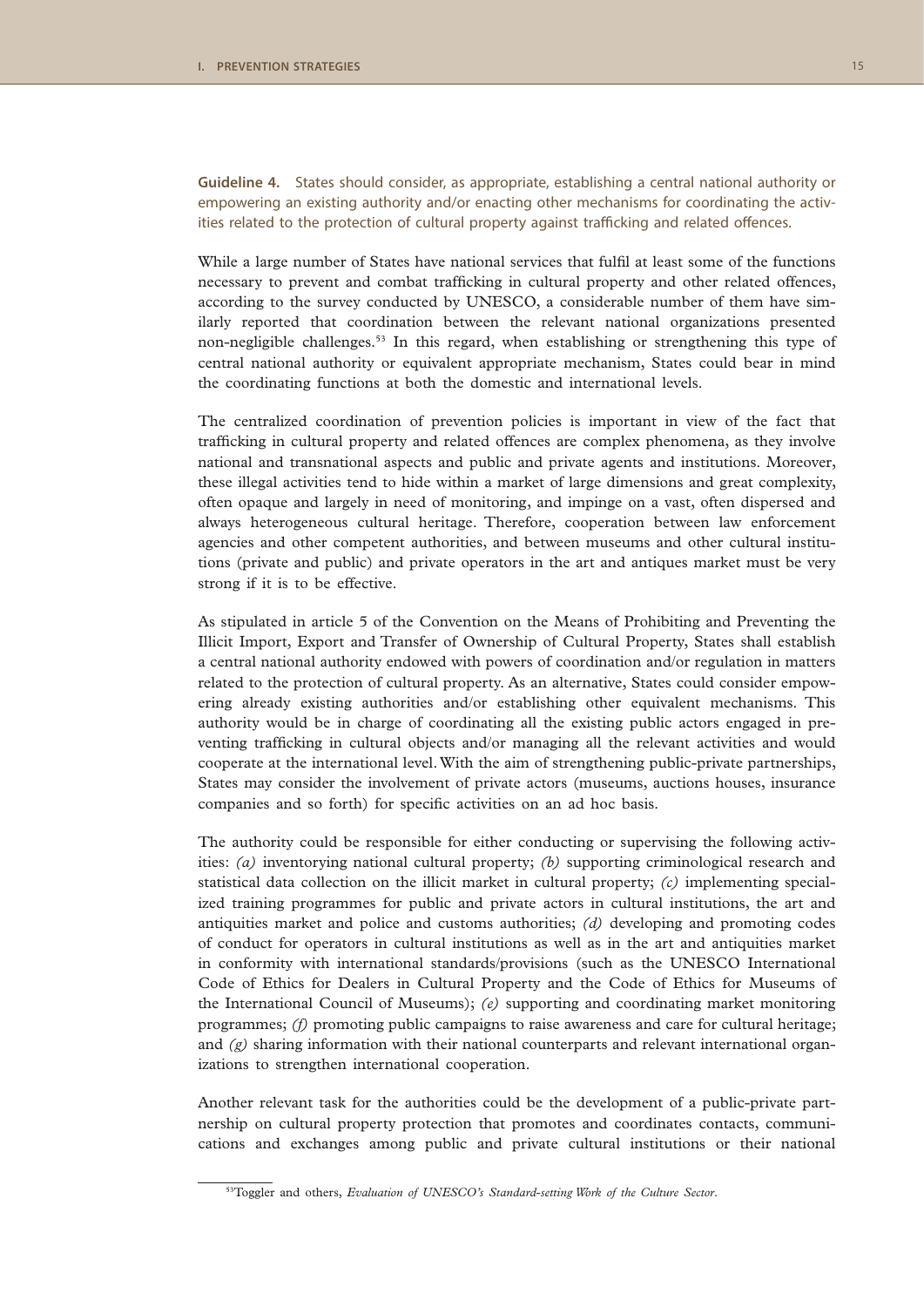**Guideline 4.** States should consider, as appropriate, establishing a central national authority or empowering an existing authority and/or enacting other mechanisms for coordinating the activities related to the protection of cultural property against trafficking and related offences.

While a large number of States have national services that fulfil at least some of the functions necessary to prevent and combat trafficking in cultural property and other related offences, according to the survey conducted by UNESCO, a considerable number of them have similarly reported that coordination between the relevant national organizations presented non-negligible challenges.[53] In this regard, when establishing or strengthening this type of central national authority or equivalent appropriate mechanism, States could bear in mind the coordinating functions at both the domestic and international levels.

The centralized coordination of prevention policies is important in view of the fact that trafficking in cultural property and related offences are complex phenomena, as they involve national and transnational aspects and public and private agents and institutions. Moreover, these illegal activities tend to hide within a market of large dimensions and great complexity, often opaque and largely in need of monitoring, and impinge on a vast, often dispersed and always heterogeneous cultural heritage. Therefore, cooperation between law enforcement agencies and other competent authorities, and between museums and other cultural institutions (private and public) and private operators in the art and antiques market must be very strong if it is to be effective.

As stipulated in article 5 of the Convention on the Means of Prohibiting and Preventing the Illicit Import, Export and Transfer of Ownership of Cultural Property, States shall establish a central national authority endowed with powers of coordination and/or regulation in matters related to the protection of cultural property. As an alternative, States could consider empowering already existing authorities and/or establishing other equivalent mechanisms. This authority would be in charge of coordinating all the existing public actors engaged in preventing trafficking in cultural objects and/or managing all the relevant activities and would cooperate at the international level. With the aim of strengthening public-private partnerships, States may consider the involvement of private actors (museums, auctions houses, insurance companies and so forth) for specific activities on an ad hoc basis.

The authority could be responsible for either conducting or supervising the following activities: *(a)* inventorying national cultural property; *(b)* supporting criminological research and statistical data collection on the illicit market in cultural property; *(c)* implementing specialized training programmes for public and private actors in cultural institutions, the art and antiquities market and police and customs authorities; *(d)* developing and promoting codes of conduct for operators in cultural institutions as well as in the art and antiquities market in conformity with international standards/provisions (such as the UNESCO International Code of Ethics for Dealers in Cultural Property and the Code of Ethics for Museums of the International Council of Museums); *(e)* supporting and coordinating market monitoring programmes; *(f)* promoting public campaigns to raise awareness and care for cultural heritage; and *(g)* sharing information with their national counterparts and relevant international organizations to strengthen international cooperation.

Another relevant task for the authorities could be the development of a public-private partnership on cultural property protection that promotes and coordinates contacts, communications and exchanges among public and private cultural institutions or their national

---

[53] Toggler and others, *Evaluation of UNESCO's Standard-setting Work of the Culture Sector*.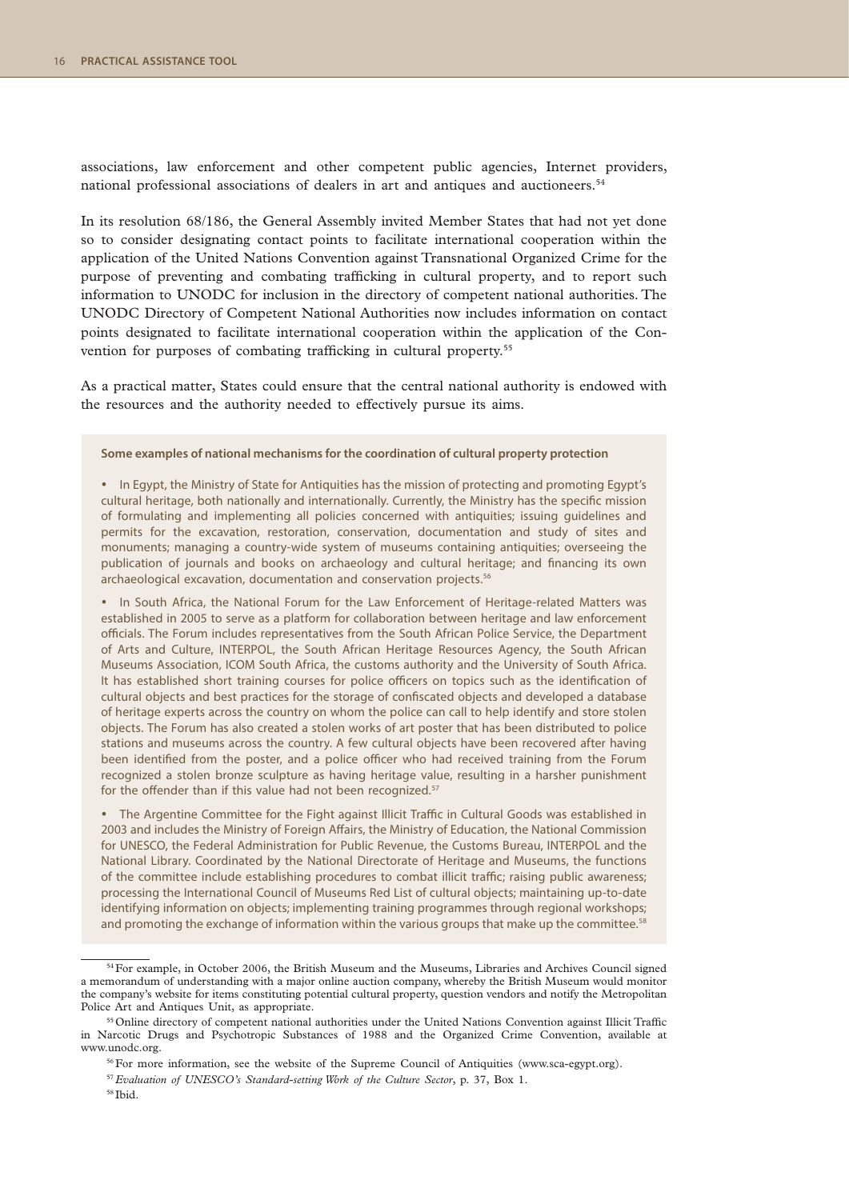associations, law enforcement and other competent public agencies, Internet providers, national professional associations of dealers in art and antiques and auctioneers.[54]

In its resolution 68/186, the General Assembly invited Member States that had not yet done so to consider designating contact points to facilitate international cooperation within the application of the United Nations Convention against Transnational Organized Crime for the purpose of preventing and combating trafficking in cultural property, and to report such information to UNODC for inclusion in the directory of competent national authorities. The UNODC Directory of Competent National Authorities now includes information on contact points designated to facilitate international cooperation within the application of the Convention for purposes of combating trafficking in cultural property.[55]

As a practical matter, States could ensure that the central national authority is endowed with the resources and the authority needed to effectively pursue its aims.

**Some examples of national mechanisms for the coordination of cultural property protection**

- In Egypt, the Ministry of State for Antiquities has the mission of protecting and promoting Egypt's cultural heritage, both nationally and internationally. Currently, the Ministry has the specific mission of formulating and implementing all policies concerned with antiquities; issuing guidelines and permits for the excavation, restoration, conservation, documentation and study of sites and monuments; managing a country-wide system of museums containing antiquities; overseeing the publication of journals and books on archaeology and cultural heritage; and financing its own archaeological excavation, documentation and conservation projects.[56]

- In South Africa, the National Forum for the Law Enforcement of Heritage-related Matters was established in 2005 to serve as a platform for collaboration between heritage and law enforcement officials. The Forum includes representatives from the South African Police Service, the Department of Arts and Culture, INTERPOL, the South African Heritage Resources Agency, the South African Museums Association, ICOM South Africa, the customs authority and the University of South Africa. It has established short training courses for police officers on topics such as the identification of cultural objects and best practices for the storage of confiscated objects and developed a database of heritage experts across the country on whom the police can call to help identify and store stolen objects. The Forum has also created a stolen works of art poster that has been distributed to police stations and museums across the country. A few cultural objects have been recovered after having been identified from the poster, and a police officer who had received training from the Forum recognized a stolen bronze sculpture as having heritage value, resulting in a harsher punishment for the offender than if this value had not been recognized.[57]

- The Argentine Committee for the Fight against Illicit Traffic in Cultural Goods was established in 2003 and includes the Ministry of Foreign Affairs, the Ministry of Education, the National Commission for UNESCO, the Federal Administration for Public Revenue, the Customs Bureau, INTERPOL and the National Library. Coordinated by the National Directorate of Heritage and Museums, the functions of the committee include establishing procedures to combat illicit traffic; raising public awareness; processing the International Council of Museums Red List of cultural objects; maintaining up-to-date identifying information on objects; implementing training programmes through regional workshops; and promoting the exchange of information within the various groups that make up the committee.[58]

---

[54] For example, in October 2006, the British Museum and the Museums, Libraries and Archives Council signed a memorandum of understanding with a major online auction company, whereby the British Museum would monitor the company's website for items constituting potential cultural property, question vendors and notify the Metropolitan Police Art and Antiques Unit, as appropriate.

[55] Online directory of competent national authorities under the United Nations Convention against Illicit Traffic in Narcotic Drugs and Psychotropic Substances of 1988 and the Organized Crime Convention, available at www.unodc.org.

[56] For more information, see the website of the Supreme Council of Antiquities (www.sca-egypt.org).

[57] *Evaluation of UNESCO's Standard-setting Work of the Culture Sector*, p. 37, Box 1.

[58] Ibid.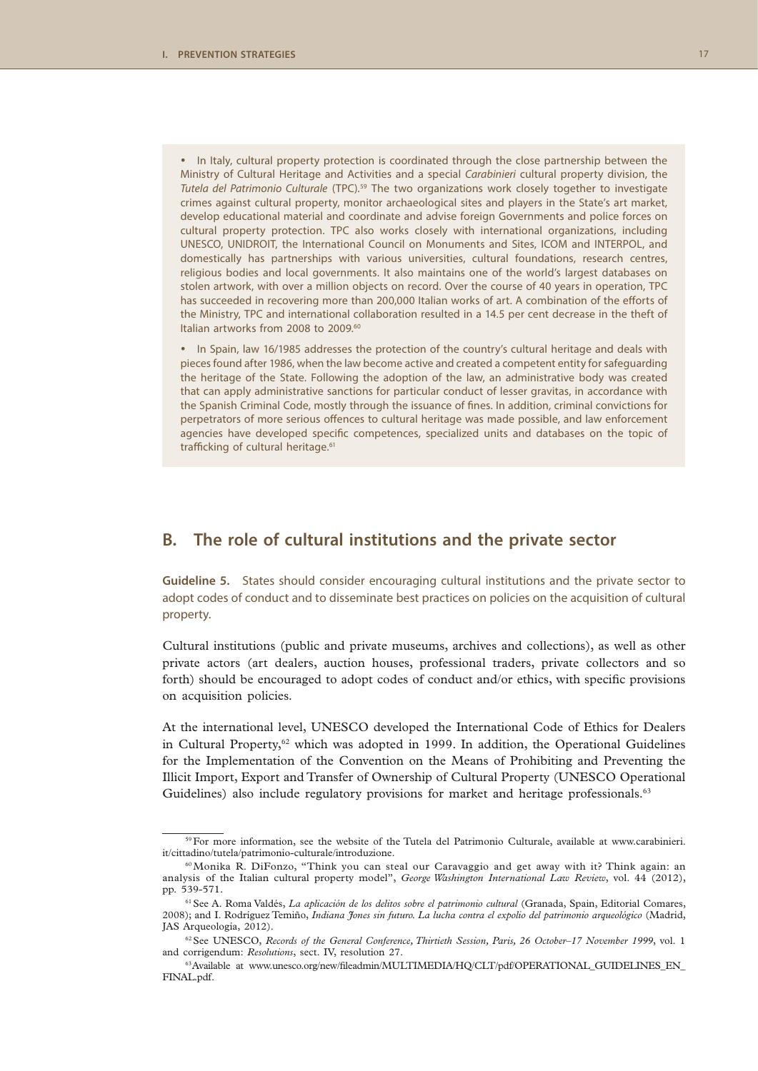- In Italy, cultural property protection is coordinated through the close partnership between the Ministry of Cultural Heritage and Activities and a special *Carabinieri* cultural property division, the *Tutela del Patrimonio Culturale* (TPC).[59] The two organizations work closely together to investigate crimes against cultural property, monitor archaeological sites and players in the State's art market, develop educational material and coordinate and advise foreign Governments and police forces on cultural property protection. TPC also works closely with international organizations, including UNESCO, UNIDROIT, the International Council on Monuments and Sites, ICOM and INTERPOL, and domestically has partnerships with various universities, cultural foundations, research centres, religious bodies and local governments. It also maintains one of the world's largest databases on stolen artwork, with over a million objects on record. Over the course of 40 years in operation, TPC has succeeded in recovering more than 200,000 Italian works of art. A combination of the efforts of the Ministry, TPC and international collaboration resulted in a 14.5 per cent decrease in the theft of Italian artworks from 2008 to 2009.[60]

- In Spain, law 16/1985 addresses the protection of the country's cultural heritage and deals with pieces found after 1986, when the law become active and created a competent entity for safeguarding the heritage of the State. Following the adoption of the law, an administrative body was created that can apply administrative sanctions for particular conduct of lesser gravitas, in accordance with the Spanish Criminal Code, mostly through the issuance of fines. In addition, criminal convictions for perpetrators of more serious offences to cultural heritage was made possible, and law enforcement agencies have developed specific competences, specialized units and databases on the topic of trafficking of cultural heritage.[61]

## B. The role of cultural institutions and the private sector

**Guideline 5.** States should consider encouraging cultural institutions and the private sector to adopt codes of conduct and to disseminate best practices on policies on the acquisition of cultural property.

Cultural institutions (public and private museums, archives and collections), as well as other private actors (art dealers, auction houses, professional traders, private collectors and so forth) should be encouraged to adopt codes of conduct and/or ethics, with specific provisions on acquisition policies.

At the international level, UNESCO developed the International Code of Ethics for Dealers in Cultural Property,[62] which was adopted in 1999. In addition, the Operational Guidelines for the Implementation of the Convention on the Means of Prohibiting and Preventing the Illicit Import, Export and Transfer of Ownership of Cultural Property (UNESCO Operational Guidelines) also include regulatory provisions for market and heritage professionals.[63]

---

[59] For more information, see the website of the Tutela del Patrimonio Culturale, available at www.carabinieri.it/cittadino/tutela/patrimonio-culturale/introduzione.

[60] Monika R. DiFonzo, "Think you can steal our Caravaggio and get away with it? Think again: an analysis of the Italian cultural property model", *George Washington International Law Review*, vol. 44 (2012), pp. 539-571.

[61] See A. Roma Valdés, *La aplicación de los delitos sobre el patrimonio cultural* (Granada, Spain, Editorial Comares, 2008); and I. Rodríguez Temiño, *Indiana Jones sin futuro. La lucha contra el expolio del patrimonio arqueológico* (Madrid, JAS Arqueología, 2012).

[62] See UNESCO, *Records of the General Conference, Thirtieth Session, Paris, 26 October–17 November 1999*, vol. 1 and corrigendum: *Resolutions*, sect. IV, resolution 27.

[63] Available at www.unesco.org/new/fileadmin/MULTIMEDIA/HQ/CLT/pdf/OPERATIONAL_GUIDELINES_EN_FINAL.pdf.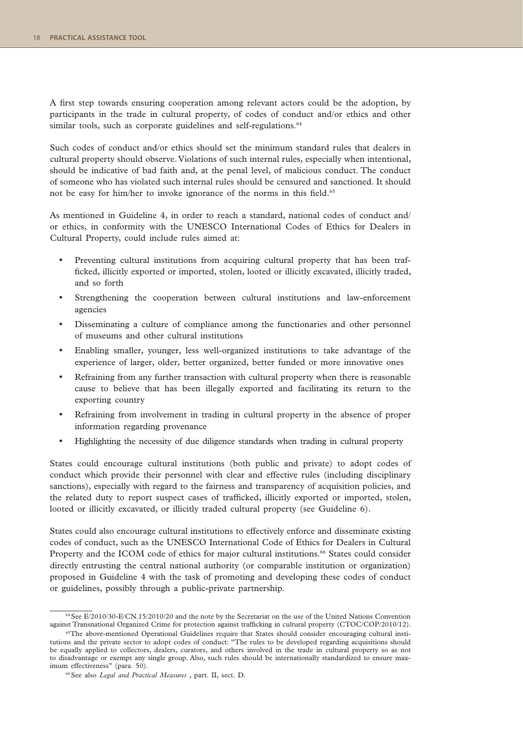A first step towards ensuring cooperation among relevant actors could be the adoption, by participants in the trade in cultural property, of codes of conduct and/or ethics and other similar tools, such as corporate guidelines and self-regulations.[64]

Such codes of conduct and/or ethics should set the minimum standard rules that dealers in cultural property should observe. Violations of such internal rules, especially when intentional, should be indicative of bad faith and, at the penal level, of malicious conduct. The conduct of someone who has violated such internal rules should be censured and sanctioned. It should not be easy for him/her to invoke ignorance of the norms in this field.[65]

As mentioned in Guideline 4, in order to reach a standard, national codes of conduct and/ or ethics, in conformity with the UNESCO International Codes of Ethics for Dealers in Cultural Property, could include rules aimed at:

- Preventing cultural institutions from acquiring cultural property that has been trafficked, illicitly exported or imported, stolen, looted or illicitly excavated, illicitly traded, and so forth
- Strengthening the cooperation between cultural institutions and law-enforcement agencies
- Disseminating a culture of compliance among the functionaries and other personnel of museums and other cultural institutions
- Enabling smaller, younger, less well-organized institutions to take advantage of the experience of larger, older, better organized, better funded or more innovative ones
- Refraining from any further transaction with cultural property when there is reasonable cause to believe that has been illegally exported and facilitating its return to the exporting country
- Refraining from involvement in trading in cultural property in the absence of proper information regarding provenance
- Highlighting the necessity of due diligence standards when trading in cultural property

States could encourage cultural institutions (both public and private) to adopt codes of conduct which provide their personnel with clear and effective rules (including disciplinary sanctions), especially with regard to the fairness and transparency of acquisition policies, and the related duty to report suspect cases of trafficked, illicitly exported or imported, stolen, looted or illicitly excavated, or illicitly traded cultural property (see Guideline 6).

States could also encourage cultural institutions to effectively enforce and disseminate existing codes of conduct, such as the UNESCO International Code of Ethics for Dealers in Cultural Property and the ICOM code of ethics for major cultural institutions.[66] States could consider directly entrusting the central national authority (or comparable institution or organization) proposed in Guideline 4 with the task of promoting and developing these codes of conduct or guidelines, possibly through a public-private partnership.

[64] See E/2010/30-E/CN.15/2010/20 and the note by the Secretariat on the use of the United Nations Convention against Transnational Organized Crime for protection against trafficking in cultural property (CTOC/COP/2010/12).

[65] The above-mentioned Operational Guidelines require that States should consider encouraging cultural institutions and the private sector to adopt codes of conduct: "The rules to be developed regarding acquisitions should be equally applied to collectors, dealers, curators, and others involved in the trade in cultural property so as not to disadvantage or exempt any single group. Also, such rules should be internationally standardized to ensure maximum effectiveness" (para. 50).

[66] See also *Legal and Practical Measures* , part. II, sect. D.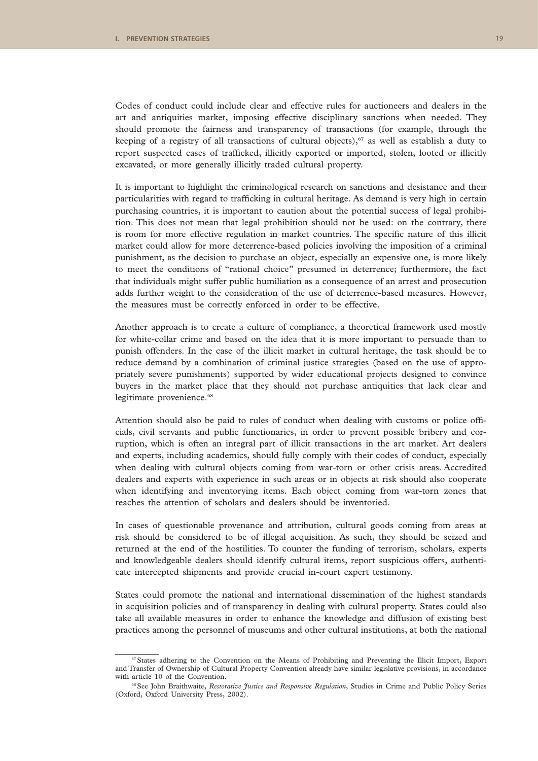Codes of conduct could include clear and effective rules for auctioneers and dealers in the art and antiquities market, imposing effective disciplinary sanctions when needed. They should promote the fairness and transparency of transactions (for example, through the keeping of a registry of all transactions of cultural objects),[67] as well as establish a duty to report suspected cases of trafficked, illicitly exported or imported, stolen, looted or illicitly excavated, or more generally illicitly traded cultural property.

It is important to highlight the criminological research on sanctions and desistance and their particularities with regard to trafficking in cultural heritage. As demand is very high in certain purchasing countries, it is important to caution about the potential success of legal prohibition. This does not mean that legal prohibition should not be used: on the contrary, there is room for more effective regulation in market countries. The specific nature of this illicit market could allow for more deterrence-based policies involving the imposition of a criminal punishment, as the decision to purchase an object, especially an expensive one, is more likely to meet the conditions of "rational choice" presumed in deterrence; furthermore, the fact that individuals might suffer public humiliation as a consequence of an arrest and prosecution adds further weight to the consideration of the use of deterrence-based measures. However, the measures must be correctly enforced in order to be effective.

Another approach is to create a culture of compliance, a theoretical framework used mostly for white-collar crime and based on the idea that it is more important to persuade than to punish offenders. In the case of the illicit market in cultural heritage, the task should be to reduce demand by a combination of criminal justice strategies (based on the use of appropriately severe punishments) supported by wider educational projects designed to convince buyers in the market place that they should not purchase antiquities that lack clear and legitimate provenience.[68]

Attention should also be paid to rules of conduct when dealing with customs or police officials, civil servants and public functionaries, in order to prevent possible bribery and corruption, which is often an integral part of illicit transactions in the art market. Art dealers and experts, including academics, should fully comply with their codes of conduct, especially when dealing with cultural objects coming from war-torn or other crisis areas. Accredited dealers and experts with experience in such areas or in objects at risk should also cooperate when identifying and inventorying items. Each object coming from war-torn zones that reaches the attention of scholars and dealers should be inventoried.

In cases of questionable provenance and attribution, cultural goods coming from areas at risk should be considered to be of illegal acquisition. As such, they should be seized and returned at the end of the hostilities. To counter the funding of terrorism, scholars, experts and knowledgeable dealers should identify cultural items, report suspicious offers, authenticate intercepted shipments and provide crucial in-court expert testimony.

States could promote the national and international dissemination of the highest standards in acquisition policies and of transparency in dealing with cultural property. States could also take all available measures in order to enhance the knowledge and diffusion of existing best practices among the personnel of museums and other cultural institutions, at both the national

---

[67] States adhering to the Convention on the Means of Prohibiting and Preventing the Illicit Import, Export and Transfer of Ownership of Cultural Property Convention already have similar legislative provisions, in accordance with article 10 of the Convention.

[68] See John Braithwaite, *Restorative Justice and Responsive Regulation*, Studies in Crime and Public Policy Series (Oxford, Oxford University Press, 2002).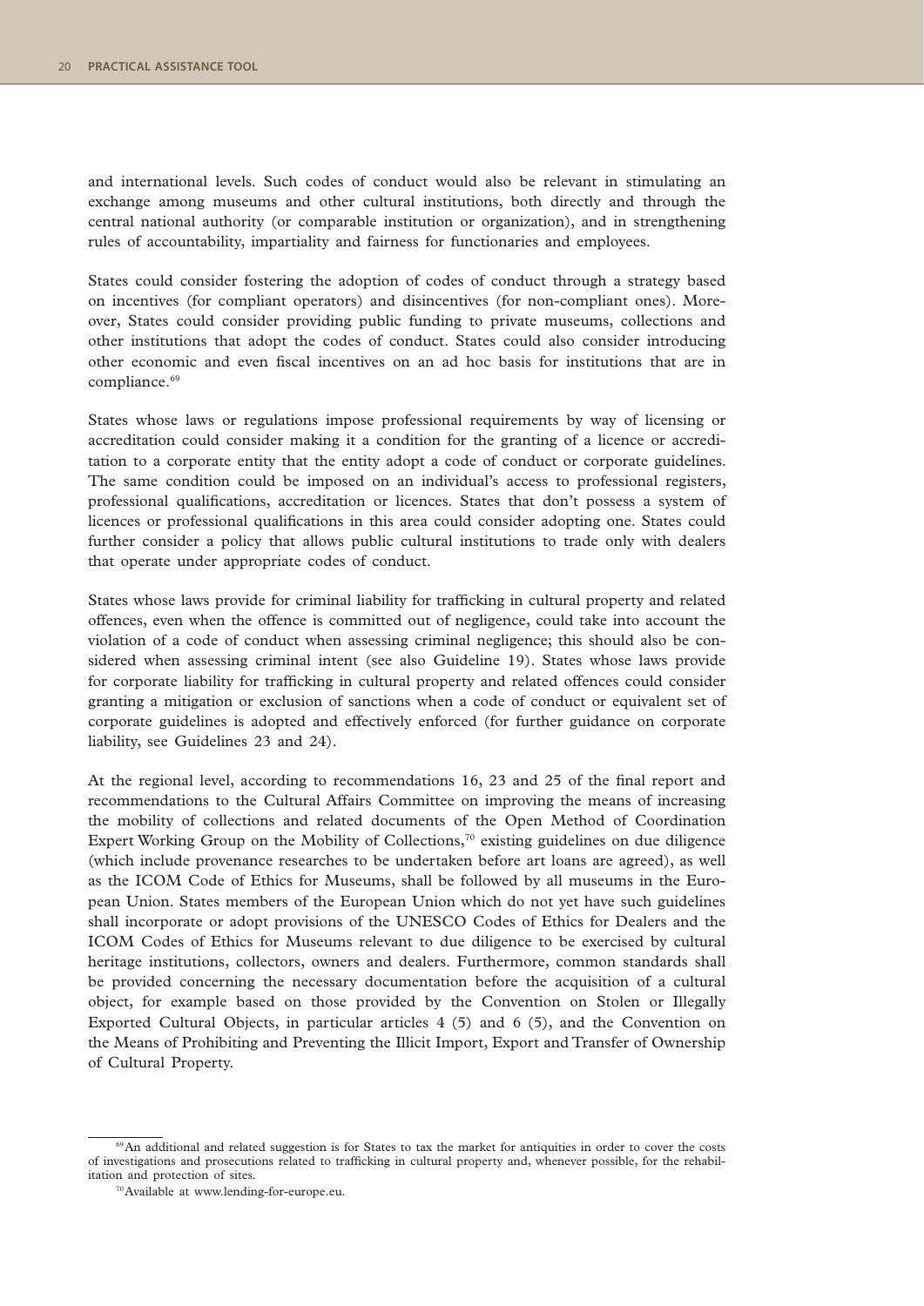and international levels. Such codes of conduct would also be relevant in stimulating an exchange among museums and other cultural institutions, both directly and through the central national authority (or comparable institution or organization), and in strengthening rules of accountability, impartiality and fairness for functionaries and employees.

States could consider fostering the adoption of codes of conduct through a strategy based on incentives (for compliant operators) and disincentives (for non-compliant ones). Moreover, States could consider providing public funding to private museums, collections and other institutions that adopt the codes of conduct. States could also consider introducing other economic and even fiscal incentives on an ad hoc basis for institutions that are in compliance.[69]

States whose laws or regulations impose professional requirements by way of licensing or accreditation could consider making it a condition for the granting of a licence or accreditation to a corporate entity that the entity adopt a code of conduct or corporate guidelines. The same condition could be imposed on an individual's access to professional registers, professional qualifications, accreditation or licences. States that don't possess a system of licences or professional qualifications in this area could consider adopting one. States could further consider a policy that allows public cultural institutions to trade only with dealers that operate under appropriate codes of conduct.

States whose laws provide for criminal liability for trafficking in cultural property and related offences, even when the offence is committed out of negligence, could take into account the violation of a code of conduct when assessing criminal negligence; this should also be considered when assessing criminal intent (see also Guideline 19). States whose laws provide for corporate liability for trafficking in cultural property and related offences could consider granting a mitigation or exclusion of sanctions when a code of conduct or equivalent set of corporate guidelines is adopted and effectively enforced (for further guidance on corporate liability, see Guidelines 23 and 24).

At the regional level, according to recommendations 16, 23 and 25 of the final report and recommendations to the Cultural Affairs Committee on improving the means of increasing the mobility of collections and related documents of the Open Method of Coordination Expert Working Group on the Mobility of Collections,[70] existing guidelines on due diligence (which include provenance researches to be undertaken before art loans are agreed), as well as the ICOM Code of Ethics for Museums, shall be followed by all museums in the European Union. States members of the European Union which do not yet have such guidelines shall incorporate or adopt provisions of the UNESCO Codes of Ethics for Dealers and the ICOM Codes of Ethics for Museums relevant to due diligence to be exercised by cultural heritage institutions, collectors, owners and dealers. Furthermore, common standards shall be provided concerning the necessary documentation before the acquisition of a cultural object, for example based on those provided by the Convention on Stolen or Illegally Exported Cultural Objects, in particular articles 4 (5) and 6 (5), and the Convention on the Means of Prohibiting and Preventing the Illicit Import, Export and Transfer of Ownership of Cultural Property.

---

[69] An additional and related suggestion is for States to tax the market for antiquities in order to cover the costs of investigations and prosecutions related to trafficking in cultural property and, whenever possible, for the rehabilitation and protection of sites.

[70] Available at www.lending-for-europe.eu.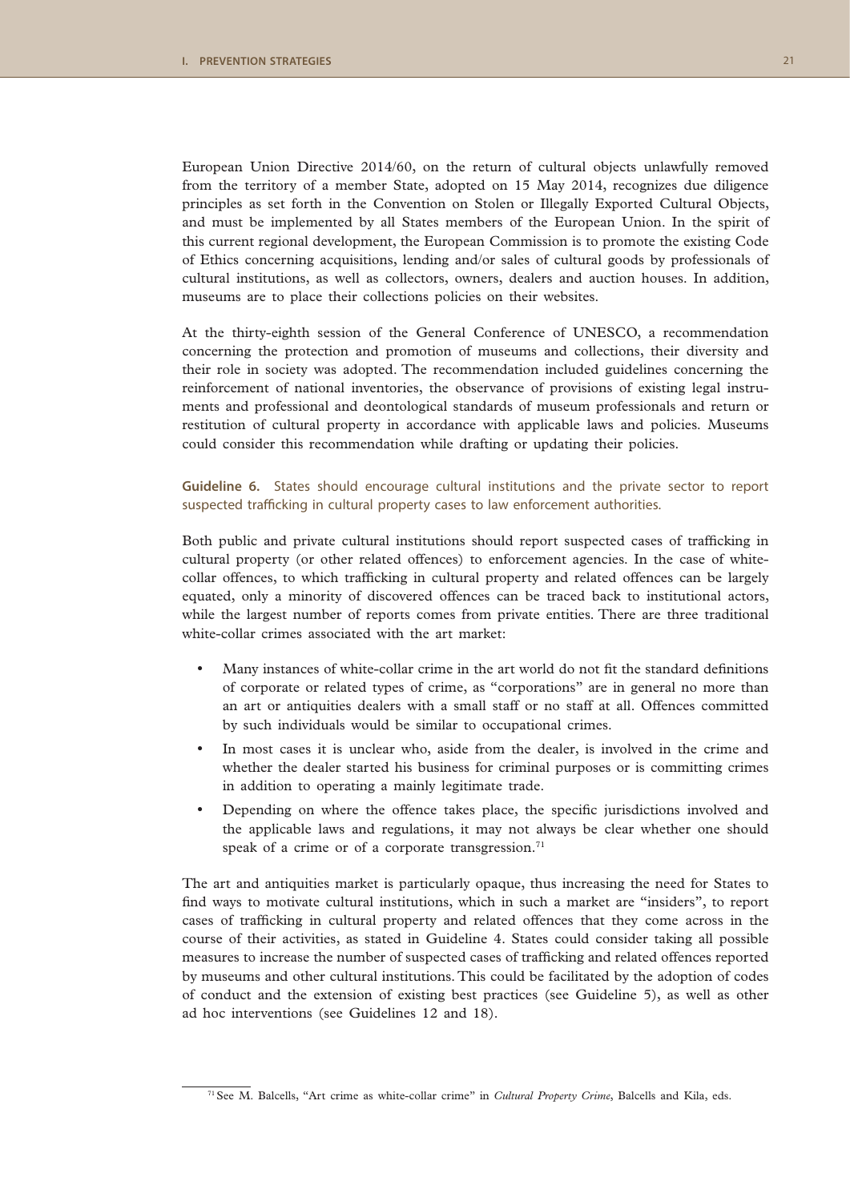European Union Directive 2014/60, on the return of cultural objects unlawfully removed from the territory of a member State, adopted on 15 May 2014, recognizes due diligence principles as set forth in the Convention on Stolen or Illegally Exported Cultural Objects, and must be implemented by all States members of the European Union. In the spirit of this current regional development, the European Commission is to promote the existing Code of Ethics concerning acquisitions, lending and/or sales of cultural goods by professionals of cultural institutions, as well as collectors, owners, dealers and auction houses. In addition, museums are to place their collections policies on their websites.

At the thirty-eighth session of the General Conference of UNESCO, a recommendation concerning the protection and promotion of museums and collections, their diversity and their role in society was adopted. The recommendation included guidelines concerning the reinforcement of national inventories, the observance of provisions of existing legal instruments and professional and deontological standards of museum professionals and return or restitution of cultural property in accordance with applicable laws and policies. Museums could consider this recommendation while drafting or updating their policies.

**Guideline 6.** States should encourage cultural institutions and the private sector to report suspected trafficking in cultural property cases to law enforcement authorities.

Both public and private cultural institutions should report suspected cases of trafficking in cultural property (or other related offences) to enforcement agencies. In the case of white-collar offences, to which trafficking in cultural property and related offences can be largely equated, only a minority of discovered offences can be traced back to institutional actors, while the largest number of reports comes from private entities. There are three traditional white-collar crimes associated with the art market:

- Many instances of white-collar crime in the art world do not fit the standard definitions of corporate or related types of crime, as "corporations" are in general no more than an art or antiquities dealers with a small staff or no staff at all. Offences committed by such individuals would be similar to occupational crimes.
- In most cases it is unclear who, aside from the dealer, is involved in the crime and whether the dealer started his business for criminal purposes or is committing crimes in addition to operating a mainly legitimate trade.
- Depending on where the offence takes place, the specific jurisdictions involved and the applicable laws and regulations, it may not always be clear whether one should speak of a crime or of a corporate transgression.[71]

The art and antiquities market is particularly opaque, thus increasing the need for States to find ways to motivate cultural institutions, which in such a market are "insiders", to report cases of trafficking in cultural property and related offences that they come across in the course of their activities, as stated in Guideline 4. States could consider taking all possible measures to increase the number of suspected cases of trafficking and related offences reported by museums and other cultural institutions. This could be facilitated by the adoption of codes of conduct and the extension of existing best practices (see Guideline 5), as well as other ad hoc interventions (see Guidelines 12 and 18).

[71] See M. Balcells, "Art crime as white-collar crime" in *Cultural Property Crime*, Balcells and Kila, eds.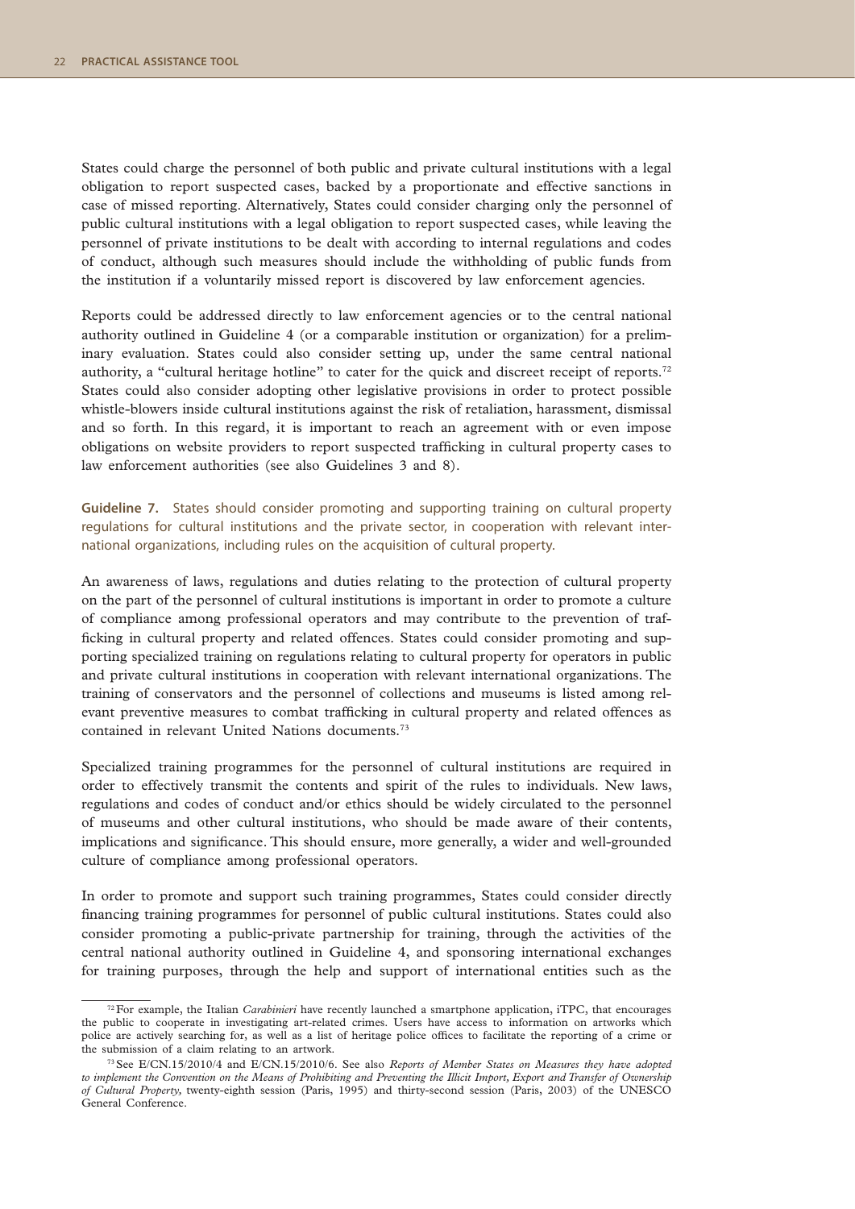States could charge the personnel of both public and private cultural institutions with a legal obligation to report suspected cases, backed by a proportionate and effective sanctions in case of missed reporting. Alternatively, States could consider charging only the personnel of public cultural institutions with a legal obligation to report suspected cases, while leaving the personnel of private institutions to be dealt with according to internal regulations and codes of conduct, although such measures should include the withholding of public funds from the institution if a voluntarily missed report is discovered by law enforcement agencies.

Reports could be addressed directly to law enforcement agencies or to the central national authority outlined in Guideline 4 (or a comparable institution or organization) for a preliminary evaluation. States could also consider setting up, under the same central national authority, a "cultural heritage hotline" to cater for the quick and discreet receipt of reports.[72] States could also consider adopting other legislative provisions in order to protect possible whistle-blowers inside cultural institutions against the risk of retaliation, harassment, dismissal and so forth. In this regard, it is important to reach an agreement with or even impose obligations on website providers to report suspected trafficking in cultural property cases to law enforcement authorities (see also Guidelines 3 and 8).

**Guideline 7.** States should consider promoting and supporting training on cultural property regulations for cultural institutions and the private sector, in cooperation with relevant international organizations, including rules on the acquisition of cultural property.

An awareness of laws, regulations and duties relating to the protection of cultural property on the part of the personnel of cultural institutions is important in order to promote a culture of compliance among professional operators and may contribute to the prevention of trafficking in cultural property and related offences. States could consider promoting and supporting specialized training on regulations relating to cultural property for operators in public and private cultural institutions in cooperation with relevant international organizations. The training of conservators and the personnel of collections and museums is listed among relevant preventive measures to combat trafficking in cultural property and related offences as contained in relevant United Nations documents.[73]

Specialized training programmes for the personnel of cultural institutions are required in order to effectively transmit the contents and spirit of the rules to individuals. New laws, regulations and codes of conduct and/or ethics should be widely circulated to the personnel of museums and other cultural institutions, who should be made aware of their contents, implications and significance. This should ensure, more generally, a wider and well-grounded culture of compliance among professional operators.

In order to promote and support such training programmes, States could consider directly financing training programmes for personnel of public cultural institutions. States could also consider promoting a public-private partnership for training, through the activities of the central national authority outlined in Guideline 4, and sponsoring international exchanges for training purposes, through the help and support of international entities such as the

---

[72] For example, the Italian *Carabinieri* have recently launched a smartphone application, iTPC, that encourages the public to cooperate in investigating art-related crimes. Users have access to information on artworks which police are actively searching for, as well as a list of heritage police offices to facilitate the reporting of a crime or the submission of a claim relating to an artwork.

[73] See E/CN.15/2010/4 and E/CN.15/2010/6. See also *Reports of Member States on Measures they have adopted to implement the Convention on the Means of Prohibiting and Preventing the Illicit Import, Export and Transfer of Ownership of Cultural Property,* twenty-eighth session (Paris, 1995) and thirty-second session (Paris, 2003) of the UNESCO General Conference.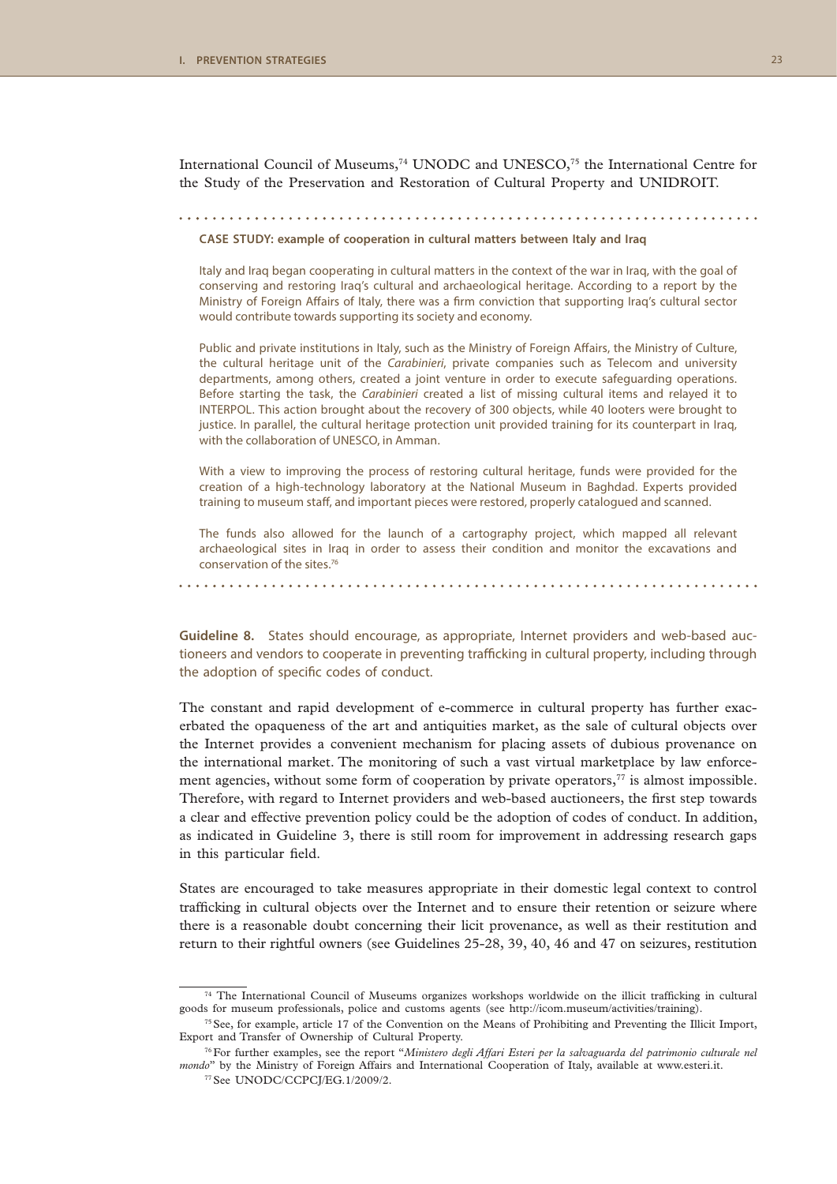International Council of Museums,[74] UNODC and UNESCO,[75] the International Centre for the Study of the Preservation and Restoration of Cultural Property and UNIDROIT.

**CASE STUDY: example of cooperation in cultural matters between Italy and Iraq**

Italy and Iraq began cooperating in cultural matters in the context of the war in Iraq, with the goal of conserving and restoring Iraq's cultural and archaeological heritage. According to a report by the Ministry of Foreign Affairs of Italy, there was a firm conviction that supporting Iraq's cultural sector would contribute towards supporting its society and economy.

Public and private institutions in Italy, such as the Ministry of Foreign Affairs, the Ministry of Culture, the cultural heritage unit of the *Carabinieri*, private companies such as Telecom and university departments, among others, created a joint venture in order to execute safeguarding operations. Before starting the task, the *Carabinieri* created a list of missing cultural items and relayed it to INTERPOL. This action brought about the recovery of 300 objects, while 40 looters were brought to justice. In parallel, the cultural heritage protection unit provided training for its counterpart in Iraq, with the collaboration of UNESCO, in Amman.

With a view to improving the process of restoring cultural heritage, funds were provided for the creation of a high-technology laboratory at the National Museum in Baghdad. Experts provided training to museum staff, and important pieces were restored, properly catalogued and scanned.

The funds also allowed for the launch of a cartography project, which mapped all relevant archaeological sites in Iraq in order to assess their condition and monitor the excavations and conservation of the sites.[76]

**Guideline 8.** States should encourage, as appropriate, Internet providers and web-based auctioneers and vendors to cooperate in preventing trafficking in cultural property, including through the adoption of specific codes of conduct.

The constant and rapid development of e-commerce in cultural property has further exacerbated the opaqueness of the art and antiquities market, as the sale of cultural objects over the Internet provides a convenient mechanism for placing assets of dubious provenance on the international market. The monitoring of such a vast virtual marketplace by law enforcement agencies, without some form of cooperation by private operators,[77] is almost impossible. Therefore, with regard to Internet providers and web-based auctioneers, the first step towards a clear and effective prevention policy could be the adoption of codes of conduct. In addition, as indicated in Guideline 3, there is still room for improvement in addressing research gaps in this particular field.

States are encouraged to take measures appropriate in their domestic legal context to control trafficking in cultural objects over the Internet and to ensure their retention or seizure where there is a reasonable doubt concerning their licit provenance, as well as their restitution and return to their rightful owners (see Guidelines 25-28, 39, 40, 46 and 47 on seizures, restitution

---

[74] The International Council of Museums organizes workshops worldwide on the illicit trafficking in cultural goods for museum professionals, police and customs agents (see http://icom.museum/activities/training).

[75] See, for example, article 17 of the Convention on the Means of Prohibiting and Preventing the Illicit Import, Export and Transfer of Ownership of Cultural Property.

[76] For further examples, see the report "*Ministero degli Affari Esteri per la salvaguardia del patrimonio culturale nel mondo*" by the Ministry of Foreign Affairs and International Cooperation of Italy, available at www.esteri.it.

[77] See UNODC/CCPCJ/EG.1/2009/2.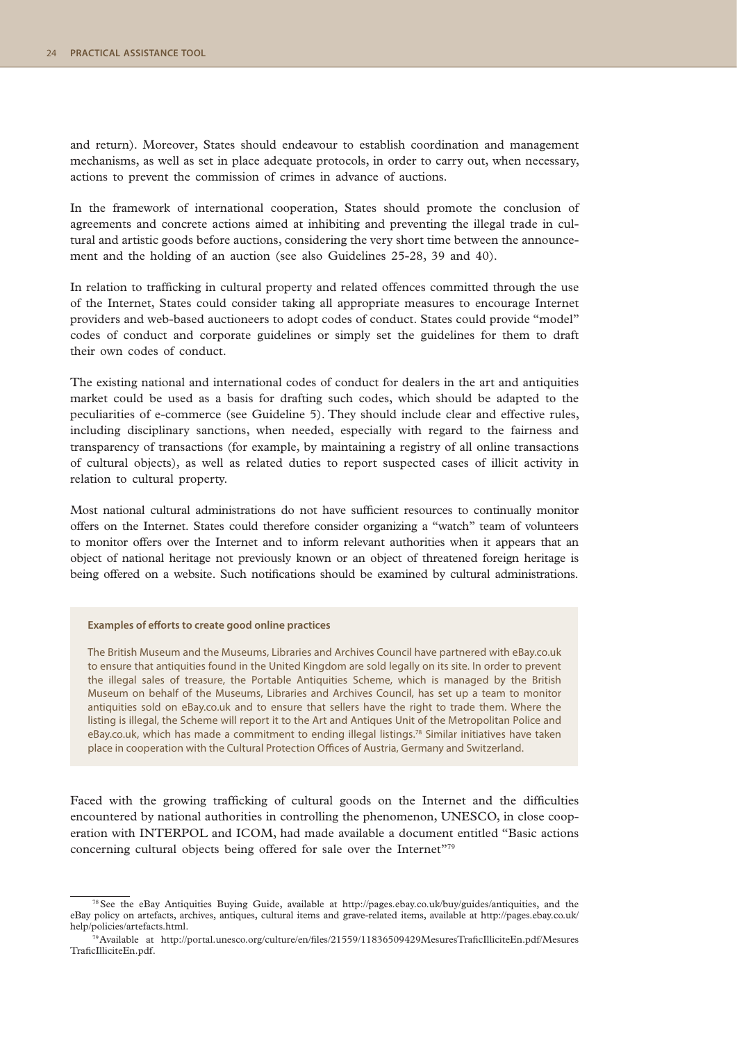and return). Moreover, States should endeavour to establish coordination and management mechanisms, as well as set in place adequate protocols, in order to carry out, when necessary, actions to prevent the commission of crimes in advance of auctions.

In the framework of international cooperation, States should promote the conclusion of agreements and concrete actions aimed at inhibiting and preventing the illegal trade in cultural and artistic goods before auctions, considering the very short time between the announcement and the holding of an auction (see also Guidelines 25-28, 39 and 40).

In relation to trafficking in cultural property and related offences committed through the use of the Internet, States could consider taking all appropriate measures to encourage Internet providers and web-based auctioneers to adopt codes of conduct. States could provide "model" codes of conduct and corporate guidelines or simply set the guidelines for them to draft their own codes of conduct.

The existing national and international codes of conduct for dealers in the art and antiquities market could be used as a basis for drafting such codes, which should be adapted to the peculiarities of e-commerce (see Guideline 5). They should include clear and effective rules, including disciplinary sanctions, when needed, especially with regard to the fairness and transparency of transactions (for example, by maintaining a registry of all online transactions of cultural objects), as well as related duties to report suspected cases of illicit activity in relation to cultural property.

Most national cultural administrations do not have sufficient resources to continually monitor offers on the Internet. States could therefore consider organizing a "watch" team of volunteers to monitor offers over the Internet and to inform relevant authorities when it appears that an object of national heritage not previously known or an object of threatened foreign heritage is being offered on a website. Such notifications should be examined by cultural administrations.

**Examples of efforts to create good online practices**

The British Museum and the Museums, Libraries and Archives Council have partnered with eBay.co.uk to ensure that antiquities found in the United Kingdom are sold legally on its site. In order to prevent the illegal sales of treasure, the Portable Antiquities Scheme, which is managed by the British Museum on behalf of the Museums, Libraries and Archives Council, has set up a team to monitor antiquities sold on eBay.co.uk and to ensure that sellers have the right to trade them. Where the listing is illegal, the Scheme will report it to the Art and Antiques Unit of the Metropolitan Police and eBay.co.uk, which has made a commitment to ending illegal listings.[78] Similar initiatives have taken place in cooperation with the Cultural Protection Offices of Austria, Germany and Switzerland.

Faced with the growing trafficking of cultural goods on the Internet and the difficulties encountered by national authorities in controlling the phenomenon, UNESCO, in close cooperation with INTERPOL and ICOM, had made available a document entitled "Basic actions concerning cultural objects being offered for sale over the Internet"[79]

[78] See the eBay Antiquities Buying Guide, available at http://pages.ebay.co.uk/buy/guides/antiquities, and the eBay policy on artefacts, archives, antiques, cultural items and grave-related items, available at http://pages.ebay.co.uk/help/policies/artefacts.html.

[79] Available at http://portal.unesco.org/culture/en/files/21559/11836509429MesuresTraficIlliciteEn.pdf/MesuresTraficIlliciteEn.pdf.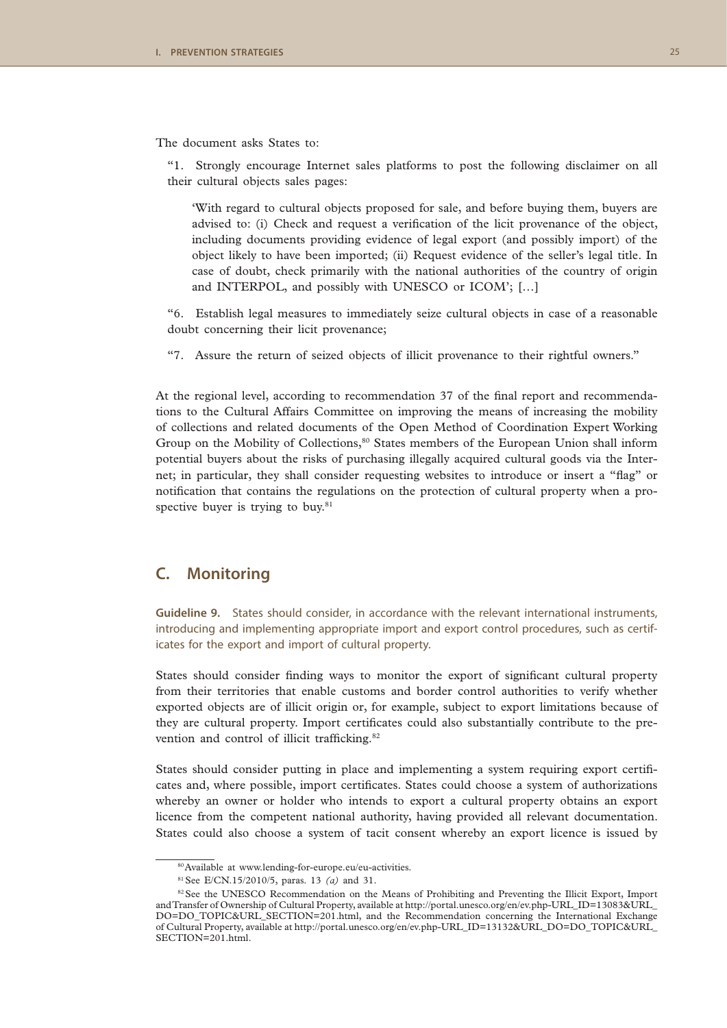The document asks States to:

> "1. Strongly encourage Internet sales platforms to post the following disclaimer on all their cultural objects sales pages:
>
> > 'With regard to cultural objects proposed for sale, and before buying them, buyers are advised to: (i) Check and request a verification of the licit provenance of the object, including documents providing evidence of legal export (and possibly import) of the object likely to have been imported; (ii) Request evidence of the seller's legal title. In case of doubt, check primarily with the national authorities of the country of origin and INTERPOL, and possibly with UNESCO or ICOM'; […]
>
> "6. Establish legal measures to immediately seize cultural objects in case of a reasonable doubt concerning their licit provenance;
>
> "7. Assure the return of seized objects of illicit provenance to their rightful owners."

At the regional level, according to recommendation 37 of the final report and recommendations to the Cultural Affairs Committee on improving the means of increasing the mobility of collections and related documents of the Open Method of Coordination Expert Working Group on the Mobility of Collections,[80] States members of the European Union shall inform potential buyers about the risks of purchasing illegally acquired cultural goods via the Internet; in particular, they shall consider requesting websites to introduce or insert a "flag" or notification that contains the regulations on the protection of cultural property when a prospective buyer is trying to buy.[81]

## C. Monitoring

**Guideline 9.** States should consider, in accordance with the relevant international instruments, introducing and implementing appropriate import and export control procedures, such as certificates for the export and import of cultural property.

States should consider finding ways to monitor the export of significant cultural property from their territories that enable customs and border control authorities to verify whether exported objects are of illicit origin or, for example, subject to export limitations because of they are cultural property. Import certificates could also substantially contribute to the prevention and control of illicit trafficking.[82]

States should consider putting in place and implementing a system requiring export certificates and, where possible, import certificates. States could choose a system of authorizations whereby an owner or holder who intends to export a cultural property obtains an export licence from the competent national authority, having provided all relevant documentation. States could also choose a system of tacit consent whereby an export licence is issued by

---

[80] Available at www.lending-for-europe.eu/eu-activities.

[81] See E/CN.15/2010/5, paras. 13 *(a)* and 31.

[82] See the UNESCO Recommendation on the Means of Prohibiting and Preventing the Illicit Export, Import and Transfer of Ownership of Cultural Property, available at http://portal.unesco.org/en/ev.php-URL_ID=13083&URL_DO=DO_TOPIC&URL_SECTION=201.html, and the Recommendation concerning the International Exchange of Cultural Property, available at http://portal.unesco.org/en/ev.php-URL_ID=13132&URL_DO=DO_TOPIC&URL_SECTION=201.html.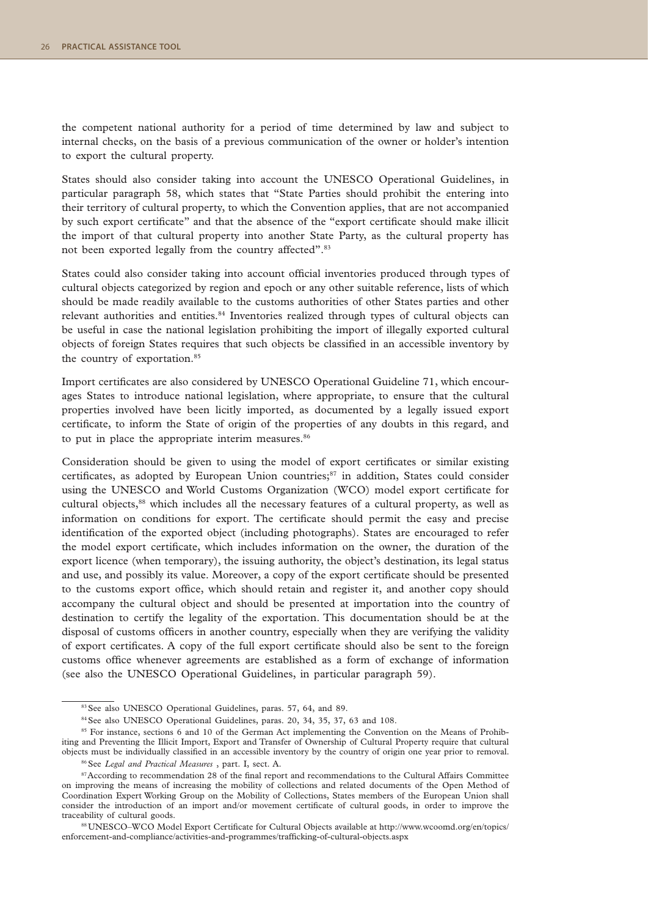the competent national authority for a period of time determined by law and subject to internal checks, on the basis of a previous communication of the owner or holder's intention to export the cultural property.

States should also consider taking into account the UNESCO Operational Guidelines, in particular paragraph 58, which states that "State Parties should prohibit the entering into their territory of cultural property, to which the Convention applies, that are not accompanied by such export certificate" and that the absence of the "export certificate should make illicit the import of that cultural property into another State Party, as the cultural property has not been exported legally from the country affected".[83]

States could also consider taking into account official inventories produced through types of cultural objects categorized by region and epoch or any other suitable reference, lists of which should be made readily available to the customs authorities of other States parties and other relevant authorities and entities.[84] Inventories realized through types of cultural objects can be useful in case the national legislation prohibiting the import of illegally exported cultural objects of foreign States requires that such objects be classified in an accessible inventory by the country of exportation.[85]

Import certificates are also considered by UNESCO Operational Guideline 71, which encourages States to introduce national legislation, where appropriate, to ensure that the cultural properties involved have been licitly imported, as documented by a legally issued export certificate, to inform the State of origin of the properties of any doubts in this regard, and to put in place the appropriate interim measures.[86]

Consideration should be given to using the model of export certificates or similar existing certificates, as adopted by European Union countries;[87] in addition, States could consider using the UNESCO and World Customs Organization (WCO) model export certificate for cultural objects,[88] which includes all the necessary features of a cultural property, as well as information on conditions for export. The certificate should permit the easy and precise identification of the exported object (including photographs). States are encouraged to refer the model export certificate, which includes information on the owner, the duration of the export licence (when temporary), the issuing authority, the object's destination, its legal status and use, and possibly its value. Moreover, a copy of the export certificate should be presented to the customs export office, which should retain and register it, and another copy should accompany the cultural object and should be presented at importation into the country of destination to certify the legality of the exportation. This documentation should be at the disposal of customs officers in another country, especially when they are verifying the validity of export certificates. A copy of the full export certificate should also be sent to the foreign customs office whenever agreements are established as a form of exchange of information (see also the UNESCO Operational Guidelines, in particular paragraph 59).

---

[83] See also UNESCO Operational Guidelines, paras. 57, 64, and 89.

[84] See also UNESCO Operational Guidelines, paras. 20, 34, 35, 37, 63 and 108.

[85] For instance, sections 6 and 10 of the German Act implementing the Convention on the Means of Prohibiting and Preventing the Illicit Import, Export and Transfer of Ownership of Cultural Property require that cultural objects must be individually classified in an accessible inventory by the country of origin one year prior to removal.

[86] See *Legal and Practical Measures* , part. I, sect. A.

[87] According to recommendation 28 of the final report and recommendations to the Cultural Affairs Committee on improving the means of increasing the mobility of collections and related documents of the Open Method of Coordination Expert Working Group on the Mobility of Collections, States members of the European Union shall consider the introduction of an import and/or movement certificate of cultural goods, in order to improve the traceability of cultural goods.

[88] UNESCO–WCO Model Export Certificate for Cultural Objects available at http://www.wcoomd.org/en/topics/enforcement-and-compliance/activities-and-programmes/trafficking-of-cultural-objects.aspx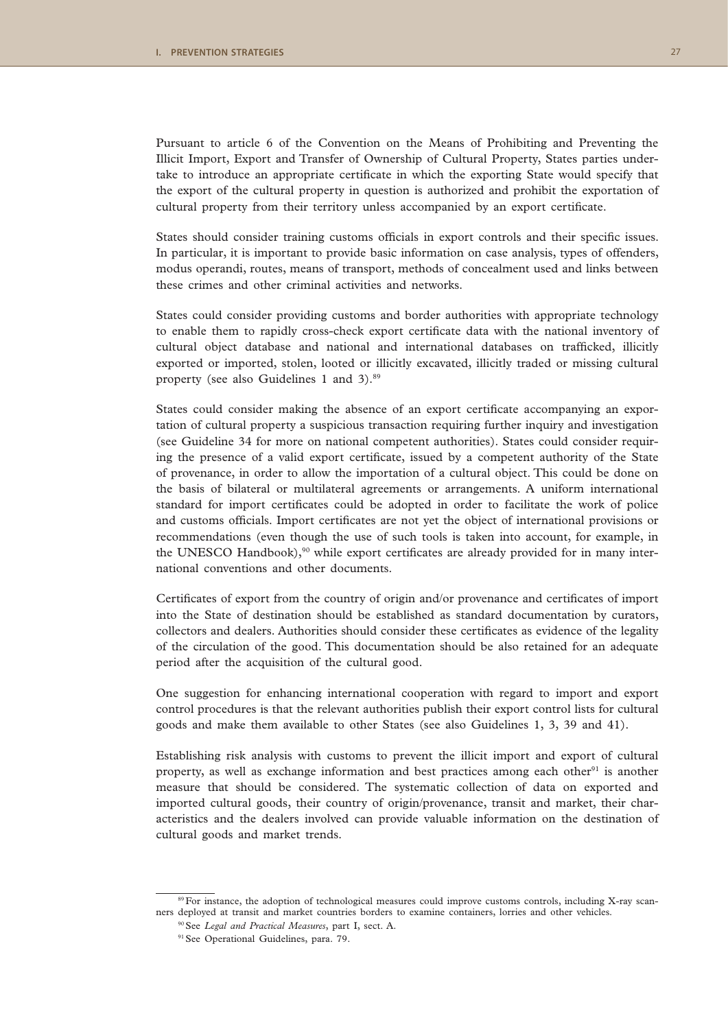Pursuant to article 6 of the Convention on the Means of Prohibiting and Preventing the Illicit Import, Export and Transfer of Ownership of Cultural Property, States parties undertake to introduce an appropriate certificate in which the exporting State would specify that the export of the cultural property in question is authorized and prohibit the exportation of cultural property from their territory unless accompanied by an export certificate.

States should consider training customs officials in export controls and their specific issues. In particular, it is important to provide basic information on case analysis, types of offenders, modus operandi, routes, means of transport, methods of concealment used and links between these crimes and other criminal activities and networks.

States could consider providing customs and border authorities with appropriate technology to enable them to rapidly cross-check export certificate data with the national inventory of cultural object database and national and international databases on trafficked, illicitly exported or imported, stolen, looted or illicitly excavated, illicitly traded or missing cultural property (see also Guidelines 1 and 3).[89]

States could consider making the absence of an export certificate accompanying an exportation of cultural property a suspicious transaction requiring further inquiry and investigation (see Guideline 34 for more on national competent authorities). States could consider requiring the presence of a valid export certificate, issued by a competent authority of the State of provenance, in order to allow the importation of a cultural object. This could be done on the basis of bilateral or multilateral agreements or arrangements. A uniform international standard for import certificates could be adopted in order to facilitate the work of police and customs officials. Import certificates are not yet the object of international provisions or recommendations (even though the use of such tools is taken into account, for example, in the UNESCO Handbook),[90] while export certificates are already provided for in many international conventions and other documents.

Certificates of export from the country of origin and/or provenance and certificates of import into the State of destination should be established as standard documentation by curators, collectors and dealers. Authorities should consider these certificates as evidence of the legality of the circulation of the good. This documentation should be also retained for an adequate period after the acquisition of the cultural good.

One suggestion for enhancing international cooperation with regard to import and export control procedures is that the relevant authorities publish their export control lists for cultural goods and make them available to other States (see also Guidelines 1, 3, 39 and 41).

Establishing risk analysis with customs to prevent the illicit import and export of cultural property, as well as exchange information and best practices among each other[91] is another measure that should be considered. The systematic collection of data on exported and imported cultural goods, their country of origin/provenance, transit and market, their characteristics and the dealers involved can provide valuable information on the destination of cultural goods and market trends.

---

[89] For instance, the adoption of technological measures could improve customs controls, including X-ray scanners deployed at transit and market countries borders to examine containers, lorries and other vehicles.

[90] See *Legal and Practical Measures*, part I, sect. A.

[91] See Operational Guidelines, para. 79.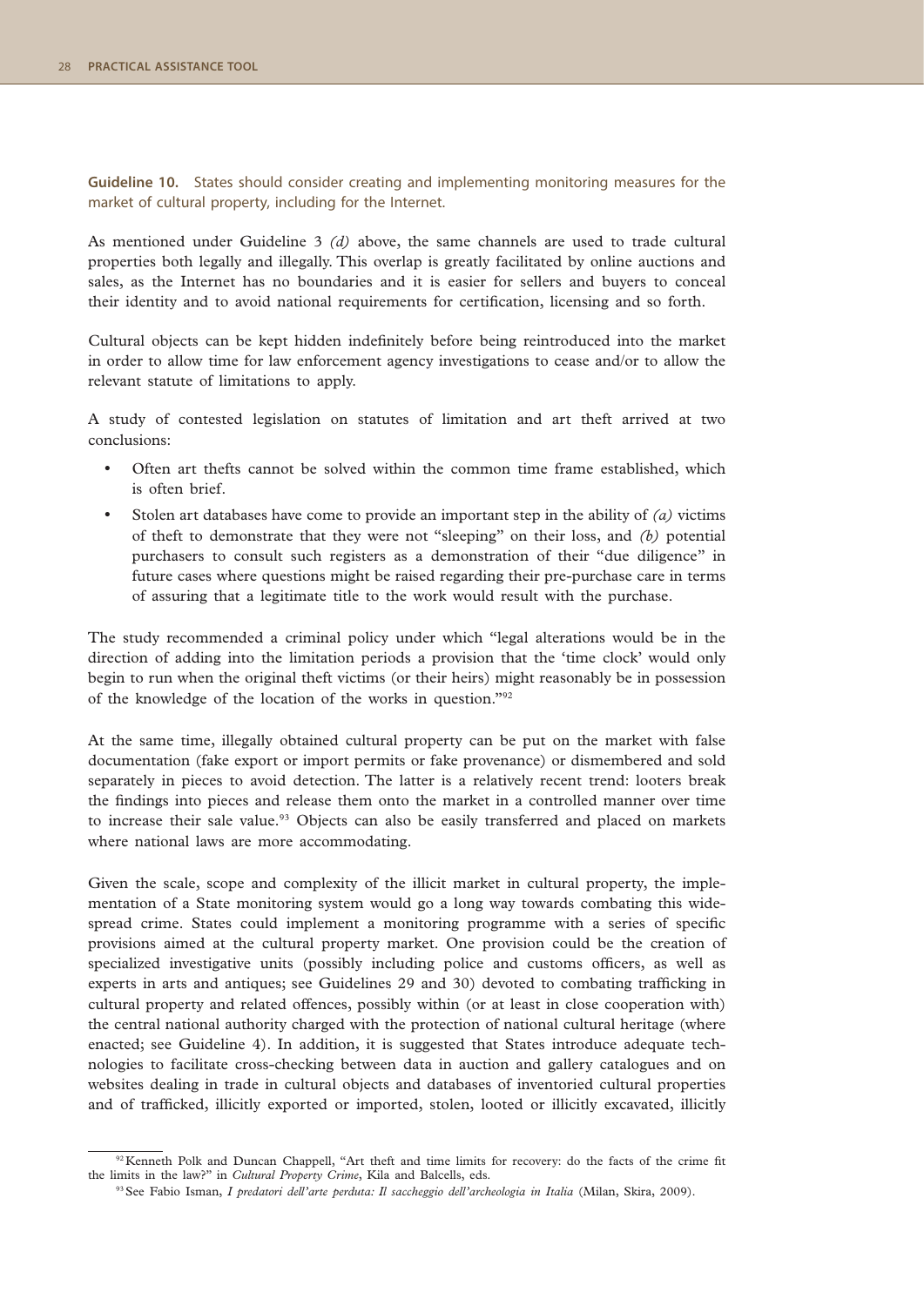**Guideline 10.** States should consider creating and implementing monitoring measures for the market of cultural property, including for the Internet.

As mentioned under Guideline 3 *(d)* above, the same channels are used to trade cultural properties both legally and illegally. This overlap is greatly facilitated by online auctions and sales, as the Internet has no boundaries and it is easier for sellers and buyers to conceal their identity and to avoid national requirements for certification, licensing and so forth.

Cultural objects can be kept hidden indefinitely before being reintroduced into the market in order to allow time for law enforcement agency investigations to cease and/or to allow the relevant statute of limitations to apply.

A study of contested legislation on statutes of limitation and art theft arrived at two conclusions:

- Often art thefts cannot be solved within the common time frame established, which is often brief.
- Stolen art databases have come to provide an important step in the ability of *(a)* victims of theft to demonstrate that they were not "sleeping" on their loss, and *(b)* potential purchasers to consult such registers as a demonstration of their "due diligence" in future cases where questions might be raised regarding their pre-purchase care in terms of assuring that a legitimate title to the work would result with the purchase.

The study recommended a criminal policy under which "legal alterations would be in the direction of adding into the limitation periods a provision that the 'time clock' would only begin to run when the original theft victims (or their heirs) might reasonably be in possession of the knowledge of the location of the works in question."[92]

At the same time, illegally obtained cultural property can be put on the market with false documentation (fake export or import permits or fake provenance) or dismembered and sold separately in pieces to avoid detection. The latter is a relatively recent trend: looters break the findings into pieces and release them onto the market in a controlled manner over time to increase their sale value.[93] Objects can also be easily transferred and placed on markets where national laws are more accommodating.

Given the scale, scope and complexity of the illicit market in cultural property, the implementation of a State monitoring system would go a long way towards combating this widespread crime. States could implement a monitoring programme with a series of specific provisions aimed at the cultural property market. One provision could be the creation of specialized investigative units (possibly including police and customs officers, as well as experts in arts and antiques; see Guidelines 29 and 30) devoted to combating trafficking in cultural property and related offences, possibly within (or at least in close cooperation with) the central national authority charged with the protection of national cultural heritage (where enacted; see Guideline 4). In addition, it is suggested that States introduce adequate technologies to facilitate cross-checking between data in auction and gallery catalogues and on websites dealing in trade in cultural objects and databases of inventoried cultural properties and of trafficked, illicitly exported or imported, stolen, looted or illicitly excavated, illicitly

---

[92] Kenneth Polk and Duncan Chappell, "Art theft and time limits for recovery: do the facts of the crime fit the limits in the law?" in *Cultural Property Crime*, Kila and Balcells, eds.

[93] See Fabio Isman, *I predatori dell'arte perduta: Il saccheggio dell'archeologia in Italia* (Milan, Skira, 2009).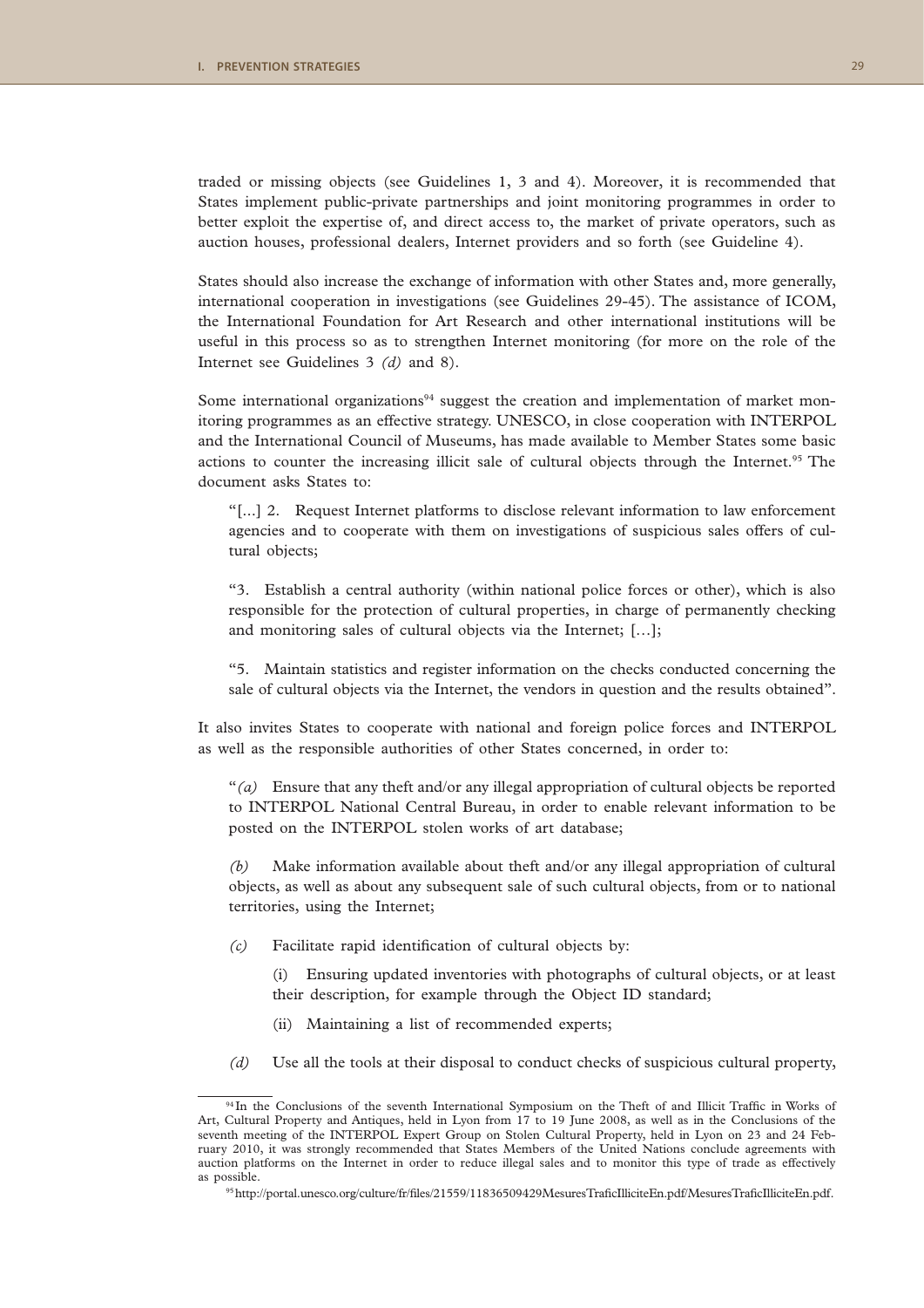traded or missing objects (see Guidelines 1, 3 and 4). Moreover, it is recommended that States implement public-private partnerships and joint monitoring programmes in order to better exploit the expertise of, and direct access to, the market of private operators, such as auction houses, professional dealers, Internet providers and so forth (see Guideline 4).

States should also increase the exchange of information with other States and, more generally, international cooperation in investigations (see Guidelines 29-45). The assistance of ICOM, the International Foundation for Art Research and other international institutions will be useful in this process so as to strengthen Internet monitoring (for more on the role of the Internet see Guidelines 3 *(d)* and 8).

Some international organizations[94] suggest the creation and implementation of market monitoring programmes as an effective strategy. UNESCO, in close cooperation with INTERPOL and the International Council of Museums, has made available to Member States some basic actions to counter the increasing illicit sale of cultural objects through the Internet.[95] The document asks States to:

> "[...] 2. Request Internet platforms to disclose relevant information to law enforcement agencies and to cooperate with them on investigations of suspicious sales offers of cultural objects;
>
> "3. Establish a central authority (within national police forces or other), which is also responsible for the protection of cultural properties, in charge of permanently checking and monitoring sales of cultural objects via the Internet; […];
>
> "5. Maintain statistics and register information on the checks conducted concerning the sale of cultural objects via the Internet, the vendors in question and the results obtained".

It also invites States to cooperate with national and foreign police forces and INTERPOL as well as the responsible authorities of other States concerned, in order to:

> "*(a)* Ensure that any theft and/or any illegal appropriation of cultural objects be reported to INTERPOL National Central Bureau, in order to enable relevant information to be posted on the INTERPOL stolen works of art database;
>
> *(b)* Make information available about theft and/or any illegal appropriation of cultural objects, as well as about any subsequent sale of such cultural objects, from or to national territories, using the Internet;
>
> *(c)* Facilitate rapid identification of cultural objects by:
>
> (i) Ensuring updated inventories with photographs of cultural objects, or at least their description, for example through the Object ID standard;
>
> (ii) Maintaining a list of recommended experts;
>
> *(d)* Use all the tools at their disposal to conduct checks of suspicious cultural property,

---

[94] In the Conclusions of the seventh International Symposium on the Theft of and Illicit Traffic in Works of Art, Cultural Property and Antiques, held in Lyon from 17 to 19 June 2008, as well as in the Conclusions of the seventh meeting of the INTERPOL Expert Group on Stolen Cultural Property, held in Lyon on 23 and 24 February 2010, it was strongly recommended that States Members of the United Nations conclude agreements with auction platforms on the Internet in order to reduce illegal sales and to monitor this type of trade as effectively as possible.

[95] http://portal.unesco.org/culture/fr/files/21559/11836509429MesuresTraficIlliciteEn.pdf/MesuresTraficIlliciteEn.pdf.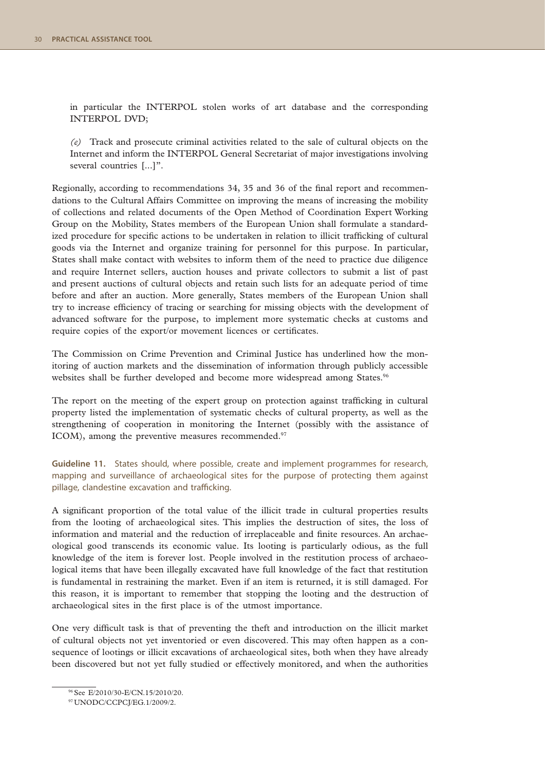in particular the INTERPOL stolen works of art database and the corresponding INTERPOL DVD;

*(e)* Track and prosecute criminal activities related to the sale of cultural objects on the Internet and inform the INTERPOL General Secretariat of major investigations involving several countries [...]".

Regionally, according to recommendations 34, 35 and 36 of the final report and recommendations to the Cultural Affairs Committee on improving the means of increasing the mobility of collections and related documents of the Open Method of Coordination Expert Working Group on the Mobility, States members of the European Union shall formulate a standardized procedure for specific actions to be undertaken in relation to illicit trafficking of cultural goods via the Internet and organize training for personnel for this purpose. In particular, States shall make contact with websites to inform them of the need to practice due diligence and require Internet sellers, auction houses and private collectors to submit a list of past and present auctions of cultural objects and retain such lists for an adequate period of time before and after an auction. More generally, States members of the European Union shall try to increase efficiency of tracing or searching for missing objects with the development of advanced software for the purpose, to implement more systematic checks at customs and require copies of the export/or movement licences or certificates.

The Commission on Crime Prevention and Criminal Justice has underlined how the monitoring of auction markets and the dissemination of information through publicly accessible websites shall be further developed and become more widespread among States.[96]

The report on the meeting of the expert group on protection against trafficking in cultural property listed the implementation of systematic checks of cultural property, as well as the strengthening of cooperation in monitoring the Internet (possibly with the assistance of ICOM), among the preventive measures recommended.[97]

**Guideline 11.** States should, where possible, create and implement programmes for research, mapping and surveillance of archaeological sites for the purpose of protecting them against pillage, clandestine excavation and trafficking.

A significant proportion of the total value of the illicit trade in cultural properties results from the looting of archaeological sites. This implies the destruction of sites, the loss of information and material and the reduction of irreplaceable and finite resources. An archaeological good transcends its economic value. Its looting is particularly odious, as the full knowledge of the item is forever lost. People involved in the restitution process of archaeological items that have been illegally excavated have full knowledge of the fact that restitution is fundamental in restraining the market. Even if an item is returned, it is still damaged. For this reason, it is important to remember that stopping the looting and the destruction of archaeological sites in the first place is of the utmost importance.

One very difficult task is that of preventing the theft and introduction on the illicit market of cultural objects not yet inventoried or even discovered. This may often happen as a consequence of lootings or illicit excavations of archaeological sites, both when they have already been discovered but not yet fully studied or effectively monitored, and when the authorities

[96] See E/2010/30-E/CN.15/2010/20.

[97] UNODC/CCPCJ/EG.1/2009/2.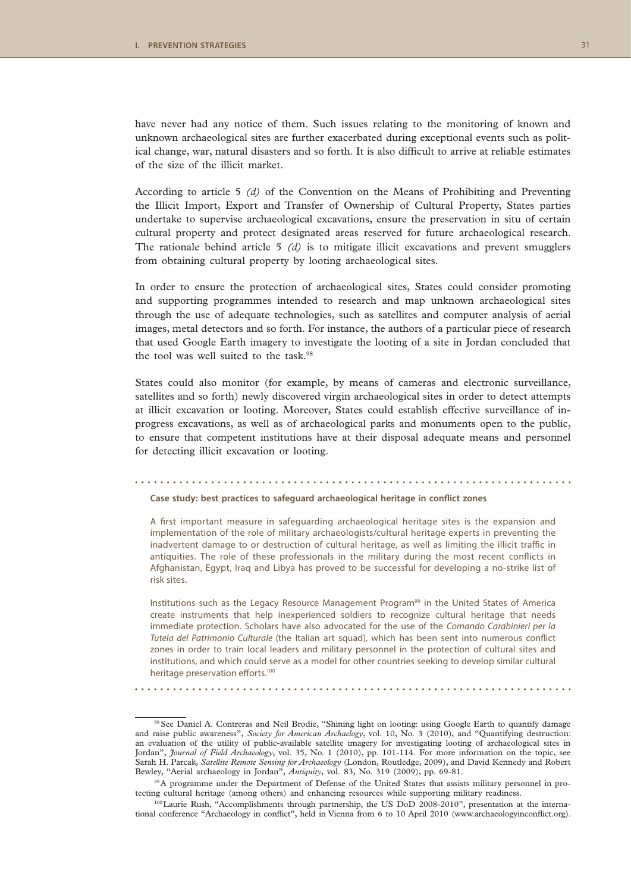have never had any notice of them. Such issues relating to the monitoring of known and unknown archaeological sites are further exacerbated during exceptional events such as political change, war, natural disasters and so forth. It is also difficult to arrive at reliable estimates of the size of the illicit market.

According to article 5 *(d)* of the Convention on the Means of Prohibiting and Preventing the Illicit Import, Export and Transfer of Ownership of Cultural Property, States parties undertake to supervise archaeological excavations, ensure the preservation in situ of certain cultural property and protect designated areas reserved for future archaeological research. The rationale behind article 5 *(d)* is to mitigate illicit excavations and prevent smugglers from obtaining cultural property by looting archaeological sites.

In order to ensure the protection of archaeological sites, States could consider promoting and supporting programmes intended to research and map unknown archaeological sites through the use of adequate technologies, such as satellites and computer analysis of aerial images, metal detectors and so forth. For instance, the authors of a particular piece of research that used Google Earth imagery to investigate the looting of a site in Jordan concluded that the tool was well suited to the task.[98]

States could also monitor (for example, by means of cameras and electronic surveillance, satellites and so forth) newly discovered virgin archaeological sites in order to detect attempts at illicit excavation or looting. Moreover, States could establish effective surveillance of in-progress excavations, as well as of archaeological parks and monuments open to the public, to ensure that competent institutions have at their disposal adequate means and personnel for detecting illicit excavation or looting.

---

**Case study: best practices to safeguard archaeological heritage in conflict zones**

A first important measure in safeguarding archaeological heritage sites is the expansion and implementation of the role of military archaeologists/cultural heritage experts in preventing the inadvertent damage to or destruction of cultural heritage, as well as limiting the illicit traffic in antiquities. The role of these professionals in the military during the most recent conflicts in Afghanistan, Egypt, Iraq and Libya has proved to be successful for developing a no-strike list of risk sites.

Institutions such as the Legacy Resource Management Program[99] in the United States of America create instruments that help inexperienced soldiers to recognize cultural heritage that needs immediate protection. Scholars have also advocated for the use of the *Comando Carabinieri per la Tutela del Patrimonio Culturale* (the Italian art squad), which has been sent into numerous conflict zones in order to train local leaders and military personnel in the protection of cultural sites and institutions, and which could serve as a model for other countries seeking to develop similar cultural heritage preservation efforts.[100]

---

[98] See Daniel A. Contreras and Neil Brodie, "Shining light on looting: using Google Earth to quantify damage and raise public awareness", *Society for American Archaelogy*, vol. 10, No. 3 (2010), and "Quantifying destruction: an evaluation of the utility of public-available satellite imagery for investigating looting of archaeological sites in Jordan", *Journal of Field Archaeology*, vol. 35, No. 1 (2010), pp. 101-114. For more information on the topic, see Sarah H. Parcak, *Satellite Remote Sensing for Archaeology* (London, Routledge, 2009), and David Kennedy and Robert Bewley, "Aerial archaeology in Jordan", *Antiquity*, vol. 83, No. 319 (2009), pp. 69-81.

[99] A programme under the Department of Defense of the United States that assists military personnel in protecting cultural heritage (among others) and enhancing resources while supporting military readiness.

[100] Laurie Rush, "Accomplishments through partnership, the US DoD 2008-2010", presentation at the international conference "Archaeology in conflict", held in Vienna from 6 to 10 April 2010 (www.archaeologyinconflict.org).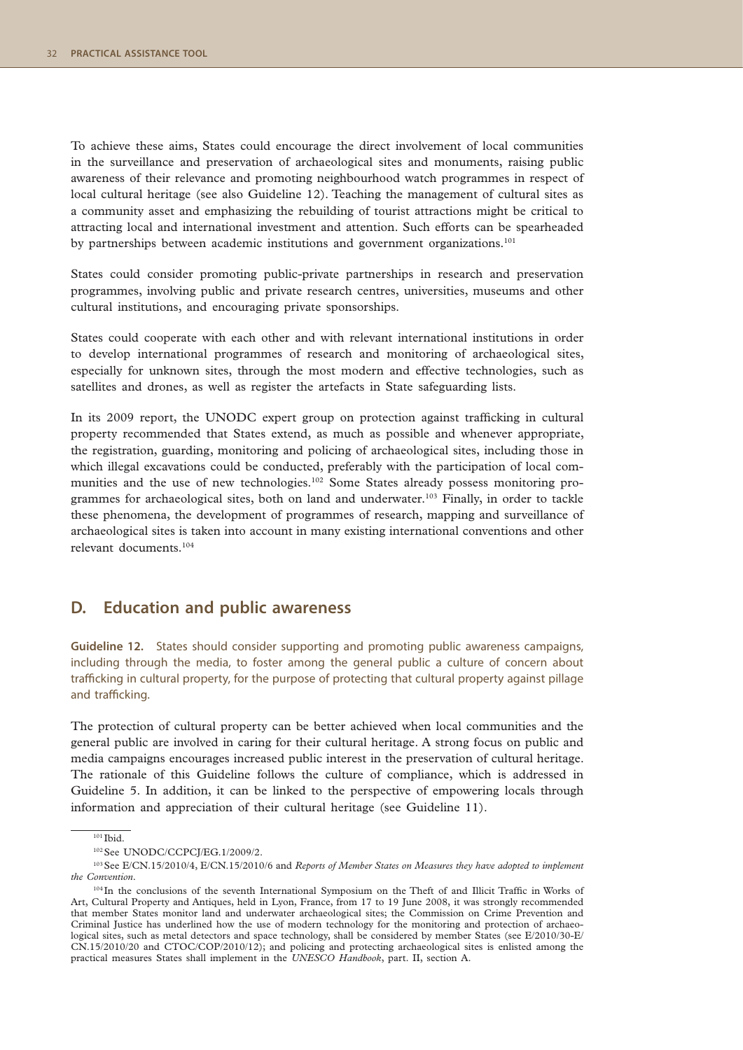To achieve these aims, States could encourage the direct involvement of local communities in the surveillance and preservation of archaeological sites and monuments, raising public awareness of their relevance and promoting neighbourhood watch programmes in respect of local cultural heritage (see also Guideline 12). Teaching the management of cultural sites as a community asset and emphasizing the rebuilding of tourist attractions might be critical to attracting local and international investment and attention. Such efforts can be spearheaded by partnerships between academic institutions and government organizations.[101]

States could consider promoting public-private partnerships in research and preservation programmes, involving public and private research centres, universities, museums and other cultural institutions, and encouraging private sponsorships.

States could cooperate with each other and with relevant international institutions in order to develop international programmes of research and monitoring of archaeological sites, especially for unknown sites, through the most modern and effective technologies, such as satellites and drones, as well as register the artefacts in State safeguarding lists.

In its 2009 report, the UNODC expert group on protection against trafficking in cultural property recommended that States extend, as much as possible and whenever appropriate, the registration, guarding, monitoring and policing of archaeological sites, including those in which illegal excavations could be conducted, preferably with the participation of local communities and the use of new technologies.[102] Some States already possess monitoring programmes for archaeological sites, both on land and underwater.[103] Finally, in order to tackle these phenomena, the development of programmes of research, mapping and surveillance of archaeological sites is taken into account in many existing international conventions and other relevant documents.[104]

## D. Education and public awareness

**Guideline 12.** States should consider supporting and promoting public awareness campaigns, including through the media, to foster among the general public a culture of concern about trafficking in cultural property, for the purpose of protecting that cultural property against pillage and trafficking.

The protection of cultural property can be better achieved when local communities and the general public are involved in caring for their cultural heritage. A strong focus on public and media campaigns encourages increased public interest in the preservation of cultural heritage. The rationale of this Guideline follows the culture of compliance, which is addressed in Guideline 5. In addition, it can be linked to the perspective of empowering locals through information and appreciation of their cultural heritage (see Guideline 11).

---

[101] Ibid.

[102] See UNODC/CCPCJ/EG.1/2009/2.

[103] See E/CN.15/2010/4, E/CN.15/2010/6 and *Reports of Member States on Measures they have adopted to implement the Convention*.

[104] In the conclusions of the seventh International Symposium on the Theft of and Illicit Traffic in Works of Art, Cultural Property and Antiques, held in Lyon, France, from 17 to 19 June 2008, it was strongly recommended that member States monitor land and underwater archaeological sites; the Commission on Crime Prevention and Criminal Justice has underlined how the use of modern technology for the monitoring and protection of archaeological sites, such as metal detectors and space technology, shall be considered by member States (see E/2010/30-E/CN.15/2010/20 and CTOC/COP/2010/12); and policing and protecting archaeological sites is enlisted among the practical measures States shall implement in the *UNESCO Handbook*, part. II, section A.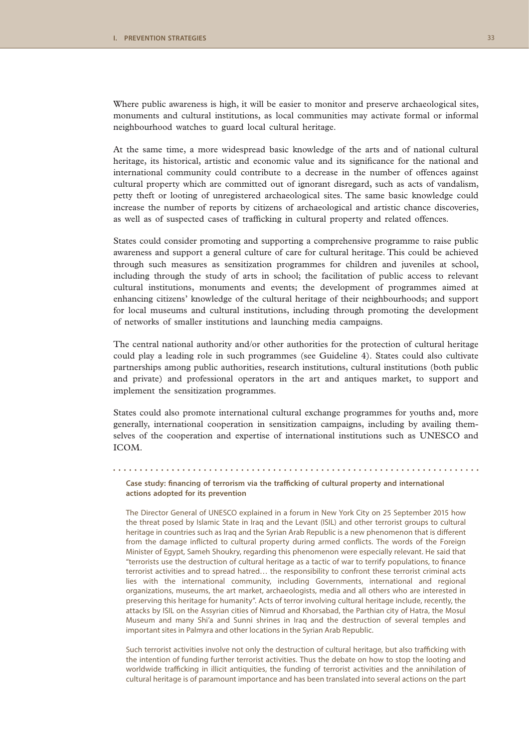Where public awareness is high, it will be easier to monitor and preserve archaeological sites, monuments and cultural institutions, as local communities may activate formal or informal neighbourhood watches to guard local cultural heritage.

At the same time, a more widespread basic knowledge of the arts and of national cultural heritage, its historical, artistic and economic value and its significance for the national and international community could contribute to a decrease in the number of offences against cultural property which are committed out of ignorant disregard, such as acts of vandalism, petty theft or looting of unregistered archaeological sites. The same basic knowledge could increase the number of reports by citizens of archaeological and artistic chance discoveries, as well as of suspected cases of trafficking in cultural property and related offences.

States could consider promoting and supporting a comprehensive programme to raise public awareness and support a general culture of care for cultural heritage. This could be achieved through such measures as sensitization programmes for children and juveniles at school, including through the study of arts in school; the facilitation of public access to relevant cultural institutions, monuments and events; the development of programmes aimed at enhancing citizens' knowledge of the cultural heritage of their neighbourhoods; and support for local museums and cultural institutions, including through promoting the development of networks of smaller institutions and launching media campaigns.

The central national authority and/or other authorities for the protection of cultural heritage could play a leading role in such programmes (see Guideline 4). States could also cultivate partnerships among public authorities, research institutions, cultural institutions (both public and private) and professional operators in the art and antiques market, to support and implement the sensitization programmes.

States could also promote international cultural exchange programmes for youths and, more generally, international cooperation in sensitization campaigns, including by availing themselves of the cooperation and expertise of international institutions such as UNESCO and ICOM.

**Case study: financing of terrorism via the trafficking of cultural property and international actions adopted for its prevention**

The Director General of UNESCO explained in a forum in New York City on 25 September 2015 how the threat posed by Islamic State in Iraq and the Levant (ISIL) and other terrorist groups to cultural heritage in countries such as Iraq and the Syrian Arab Republic is a new phenomenon that is different from the damage inflicted to cultural property during armed conflicts. The words of the Foreign Minister of Egypt, Sameh Shoukry, regarding this phenomenon were especially relevant. He said that "terrorists use the destruction of cultural heritage as a tactic of war to terrify populations, to finance terrorist activities and to spread hatred… the responsibility to confront these terrorist criminal acts lies with the international community, including Governments, international and regional organizations, museums, the art market, archaeologists, media and all others who are interested in preserving this heritage for humanity". Acts of terror involving cultural heritage include, recently, the attacks by ISIL on the Assyrian cities of Nimrud and Khorsabad, the Parthian city of Hatra, the Mosul Museum and many Shi'a and Sunni shrines in Iraq and the destruction of several temples and important sites in Palmyra and other locations in the Syrian Arab Republic.

Such terrorist activities involve not only the destruction of cultural heritage, but also trafficking with the intention of funding further terrorist activities. Thus the debate on how to stop the looting and worldwide trafficking in illicit antiquities, the funding of terrorist activities and the annihilation of cultural heritage is of paramount importance and has been translated into several actions on the part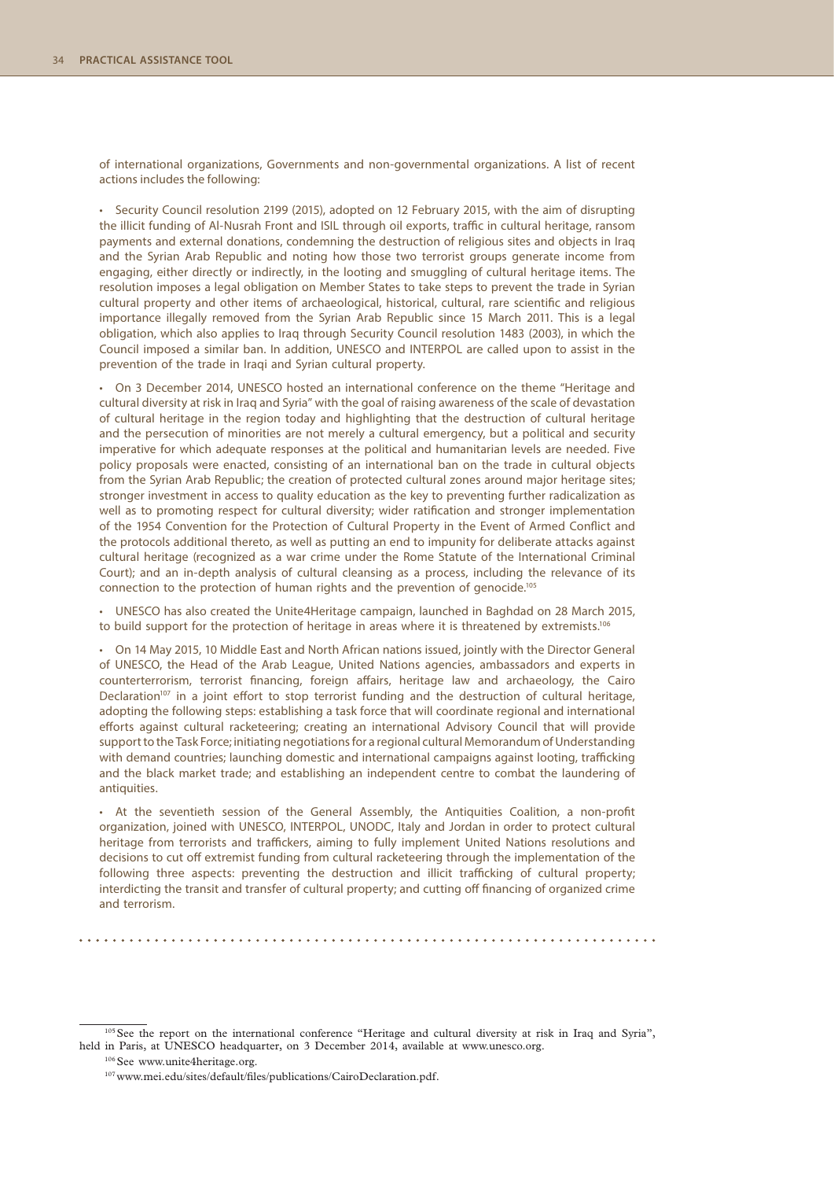of international organizations, Governments and non-governmental organizations. A list of recent actions includes the following:

- Security Council resolution 2199 (2015), adopted on 12 February 2015, with the aim of disrupting the illicit funding of Al-Nusrah Front and ISIL through oil exports, traffic in cultural heritage, ransom payments and external donations, condemning the destruction of religious sites and objects in Iraq and the Syrian Arab Republic and noting how those two terrorist groups generate income from engaging, either directly or indirectly, in the looting and smuggling of cultural heritage items. The resolution imposes a legal obligation on Member States to take steps to prevent the trade in Syrian cultural property and other items of archaeological, historical, cultural, rare scientific and religious importance illegally removed from the Syrian Arab Republic since 15 March 2011. This is a legal obligation, which also applies to Iraq through Security Council resolution 1483 (2003), in which the Council imposed a similar ban. In addition, UNESCO and INTERPOL are called upon to assist in the prevention of the trade in Iraqi and Syrian cultural property.

- On 3 December 2014, UNESCO hosted an international conference on the theme "Heritage and cultural diversity at risk in Iraq and Syria" with the goal of raising awareness of the scale of devastation of cultural heritage in the region today and highlighting that the destruction of cultural heritage and the persecution of minorities are not merely a cultural emergency, but a political and security imperative for which adequate responses at the political and humanitarian levels are needed. Five policy proposals were enacted, consisting of an international ban on the trade in cultural objects from the Syrian Arab Republic; the creation of protected cultural zones around major heritage sites; stronger investment in access to quality education as the key to preventing further radicalization as well as to promoting respect for cultural diversity; wider ratification and stronger implementation of the 1954 Convention for the Protection of Cultural Property in the Event of Armed Conflict and the protocols additional thereto, as well as putting an end to impunity for deliberate attacks against cultural heritage (recognized as a war crime under the Rome Statute of the International Criminal Court); and an in-depth analysis of cultural cleansing as a process, including the relevance of its connection to the protection of human rights and the prevention of genocide.[105]

- UNESCO has also created the Unite4Heritage campaign, launched in Baghdad on 28 March 2015, to build support for the protection of heritage in areas where it is threatened by extremists.[106]

- On 14 May 2015, 10 Middle East and North African nations issued, jointly with the Director General of UNESCO, the Head of the Arab League, United Nations agencies, ambassadors and experts in counterterrorism, terrorist financing, foreign affairs, heritage law and archaeology, the Cairo Declaration[107] in a joint effort to stop terrorist funding and the destruction of cultural heritage, adopting the following steps: establishing a task force that will coordinate regional and international efforts against cultural racketeering; creating an international Advisory Council that will provide support to the Task Force; initiating negotiations for a regional cultural Memorandum of Understanding with demand countries; launching domestic and international campaigns against looting, trafficking and the black market trade; and establishing an independent centre to combat the laundering of antiquities.

- At the seventieth session of the General Assembly, the Antiquities Coalition, a non-profit organization, joined with UNESCO, INTERPOL, UNODC, Italy and Jordan in order to protect cultural heritage from terrorists and traffickers, aiming to fully implement United Nations resolutions and decisions to cut off extremist funding from cultural racketeering through the implementation of the following three aspects: preventing the destruction and illicit trafficking of cultural property; interdicting the transit and transfer of cultural property; and cutting off financing of organized crime and terrorism.

---

[105] See the report on the international conference "Heritage and cultural diversity at risk in Iraq and Syria", held in Paris, at UNESCO headquarter, on 3 December 2014, available at www.unesco.org.

[106] See www.unite4heritage.org.

[107] www.mei.edu/sites/default/files/publications/CairoDeclaration.pdf.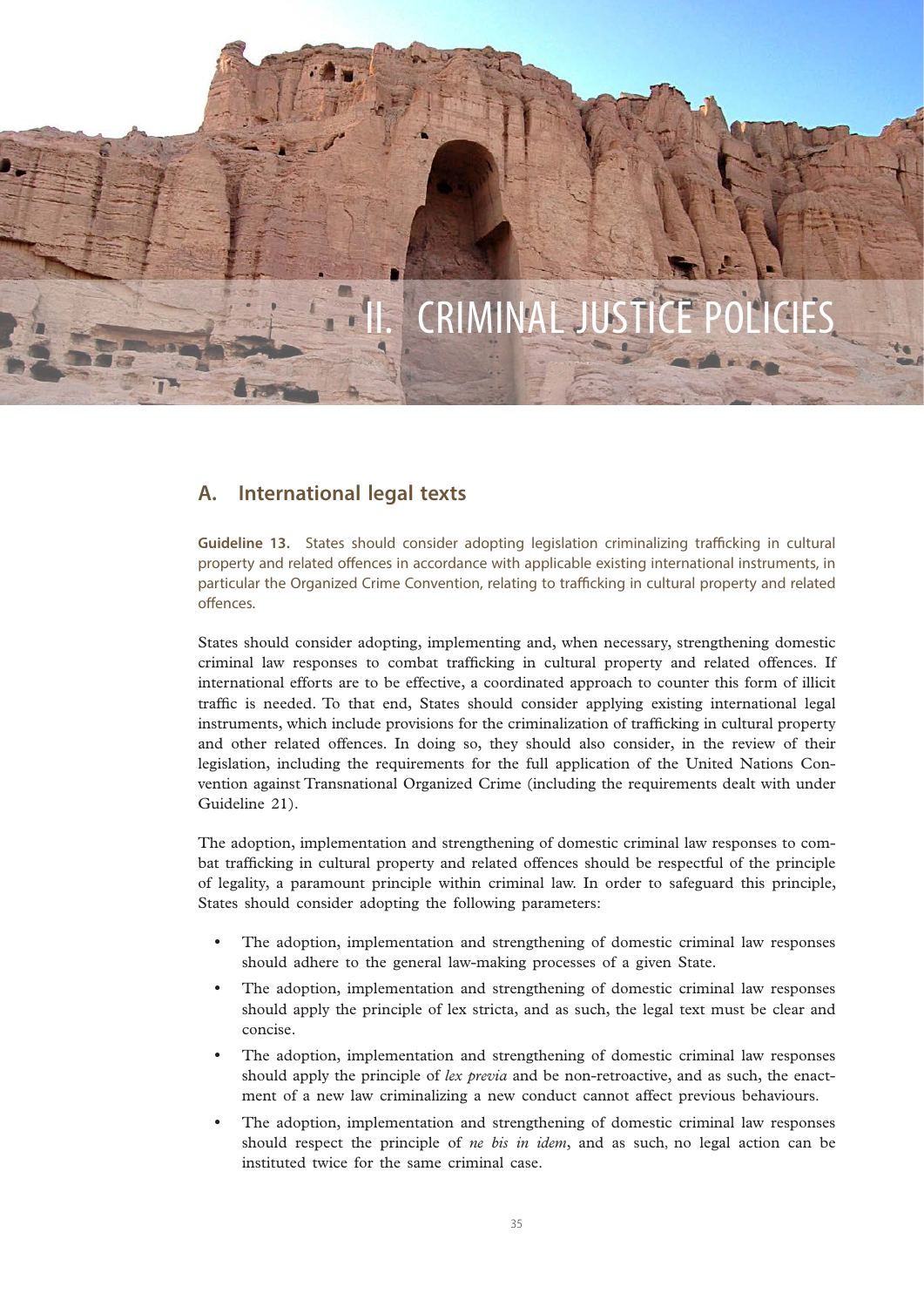# II. CRIMINAL JUSTICE POLICIES

## A. International legal texts

**Guideline 13.** States should consider adopting legislation criminalizing trafficking in cultural property and related offences in accordance with applicable existing international instruments, in particular the Organized Crime Convention, relating to trafficking in cultural property and related offences.

States should consider adopting, implementing and, when necessary, strengthening domestic criminal law responses to combat trafficking in cultural property and related offences. If international efforts are to be effective, a coordinated approach to counter this form of illicit traffic is needed. To that end, States should consider applying existing international legal instruments, which include provisions for the criminalization of trafficking in cultural property and other related offences. In doing so, they should also consider, in the review of their legislation, including the requirements for the full application of the United Nations Convention against Transnational Organized Crime (including the requirements dealt with under Guideline 21).

The adoption, implementation and strengthening of domestic criminal law responses to combat trafficking in cultural property and related offences should be respectful of the principle of legality, a paramount principle within criminal law. In order to safeguard this principle, States should consider adopting the following parameters:

- The adoption, implementation and strengthening of domestic criminal law responses should adhere to the general law-making processes of a given State.
- The adoption, implementation and strengthening of domestic criminal law responses should apply the principle of lex stricta, and as such, the legal text must be clear and concise.
- The adoption, implementation and strengthening of domestic criminal law responses should apply the principle of *lex previa* and be non-retroactive, and as such, the enactment of a new law criminalizing a new conduct cannot affect previous behaviours.
- The adoption, implementation and strengthening of domestic criminal law responses should respect the principle of *ne bis in idem*, and as such, no legal action can be instituted twice for the same criminal case.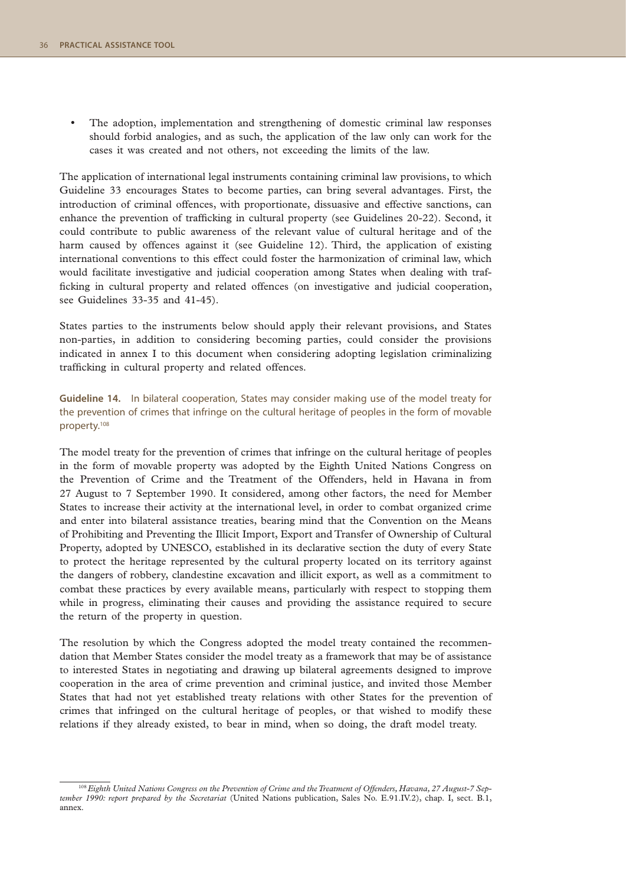- The adoption, implementation and strengthening of domestic criminal law responses should forbid analogies, and as such, the application of the law only can work for the cases it was created and not others, not exceeding the limits of the law.

The application of international legal instruments containing criminal law provisions, to which Guideline 33 encourages States to become parties, can bring several advantages. First, the introduction of criminal offences, with proportionate, dissuasive and effective sanctions, can enhance the prevention of trafficking in cultural property (see Guidelines 20-22). Second, it could contribute to public awareness of the relevant value of cultural heritage and of the harm caused by offences against it (see Guideline 12). Third, the application of existing international conventions to this effect could foster the harmonization of criminal law, which would facilitate investigative and judicial cooperation among States when dealing with trafficking in cultural property and related offences (on investigative and judicial cooperation, see Guidelines 33-35 and 41-45).

States parties to the instruments below should apply their relevant provisions, and States non-parties, in addition to considering becoming parties, could consider the provisions indicated in annex I to this document when considering adopting legislation criminalizing trafficking in cultural property and related offences.

**Guideline 14.** In bilateral cooperation, States may consider making use of the model treaty for the prevention of crimes that infringe on the cultural heritage of peoples in the form of movable property.[108]

The model treaty for the prevention of crimes that infringe on the cultural heritage of peoples in the form of movable property was adopted by the Eighth United Nations Congress on the Prevention of Crime and the Treatment of the Offenders, held in Havana, in from 27 August to 7 September 1990. It considered, among other factors, the need for Member States to increase their activity at the international level, in order to combat organized crime and enter into bilateral assistance treaties, bearing mind that the Convention on the Means of Prohibiting and Preventing the Illicit Import, Export and Transfer of Ownership of Cultural Property, adopted by UNESCO, established in its declarative section the duty of every State to protect the heritage represented by the cultural property located on its territory against the dangers of robbery, clandestine excavation and illicit export, as well as a commitment to combat these practices by every available means, particularly with respect to stopping them while in progress, eliminating their causes and providing the assistance required to secure the return of the property in question.

The resolution by which the Congress adopted the model treaty contained the recommendation that Member States consider the model treaty as a framework that may be of assistance to interested States in negotiating and drawing up bilateral agreements designed to improve cooperation in the area of crime prevention and criminal justice, and invited those Member States that had not yet established treaty relations with other States for the prevention of crimes that infringed on the cultural heritage of peoples, or that wished to modify these relations if they already existed, to bear in mind, when so doing, the draft model treaty.

[108] *Eighth United Nations Congress on the Prevention of Crime and the Treatment of Offenders, Havana, 27 August-7 September 1990: report prepared by the Secretariat* (United Nations publication, Sales No. E.91.IV.2), chap. I, sect. B.1, annex.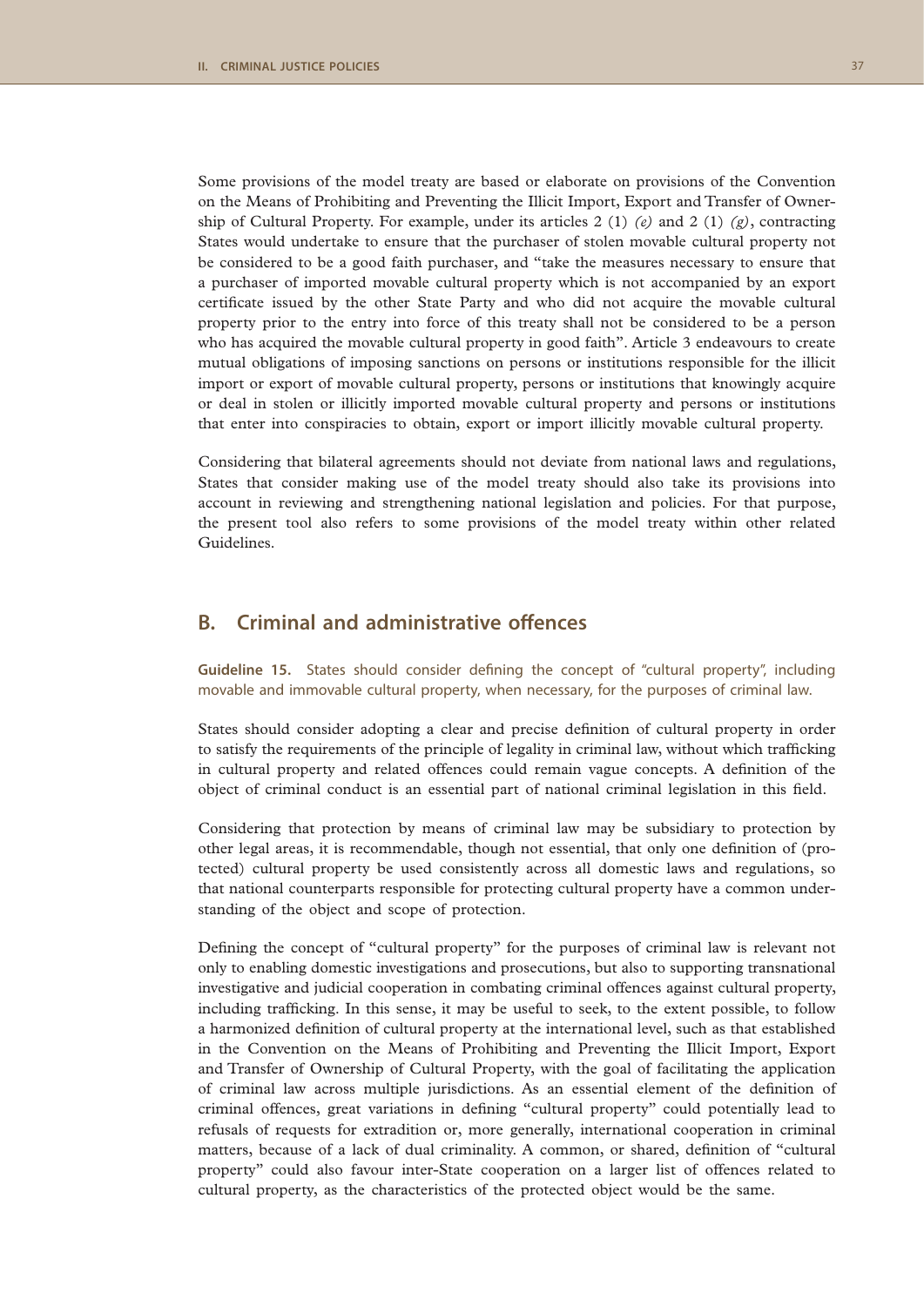Some provisions of the model treaty are based or elaborate on provisions of the Convention on the Means of Prohibiting and Preventing the Illicit Import, Export and Transfer of Ownership of Cultural Property. For example, under its articles 2 (1) *(e)* and 2 (1) *(g)*, contracting States would undertake to ensure that the purchaser of stolen movable cultural property not be considered to be a good faith purchaser, and "take the measures necessary to ensure that a purchaser of imported movable cultural property which is not accompanied by an export certificate issued by the other State Party and who did not acquire the movable cultural property prior to the entry into force of this treaty shall not be considered to be a person who has acquired the movable cultural property in good faith". Article 3 endeavours to create mutual obligations of imposing sanctions on persons or institutions responsible for the illicit import or export of movable cultural property, persons or institutions that knowingly acquire or deal in stolen or illicitly imported movable cultural property and persons or institutions that enter into conspiracies to obtain, export or import illicitly movable cultural property.

Considering that bilateral agreements should not deviate from national laws and regulations, States that consider making use of the model treaty should also take its provisions into account in reviewing and strengthening national legislation and policies. For that purpose, the present tool also refers to some provisions of the model treaty within other related Guidelines.

## B. Criminal and administrative offences

**Guideline 15.** States should consider defining the concept of "cultural property", including movable and immovable cultural property, when necessary, for the purposes of criminal law.

States should consider adopting a clear and precise definition of cultural property in order to satisfy the requirements of the principle of legality in criminal law, without which trafficking in cultural property and related offences could remain vague concepts. A definition of the object of criminal conduct is an essential part of national criminal legislation in this field.

Considering that protection by means of criminal law may be subsidiary to protection by other legal areas, it is recommendable, though not essential, that only one definition of (protected) cultural property be used consistently across all domestic laws and regulations, so that national counterparts responsible for protecting cultural property have a common understanding of the object and scope of protection.

Defining the concept of "cultural property" for the purposes of criminal law is relevant not only to enabling domestic investigations and prosecutions, but also to supporting transnational investigative and judicial cooperation in combating criminal offences against cultural property, including trafficking. In this sense, it may be useful to seek, to the extent possible, to follow a harmonized definition of cultural property at the international level, such as that established in the Convention on the Means of Prohibiting and Preventing the Illicit Import, Export and Transfer of Ownership of Cultural Property, with the goal of facilitating the application of criminal law across multiple jurisdictions. As an essential element of the definition of criminal offences, great variations in defining "cultural property" could potentially lead to refusals of requests for extradition or, more generally, international cooperation in criminal matters, because of a lack of dual criminality. A common, or shared, definition of "cultural property" could also favour inter-State cooperation on a larger list of offences related to cultural property, as the characteristics of the protected object would be the same.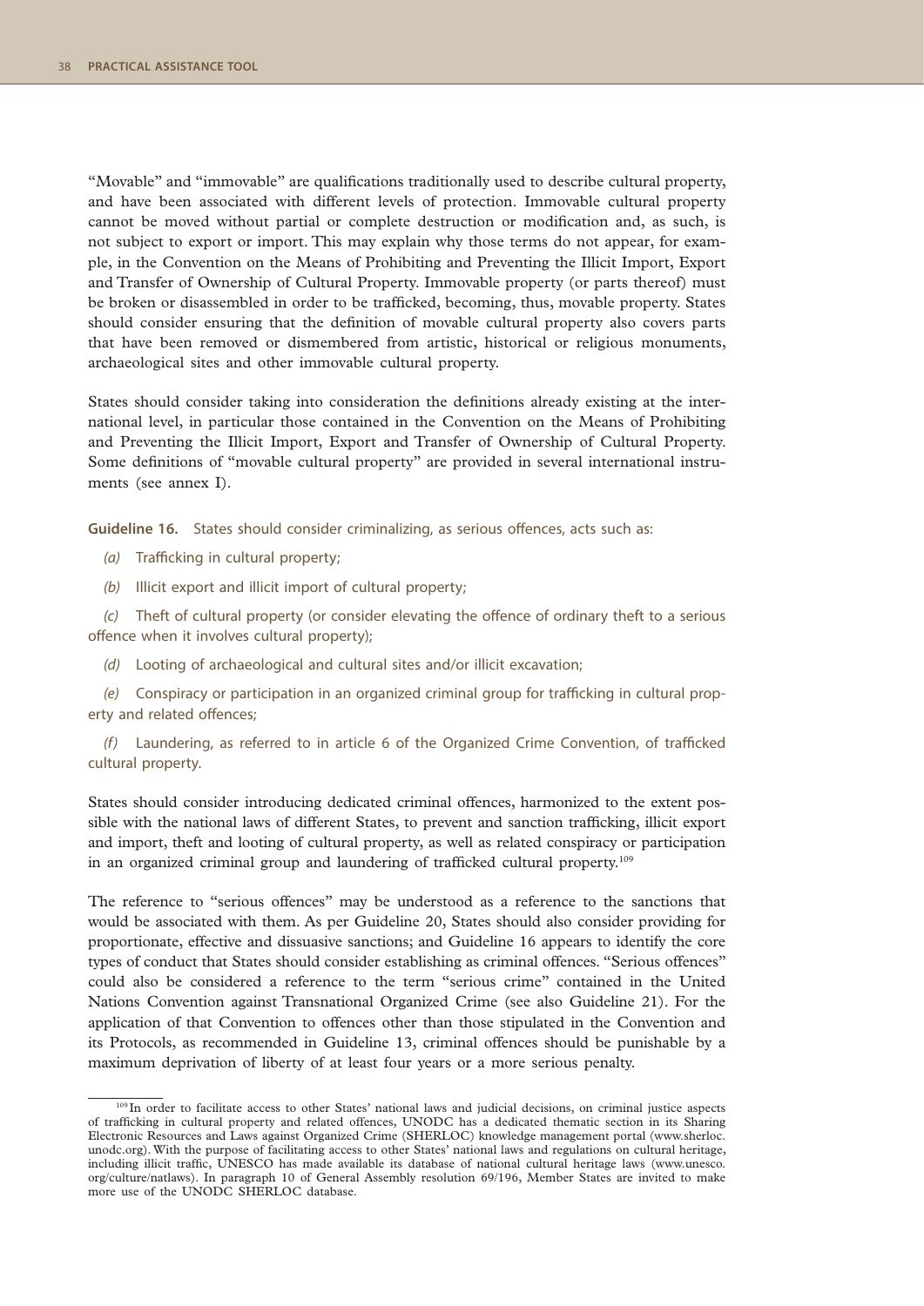"Movable" and "immovable" are qualifications traditionally used to describe cultural property, and have been associated with different levels of protection. Immovable cultural property cannot be moved without partial or complete destruction or modification and, as such, is not subject to export or import. This may explain why those terms do not appear, for example, in the Convention on the Means of Prohibiting and Preventing the Illicit Import, Export and Transfer of Ownership of Cultural Property. Immovable property (or parts thereof) must be broken or disassembled in order to be trafficked, becoming, thus, movable property. States should consider ensuring that the definition of movable cultural property also covers parts that have been removed or dismembered from artistic, historical or religious monuments, archaeological sites and other immovable cultural property.

States should consider taking into consideration the definitions already existing at the international level, in particular those contained in the Convention on the Means of Prohibiting and Preventing the Illicit Import, Export and Transfer of Ownership of Cultural Property. Some definitions of "movable cultural property" are provided in several international instruments (see annex I).

**Guideline 16.** States should consider criminalizing, as serious offences, acts such as:

*(a)* Trafficking in cultural property;

*(b)* Illicit export and illicit import of cultural property;

*(c)* Theft of cultural property (or consider elevating the offence of ordinary theft to a serious offence when it involves cultural property);

*(d)* Looting of archaeological and cultural sites and/or illicit excavation;

*(e)* Conspiracy or participation in an organized criminal group for trafficking in cultural property and related offences;

*(f)* Laundering, as referred to in article 6 of the Organized Crime Convention, of trafficked cultural property.

States should consider introducing dedicated criminal offences, harmonized to the extent possible with the national laws of different States, to prevent and sanction trafficking, illicit export and import, theft and looting of cultural property, as well as related conspiracy or participation in an organized criminal group and laundering of trafficked cultural property.[109]

The reference to "serious offences" may be understood as a reference to the sanctions that would be associated with them. As per Guideline 20, States should also consider providing for proportionate, effective and dissuasive sanctions; and Guideline 16 appears to identify the core types of conduct that States should consider establishing as criminal offences. "Serious offences" could also be considered a reference to the term "serious crime" contained in the United Nations Convention against Transnational Organized Crime (see also Guideline 21). For the application of that Convention to offences other than those stipulated in the Convention and its Protocols, as recommended in Guideline 13, criminal offences should be punishable by a maximum deprivation of liberty of at least four years or a more serious penalty.

---

[109] In order to facilitate access to other States' national laws and judicial decisions, on criminal justice aspects of trafficking in cultural property and related offences, UNODC has a dedicated thematic section in its Sharing Electronic Resources and Laws against Organized Crime (SHERLOC) knowledge management portal (www.sherloc.unodc.org). With the purpose of facilitating access to other States' national laws and regulations on cultural heritage, including illicit traffic, UNESCO has made available its database of national cultural heritage laws (www.unesco.org/culture/natlaws). In paragraph 10 of General Assembly resolution 69/196, Member States are invited to make more use of the UNODC SHERLOC database.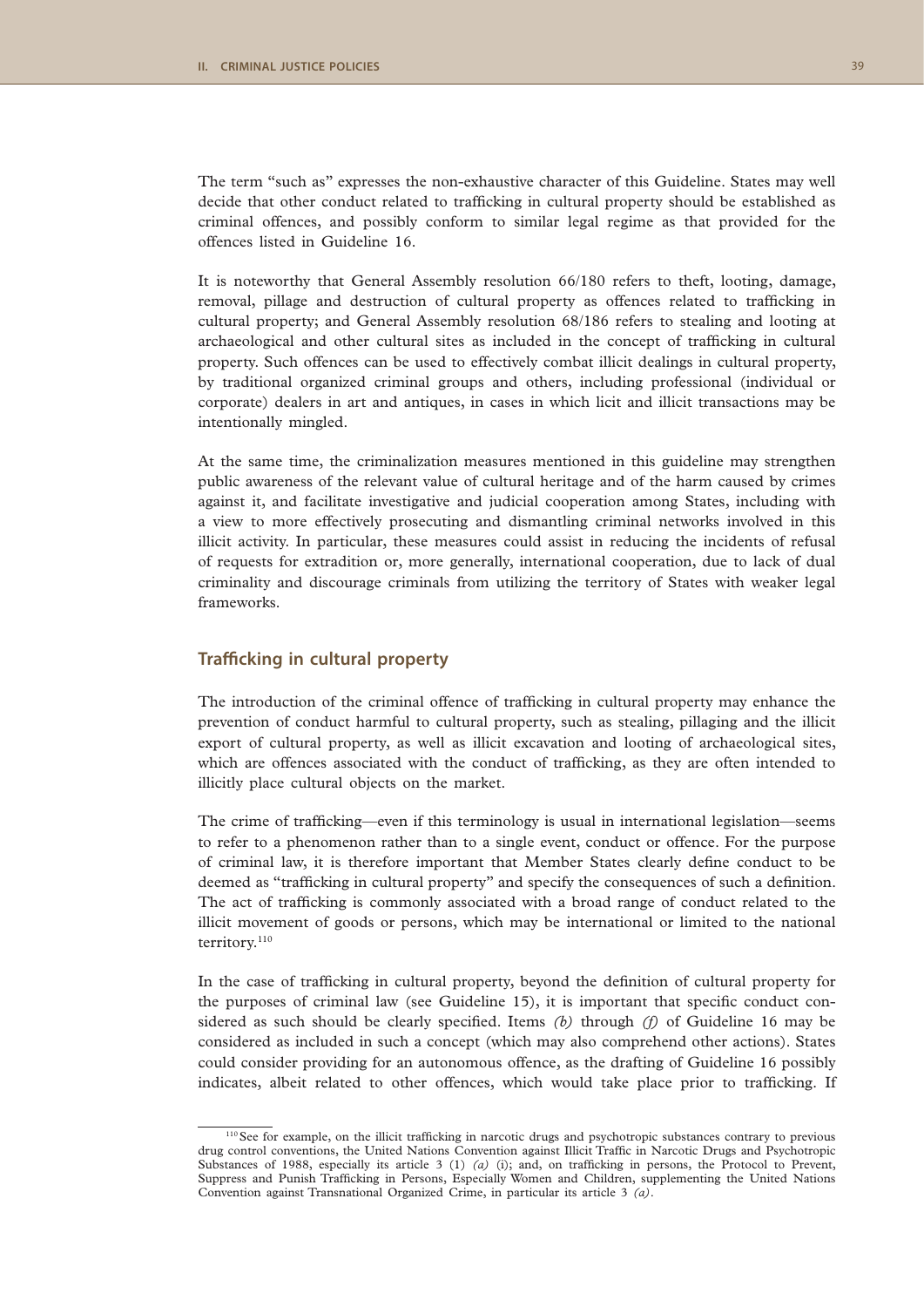The term "such as" expresses the non-exhaustive character of this Guideline. States may well decide that other conduct related to trafficking in cultural property should be established as criminal offences, and possibly conform to similar legal regime as that provided for the offences listed in Guideline 16.

It is noteworthy that General Assembly resolution 66/180 refers to theft, looting, damage, removal, pillage and destruction of cultural property as offences related to trafficking in cultural property; and General Assembly resolution 68/186 refers to stealing and looting at archaeological and other cultural sites as included in the concept of trafficking in cultural property. Such offences can be used to effectively combat illicit dealings in cultural property, by traditional organized criminal groups and others, including professional (individual or corporate) dealers in art and antiques, in cases in which licit and illicit transactions may be intentionally mingled.

At the same time, the criminalization measures mentioned in this guideline may strengthen public awareness of the relevant value of cultural heritage and of the harm caused by crimes against it, and facilitate investigative and judicial cooperation among States, including with a view to more effectively prosecuting and dismantling criminal networks involved in this illicit activity. In particular, these measures could assist in reducing the incidents of refusal of requests for extradition or, more generally, international cooperation, due to lack of dual criminality and discourage criminals from utilizing the territory of States with weaker legal frameworks.

### Trafficking in cultural property

The introduction of the criminal offence of trafficking in cultural property may enhance the prevention of conduct harmful to cultural property, such as stealing, pillaging and the illicit export of cultural property, as well as illicit excavation and looting of archaeological sites, which are offences associated with the conduct of trafficking, as they are often intended to illicitly place cultural objects on the market.

The crime of trafficking—even if this terminology is usual in international legislation—seems to refer to a phenomenon rather than to a single event, conduct or offence. For the purpose of criminal law, it is therefore important that Member States clearly define conduct to be deemed as "trafficking in cultural property" and specify the consequences of such a definition. The act of trafficking is commonly associated with a broad range of conduct related to the illicit movement of goods or persons, which may be international or limited to the national territory.[110]

In the case of trafficking in cultural property, beyond the definition of cultural property for the purposes of criminal law (see Guideline 15), it is important that specific conduct considered as such should be clearly specified. Items *(b)* through *(f)* of Guideline 16 may be considered as included in such a concept (which may also comprehend other actions). States could consider providing for an autonomous offence, as the drafting of Guideline 16 possibly indicates, albeit related to other offences, which would take place prior to trafficking. If

[110] See for example, on the illicit trafficking in narcotic drugs and psychotropic substances contrary to previous drug control conventions, the United Nations Convention against Illicit Traffic in Narcotic Drugs and Psychotropic Substances of 1988, especially its article 3 (1) *(a)* (i); and, on trafficking in persons, the Protocol to Prevent, Suppress and Punish Trafficking in Persons, Especially Women and Children, supplementing the United Nations Convention against Transnational Organized Crime, in particular its article 3 *(a)*.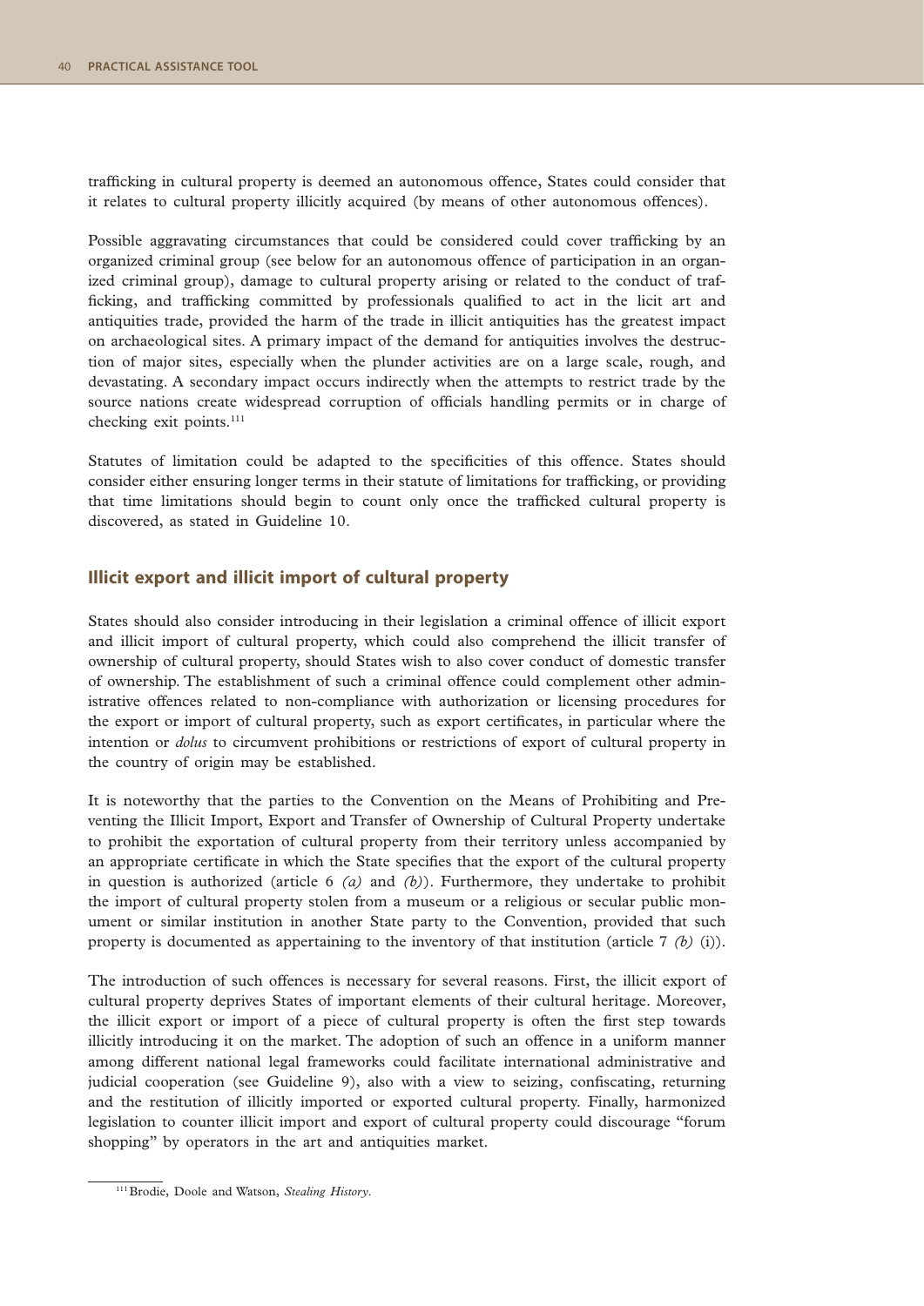trafficking in cultural property is deemed an autonomous offence, States could consider that it relates to cultural property illicitly acquired (by means of other autonomous offences).

Possible aggravating circumstances that could be considered could cover trafficking by an organized criminal group (see below for an autonomous offence of participation in an organized criminal group), damage to cultural property arising or related to the conduct of trafficking, and trafficking committed by professionals qualified to act in the licit art and antiquities trade, provided the harm of the trade in illicit antiquities has the greatest impact on archaeological sites. A primary impact of the demand for antiquities involves the destruction of major sites, especially when the plunder activities are on a large scale, rough, and devastating. A secondary impact occurs indirectly when the attempts to restrict trade by the source nations create widespread corruption of officials handling permits or in charge of checking exit points.[111]

Statutes of limitation could be adapted to the specificities of this offence. States should consider either ensuring longer terms in their statute of limitations for trafficking, or providing that time limitations should begin to count only once the trafficked cultural property is discovered, as stated in Guideline 10.

## Illicit export and illicit import of cultural property

States should also consider introducing in their legislation a criminal offence of illicit export and illicit import of cultural property, which could also comprehend the illicit transfer of ownership of cultural property, should States wish to also cover conduct of domestic transfer of ownership. The establishment of such a criminal offence could complement other administrative offences related to non-compliance with authorization or licensing procedures for the export or import of cultural property, such as export certificates, in particular where the intention or *dolus* to circumvent prohibitions or restrictions of export of cultural property in the country of origin may be established.

It is noteworthy that the parties to the Convention on the Means of Prohibiting and Preventing the Illicit Import, Export and Transfer of Ownership of Cultural Property undertake to prohibit the exportation of cultural property from their territory unless accompanied by an appropriate certificate in which the State specifies that the export of the cultural property in question is authorized (article 6 *(a)* and *(b)*). Furthermore, they undertake to prohibit the import of cultural property stolen from a museum or a religious or secular public monument or similar institution in another State party to the Convention, provided that such property is documented as appertaining to the inventory of that institution (article 7 *(b)* (i)).

The introduction of such offences is necessary for several reasons. First, the illicit export of cultural property deprives States of important elements of their cultural heritage. Moreover, the illicit export or import of a piece of cultural property is often the first step towards illicitly introducing it on the market. The adoption of such an offence in a uniform manner among different national legal frameworks could facilitate international administrative and judicial cooperation (see Guideline 9), also with a view to seizing, confiscating, returning and the restitution of illicitly imported or exported cultural property. Finally, harmonized legislation to counter illicit import and export of cultural property could discourage "forum shopping" by operators in the art and antiquities market.

---

[111] Brodie, Doole and Watson, *Stealing History*.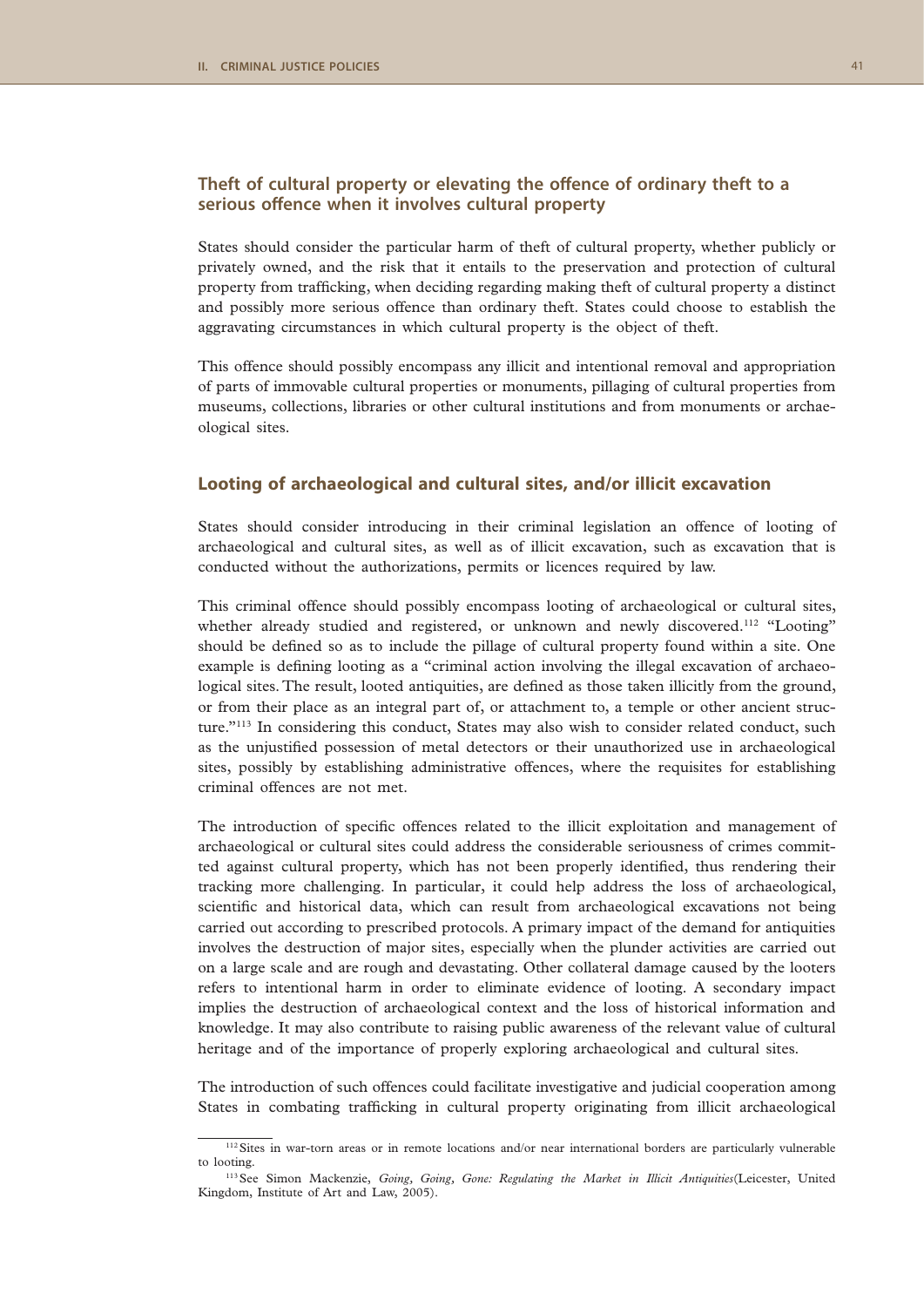## Theft of cultural property or elevating the offence of ordinary theft to a serious offence when it involves cultural property

States should consider the particular harm of theft of cultural property, whether publicly or privately owned, and the risk that it entails to the preservation and protection of cultural property from trafficking, when deciding regarding making theft of cultural property a distinct and possibly more serious offence than ordinary theft. States could choose to establish the aggravating circumstances in which cultural property is the object of theft.

This offence should possibly encompass any illicit and intentional removal and appropriation of parts of immovable cultural properties or monuments, pillaging of cultural properties from museums, collections, libraries or other cultural institutions and from monuments or archaeological sites.

## Looting of archaeological and cultural sites, and/or illicit excavation

States should consider introducing in their criminal legislation an offence of looting of archaeological and cultural sites, as well as of illicit excavation, such as excavation that is conducted without the authorizations, permits or licences required by law.

This criminal offence should possibly encompass looting of archaeological or cultural sites, whether already studied and registered, or unknown and newly discovered.[112] "Looting" should be defined so as to include the pillage of cultural property found within a site. One example is defining looting as a "criminal action involving the illegal excavation of archaeological sites. The result, looted antiquities, are defined as those taken illicitly from the ground, or from their place as an integral part of, or attachment to, a temple or other ancient structure."[113] In considering this conduct, States may also wish to consider related conduct, such as the unjustified possession of metal detectors or their unauthorized use in archaeological sites, possibly by establishing administrative offences, where the requisites for establishing criminal offences are not met.

The introduction of specific offences related to the illicit exploitation and management of archaeological or cultural sites could address the considerable seriousness of crimes committed against cultural property, which has not been properly identified, thus rendering their tracking more challenging. In particular, it could help address the loss of archaeological, scientific and historical data, which can result from archaeological excavations not being carried out according to prescribed protocols. A primary impact of the demand for antiquities involves the destruction of major sites, especially when the plunder activities are carried out on a large scale and are rough and devastating. Other collateral damage caused by the looters refers to intentional harm in order to eliminate evidence of looting. A secondary impact implies the destruction of archaeological context and the loss of historical information and knowledge. It may also contribute to raising public awareness of the relevant value of cultural heritage and of the importance of properly exploring archaeological and cultural sites.

The introduction of such offences could facilitate investigative and judicial cooperation among States in combating trafficking in cultural property originating from illicit archaeological

[112] Sites in war-torn areas or in remote locations and/or near international borders are particularly vulnerable to looting.

[113] See Simon Mackenzie, *Going, Going, Gone: Regulating the Market in Illicit Antiquities*(Leicester, United Kingdom, Institute of Art and Law, 2005).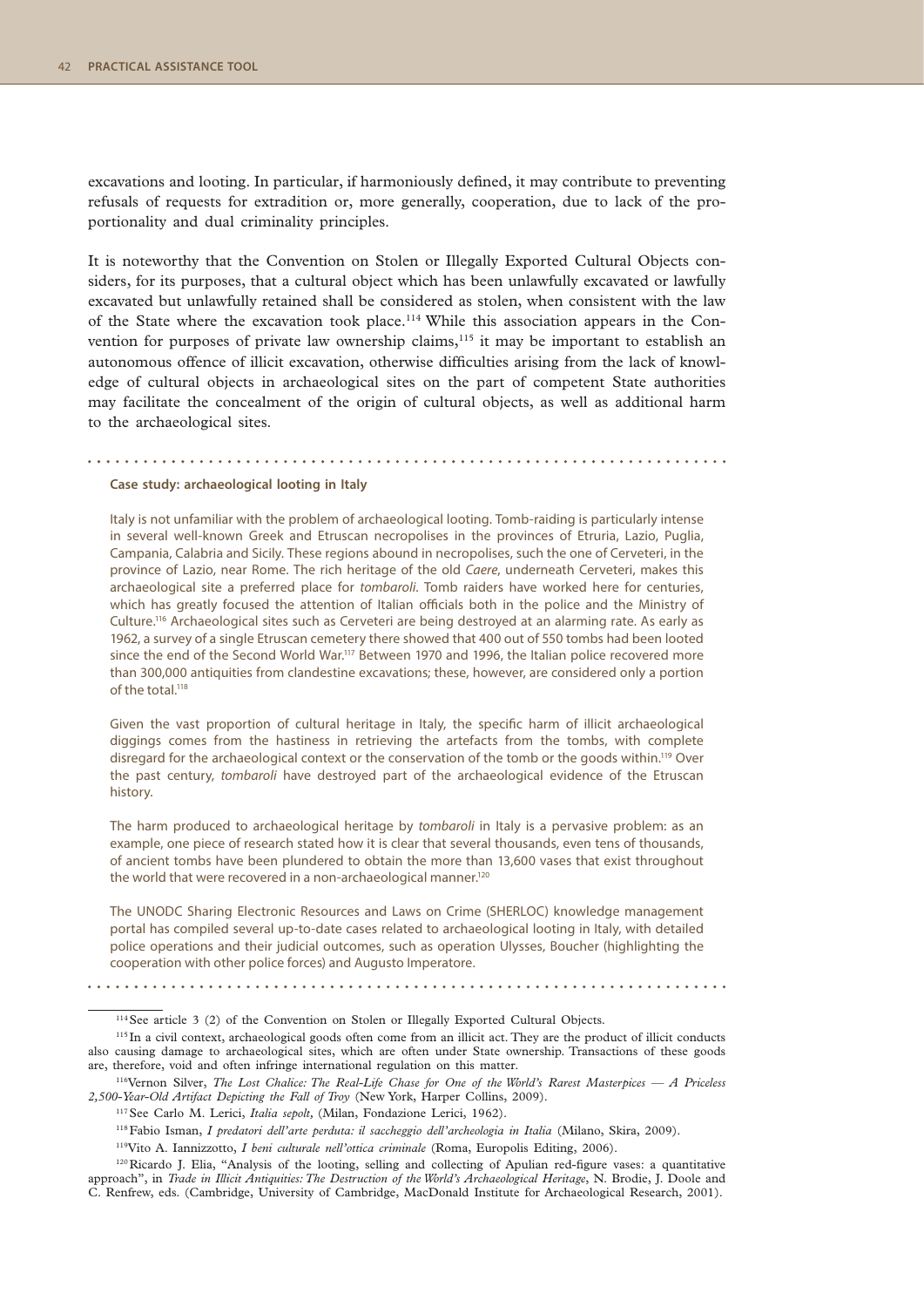excavations and looting. In particular, if harmoniously defined, it may contribute to preventing refusals of requests for extradition or, more generally, cooperation, due to lack of the proportionality and dual criminality principles.

It is noteworthy that the Convention on Stolen or Illegally Exported Cultural Objects considers, for its purposes, that a cultural object which has been unlawfully excavated or lawfully excavated but unlawfully retained shall be considered as stolen, when consistent with the law of the State where the excavation took place.[114] While this association appears in the Convention for purposes of private law ownership claims,[115] it may be important to establish an autonomous offence of illicit excavation, otherwise difficulties arising from the lack of knowledge of cultural objects in archaeological sites on the part of competent State authorities may facilitate the concealment of the origin of cultural objects, as well as additional harm to the archaeological sites.

**Case study: archaeological looting in Italy**

Italy is not unfamiliar with the problem of archaeological looting. Tomb-raiding is particularly intense in several well-known Greek and Etruscan necropolises in the provinces of Etruria, Lazio, Puglia, Campania, Calabria and Sicily. These regions abound in necropolises, such the one of Cerveteri, in the province of Lazio, near Rome. The rich heritage of the old *Caere*, underneath Cerveteri, makes this archaeological site a preferred place for *tombaroli*. Tomb raiders have worked here for centuries, which has greatly focused the attention of Italian officials both in the police and the Ministry of Culture.[116] Archaeological sites such as Cerveteri are being destroyed at an alarming rate. As early as 1962, a survey of a single Etruscan cemetery there showed that 400 out of 550 tombs had been looted since the end of the Second World War.[117] Between 1970 and 1996, the Italian police recovered more than 300,000 antiquities from clandestine excavations; these, however, are considered only a portion of the total.[118]

Given the vast proportion of cultural heritage in Italy, the specific harm of illicit archaeological diggings comes from the hastiness in retrieving the artefacts from the tombs, with complete disregard for the archaeological context or the conservation of the tomb or the goods within.[119] Over the past century, *tombaroli* have destroyed part of the archaeological evidence of the Etruscan history.

The harm produced to archaeological heritage by *tombaroli* in Italy is a pervasive problem: as an example, one piece of research stated how it is clear that several thousands, even tens of thousands, of ancient tombs have been plundered to obtain the more than 13,600 vases that exist throughout the world that were recovered in a non-archaeological manner.[120]

The UNODC Sharing Electronic Resources and Laws on Crime (SHERLOC) knowledge management portal has compiled several up-to-date cases related to archaeological looting in Italy, with detailed police operations and their judicial outcomes, such as operation Ulysses, Boucher (highlighting the cooperation with other police forces) and Augusto Imperatore.

---

[114] See article 3 (2) of the Convention on Stolen or Illegally Exported Cultural Objects.

[115] In a civil context, archaeological goods often come from an illicit act. They are the product of illicit conducts also causing damage to archaeological sites, which are often under State ownership. Transactions of these goods are, therefore, void and often infringe international regulation on this matter.

[116] Vernon Silver, *The Lost Chalice: The Real-Life Chase for One of the World's Rarest Masterpieces — A Priceless 2,500-Year-Old Artifact Depicting the Fall of Troy* (New York, Harper Collins, 2009).

[117] See Carlo M. Lerici, *Italia sepolt,* (Milan, Fondazione Lerici, 1962).

[118] Fabio Isman, *I predatori dell'arte perduta: il saccheggio dell'archeologia in Italia* (Milano, Skira, 2009).

[119] Vito A. Iannizzotto, *I beni culturale nell'ottica criminale* (Roma, Europolis Editing, 2006).

[120] Ricardo J. Elia, "Analysis of the looting, selling and collecting of Apulian red-figure vases: a quantitative approach", in *Trade in Illicit Antiquities: The Destruction of the World's Archaeological Heritage*, N. Brodie, J. Doole and C. Renfrew, eds. (Cambridge, University of Cambridge, MacDonald Institute for Archaeological Research, 2001).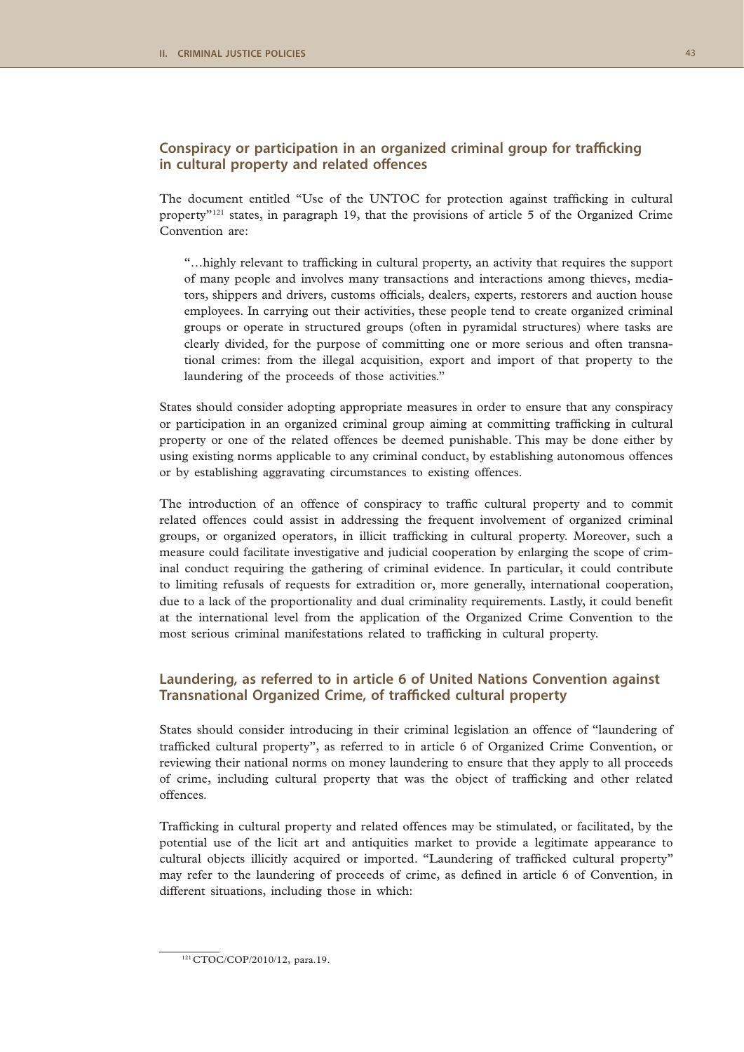### Conspiracy or participation in an organized criminal group for trafficking in cultural property and related offences

The document entitled "Use of the UNTOC for protection against trafficking in cultural property"[121] states, in paragraph 19, that the provisions of article 5 of the Organized Crime Convention are:

> "…highly relevant to trafficking in cultural property, an activity that requires the support of many people and involves many transactions and interactions among thieves, mediators, shippers and drivers, customs officials, dealers, experts, restorers and auction house employees. In carrying out their activities, these people tend to create organized criminal groups or operate in structured groups (often in pyramidal structures) where tasks are clearly divided, for the purpose of committing one or more serious and often transnational crimes: from the illegal acquisition, export and import of that property to the laundering of the proceeds of those activities."

States should consider adopting appropriate measures in order to ensure that any conspiracy or participation in an organized criminal group aiming at committing trafficking in cultural property or one of the related offences be deemed punishable. This may be done either by using existing norms applicable to any criminal conduct, by establishing autonomous offences or by establishing aggravating circumstances to existing offences.

The introduction of an offence of conspiracy to traffic cultural property and to commit related offences could assist in addressing the frequent involvement of organized criminal groups, or organized operators, in illicit trafficking in cultural property. Moreover, such a measure could facilitate investigative and judicial cooperation by enlarging the scope of criminal conduct requiring the gathering of criminal evidence. In particular, it could contribute to limiting refusals of requests for extradition or, more generally, international cooperation, due to a lack of the proportionality and dual criminality requirements. Lastly, it could benefit at the international level from the application of the Organized Crime Convention to the most serious criminal manifestations related to trafficking in cultural property.

### Laundering, as referred to in article 6 of United Nations Convention against Transnational Organized Crime, of trafficked cultural property

States should consider introducing in their criminal legislation an offence of "laundering of trafficked cultural property", as referred to in article 6 of Organized Crime Convention, or reviewing their national norms on money laundering to ensure that they apply to all proceeds of crime, including cultural property that was the object of trafficking and other related offences.

Trafficking in cultural property and related offences may be stimulated, or facilitated, by the potential use of the licit art and antiquities market to provide a legitimate appearance to cultural objects illicitly acquired or imported. "Laundering of trafficked cultural property" may refer to the laundering of proceeds of crime, as defined in article 6 of Convention, in different situations, including those in which:

---

[121] CTOC/COP/2010/12, para.19.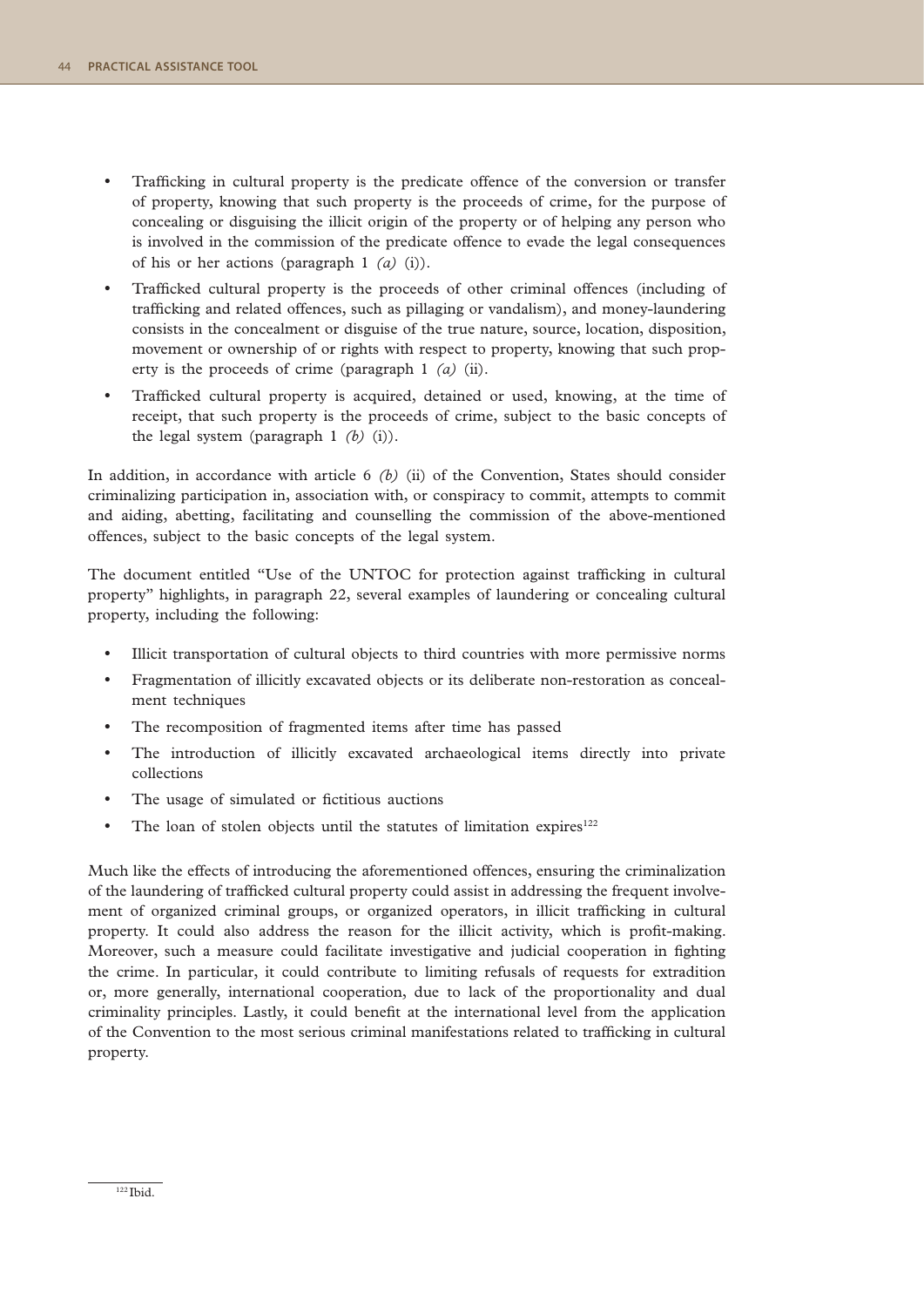- Trafficking in cultural property is the predicate offence of the conversion or transfer of property, knowing that such property is the proceeds of crime, for the purpose of concealing or disguising the illicit origin of the property or of helping any person who is involved in the commission of the predicate offence to evade the legal consequences of his or her actions (paragraph 1 *(a)* (i)).
- Trafficked cultural property is the proceeds of other criminal offences (including of trafficking and related offences, such as pillaging or vandalism), and money-laundering consists in the concealment or disguise of the true nature, source, location, disposition, movement or ownership of or rights with respect to property, knowing that such property is the proceeds of crime (paragraph 1 *(a)* (ii).
- Trafficked cultural property is acquired, detained or used, knowing, at the time of receipt, that such property is the proceeds of crime, subject to the basic concepts of the legal system (paragraph 1 *(b)* (i)).

In addition, in accordance with article 6 *(b)* (ii) of the Convention, States should consider criminalizing participation in, association with, or conspiracy to commit, attempts to commit and aiding, abetting, facilitating and counselling the commission of the above-mentioned offences, subject to the basic concepts of the legal system.

The document entitled "Use of the UNTOC for protection against trafficking in cultural property" highlights, in paragraph 22, several examples of laundering or concealing cultural property, including the following:

- Illicit transportation of cultural objects to third countries with more permissive norms
- Fragmentation of illicitly excavated objects or its deliberate non-restoration as concealment techniques
- The recomposition of fragmented items after time has passed
- The introduction of illicitly excavated archaeological items directly into private collections
- The usage of simulated or fictitious auctions
- The loan of stolen objects until the statutes of limitation expires[122]

Much like the effects of introducing the aforementioned offences, ensuring the criminalization of the laundering of trafficked cultural property could assist in addressing the frequent involvement of organized criminal groups, or organized operators, in illicit trafficking in cultural property. It could also address the reason for the illicit activity, which is profit-making. Moreover, such a measure could facilitate investigative and judicial cooperation in fighting the crime. In particular, it could contribute to limiting refusals of requests for extradition or, more generally, international cooperation, due to lack of the proportionality and dual criminality principles. Lastly, it could benefit at the international level from the application of the Convention to the most serious criminal manifestations related to trafficking in cultural property.

[122] Ibid.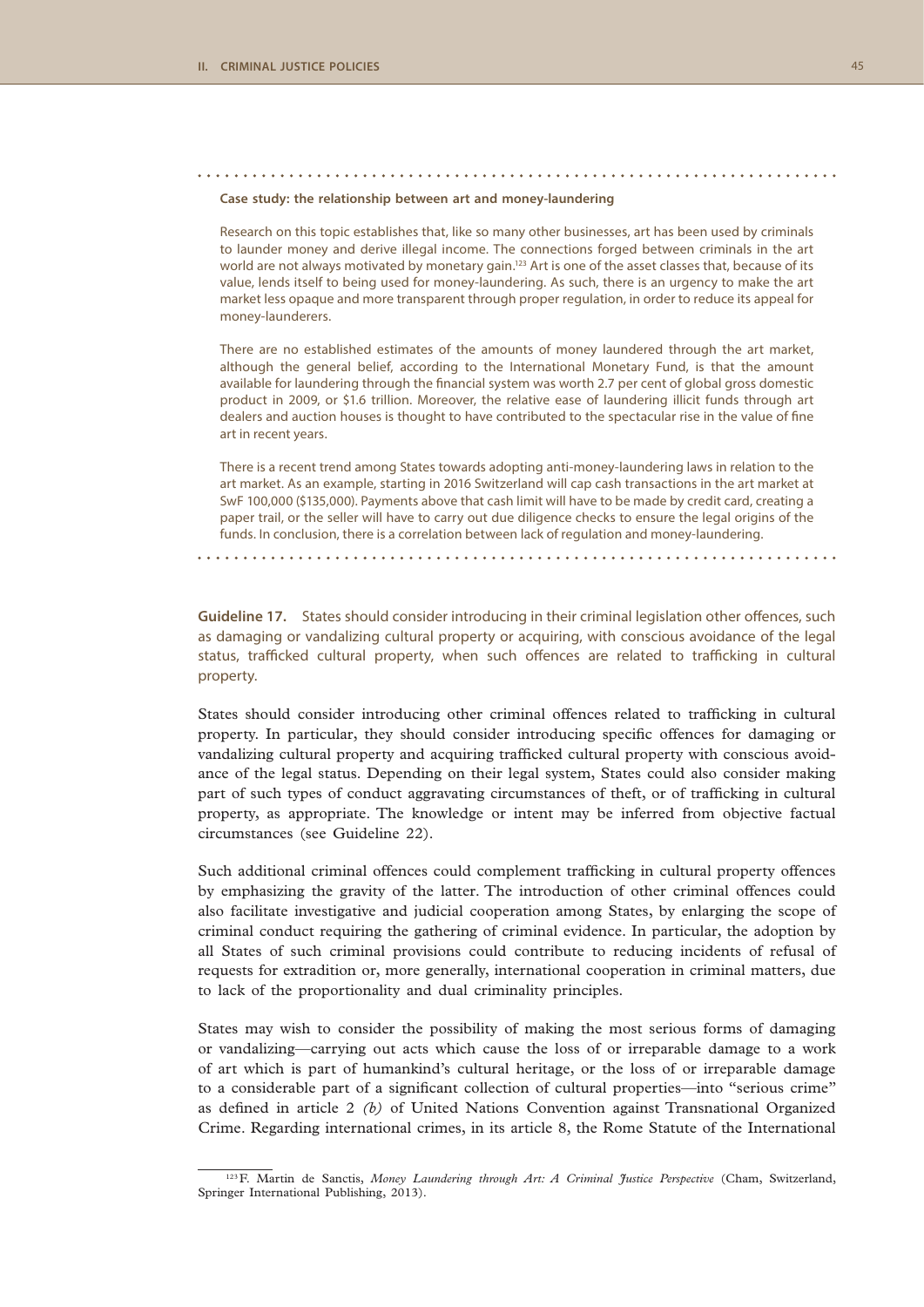**Case study: the relationship between art and money-laundering**

Research on this topic establishes that, like so many other businesses, art has been used by criminals to launder money and derive illegal income. The connections forged between criminals in the art world are not always motivated by monetary gain.[123] Art is one of the asset classes that, because of its value, lends itself to being used for money-laundering. As such, there is an urgency to make the art market less opaque and more transparent through proper regulation, in order to reduce its appeal for money-launderers.

There are no established estimates of the amounts of money laundered through the art market, although the general belief, according to the International Monetary Fund, is that the amount available for laundering through the financial system was worth 2.7 per cent of global gross domestic product in 2009, or $1.6 trillion. Moreover, the relative ease of laundering illicit funds through art dealers and auction houses is thought to have contributed to the spectacular rise in the value of fine art in recent years.

There is a recent trend among States towards adopting anti-money-laundering laws in relation to the art market. As an example, starting in 2016 Switzerland will cap cash transactions in the art market at SwF 100,000 ($135,000). Payments above that cash limit will have to be made by credit card, creating a paper trail, or the seller will have to carry out due diligence checks to ensure the legal origins of the funds. In conclusion, there is a correlation between lack of regulation and money-laundering.

**Guideline 17.** States should consider introducing in their criminal legislation other offences, such as damaging or vandalizing cultural property or acquiring, with conscious avoidance of the legal status, trafficked cultural property, when such offences are related to trafficking in cultural property.

States should consider introducing other criminal offences related to trafficking in cultural property. In particular, they should consider introducing specific offences for damaging or vandalizing cultural property and acquiring trafficked cultural property with conscious avoidance of the legal status. Depending on their legal system, States could also consider making part of such types of conduct aggravating circumstances of theft, or of trafficking in cultural property, as appropriate. The knowledge or intent may be inferred from objective factual circumstances (see Guideline 22).

Such additional criminal offences could complement trafficking in cultural property offences by emphasizing the gravity of the latter. The introduction of other criminal offences could also facilitate investigative and judicial cooperation among States, by enlarging the scope of criminal conduct requiring the gathering of criminal evidence. In particular, the adoption by all States of such criminal provisions could contribute to reducing incidents of refusal of requests for extradition or, more generally, international cooperation in criminal matters, due to lack of the proportionality and dual criminality principles.

States may wish to consider the possibility of making the most serious forms of damaging or vandalizing—carrying out acts which cause the loss of or irreparable damage to a work of art which is part of humankind's cultural heritage, or the loss of or irreparable damage to a considerable part of a significant collection of cultural properties—into "serious crime" as defined in article 2 *(b)* of United Nations Convention against Transnational Organized Crime. Regarding international crimes, in its article 8, the Rome Statute of the International

[123] F. Martin de Sanctis, *Money Laundering through Art: A Criminal Justice Perspective* (Cham, Switzerland, Springer International Publishing, 2013).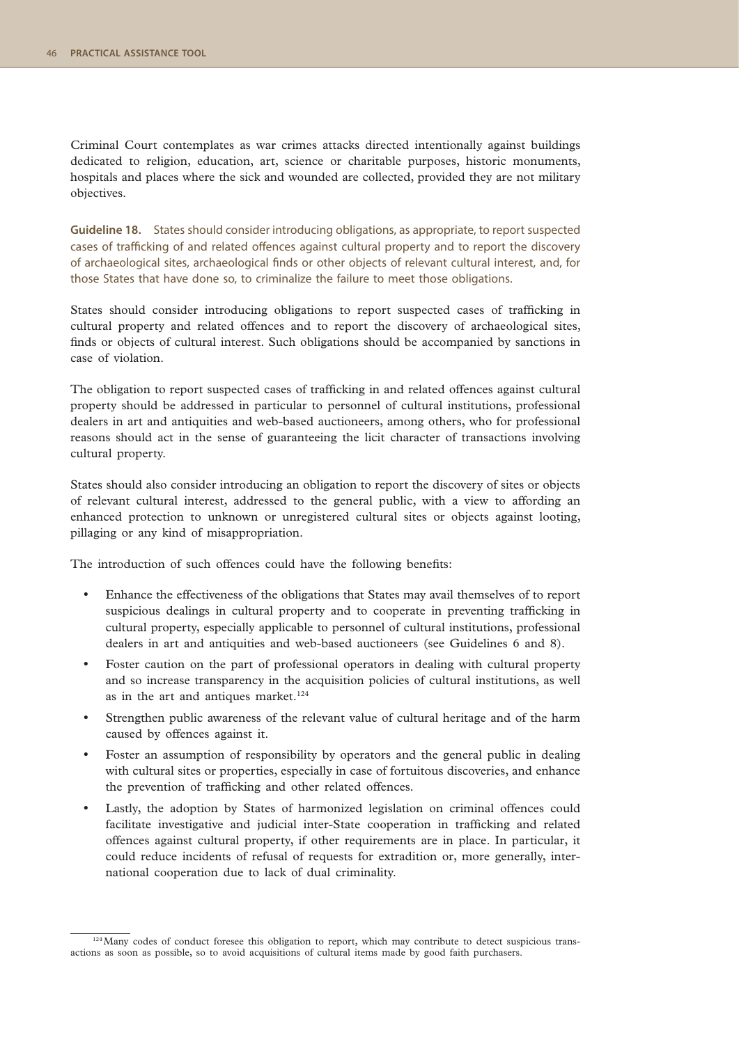Criminal Court contemplates as war crimes attacks directed intentionally against buildings dedicated to religion, education, art, science or charitable purposes, historic monuments, hospitals and places where the sick and wounded are collected, provided they are not military objectives.

**Guideline 18.** States should consider introducing obligations, as appropriate, to report suspected cases of trafficking of and related offences against cultural property and to report the discovery of archaeological sites, archaeological finds or other objects of relevant cultural interest, and, for those States that have done so, to criminalize the failure to meet those obligations.

States should consider introducing obligations to report suspected cases of trafficking in cultural property and related offences and to report the discovery of archaeological sites, finds or objects of cultural interest. Such obligations should be accompanied by sanctions in case of violation.

The obligation to report suspected cases of trafficking in and related offences against cultural property should be addressed in particular to personnel of cultural institutions, professional dealers in art and antiquities and web-based auctioneers, among others, who for professional reasons should act in the sense of guaranteeing the licit character of transactions involving cultural property.

States should also consider introducing an obligation to report the discovery of sites or objects of relevant cultural interest, addressed to the general public, with a view to affording an enhanced protection to unknown or unregistered cultural sites or objects against looting, pillaging or any kind of misappropriation.

The introduction of such offences could have the following benefits:

- Enhance the effectiveness of the obligations that States may avail themselves of to report suspicious dealings in cultural property and to cooperate in preventing trafficking in cultural property, especially applicable to personnel of cultural institutions, professional dealers in art and antiquities and web-based auctioneers (see Guidelines 6 and 8).
- Foster caution on the part of professional operators in dealing with cultural property and so increase transparency in the acquisition policies of cultural institutions, as well as in the art and antiques market.[124]
- Strengthen public awareness of the relevant value of cultural heritage and of the harm caused by offences against it.
- Foster an assumption of responsibility by operators and the general public in dealing with cultural sites or properties, especially in case of fortuitous discoveries, and enhance the prevention of trafficking and other related offences.
- Lastly, the adoption by States of harmonized legislation on criminal offences could facilitate investigative and judicial inter-State cooperation in trafficking and related offences against cultural property, if other requirements are in place. In particular, it could reduce incidents of refusal of requests for extradition or, more generally, international cooperation due to lack of dual criminality.

---

[124] Many codes of conduct foresee this obligation to report, which may contribute to detect suspicious transactions as soon as possible, so to avoid acquisitions of cultural items made by good faith purchasers.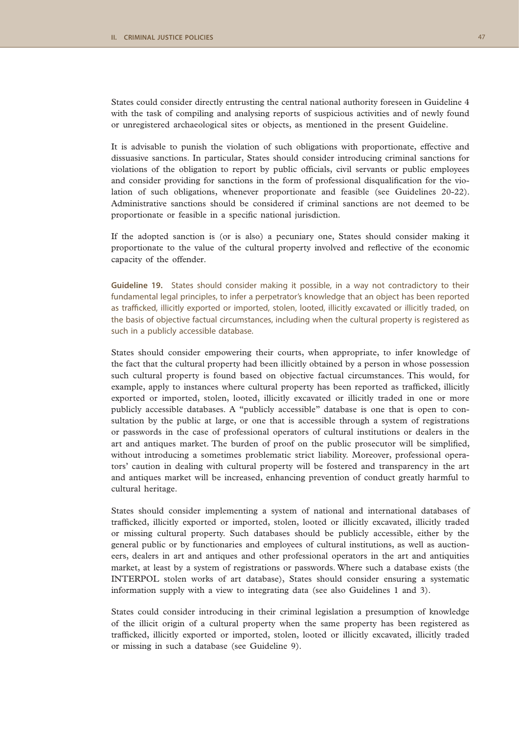States could consider directly entrusting the central national authority foreseen in Guideline 4 with the task of compiling and analysing reports of suspicious activities and of newly found or unregistered archaeological sites or objects, as mentioned in the present Guideline.

It is advisable to punish the violation of such obligations with proportionate, effective and dissuasive sanctions. In particular, States should consider introducing criminal sanctions for violations of the obligation to report by public officials, civil servants or public employees and consider providing for sanctions in the form of professional disqualification for the violation of such obligations, whenever proportionate and feasible (see Guidelines 20-22). Administrative sanctions should be considered if criminal sanctions are not deemed to be proportionate or feasible in a specific national jurisdiction.

If the adopted sanction is (or is also) a pecuniary one, States should consider making it proportionate to the value of the cultural property involved and reflective of the economic capacity of the offender.

**Guideline 19.** States should consider making it possible, in a way not contradictory to their fundamental legal principles, to infer a perpetrator's knowledge that an object has been reported as trafficked, illicitly exported or imported, stolen, looted, illicitly excavated or illicitly traded, on the basis of objective factual circumstances, including when the cultural property is registered as such in a publicly accessible database.

States should consider empowering their courts, when appropriate, to infer knowledge of the fact that the cultural property had been illicitly obtained by a person in whose possession such cultural property is found based on objective factual circumstances. This would, for example, apply to instances where cultural property has been reported as trafficked, illicitly exported or imported, stolen, looted, illicitly excavated or illicitly traded in one or more publicly accessible databases. A "publicly accessible" database is one that is open to consultation by the public at large, or one that is accessible through a system of registrations or passwords in the case of professional operators of cultural institutions or dealers in the art and antiques market. The burden of proof on the public prosecutor will be simplified, without introducing a sometimes problematic strict liability. Moreover, professional operators' caution in dealing with cultural property will be fostered and transparency in the art and antiques market will be increased, enhancing prevention of conduct greatly harmful to cultural heritage.

States should consider implementing a system of national and international databases of trafficked, illicitly exported or imported, stolen, looted or illicitly excavated, illicitly traded or missing cultural property. Such databases should be publicly accessible, either by the general public or by functionaries and employees of cultural institutions, as well as auctioneers, dealers in art and antiques and other professional operators in the art and antiquities market, at least by a system of registrations or passwords. Where such a database exists (the INTERPOL stolen works of art database), States should consider ensuring a systematic information supply with a view to integrating data (see also Guidelines 1 and 3).

States could consider introducing in their criminal legislation a presumption of knowledge of the illicit origin of a cultural property when the same property has been registered as trafficked, illicitly exported or imported, stolen, looted or illicitly excavated, illicitly traded or missing in such a database (see Guideline 9).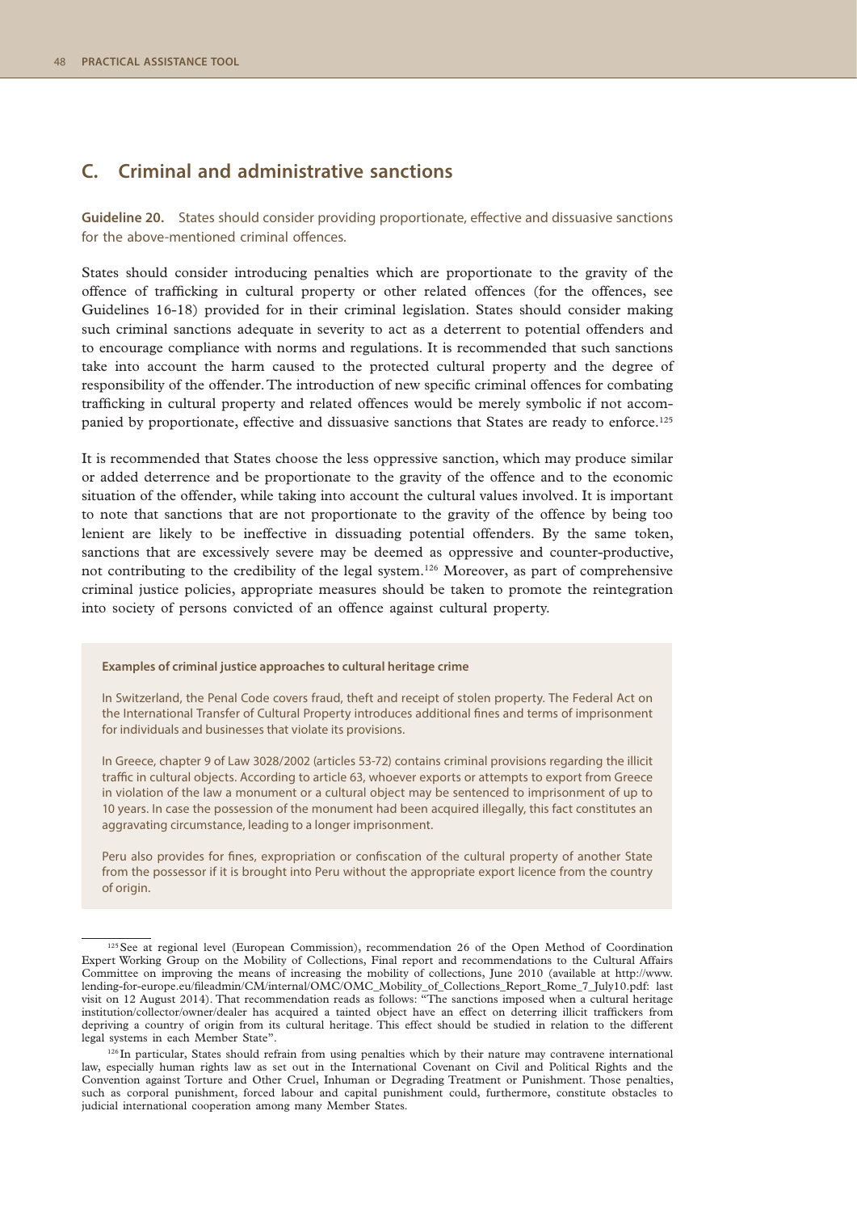## C. Criminal and administrative sanctions

**Guideline 20.** States should consider providing proportionate, effective and dissuasive sanctions for the above-mentioned criminal offences.

States should consider introducing penalties which are proportionate to the gravity of the offence of trafficking in cultural property or other related offences (for the offences, see Guidelines 16-18) provided for in their criminal legislation. States should consider making such criminal sanctions adequate in severity to act as a deterrent to potential offenders and to encourage compliance with norms and regulations. It is recommended that such sanctions take into account the harm caused to the protected cultural property and the degree of responsibility of the offender. The introduction of new specific criminal offences for combating trafficking in cultural property and related offences would be merely symbolic if not accompanied by proportionate, effective and dissuasive sanctions that States are ready to enforce.[125]

It is recommended that States choose the less oppressive sanction, which may produce similar or added deterrence and be proportionate to the gravity of the offence and to the economic situation of the offender, while taking into account the cultural values involved. It is important to note that sanctions that are not proportionate to the gravity of the offence by being too lenient are likely to be ineffective in dissuading potential offenders. By the same token, sanctions that are excessively severe may be deemed as oppressive and counter-productive, not contributing to the credibility of the legal system.[126] Moreover, as part of comprehensive criminal justice policies, appropriate measures should be taken to promote the reintegration into society of persons convicted of an offence against cultural property.

**Examples of criminal justice approaches to cultural heritage crime**

In Switzerland, the Penal Code covers fraud, theft and receipt of stolen property. The Federal Act on the International Transfer of Cultural Property introduces additional fines and terms of imprisonment for individuals and businesses that violate its provisions.

In Greece, chapter 9 of Law 3028/2002 (articles 53-72) contains criminal provisions regarding the illicit traffic in cultural objects. According to article 63, whoever exports or attempts to export from Greece in violation of the law a monument or a cultural object may be sentenced to imprisonment of up to 10 years. In case the possession of the monument had been acquired illegally, this fact constitutes an aggravating circumstance, leading to a longer imprisonment.

Peru also provides for fines, expropriation or confiscation of the cultural property of another State from the possessor if it is brought into Peru without the appropriate export licence from the country of origin.

---

[125] See at regional level (European Commission), recommendation 26 of the Open Method of Coordination Expert Working Group on the Mobility of Collections, Final report and recommendations to the Cultural Affairs Committee on improving the means of increasing the mobility of collections, June 2010 (available at http://www.lending-for-europe.eu/fileadmin/CM/internal/OMC/OMC_Mobility_of_Collections_Report_Rome_7_July10.pdf: last visit on 12 August 2014). That recommendation reads as follows: "The sanctions imposed when a cultural heritage institution/collector/owner/dealer has acquired a tainted object have an effect on deterring illicit traffickers from depriving a country of origin from its cultural heritage. This effect should be studied in relation to the different legal systems in each Member State".

[126] In particular, States should refrain from using penalties which by their nature may contravene international law, especially human rights law as set out in the International Covenant on Civil and Political Rights and the Convention against Torture and Other Cruel, Inhuman or Degrading Treatment or Punishment. Those penalties, such as corporal punishment, forced labour and capital punishment could, furthermore, constitute obstacles to judicial international cooperation among many Member States.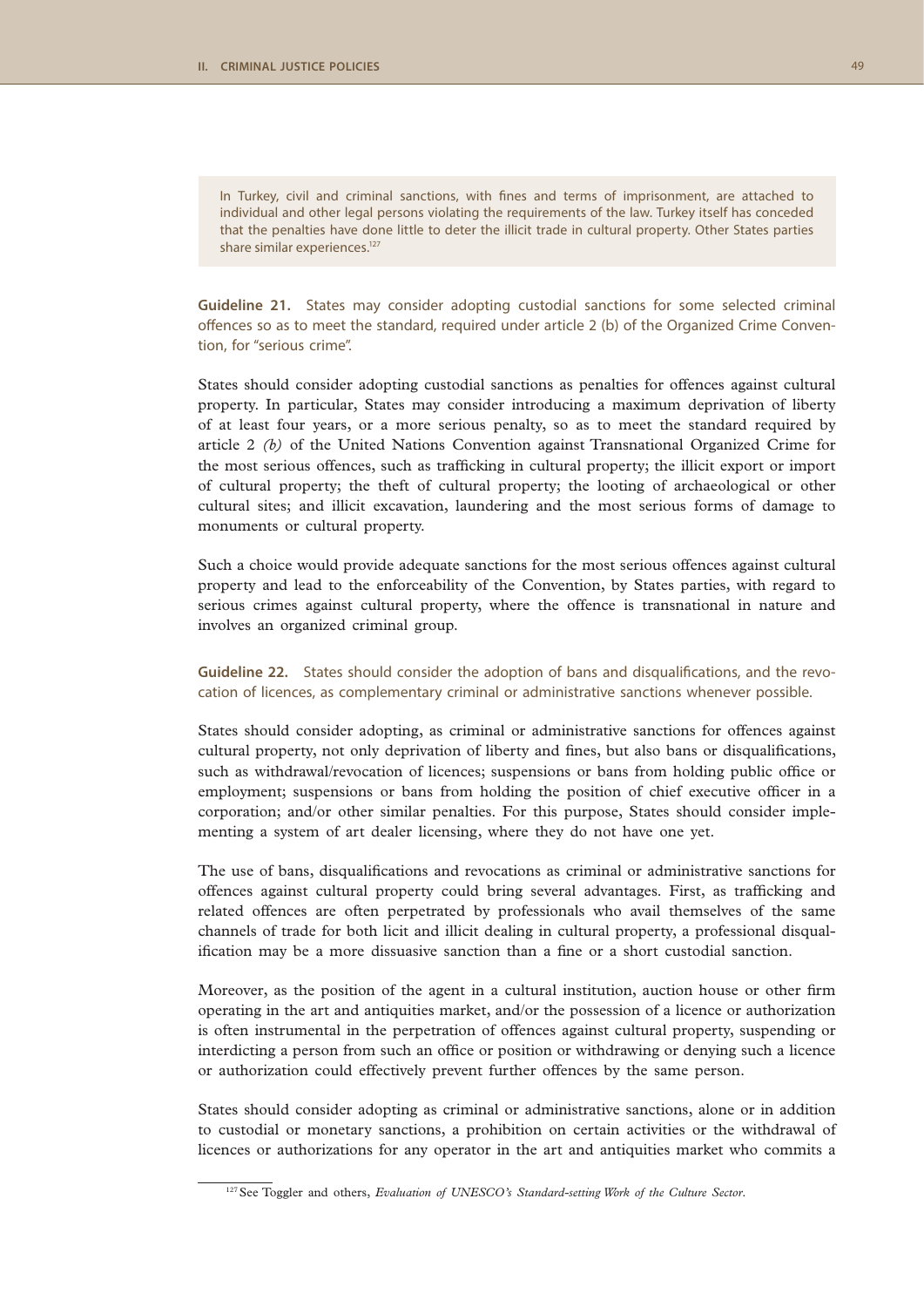In Turkey, civil and criminal sanctions, with fines and terms of imprisonment, are attached to individual and other legal persons violating the requirements of the law. Turkey itself has conceded that the penalties have done little to deter the illicit trade in cultural property. Other States parties share similar experiences.[127]

**Guideline 21.** States may consider adopting custodial sanctions for some selected criminal offences so as to meet the standard, required under article 2 (b) of the Organized Crime Convention, for "serious crime".

States should consider adopting custodial sanctions as penalties for offences against cultural property. In particular, States may consider introducing a maximum deprivation of liberty of at least four years, or a more serious penalty, so as to meet the standard required by article 2 *(b)* of the United Nations Convention against Transnational Organized Crime for the most serious offences, such as trafficking in cultural property; the illicit export or import of cultural property; the theft of cultural property; the looting of archaeological or other cultural sites; and illicit excavation, laundering and the most serious forms of damage to monuments or cultural property.

Such a choice would provide adequate sanctions for the most serious offences against cultural property and lead to the enforceability of the Convention, by States parties, with regard to serious crimes against cultural property, where the offence is transnational in nature and involves an organized criminal group.

**Guideline 22.** States should consider the adoption of bans and disqualifications, and the revocation of licences, as complementary criminal or administrative sanctions whenever possible.

States should consider adopting, as criminal or administrative sanctions for offences against cultural property, not only deprivation of liberty and fines, but also bans or disqualifications, such as withdrawal/revocation of licences; suspensions or bans from holding public office or employment; suspensions or bans from holding the position of chief executive officer in a corporation; and/or other similar penalties. For this purpose, States should consider implementing a system of art dealer licensing, where they do not have one yet.

The use of bans, disqualifications and revocations as criminal or administrative sanctions for offences against cultural property could bring several advantages. First, as trafficking and related offences are often perpetrated by professionals who avail themselves of the same channels of trade for both licit and illicit dealing in cultural property, a professional disqualification may be a more dissuasive sanction than a fine or a short custodial sanction.

Moreover, as the position of the agent in a cultural institution, auction house or other firm operating in the art and antiquities market, and/or the possession of a licence or authorization is often instrumental in the perpetration of offences against cultural property, suspending or interdicting a person from such an office or position or withdrawing or denying such a licence or authorization could effectively prevent further offences by the same person.

States should consider adopting as criminal or administrative sanctions, alone or in addition to custodial or monetary sanctions, a prohibition on certain activities or the withdrawal of licences or authorizations for any operator in the art and antiquities market who commits a

[127] See Toggler and others, *Evaluation of UNESCO's Standard-setting Work of the Culture Sector*.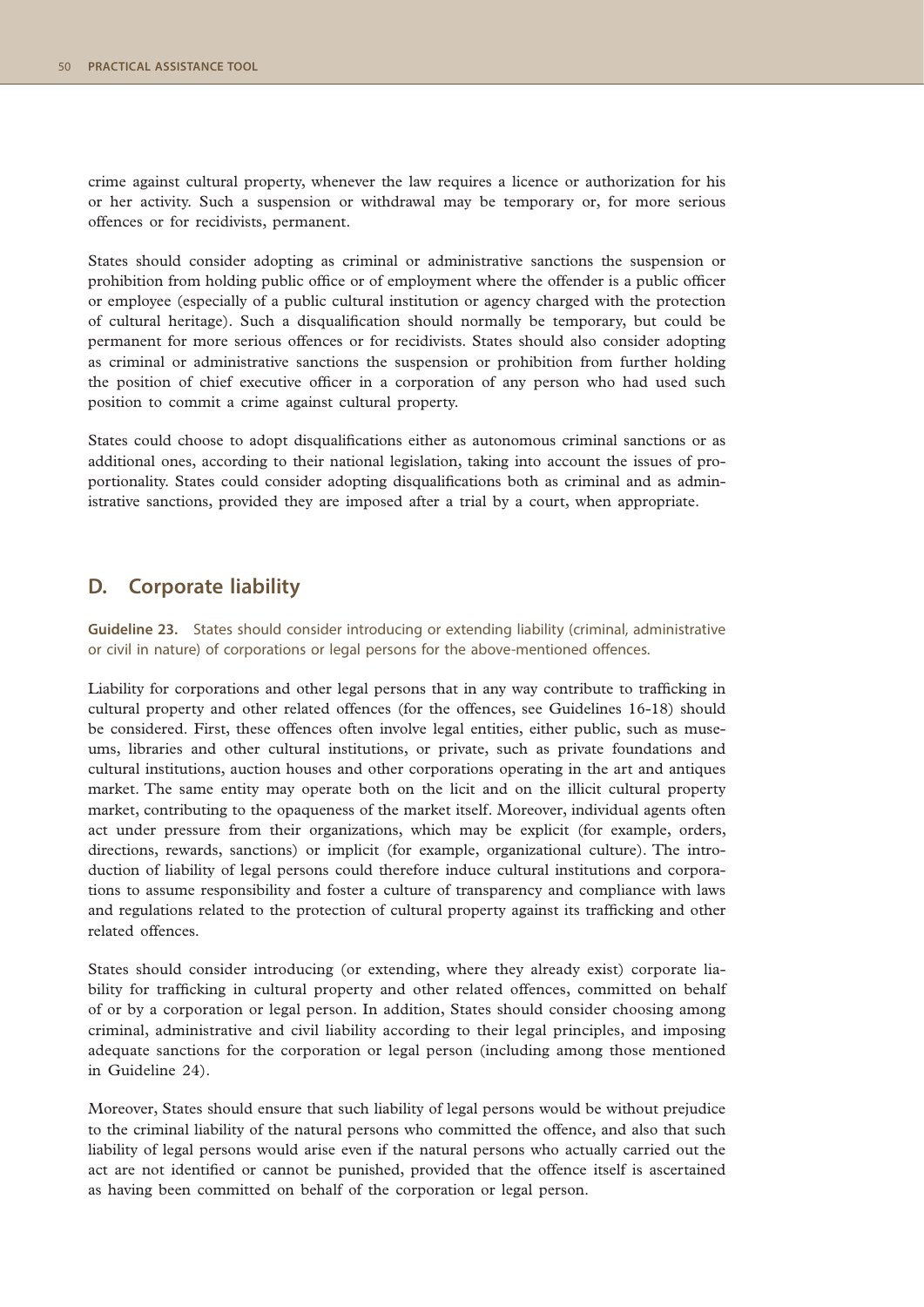crime against cultural property, whenever the law requires a licence or authorization for his or her activity. Such a suspension or withdrawal may be temporary or, for more serious offences or for recidivists, permanent.

States should consider adopting as criminal or administrative sanctions the suspension or prohibition from holding public office or of employment where the offender is a public officer or employee (especially of a public cultural institution or agency charged with the protection of cultural heritage). Such a disqualification should normally be temporary, but could be permanent for more serious offences or for recidivists. States should also consider adopting as criminal or administrative sanctions the suspension or prohibition from further holding the position of chief executive officer in a corporation of any person who had used such position to commit a crime against cultural property.

States could choose to adopt disqualifications either as autonomous criminal sanctions or as additional ones, according to their national legislation, taking into account the issues of proportionality. States could consider adopting disqualifications both as criminal and as administrative sanctions, provided they are imposed after a trial by a court, when appropriate.

## D. Corporate liability

**Guideline 23.** States should consider introducing or extending liability (criminal, administrative or civil in nature) of corporations or legal persons for the above-mentioned offences.

Liability for corporations and other legal persons that in any way contribute to trafficking in cultural property and other related offences (for the offences, see Guidelines 16-18) should be considered. First, these offences often involve legal entities, either public, such as museums, libraries and other cultural institutions, or private, such as private foundations and cultural institutions, auction houses and other corporations operating in the art and antiques market. The same entity may operate both on the licit and on the illicit cultural property market, contributing to the opaqueness of the market itself. Moreover, individual agents often act under pressure from their organizations, which may be explicit (for example, orders, directions, rewards, sanctions) or implicit (for example, organizational culture). The introduction of liability of legal persons could therefore induce cultural institutions and corporations to assume responsibility and foster a culture of transparency and compliance with laws and regulations related to the protection of cultural property against its trafficking and other related offences.

States should consider introducing (or extending, where they already exist) corporate liability for trafficking in cultural property and other related offences, committed on behalf of or by a corporation or legal person. In addition, States should consider choosing among criminal, administrative and civil liability according to their legal principles, and imposing adequate sanctions for the corporation or legal person (including among those mentioned in Guideline 24).

Moreover, States should ensure that such liability of legal persons would be without prejudice to the criminal liability of the natural persons who committed the offence, and also that such liability of legal persons would arise even if the natural persons who actually carried out the act are not identified or cannot be punished, provided that the offence itself is ascertained as having been committed on behalf of the corporation or legal person.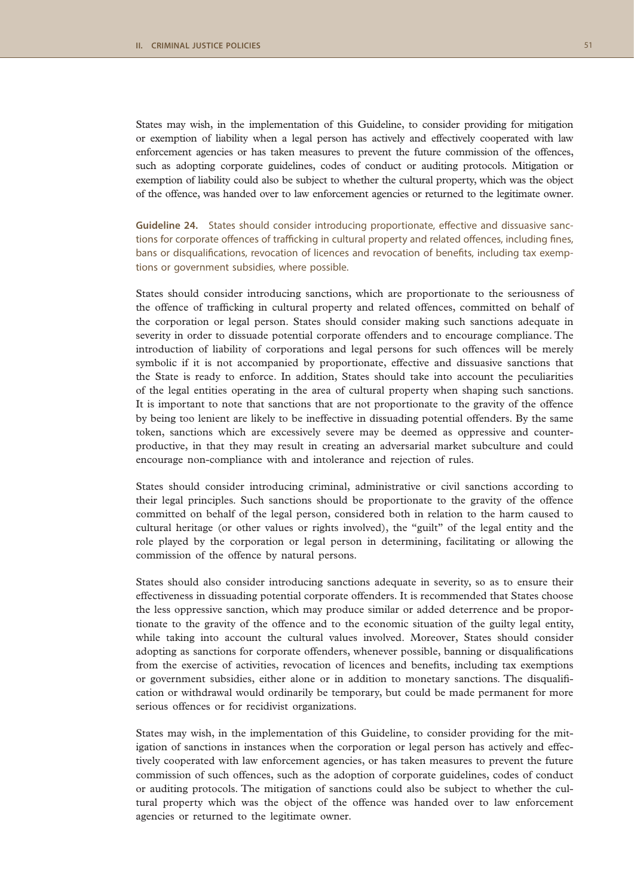States may wish, in the implementation of this Guideline, to consider providing for mitigation or exemption of liability when a legal person has actively and effectively cooperated with law enforcement agencies or has taken measures to prevent the future commission of the offences, such as adopting corporate guidelines, codes of conduct or auditing protocols. Mitigation or exemption of liability could also be subject to whether the cultural property, which was the object of the offence, was handed over to law enforcement agencies or returned to the legitimate owner.

**Guideline 24.** States should consider introducing proportionate, effective and dissuasive sanctions for corporate offences of trafficking in cultural property and related offences, including fines, bans or disqualifications, revocation of licences and revocation of benefits, including tax exemptions or government subsidies, where possible.

States should consider introducing sanctions, which are proportionate to the seriousness of the offence of trafficking in cultural property and related offences, committed on behalf of the corporation or legal person. States should consider making such sanctions adequate in severity in order to dissuade potential corporate offenders and to encourage compliance. The introduction of liability of corporations and legal persons for such offences will be merely symbolic if it is not accompanied by proportionate, effective and dissuasive sanctions that the State is ready to enforce. In addition, States should take into account the peculiarities of the legal entities operating in the area of cultural property when shaping such sanctions. It is important to note that sanctions that are not proportionate to the gravity of the offence by being too lenient are likely to be ineffective in dissuading potential offenders. By the same token, sanctions which are excessively severe may be deemed as oppressive and counterproductive, in that they may result in creating an adversarial market subculture and could encourage non-compliance with and intolerance and rejection of rules.

States should consider introducing criminal, administrative or civil sanctions according to their legal principles. Such sanctions should be proportionate to the gravity of the offence committed on behalf of the legal person, considered both in relation to the harm caused to cultural heritage (or other values or rights involved), the "guilt" of the legal entity and the role played by the corporation or legal person in determining, facilitating or allowing the commission of the offence by natural persons.

States should also consider introducing sanctions adequate in severity, so as to ensure their effectiveness in dissuading potential corporate offenders. It is recommended that States choose the less oppressive sanction, which may produce similar or added deterrence and be proportionate to the gravity of the offence and to the economic situation of the guilty legal entity, while taking into account the cultural values involved. Moreover, States should consider adopting as sanctions for corporate offenders, whenever possible, banning or disqualifications from the exercise of activities, revocation of licences and benefits, including tax exemptions or government subsidies, either alone or in addition to monetary sanctions. The disqualification or withdrawal would ordinarily be temporary, but could be made permanent for more serious offences or for recidivist organizations.

States may wish, in the implementation of this Guideline, to consider providing for the mitigation of sanctions in instances when the corporation or legal person has actively and effectively cooperated with law enforcement agencies, or has taken measures to prevent the future commission of such offences, such as the adoption of corporate guidelines, codes of conduct or auditing protocols. The mitigation of sanctions could also be subject to whether the cultural property which was the object of the offence was handed over to law enforcement agencies or returned to the legitimate owner.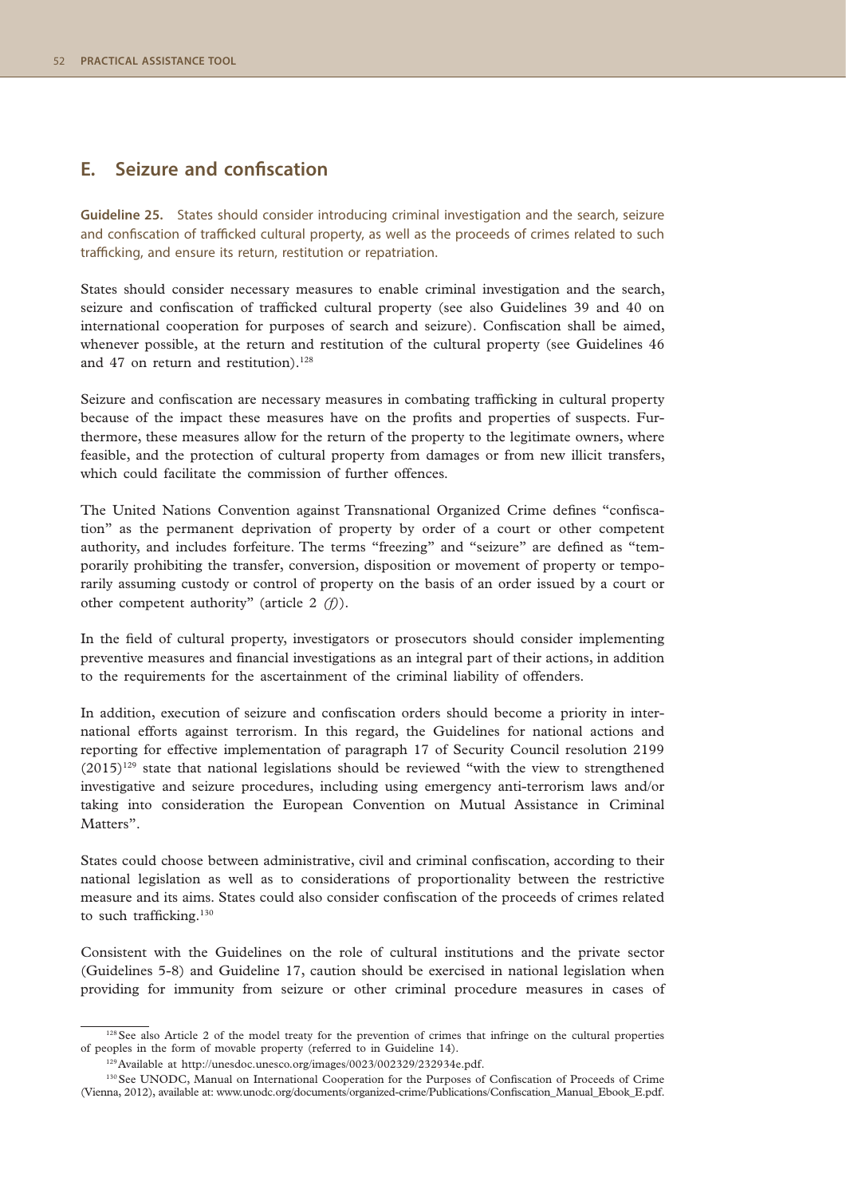## E. Seizure and confiscation

**Guideline 25.** States should consider introducing criminal investigation and the search, seizure and confiscation of trafficked cultural property, as well as the proceeds of crimes related to such trafficking, and ensure its return, restitution or repatriation.

States should consider necessary measures to enable criminal investigation and the search, seizure and confiscation of trafficked cultural property (see also Guidelines 39 and 40 on international cooperation for purposes of search and seizure). Confiscation shall be aimed, whenever possible, at the return and restitution of the cultural property (see Guidelines 46 and 47 on return and restitution).[128]

Seizure and confiscation are necessary measures in combating trafficking in cultural property because of the impact these measures have on the profits and properties of suspects. Furthermore, these measures allow for the return of the property to the legitimate owners, where feasible, and the protection of cultural property from damages or from new illicit transfers, which could facilitate the commission of further offences.

The United Nations Convention against Transnational Organized Crime defines "confiscation" as the permanent deprivation of property by order of a court or other competent authority, and includes forfeiture. The terms "freezing" and "seizure" are defined as "temporarily prohibiting the transfer, conversion, disposition or movement of property or temporarily assuming custody or control of property on the basis of an order issued by a court or other competent authority" (article 2 *(f)*).

In the field of cultural property, investigators or prosecutors should consider implementing preventive measures and financial investigations as an integral part of their actions, in addition to the requirements for the ascertainment of the criminal liability of offenders.

In addition, execution of seizure and confiscation orders should become a priority in international efforts against terrorism. In this regard, the Guidelines for national actions and reporting for effective implementation of paragraph 17 of Security Council resolution 2199 (2015)[129] state that national legislations should be reviewed "with the view to strengthened investigative and seizure procedures, including using emergency anti-terrorism laws and/or taking into consideration the European Convention on Mutual Assistance in Criminal Matters".

States could choose between administrative, civil and criminal confiscation, according to their national legislation as well as to considerations of proportionality between the restrictive measure and its aims. States could also consider confiscation of the proceeds of crimes related to such trafficking.[130]

Consistent with the Guidelines on the role of cultural institutions and the private sector (Guidelines 5-8) and Guideline 17, caution should be exercised in national legislation when providing for immunity from seizure or other criminal procedure measures in cases of

---

[128] See also Article 2 of the model treaty for the prevention of crimes that infringe on the cultural properties of peoples in the form of movable property (referred to in Guideline 14).

[129] Available at http://unesdoc.unesco.org/images/0023/002329/232934e.pdf.

[130] See UNODC, Manual on International Cooperation for the Purposes of Confiscation of Proceeds of Crime (Vienna, 2012), available at: www.unodc.org/documents/organized-crime/Publications/Confiscation_Manual_Ebook_E.pdf.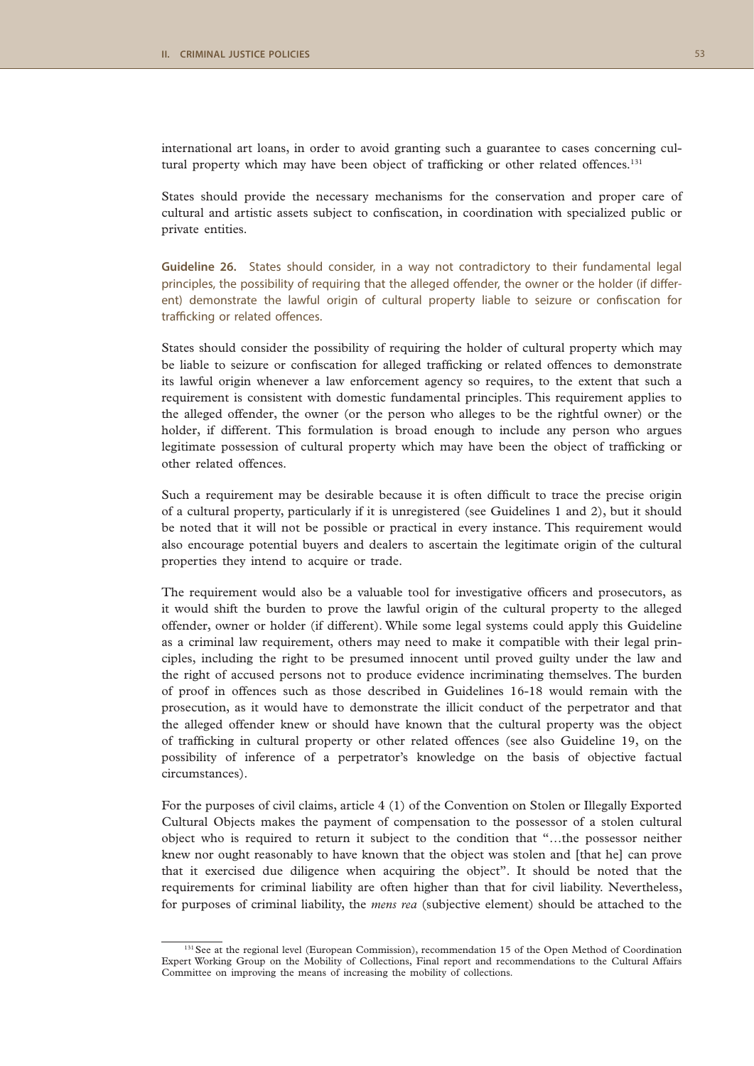international art loans, in order to avoid granting such a guarantee to cases concerning cultural property which may have been object of trafficking or other related offences.[131]

States should provide the necessary mechanisms for the conservation and proper care of cultural and artistic assets subject to confiscation, in coordination with specialized public or private entities.

**Guideline 26.** States should consider, in a way not contradictory to their fundamental legal principles, the possibility of requiring that the alleged offender, the owner or the holder (if different) demonstrate the lawful origin of cultural property liable to seizure or confiscation for trafficking or related offences.

States should consider the possibility of requiring the holder of cultural property which may be liable to seizure or confiscation for alleged trafficking or related offences to demonstrate its lawful origin whenever a law enforcement agency so requires, to the extent that such a requirement is consistent with domestic fundamental principles. This requirement applies to the alleged offender, the owner (or the person who alleges to be the rightful owner) or the holder, if different. This formulation is broad enough to include any person who argues legitimate possession of cultural property which may have been the object of trafficking or other related offences.

Such a requirement may be desirable because it is often difficult to trace the precise origin of a cultural property, particularly if it is unregistered (see Guidelines 1 and 2), but it should be noted that it will not be possible or practical in every instance. This requirement would also encourage potential buyers and dealers to ascertain the legitimate origin of the cultural properties they intend to acquire or trade.

The requirement would also be a valuable tool for investigative officers and prosecutors, as it would shift the burden to prove the lawful origin of the cultural property to the alleged offender, owner or holder (if different). While some legal systems could apply this Guideline as a criminal law requirement, others may need to make it compatible with their legal principles, including the right to be presumed innocent until proved guilty under the law and the right of accused persons not to produce evidence incriminating themselves. The burden of proof in offences such as those described in Guidelines 16-18 would remain with the prosecution, as it would have to demonstrate the illicit conduct of the perpetrator and that the alleged offender knew or should have known that the cultural property was the object of trafficking in cultural property or other related offences (see also Guideline 19, on the possibility of inference of a perpetrator's knowledge on the basis of objective factual circumstances).

For the purposes of civil claims, article 4 (1) of the Convention on Stolen or Illegally Exported Cultural Objects makes the payment of compensation to the possessor of a stolen cultural object who is required to return it subject to the condition that "…the possessor neither knew nor ought reasonably to have known that the object was stolen and [that he] can prove that it exercised due diligence when acquiring the object". It should be noted that the requirements for criminal liability are often higher than that for civil liability. Nevertheless, for purposes of criminal liability, the *mens rea* (subjective element) should be attached to the

---

[131] See at the regional level (European Commission), recommendation 15 of the Open Method of Coordination Expert Working Group on the Mobility of Collections, Final report and recommendations to the Cultural Affairs Committee on improving the means of increasing the mobility of collections.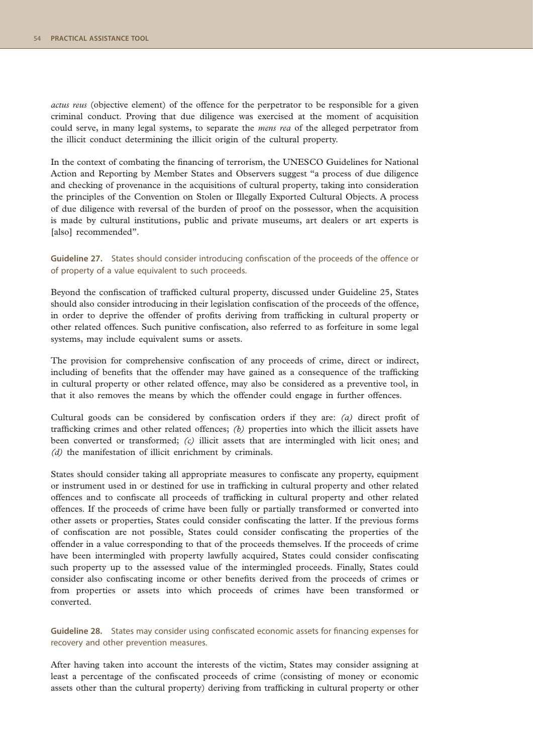*actus reus* (objective element) of the offence for the perpetrator to be responsible for a given criminal conduct. Proving that due diligence was exercised at the moment of acquisition could serve, in many legal systems, to separate the *mens rea* of the alleged perpetrator from the illicit conduct determining the illicit origin of the cultural property.

In the context of combating the financing of terrorism, the UNESCO Guidelines for National Action and Reporting by Member States and Observers suggest "a process of due diligence and checking of provenance in the acquisitions of cultural property, taking into consideration the principles of the Convention on Stolen or Illegally Exported Cultural Objects. A process of due diligence with reversal of the burden of proof on the possessor, when the acquisition is made by cultural institutions, public and private museums, art dealers or art experts is [also] recommended".

**Guideline 27.** States should consider introducing confiscation of the proceeds of the offence or of property of a value equivalent to such proceeds.

Beyond the confiscation of trafficked cultural property, discussed under Guideline 25, States should also consider introducing in their legislation confiscation of the proceeds of the offence, in order to deprive the offender of profits deriving from trafficking in cultural property or other related offences. Such punitive confiscation, also referred to as forfeiture in some legal systems, may include equivalent sums or assets.

The provision for comprehensive confiscation of any proceeds of crime, direct or indirect, including of benefits that the offender may have gained as a consequence of the trafficking in cultural property or other related offence, may also be considered as a preventive tool, in that it also removes the means by which the offender could engage in further offences.

Cultural goods can be considered by confiscation orders if they are: *(a)* direct profit of trafficking crimes and other related offences; *(b)* properties into which the illicit assets have been converted or transformed; *(c)* illicit assets that are intermingled with licit ones; and *(d)* the manifestation of illicit enrichment by criminals.

States should consider taking all appropriate measures to confiscate any property, equipment or instrument used in or destined for use in trafficking in cultural property and other related offences and to confiscate all proceeds of trafficking in cultural property and other related offences. If the proceeds of crime have been fully or partially transformed or converted into other assets or properties, States could consider confiscating the latter. If the previous forms of confiscation are not possible, States could consider confiscating the properties of the offender in a value corresponding to that of the proceeds themselves. If the proceeds of crime have been intermingled with property lawfully acquired, States could consider confiscating such property up to the assessed value of the intermingled proceeds. Finally, States could consider also confiscating income or other benefits derived from the proceeds of crimes or from properties or assets into which proceeds of crimes have been transformed or converted.

**Guideline 28.** States may consider using confiscated economic assets for financing expenses for recovery and other prevention measures.

After having taken into account the interests of the victim, States may consider assigning at least a percentage of the confiscated proceeds of crime (consisting of money or economic assets other than the cultural property) deriving from trafficking in cultural property or other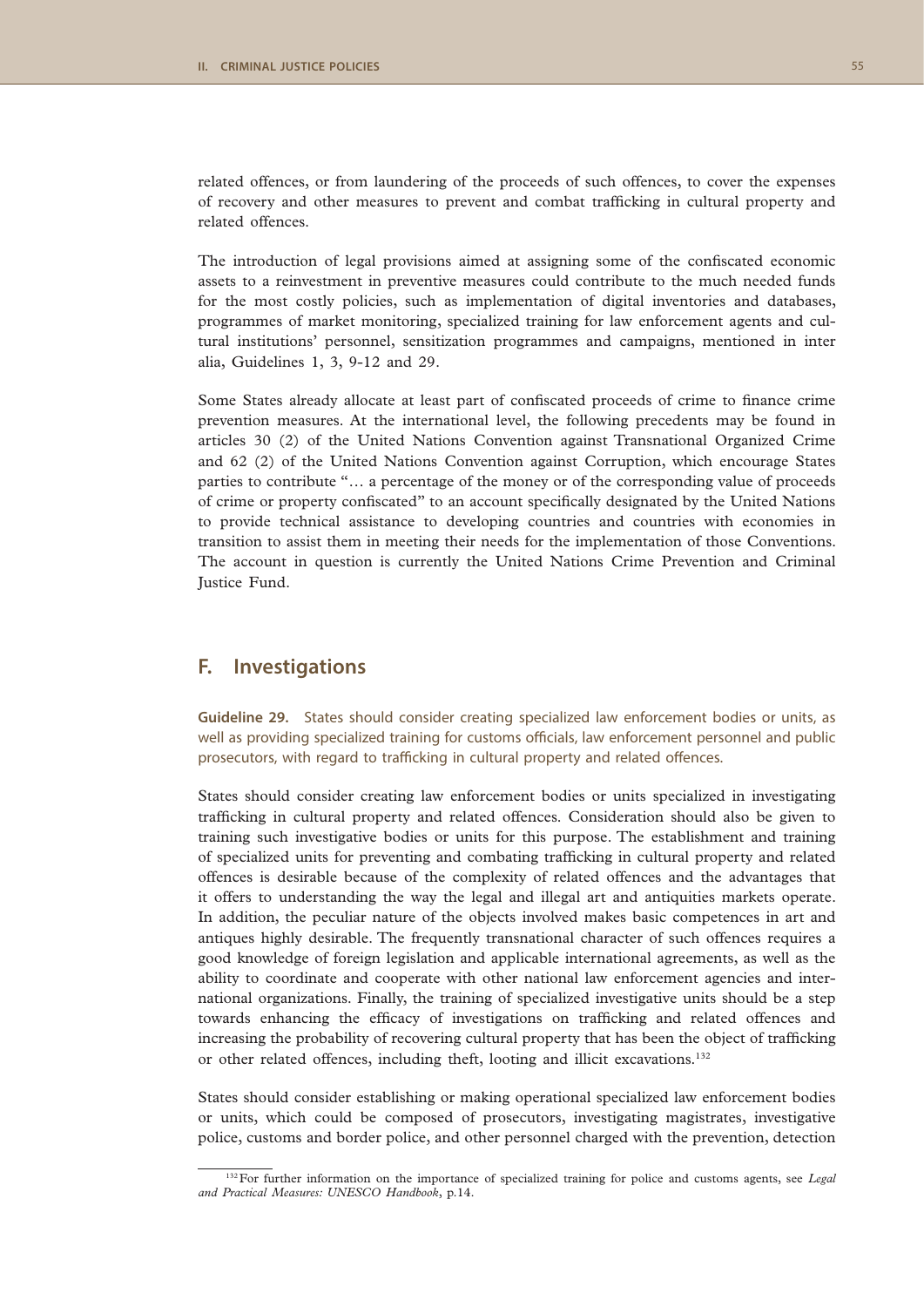related offences, or from laundering of the proceeds of such offences, to cover the expenses of recovery and other measures to prevent and combat trafficking in cultural property and related offences.

The introduction of legal provisions aimed at assigning some of the confiscated economic assets to a reinvestment in preventive measures could contribute to the much needed funds for the most costly policies, such as implementation of digital inventories and databases, programmes of market monitoring, specialized training for law enforcement agents and cultural institutions' personnel, sensitization programmes and campaigns, mentioned in inter alia, Guidelines 1, 3, 9-12 and 29.

Some States already allocate at least part of confiscated proceeds of crime to finance crime prevention measures. At the international level, the following precedents may be found in articles 30 (2) of the United Nations Convention against Transnational Organized Crime and 62 (2) of the United Nations Convention against Corruption, which encourage States parties to contribute "… a percentage of the money or of the corresponding value of proceeds of crime or property confiscated" to an account specifically designated by the United Nations to provide technical assistance to developing countries and countries with economies in transition to assist them in meeting their needs for the implementation of those Conventions. The account in question is currently the United Nations Crime Prevention and Criminal Justice Fund.

## F. Investigations

**Guideline 29.** States should consider creating specialized law enforcement bodies or units, as well as providing specialized training for customs officials, law enforcement personnel and public prosecutors, with regard to trafficking in cultural property and related offences.

States should consider creating law enforcement bodies or units specialized in investigating trafficking in cultural property and related offences. Consideration should also be given to training such investigative bodies or units for this purpose. The establishment and training of specialized units for preventing and combating trafficking in cultural property and related offences is desirable because of the complexity of related offences and the advantages that it offers to understanding the way the legal and illegal art and antiquities markets operate. In addition, the peculiar nature of the objects involved makes basic competences in art and antiques highly desirable. The frequently transnational character of such offences requires a good knowledge of foreign legislation and applicable international agreements, as well as the ability to coordinate and cooperate with other national law enforcement agencies and international organizations. Finally, the training of specialized investigative units should be a step towards enhancing the efficacy of investigations on trafficking and related offences and increasing the probability of recovering cultural property that has been the object of trafficking or other related offences, including theft, looting and illicit excavations.[132]

States should consider establishing or making operational specialized law enforcement bodies or units, which could be composed of prosecutors, investigating magistrates, investigative police, customs and border police, and other personnel charged with the prevention, detection

[132] For further information on the importance of specialized training for police and customs agents, see *Legal and Practical Measures: UNESCO Handbook*, p.14.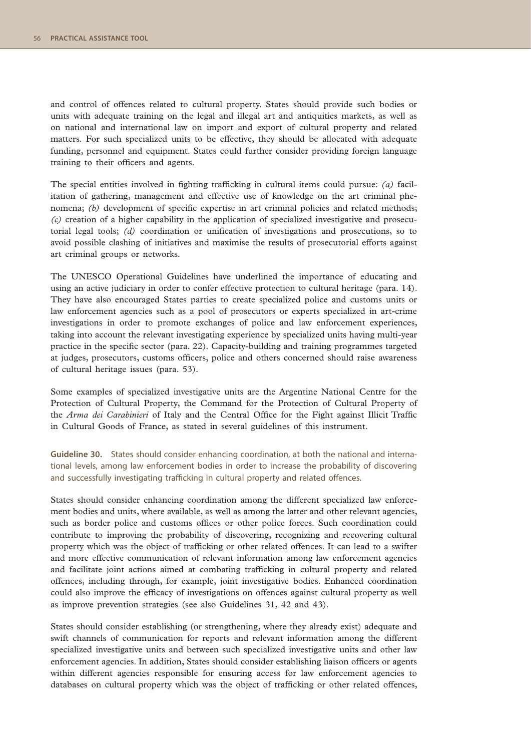and control of offences related to cultural property. States should provide such bodies or units with adequate training on the legal and illegal art and antiquities markets, as well as on national and international law on import and export of cultural property and related matters. For such specialized units to be effective, they should be allocated with adequate funding, personnel and equipment. States could further consider providing foreign language training to their officers and agents.

The special entities involved in fighting trafficking in cultural items could pursue: *(a)* facilitation of gathering, management and effective use of knowledge on the art criminal phenomena; *(b)* development of specific expertise in art criminal policies and related methods; *(c)* creation of a higher capability in the application of specialized investigative and prosecutorial legal tools; *(d)* coordination or unification of investigations and prosecutions, so to avoid possible clashing of initiatives and maximise the results of prosecutorial efforts against art criminal groups or networks.

The UNESCO Operational Guidelines have underlined the importance of educating and using an active judiciary in order to confer effective protection to cultural heritage (para. 14). They have also encouraged States parties to create specialized police and customs units or law enforcement agencies such as a pool of prosecutors or experts specialized in art-crime investigations in order to promote exchanges of police and law enforcement experiences, taking into account the relevant investigating experience by specialized units having multi-year practice in the specific sector (para. 22). Capacity-building and training programmes targeted at judges, prosecutors, customs officers, police and others concerned should raise awareness of cultural heritage issues (para. 53).

Some examples of specialized investigative units are the Argentine National Centre for the Protection of Cultural Property, the Command for the Protection of Cultural Property of the *Arma dei Carabinieri* of Italy and the Central Office for the Fight against Illicit Traffic in Cultural Goods of France, as stated in several guidelines of this instrument.

**Guideline 30.** States should consider enhancing coordination, at both the national and international levels, among law enforcement bodies in order to increase the probability of discovering and successfully investigating trafficking in cultural property and related offences.

States should consider enhancing coordination among the different specialized law enforcement bodies and units, where available, as well as among the latter and other relevant agencies, such as border police and customs offices or other police forces. Such coordination could contribute to improving the probability of discovering, recognizing and recovering cultural property which was the object of trafficking or other related offences. It can lead to a swifter and more effective communication of relevant information among law enforcement agencies and facilitate joint actions aimed at combating trafficking in cultural property and related offences, including through, for example, joint investigative bodies. Enhanced coordination could also improve the efficacy of investigations on offences against cultural property as well as improve prevention strategies (see also Guidelines 31, 42 and 43).

States should consider establishing (or strengthening, where they already exist) adequate and swift channels of communication for reports and relevant information among the different specialized investigative units and between such specialized investigative units and other law enforcement agencies. In addition, States should consider establishing liaison officers or agents within different agencies responsible for ensuring access for law enforcement agencies to databases on cultural property which was the object of trafficking or other related offences,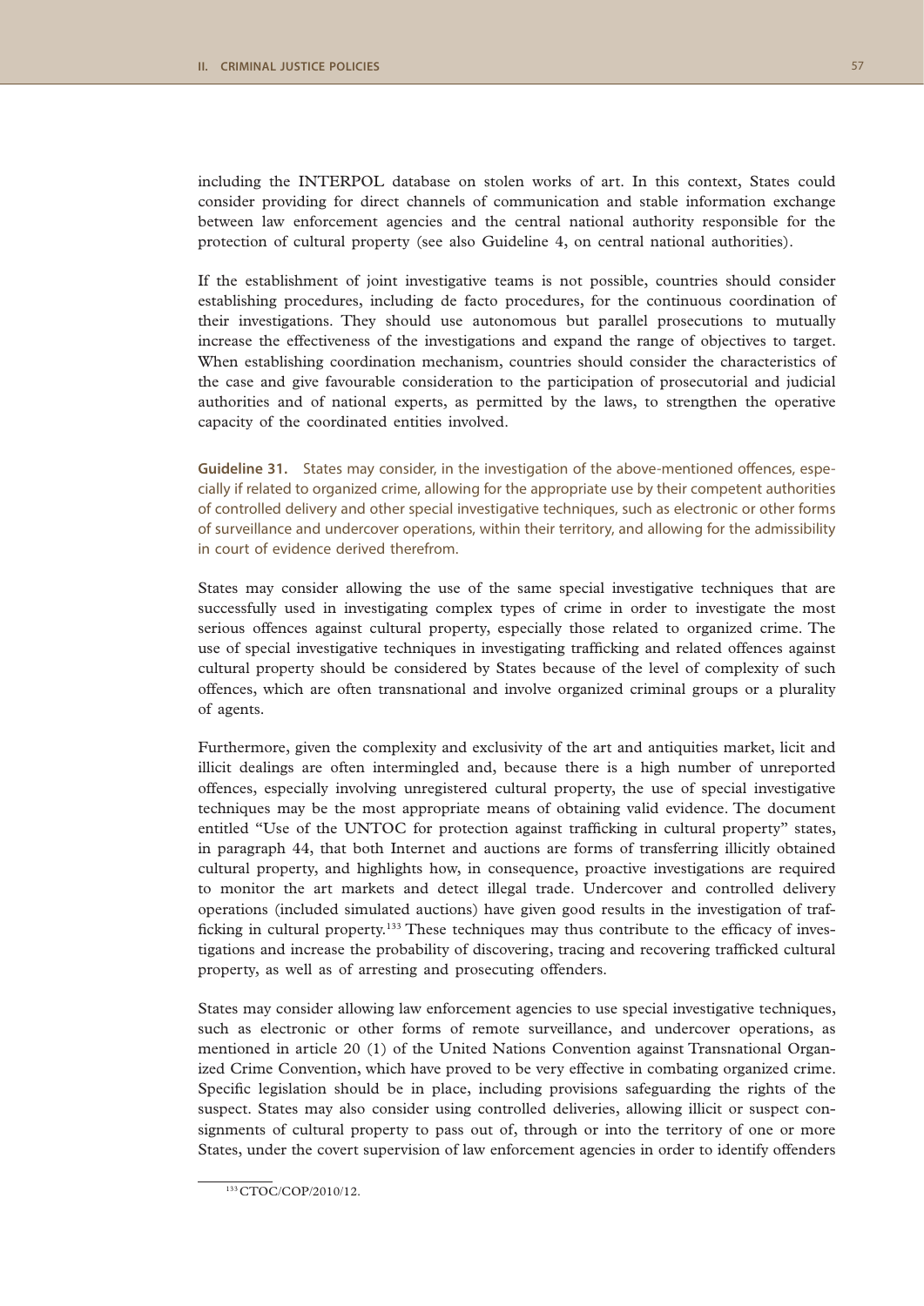including the INTERPOL database on stolen works of art. In this context, States could consider providing for direct channels of communication and stable information exchange between law enforcement agencies and the central national authority responsible for the protection of cultural property (see also Guideline 4, on central national authorities).

If the establishment of joint investigative teams is not possible, countries should consider establishing procedures, including de facto procedures, for the continuous coordination of their investigations. They should use autonomous but parallel prosecutions to mutually increase the effectiveness of the investigations and expand the range of objectives to target. When establishing coordination mechanism, countries should consider the characteristics of the case and give favourable consideration to the participation of prosecutorial and judicial authorities and of national experts, as permitted by the laws, to strengthen the operative capacity of the coordinated entities involved.

**Guideline 31.** States may consider, in the investigation of the above-mentioned offences, especially if related to organized crime, allowing for the appropriate use by their competent authorities of controlled delivery and other special investigative techniques, such as electronic or other forms of surveillance and undercover operations, within their territory, and allowing for the admissibility in court of evidence derived therefrom.

States may consider allowing the use of the same special investigative techniques that are successfully used in investigating complex types of crime in order to investigate the most serious offences against cultural property, especially those related to organized crime. The use of special investigative techniques in investigating trafficking and related offences against cultural property should be considered by States because of the level of complexity of such offences, which are often transnational and involve organized criminal groups or a plurality of agents.

Furthermore, given the complexity and exclusivity of the art and antiquities market, licit and illicit dealings are often intermingled and, because there is a high number of unreported offences, especially involving unregistered cultural property, the use of special investigative techniques may be the most appropriate means of obtaining valid evidence. The document entitled "Use of the UNTOC for protection against trafficking in cultural property" states, in paragraph 44, that both Internet and auctions are forms of transferring illicitly obtained cultural property, and highlights how, in consequence, proactive investigations are required to monitor the art markets and detect illegal trade. Undercover and controlled delivery operations (included simulated auctions) have given good results in the investigation of trafficking in cultural property.[133] These techniques may thus contribute to the efficacy of investigations and increase the probability of discovering, tracing and recovering trafficked cultural property, as well as of arresting and prosecuting offenders.

States may consider allowing law enforcement agencies to use special investigative techniques, such as electronic or other forms of remote surveillance, and undercover operations, as mentioned in article 20 (1) of the United Nations Convention against Transnational Organized Crime Convention, which have proved to be very effective in combating organized crime. Specific legislation should be in place, including provisions safeguarding the rights of the suspect. States may also consider using controlled deliveries, allowing illicit or suspect consignments of cultural property to pass out of, through or into the territory of one or more States, under the covert supervision of law enforcement agencies in order to identify offenders

[133] CTOC/COP/2010/12.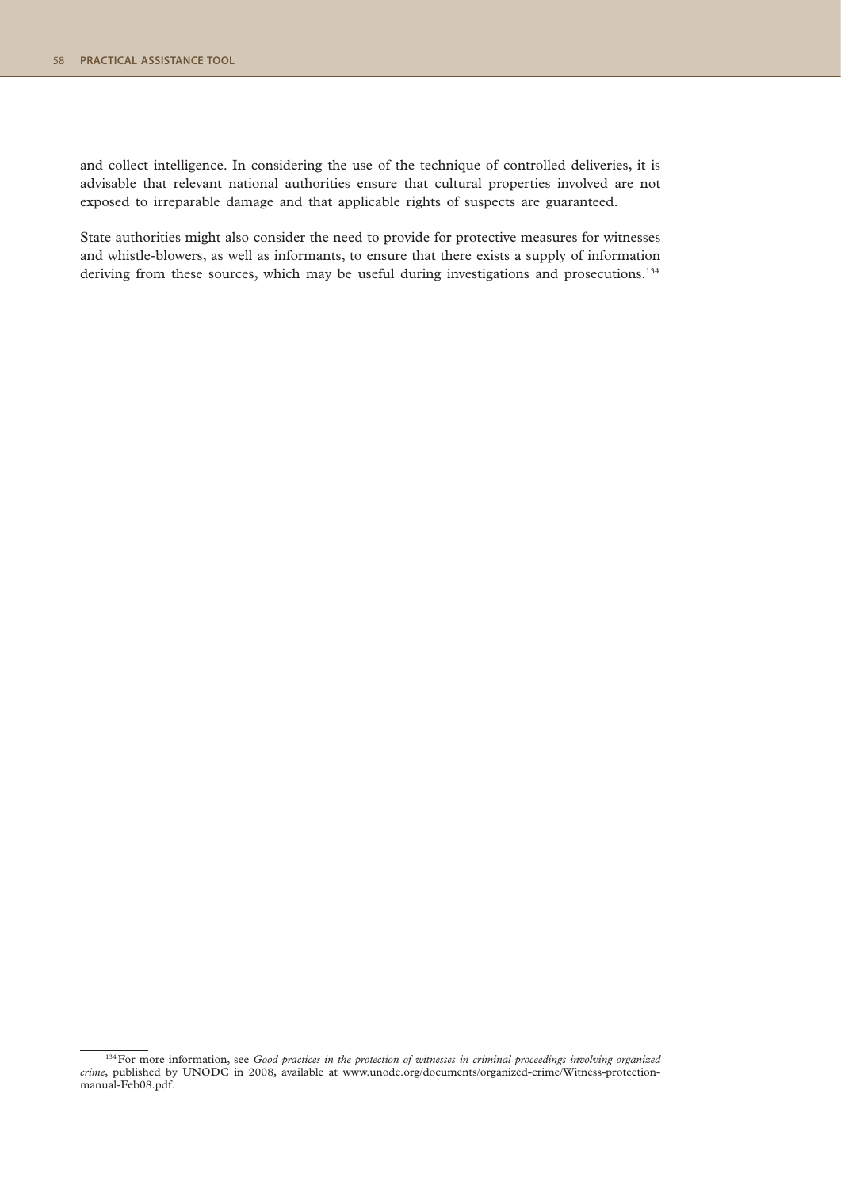and collect intelligence. In considering the use of the technique of controlled deliveries, it is advisable that relevant national authorities ensure that cultural properties involved are not exposed to irreparable damage and that applicable rights of suspects are guaranteed.

State authorities might also consider the need to provide for protective measures for witnesses and whistle-blowers, as well as informants, to ensure that there exists a supply of information deriving from these sources, which may be useful during investigations and prosecutions.[134]

---

[134] For more information, see *Good practices in the protection of witnesses in criminal proceedings involving organized crime*, published by UNODC in 2008, available at www.unodc.org/documents/organized-crime/Witness-protection-manual-Feb08.pdf.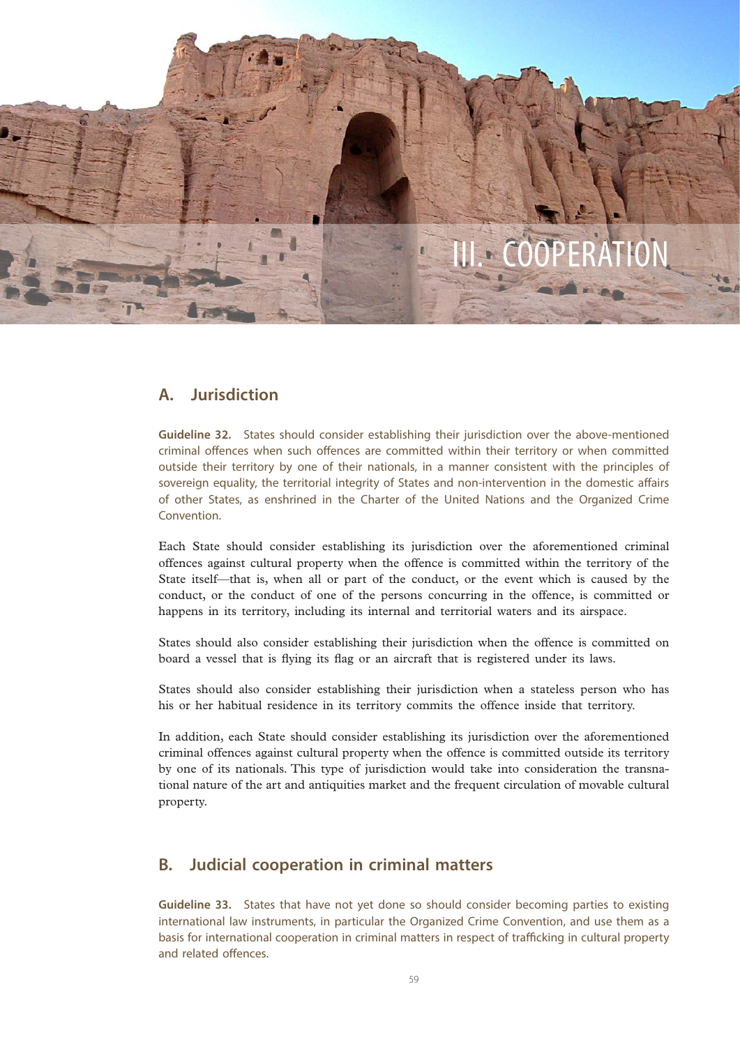# III. COOPERATION

## A. Jurisdiction

**Guideline 32.** States should consider establishing their jurisdiction over the above-mentioned criminal offences when such offences are committed within their territory or when committed outside their territory by one of their nationals, in a manner consistent with the principles of sovereign equality, the territorial integrity of States and non-intervention in the domestic affairs of other States, as enshrined in the Charter of the United Nations and the Organized Crime Convention.

Each State should consider establishing its jurisdiction over the aforementioned criminal offences against cultural property when the offence is committed within the territory of the State itself—that is, when all or part of the conduct, or the event which is caused by the conduct, or the conduct of one of the persons concurring in the offence, is committed or happens in its territory, including its internal and territorial waters and its airspace.

States should also consider establishing their jurisdiction when the offence is committed on board a vessel that is flying its flag or an aircraft that is registered under its laws.

States should also consider establishing their jurisdiction when a stateless person who has his or her habitual residence in its territory commits the offence inside that territory.

In addition, each State should consider establishing its jurisdiction over the aforementioned criminal offences against cultural property when the offence is committed outside its territory by one of its nationals. This type of jurisdiction would take into consideration the transnational nature of the art and antiquities market and the frequent circulation of movable cultural property.

## B. Judicial cooperation in criminal matters

**Guideline 33.** States that have not yet done so should consider becoming parties to existing international law instruments, in particular the Organized Crime Convention, and use them as a basis for international cooperation in criminal matters in respect of trafficking in cultural property and related offences.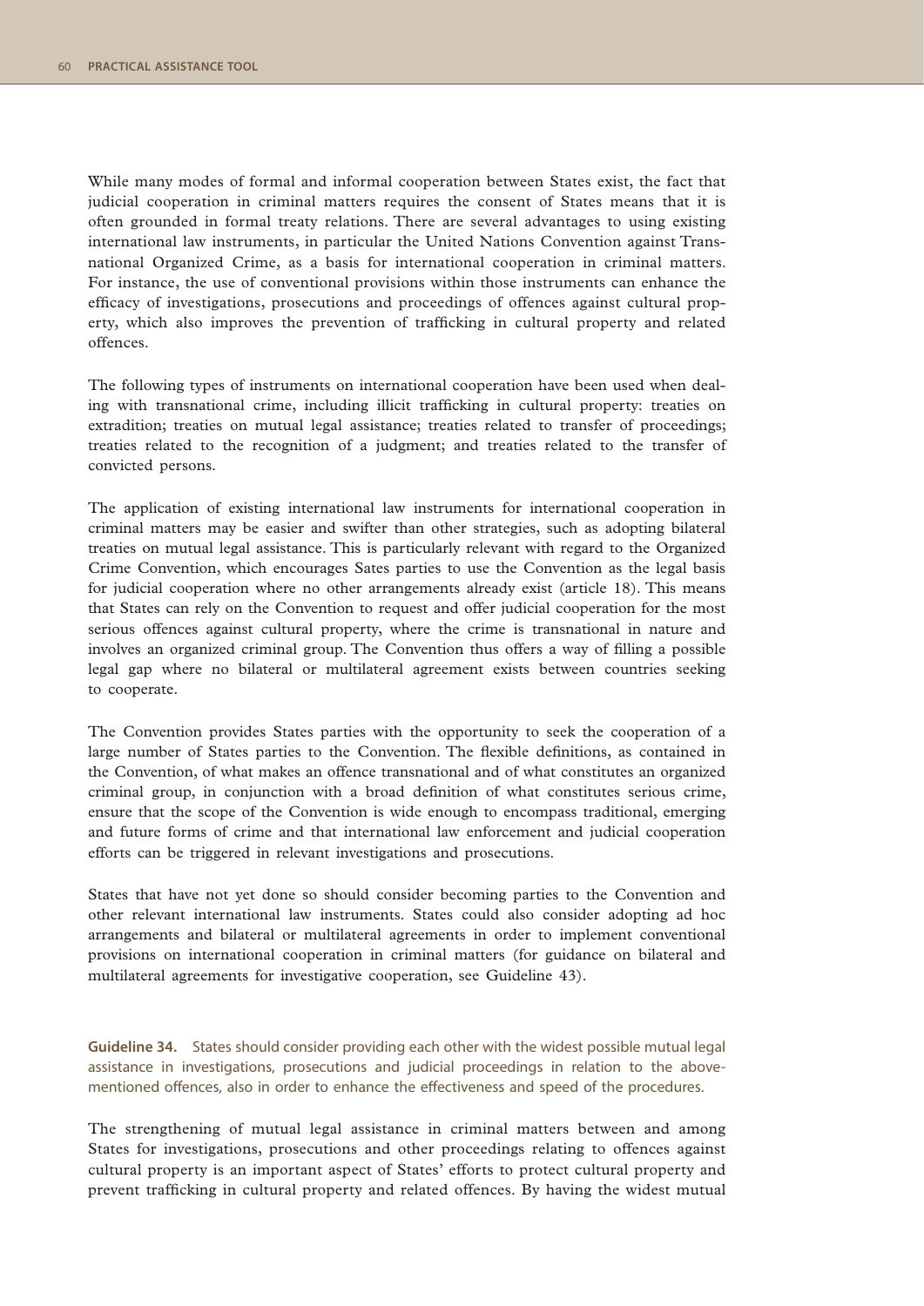While many modes of formal and informal cooperation between States exist, the fact that judicial cooperation in criminal matters requires the consent of States means that it is often grounded in formal treaty relations. There are several advantages to using existing international law instruments, in particular the United Nations Convention against Transnational Organized Crime, as a basis for international cooperation in criminal matters. For instance, the use of conventional provisions within those instruments can enhance the efficacy of investigations, prosecutions and proceedings of offences against cultural property, which also improves the prevention of trafficking in cultural property and related offences.

The following types of instruments on international cooperation have been used when dealing with transnational crime, including illicit trafficking in cultural property: treaties on extradition; treaties on mutual legal assistance; treaties related to transfer of proceedings; treaties related to the recognition of a judgment; and treaties related to the transfer of convicted persons.

The application of existing international law instruments for international cooperation in criminal matters may be easier and swifter than other strategies, such as adopting bilateral treaties on mutual legal assistance. This is particularly relevant with regard to the Organized Crime Convention, which encourages Sates parties to use the Convention as the legal basis for judicial cooperation where no other arrangements already exist (article 18). This means that States can rely on the Convention to request and offer judicial cooperation for the most serious offences against cultural property, where the crime is transnational in nature and involves an organized criminal group. The Convention thus offers a way of filling a possible legal gap where no bilateral or multilateral agreement exists between countries seeking to cooperate.

The Convention provides States parties with the opportunity to seek the cooperation of a large number of States parties to the Convention. The flexible definitions, as contained in the Convention, of what makes an offence transnational and of what constitutes an organized criminal group, in conjunction with a broad definition of what constitutes serious crime, ensure that the scope of the Convention is wide enough to encompass traditional, emerging and future forms of crime and that international law enforcement and judicial cooperation efforts can be triggered in relevant investigations and prosecutions.

States that have not yet done so should consider becoming parties to the Convention and other relevant international law instruments. States could also consider adopting ad hoc arrangements and bilateral or multilateral agreements in order to implement conventional provisions on international cooperation in criminal matters (for guidance on bilateral and multilateral agreements for investigative cooperation, see Guideline 43).

**Guideline 34.** States should consider providing each other with the widest possible mutual legal assistance in investigations, prosecutions and judicial proceedings in relation to the above-mentioned offences, also in order to enhance the effectiveness and speed of the procedures.

The strengthening of mutual legal assistance in criminal matters between and among States for investigations, prosecutions and other proceedings relating to offences against cultural property is an important aspect of States' efforts to protect cultural property and prevent trafficking in cultural property and related offences. By having the widest mutual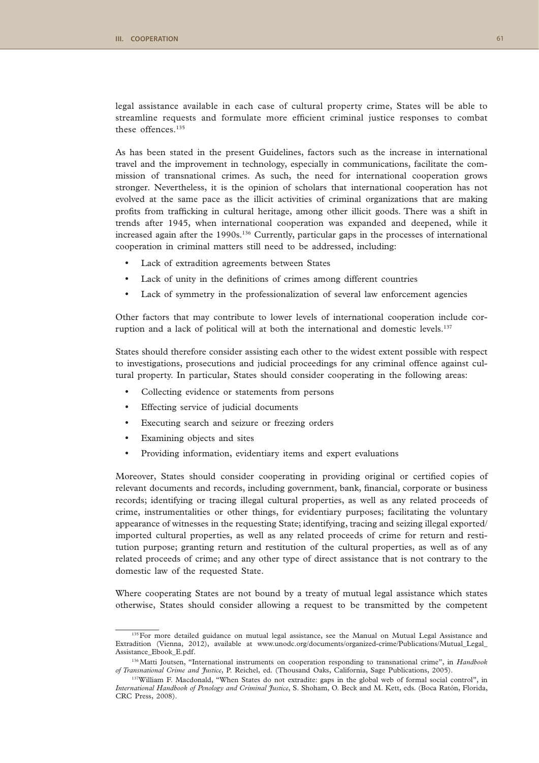legal assistance available in each case of cultural property crime, States will be able to streamline requests and formulate more efficient criminal justice responses to combat these offences.[135]

As has been stated in the present Guidelines, factors such as the increase in international travel and the improvement in technology, especially in communications, facilitate the commission of transnational crimes. As such, the need for international cooperation grows stronger. Nevertheless, it is the opinion of scholars that international cooperation has not evolved at the same pace as the illicit activities of criminal organizations that are making profits from trafficking in cultural heritage, among other illicit goods. There was a shift in trends after 1945, when international cooperation was expanded and deepened, while it increased again after the 1990s.[136] Currently, particular gaps in the processes of international cooperation in criminal matters still need to be addressed, including:

- Lack of extradition agreements between States
- Lack of unity in the definitions of crimes among different countries
- Lack of symmetry in the professionalization of several law enforcement agencies

Other factors that may contribute to lower levels of international cooperation include corruption and a lack of political will at both the international and domestic levels.[137]

States should therefore consider assisting each other to the widest extent possible with respect to investigations, prosecutions and judicial proceedings for any criminal offence against cultural property. In particular, States should consider cooperating in the following areas:

- Collecting evidence or statements from persons
- Effecting service of judicial documents
- Executing search and seizure or freezing orders
- Examining objects and sites
- Providing information, evidentiary items and expert evaluations

Moreover, States should consider cooperating in providing original or certified copies of relevant documents and records, including government, bank, financial, corporate or business records; identifying or tracing illegal cultural properties, as well as any related proceeds of crime, instrumentalities or other things, for evidentiary purposes; facilitating the voluntary appearance of witnesses in the requesting State; identifying, tracing and seizing illegal exported/imported cultural properties, as well as any related proceeds of crime for return and restitution purpose; granting return and restitution of the cultural properties, as well as of any related proceeds of crime; and any other type of direct assistance that is not contrary to the domestic law of the requested State.

Where cooperating States are not bound by a treaty of mutual legal assistance which states otherwise, States should consider allowing a request to be transmitted by the competent

---

[135] For more detailed guidance on mutual legal assistance, see the Manual on Mutual Legal Assistance and Extradition (Vienna, 2012), available at www.unodc.org/documents/organized-crime/Publications/Mutual_Legal_Assistance_Ebook_E.pdf.

[136] Matti Joutsen, "International instruments on cooperation responding to transnational crime", in *Handbook of Transnational Crime and Justice*, P. Reichel, ed. (Thousand Oaks, California, Sage Publications, 2005).

[137] William F. Macdonald, "When States do not extradite: gaps in the global web of formal social control", in *International Handbook of Penology and Criminal Justice*, S. Shoham, O. Beck and M. Kett, eds. (Boca Ratón, Florida, CRC Press, 2008).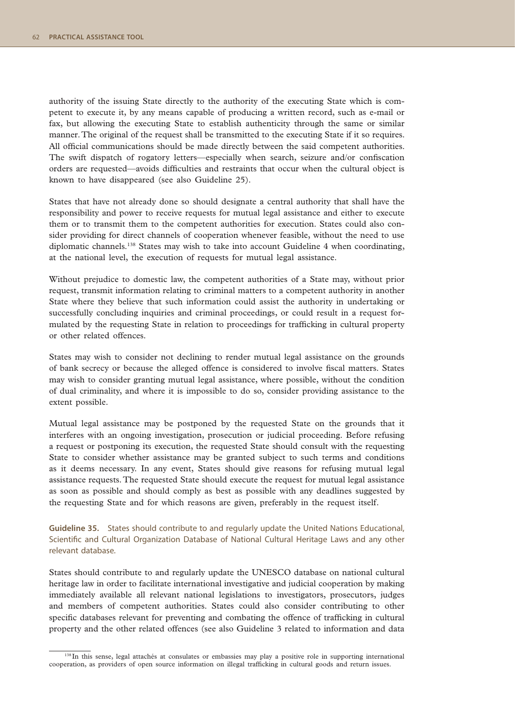authority of the issuing State directly to the authority of the executing State which is competent to execute it, by any means capable of producing a written record, such as e-mail or fax, but allowing the executing State to establish authenticity through the same or similar manner. The original of the request shall be transmitted to the executing State if it so requires. All official communications should be made directly between the said competent authorities. The swift dispatch of rogatory letters—especially when search, seizure and/or confiscation orders are requested—avoids difficulties and restraints that occur when the cultural object is known to have disappeared (see also Guideline 25).

States that have not already done so should designate a central authority that shall have the responsibility and power to receive requests for mutual legal assistance and either to execute them or to transmit them to the competent authorities for execution. States could also consider providing for direct channels of cooperation whenever feasible, without the need to use diplomatic channels.[138] States may wish to take into account Guideline 4 when coordinating, at the national level, the execution of requests for mutual legal assistance.

Without prejudice to domestic law, the competent authorities of a State may, without prior request, transmit information relating to criminal matters to a competent authority in another State where they believe that such information could assist the authority in undertaking or successfully concluding inquiries and criminal proceedings, or could result in a request formulated by the requesting State in relation to proceedings for trafficking in cultural property or other related offences.

States may wish to consider not declining to render mutual legal assistance on the grounds of bank secrecy or because the alleged offence is considered to involve fiscal matters. States may wish to consider granting mutual legal assistance, where possible, without the condition of dual criminality, and where it is impossible to do so, consider providing assistance to the extent possible.

Mutual legal assistance may be postponed by the requested State on the grounds that it interferes with an ongoing investigation, prosecution or judicial proceeding. Before refusing a request or postponing its execution, the requested State should consult with the requesting State to consider whether assistance may be granted subject to such terms and conditions as it deems necessary. In any event, States should give reasons for refusing mutual legal assistance requests. The requested State should execute the request for mutual legal assistance as soon as possible and should comply as best as possible with any deadlines suggested by the requesting State and for which reasons are given, preferably in the request itself.

**Guideline 35.** States should contribute to and regularly update the United Nations Educational, Scientific and Cultural Organization Database of National Cultural Heritage Laws and any other relevant database.

States should contribute to and regularly update the UNESCO database on national cultural heritage law in order to facilitate international investigative and judicial cooperation by making immediately available all relevant national legislations to investigators, prosecutors, judges and members of competent authorities. States could also consider contributing to other specific databases relevant for preventing and combating the offence of trafficking in cultural property and the other related offences (see also Guideline 3 related to information and data

[138] In this sense, legal attachés at consulates or embassies may play a positive role in supporting international cooperation, as providers of open source information on illegal trafficking in cultural goods and return issues.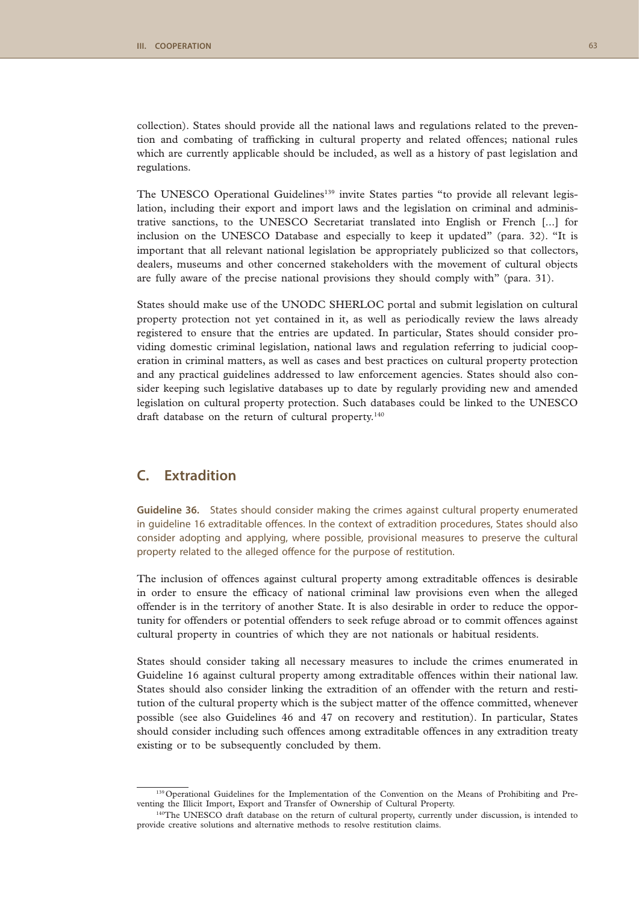collection). States should provide all the national laws and regulations related to the prevention and combating of trafficking in cultural property and related offences; national rules which are currently applicable should be included, as well as a history of past legislation and regulations.

The UNESCO Operational Guidelines[139] invite States parties "to provide all relevant legislation, including their export and import laws and the legislation on criminal and administrative sanctions, to the UNESCO Secretariat translated into English or French [...] for inclusion on the UNESCO Database and especially to keep it updated" (para. 32). "It is important that all relevant national legislation be appropriately publicized so that collectors, dealers, museums and other concerned stakeholders with the movement of cultural objects are fully aware of the precise national provisions they should comply with" (para. 31).

States should make use of the UNODC SHERLOC portal and submit legislation on cultural property protection not yet contained in it, as well as periodically review the laws already registered to ensure that the entries are updated. In particular, States should consider providing domestic criminal legislation, national laws and regulation referring to judicial cooperation in criminal matters, as well as cases and best practices on cultural property protection and any practical guidelines addressed to law enforcement agencies. States should also consider keeping such legislative databases up to date by regularly providing new and amended legislation on cultural property protection. Such databases could be linked to the UNESCO draft database on the return of cultural property.[140]

## C. Extradition

**Guideline 36.** States should consider making the crimes against cultural property enumerated in guideline 16 extraditable offences. In the context of extradition procedures, States should also consider adopting and applying, where possible, provisional measures to preserve the cultural property related to the alleged offence for the purpose of restitution.

The inclusion of offences against cultural property among extraditable offences is desirable in order to ensure the efficacy of national criminal law provisions even when the alleged offender is in the territory of another State. It is also desirable in order to reduce the opportunity for offenders or potential offenders to seek refuge abroad or to commit offences against cultural property in countries of which they are not nationals or habitual residents.

States should consider taking all necessary measures to include the crimes enumerated in Guideline 16 against cultural property among extraditable offences within their national law. States should also consider linking the extradition of an offender with the return and restitution of the cultural property which is the subject matter of the offence committed, whenever possible (see also Guidelines 46 and 47 on recovery and restitution). In particular, States should consider including such offences among extraditable offences in any extradition treaty existing or to be subsequently concluded by them.

---

[139] Operational Guidelines for the Implementation of the Convention on the Means of Prohibiting and Preventing the Illicit Import, Export and Transfer of Ownership of Cultural Property.

[140] The UNESCO draft database on the return of cultural property, currently under discussion, is intended to provide creative solutions and alternative methods to resolve restitution claims.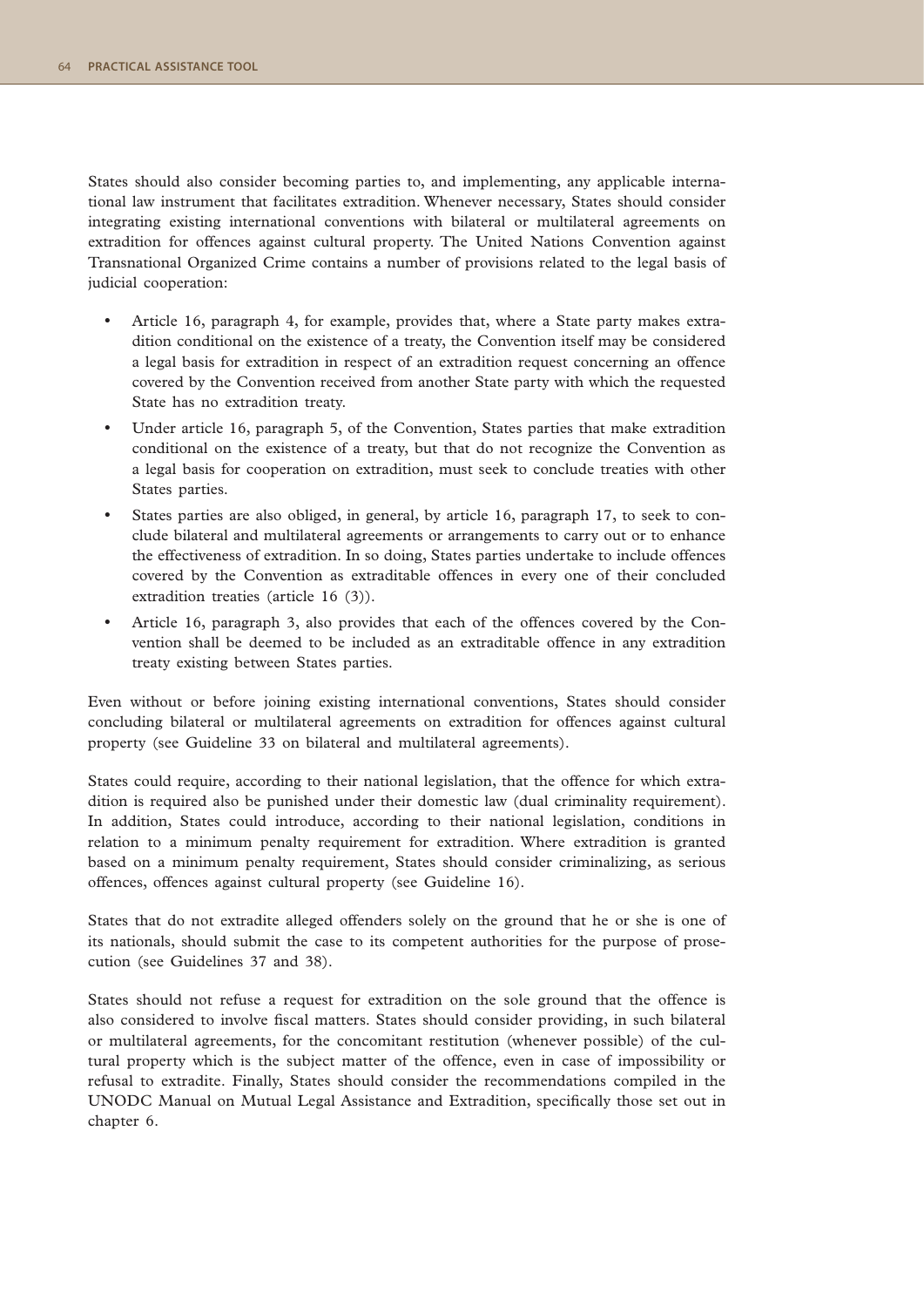States should also consider becoming parties to, and implementing, any applicable international law instrument that facilitates extradition. Whenever necessary, States should consider integrating existing international conventions with bilateral or multilateral agreements on extradition for offences against cultural property. The United Nations Convention against Transnational Organized Crime contains a number of provisions related to the legal basis of judicial cooperation:

- Article 16, paragraph 4, for example, provides that, where a State party makes extradition conditional on the existence of a treaty, the Convention itself may be considered a legal basis for extradition in respect of an extradition request concerning an offence covered by the Convention received from another State party with which the requested State has no extradition treaty.
- Under article 16, paragraph 5, of the Convention, States parties that make extradition conditional on the existence of a treaty, but that do not recognize the Convention as a legal basis for cooperation on extradition, must seek to conclude treaties with other States parties.
- States parties are also obliged, in general, by article 16, paragraph 17, to seek to conclude bilateral and multilateral agreements or arrangements to carry out or to enhance the effectiveness of extradition. In so doing, States parties undertake to include offences covered by the Convention as extraditable offences in every one of their concluded extradition treaties (article 16 (3)).
- Article 16, paragraph 3, also provides that each of the offences covered by the Convention shall be deemed to be included as an extraditable offence in any extradition treaty existing between States parties.

Even without or before joining existing international conventions, States should consider concluding bilateral or multilateral agreements on extradition for offences against cultural property (see Guideline 33 on bilateral and multilateral agreements).

States could require, according to their national legislation, that the offence for which extradition is required also be punished under their domestic law (dual criminality requirement). In addition, States could introduce, according to their national legislation, conditions in relation to a minimum penalty requirement for extradition. Where extradition is granted based on a minimum penalty requirement, States should consider criminalizing, as serious offences, offences against cultural property (see Guideline 16).

States that do not extradite alleged offenders solely on the ground that he or she is one of its nationals, should submit the case to its competent authorities for the purpose of prosecution (see Guidelines 37 and 38).

States should not refuse a request for extradition on the sole ground that the offence is also considered to involve fiscal matters. States should consider providing, in such bilateral or multilateral agreements, for the concomitant restitution (whenever possible) of the cultural property which is the subject matter of the offence, even in case of impossibility or refusal to extradite. Finally, States should consider the recommendations compiled in the UNODC Manual on Mutual Legal Assistance and Extradition, specifically those set out in chapter 6.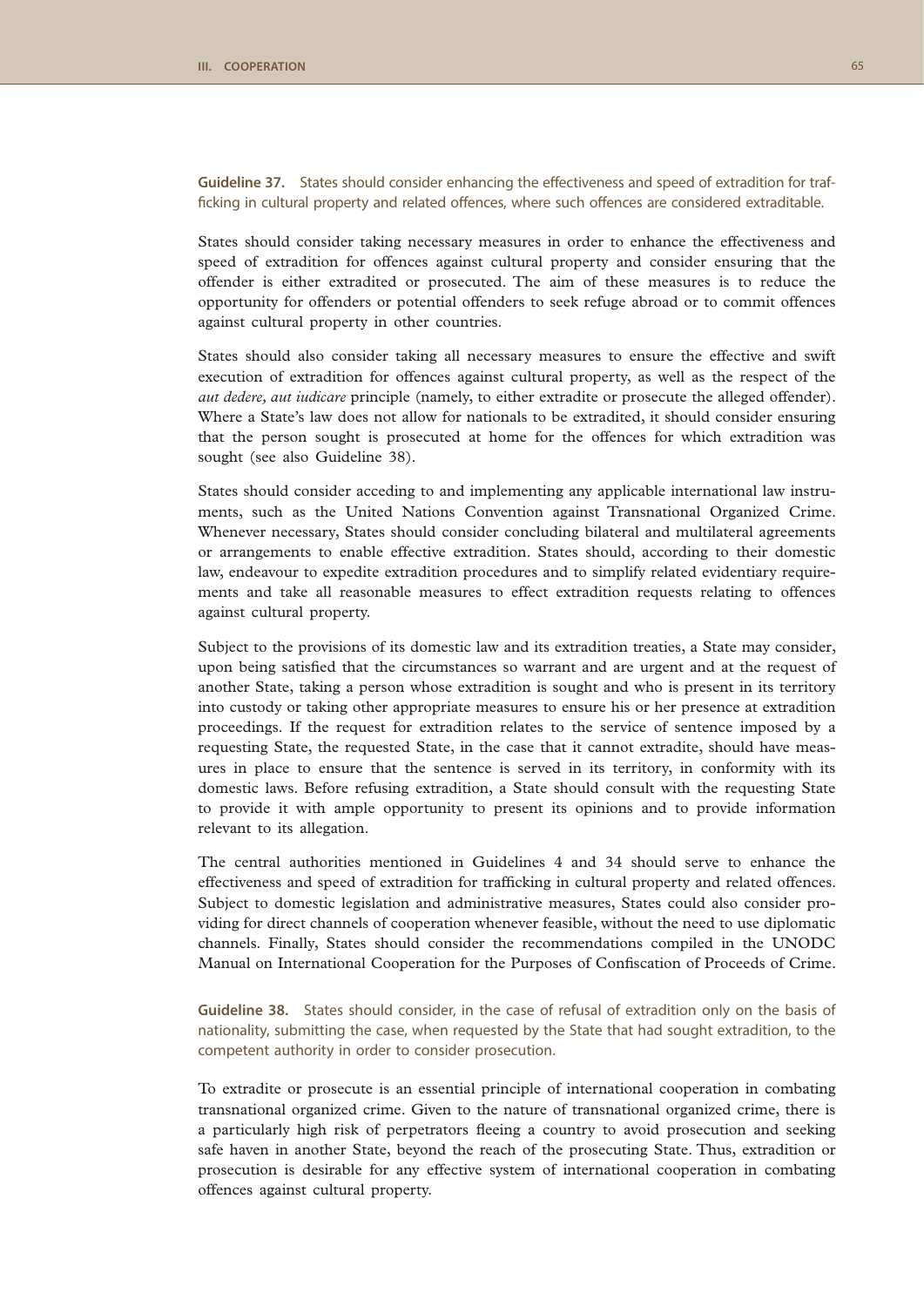**Guideline 37.** States should consider enhancing the effectiveness and speed of extradition for trafficking in cultural property and related offences, where such offences are considered extraditable.

States should consider taking necessary measures in order to enhance the effectiveness and speed of extradition for offences against cultural property and consider ensuring that the offender is either extradited or prosecuted. The aim of these measures is to reduce the opportunity for offenders or potential offenders to seek refuge abroad or to commit offences against cultural property in other countries.

States should also consider taking all necessary measures to ensure the effective and swift execution of extradition for offences against cultural property, as well as the respect of the *aut dedere, aut iudicare* principle (namely, to either extradite or prosecute the alleged offender). Where a State's law does not allow for nationals to be extradited, it should consider ensuring that the person sought is prosecuted at home for the offences for which extradition was sought (see also Guideline 38).

States should consider acceding to and implementing any applicable international law instruments, such as the United Nations Convention against Transnational Organized Crime. Whenever necessary, States should consider concluding bilateral and multilateral agreements or arrangements to enable effective extradition. States should, according to their domestic law, endeavour to expedite extradition procedures and to simplify related evidentiary requirements and take all reasonable measures to effect extradition requests relating to offences against cultural property.

Subject to the provisions of its domestic law and its extradition treaties, a State may consider, upon being satisfied that the circumstances so warrant and are urgent and at the request of another State, taking a person whose extradition is sought and who is present in its territory into custody or taking other appropriate measures to ensure his or her presence at extradition proceedings. If the request for extradition relates to the service of sentence imposed by a requesting State, the requested State, in the case that it cannot extradite, should have measures in place to ensure that the sentence is served in its territory, in conformity with its domestic laws. Before refusing extradition, a State should consult with the requesting State to provide it with ample opportunity to present its opinions and to provide information relevant to its allegation.

The central authorities mentioned in Guidelines 4 and 34 should serve to enhance the effectiveness and speed of extradition for trafficking in cultural property and related offences. Subject to domestic legislation and administrative measures, States could also consider providing for direct channels of cooperation whenever feasible, without the need to use diplomatic channels. Finally, States should consider the recommendations compiled in the UNODC Manual on International Cooperation for the Purposes of Confiscation of Proceeds of Crime.

**Guideline 38.** States should consider, in the case of refusal of extradition only on the basis of nationality, submitting the case, when requested by the State that had sought extradition, to the competent authority in order to consider prosecution.

To extradite or prosecute is an essential principle of international cooperation in combating transnational organized crime. Given to the nature of transnational organized crime, there is a particularly high risk of perpetrators fleeing a country to avoid prosecution and seeking safe haven in another State, beyond the reach of the prosecuting State. Thus, extradition or prosecution is desirable for any effective system of international cooperation in combating offences against cultural property.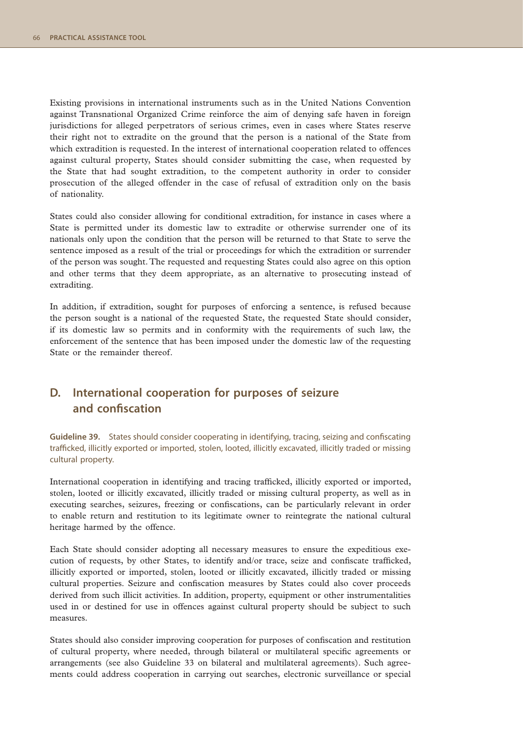Existing provisions in international instruments such as in the United Nations Convention against Transnational Organized Crime reinforce the aim of denying safe haven in foreign jurisdictions for alleged perpetrators of serious crimes, even in cases where States reserve their right not to extradite on the ground that the person is a national of the State from which extradition is requested. In the interest of international cooperation related to offences against cultural property, States should consider submitting the case, when requested by the State that had sought extradition, to the competent authority in order to consider prosecution of the alleged offender in the case of refusal of extradition only on the basis of nationality.

States could also consider allowing for conditional extradition, for instance in cases where a State is permitted under its domestic law to extradite or otherwise surrender one of its nationals only upon the condition that the person will be returned to that State to serve the sentence imposed as a result of the trial or proceedings for which the extradition or surrender of the person was sought. The requested and requesting States could also agree on this option and other terms that they deem appropriate, as an alternative to prosecuting instead of extraditing.

In addition, if extradition, sought for purposes of enforcing a sentence, is refused because the person sought is a national of the requested State, the requested State should consider, if its domestic law so permits and in conformity with the requirements of such law, the enforcement of the sentence that has been imposed under the domestic law of the requesting State or the remainder thereof.

## D. International cooperation for purposes of seizure and confiscation

**Guideline 39.** States should consider cooperating in identifying, tracing, seizing and confiscating trafficked, illicitly exported or imported, stolen, looted, illicitly excavated, illicitly traded or missing cultural property.

International cooperation in identifying and tracing trafficked, illicitly exported or imported, stolen, looted or illicitly excavated, illicitly traded or missing cultural property, as well as in executing searches, seizures, freezing or confiscations, can be particularly relevant in order to enable return and restitution to its legitimate owner to reintegrate the national cultural heritage harmed by the offence.

Each State should consider adopting all necessary measures to ensure the expeditious execution of requests, by other States, to identify and/or trace, seize and confiscate trafficked, illicitly exported or imported, stolen, looted or illicitly excavated, illicitly traded or missing cultural properties. Seizure and confiscation measures by States could also cover proceeds derived from such illicit activities. In addition, property, equipment or other instrumentalities used in or destined for use in offences against cultural property should be subject to such measures.

States should also consider improving cooperation for purposes of confiscation and restitution of cultural property, where needed, through bilateral or multilateral specific agreements or arrangements (see also Guideline 33 on bilateral and multilateral agreements). Such agreements could address cooperation in carrying out searches, electronic surveillance or special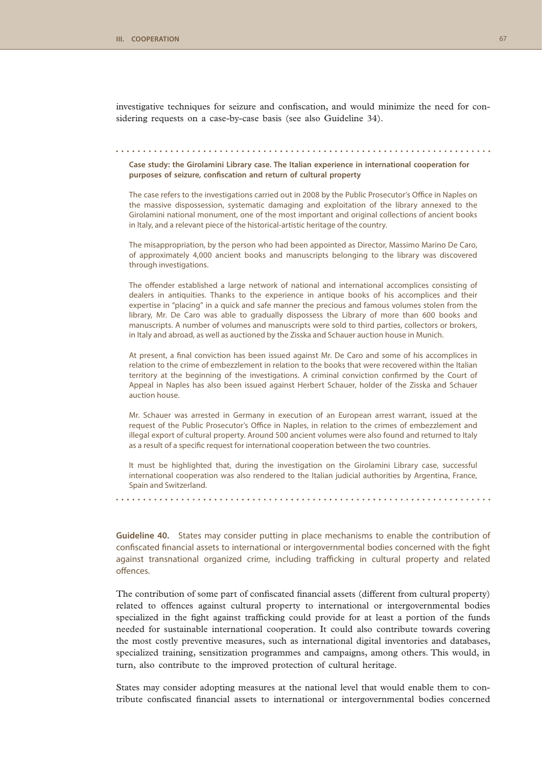investigative techniques for seizure and confiscation, and would minimize the need for considering requests on a case-by-case basis (see also Guideline 34).

**Case study: the Girolamini Library case. The Italian experience in international cooperation for purposes of seizure, confiscation and return of cultural property**

The case refers to the investigations carried out in 2008 by the Public Prosecutor's Office in Naples on the massive dispossession, systematic damaging and exploitation of the library annexed to the Girolamini national monument, one of the most important and original collections of ancient books in Italy, and a relevant piece of the historical-artistic heritage of the country.

The misappropriation, by the person who had been appointed as Director, Massimo Marino De Caro, of approximately 4,000 ancient books and manuscripts belonging to the library was discovered through investigations.

The offender established a large network of national and international accomplices consisting of dealers in antiquities. Thanks to the experience in antique books of his accomplices and their expertise in "placing" in a quick and safe manner the precious and famous volumes stolen from the library, Mr. De Caro was able to gradually dispossess the Library of more than 600 books and manuscripts. A number of volumes and manuscripts were sold to third parties, collectors or brokers, in Italy and abroad, as well as auctioned by the Zisska and Schauer auction house in Munich.

At present, a final conviction has been issued against Mr. De Caro and some of his accomplices in relation to the crime of embezzlement in relation to the books that were recovered within the Italian territory at the beginning of the investigations. A criminal conviction confirmed by the Court of Appeal in Naples has also been issued against Herbert Schauer, holder of the Zisska and Schauer auction house.

Mr. Schauer was arrested in Germany in execution of an European arrest warrant, issued at the request of the Public Prosecutor's Office in Naples, in relation to the crimes of embezzlement and illegal export of cultural property. Around 500 ancient volumes were also found and returned to Italy as a result of a specific request for international cooperation between the two countries.

It must be highlighted that, during the investigation on the Girolamini Library case, successful international cooperation was also rendered to the Italian judicial authorities by Argentina, France, Spain and Switzerland.

**Guideline 40.** States may consider putting in place mechanisms to enable the contribution of confiscated financial assets to international or intergovernmental bodies concerned with the fight against transnational organized crime, including trafficking in cultural property and related offences.

The contribution of some part of confiscated financial assets (different from cultural property) related to offences against cultural property to international or intergovernmental bodies specialized in the fight against trafficking could provide for at least a portion of the funds needed for sustainable international cooperation. It could also contribute towards covering the most costly preventive measures, such as international digital inventories and databases, specialized training, sensitization programmes and campaigns, among others. This would, in turn, also contribute to the improved protection of cultural heritage.

States may consider adopting measures at the national level that would enable them to contribute confiscated financial assets to international or intergovernmental bodies concerned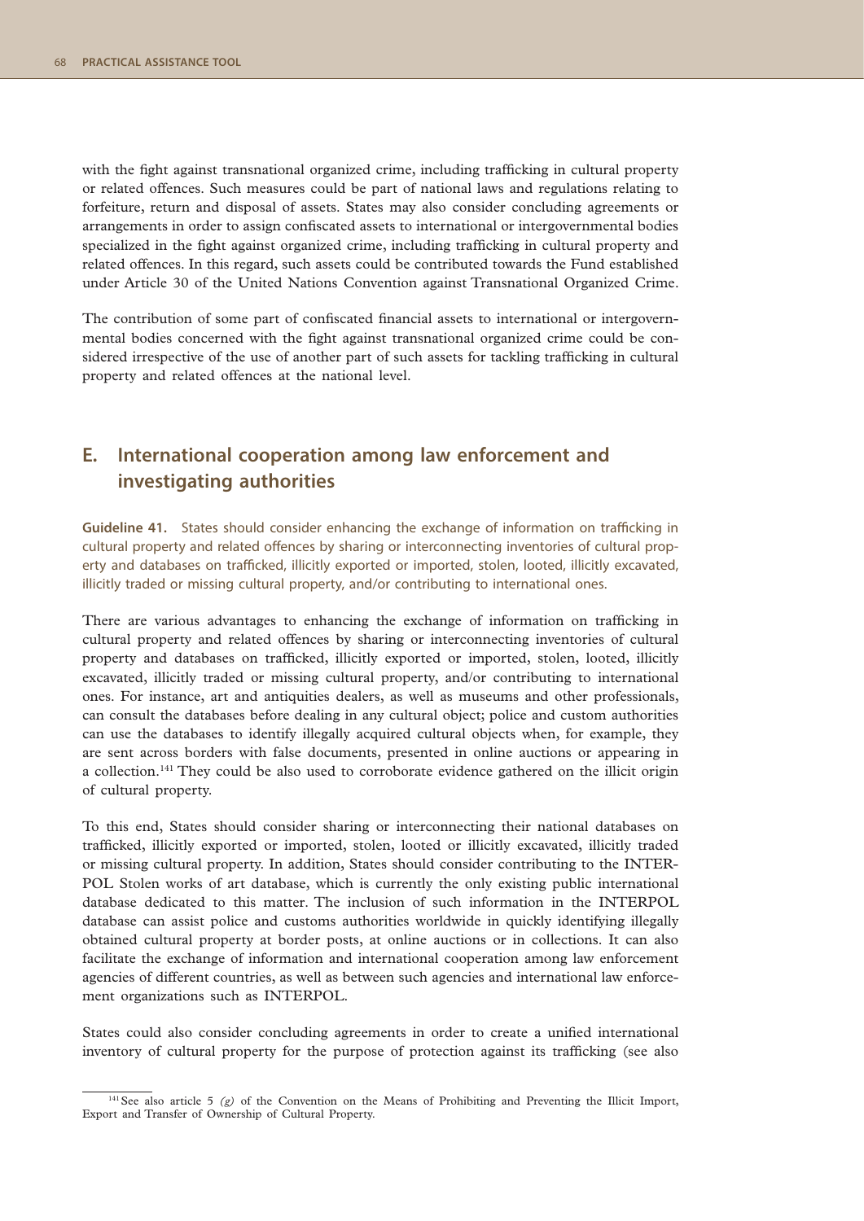with the fight against transnational organized crime, including trafficking in cultural property or related offences. Such measures could be part of national laws and regulations relating to forfeiture, return and disposal of assets. States may also consider concluding agreements or arrangements in order to assign confiscated assets to international or intergovernmental bodies specialized in the fight against organized crime, including trafficking in cultural property and related offences. In this regard, such assets could be contributed towards the Fund established under Article 30 of the United Nations Convention against Transnational Organized Crime.

The contribution of some part of confiscated financial assets to international or intergovernmental bodies concerned with the fight against transnational organized crime could be considered irrespective of the use of another part of such assets for tackling trafficking in cultural property and related offences at the national level.

## E. International cooperation among law enforcement and investigating authorities

**Guideline 41.** States should consider enhancing the exchange of information on trafficking in cultural property and related offences by sharing or interconnecting inventories of cultural property and databases on trafficked, illicitly exported or imported, stolen, looted, illicitly excavated, illicitly traded or missing cultural property, and/or contributing to international ones.

There are various advantages to enhancing the exchange of information on trafficking in cultural property and related offences by sharing or interconnecting inventories of cultural property and databases on trafficked, illicitly exported or imported, stolen, looted, illicitly excavated, illicitly traded or missing cultural property, and/or contributing to international ones. For instance, art and antiquities dealers, as well as museums and other professionals, can consult the databases before dealing in any cultural object; police and custom authorities can use the databases to identify illegally acquired cultural objects when, for example, they are sent across borders with false documents, presented in online auctions or appearing in a collection.[141] They could be also used to corroborate evidence gathered on the illicit origin of cultural property.

To this end, States should consider sharing or interconnecting their national databases on trafficked, illicitly exported or imported, stolen, looted or illicitly excavated, illicitly traded or missing cultural property. In addition, States should consider contributing to the INTERPOL Stolen works of art database, which is currently the only existing public international database dedicated to this matter. The inclusion of such information in the INTERPOL database can assist police and customs authorities worldwide in quickly identifying illegally obtained cultural property at border posts, at online auctions or in collections. It can also facilitate the exchange of information and international cooperation among law enforcement agencies of different countries, as well as between such agencies and international law enforcement organizations such as INTERPOL.

States could also consider concluding agreements in order to create a unified international inventory of cultural property for the purpose of protection against its trafficking (see also

[141] See also article 5 *(g)* of the Convention on the Means of Prohibiting and Preventing the Illicit Import, Export and Transfer of Ownership of Cultural Property.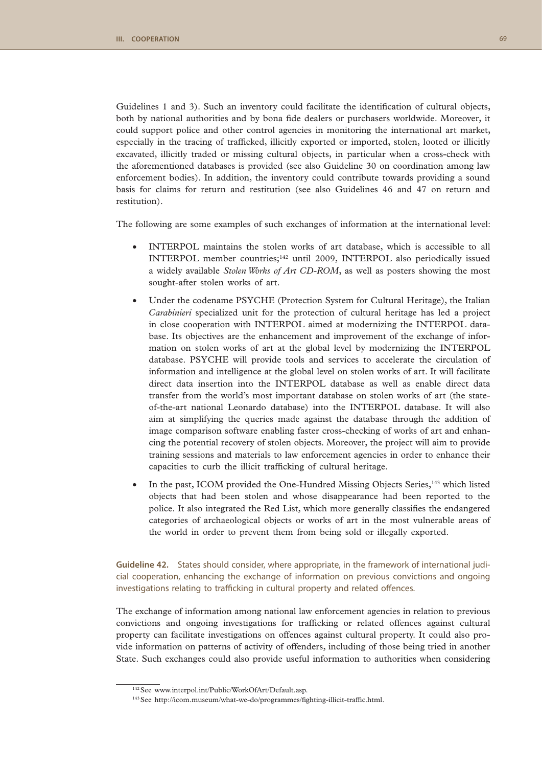Guidelines 1 and 3). Such an inventory could facilitate the identification of cultural objects, both by national authorities and by bona fide dealers or purchasers worldwide. Moreover, it could support police and other control agencies in monitoring the international art market, especially in the tracing of trafficked, illicitly exported or imported, stolen, looted or illicitly excavated, illicitly traded or missing cultural objects, in particular when a cross-check with the aforementioned databases is provided (see also Guideline 30 on coordination among law enforcement bodies). In addition, the inventory could contribute towards providing a sound basis for claims for return and restitution (see also Guidelines 46 and 47 on return and restitution).

The following are some examples of such exchanges of information at the international level:

- INTERPOL maintains the stolen works of art database, which is accessible to all INTERPOL member countries;[142] until 2009, INTERPOL also periodically issued a widely available *Stolen Works of Art CD-ROM*, as well as posters showing the most sought-after stolen works of art.
- Under the codename PSYCHE (Protection System for Cultural Heritage), the Italian *Carabinieri* specialized unit for the protection of cultural heritage has led a project in close cooperation with INTERPOL aimed at modernizing the INTERPOL database. Its objectives are the enhancement and improvement of the exchange of information on stolen works of art at the global level by modernizing the INTERPOL database. PSYCHE will provide tools and services to accelerate the circulation of information and intelligence at the global level on stolen works of art. It will facilitate direct data insertion into the INTERPOL database as well as enable direct data transfer from the world's most important database on stolen works of art (the state-of-the-art national Leonardo database) into the INTERPOL database. It will also aim at simplifying the queries made against the database through the addition of image comparison software enabling faster cross-checking of works of art and enhancing the potential recovery of stolen objects. Moreover, the project will aim to provide training sessions and materials to law enforcement agencies in order to enhance their capacities to curb the illicit trafficking of cultural heritage.
- In the past, ICOM provided the One-Hundred Missing Objects Series,[143] which listed objects that had been stolen and whose disappearance had been reported to the police. It also integrated the Red List, which more generally classifies the endangered categories of archaeological objects or works of art in the most vulnerable areas of the world in order to prevent them from being sold or illegally exported.

**Guideline 42.** States should consider, where appropriate, in the framework of international judicial cooperation, enhancing the exchange of information on previous convictions and ongoing investigations relating to trafficking in cultural property and related offences.

The exchange of information among national law enforcement agencies in relation to previous convictions and ongoing investigations for trafficking or related offences against cultural property can facilitate investigations on offences against cultural property. It could also provide information on patterns of activity of offenders, including of those being tried in another State. Such exchanges could also provide useful information to authorities when considering

[142] See www.interpol.int/Public/WorkOfArt/Default.asp.

[143] See http://icom.museum/what-we-do/programmes/fighting-illicit-traffic.html.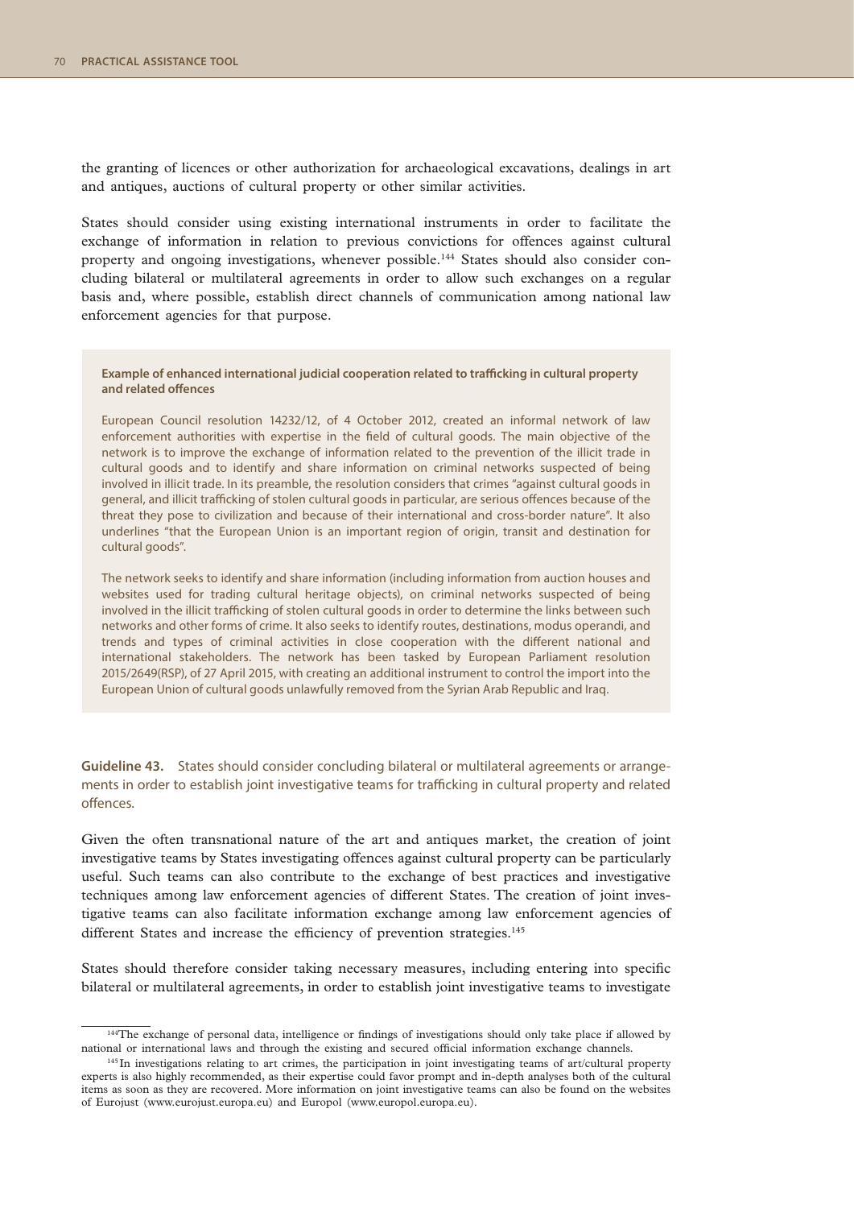the granting of licences or other authorization for archaeological excavations, dealings in art and antiques, auctions of cultural property or other similar activities.

States should consider using existing international instruments in order to facilitate the exchange of information in relation to previous convictions for offences against cultural property and ongoing investigations, whenever possible.[144] States should also consider concluding bilateral or multilateral agreements in order to allow such exchanges on a regular basis and, where possible, establish direct channels of communication among national law enforcement agencies for that purpose.

**Example of enhanced international judicial cooperation related to trafficking in cultural property and related offences**

European Council resolution 14232/12, of 4 October 2012, created an informal network of law enforcement authorities with expertise in the field of cultural goods. The main objective of the network is to improve the exchange of information related to the prevention of the illicit trade in cultural goods and to identify and share information on criminal networks suspected of being involved in illicit trade. In its preamble, the resolution considers that crimes "against cultural goods in general, and illicit trafficking of stolen cultural goods in particular, are serious offences because of the threat they pose to civilization and because of their international and cross-border nature". It also underlines "that the European Union is an important region of origin, transit and destination for cultural goods".

The network seeks to identify and share information (including information from auction houses and websites used for trading cultural heritage objects), on criminal networks suspected of being involved in the illicit trafficking of stolen cultural goods in order to determine the links between such networks and other forms of crime. It also seeks to identify routes, destinations, modus operandi, and trends and types of criminal activities in close cooperation with the different national and international stakeholders. The network has been tasked by European Parliament resolution 2015/2649(RSP), of 27 April 2015, with creating an additional instrument to control the import into the European Union of cultural goods unlawfully removed from the Syrian Arab Republic and Iraq.

**Guideline 43.** States should consider concluding bilateral or multilateral agreements or arrangements in order to establish joint investigative teams for trafficking in cultural property and related offences.

Given the often transnational nature of the art and antiques market, the creation of joint investigative teams by States investigating offences against cultural property can be particularly useful. Such teams can also contribute to the exchange of best practices and investigative techniques among law enforcement agencies of different States. The creation of joint investigative teams can also facilitate information exchange among law enforcement agencies of different States and increase the efficiency of prevention strategies.[145]

States should therefore consider taking necessary measures, including entering into specific bilateral or multilateral agreements, in order to establish joint investigative teams to investigate

[144] The exchange of personal data, intelligence or findings of investigations should only take place if allowed by national or international laws and through the existing and secured official information exchange channels.

[145] In investigations relating to art crimes, the participation in joint investigating teams of art/cultural property experts is also highly recommended, as their expertise could favor prompt and in-depth analyses both of the cultural items as soon as they are recovered. More information on joint investigative teams can also be found on the websites of Eurojust (www.eurojust.europa.eu) and Europol (www.europol.europa.eu).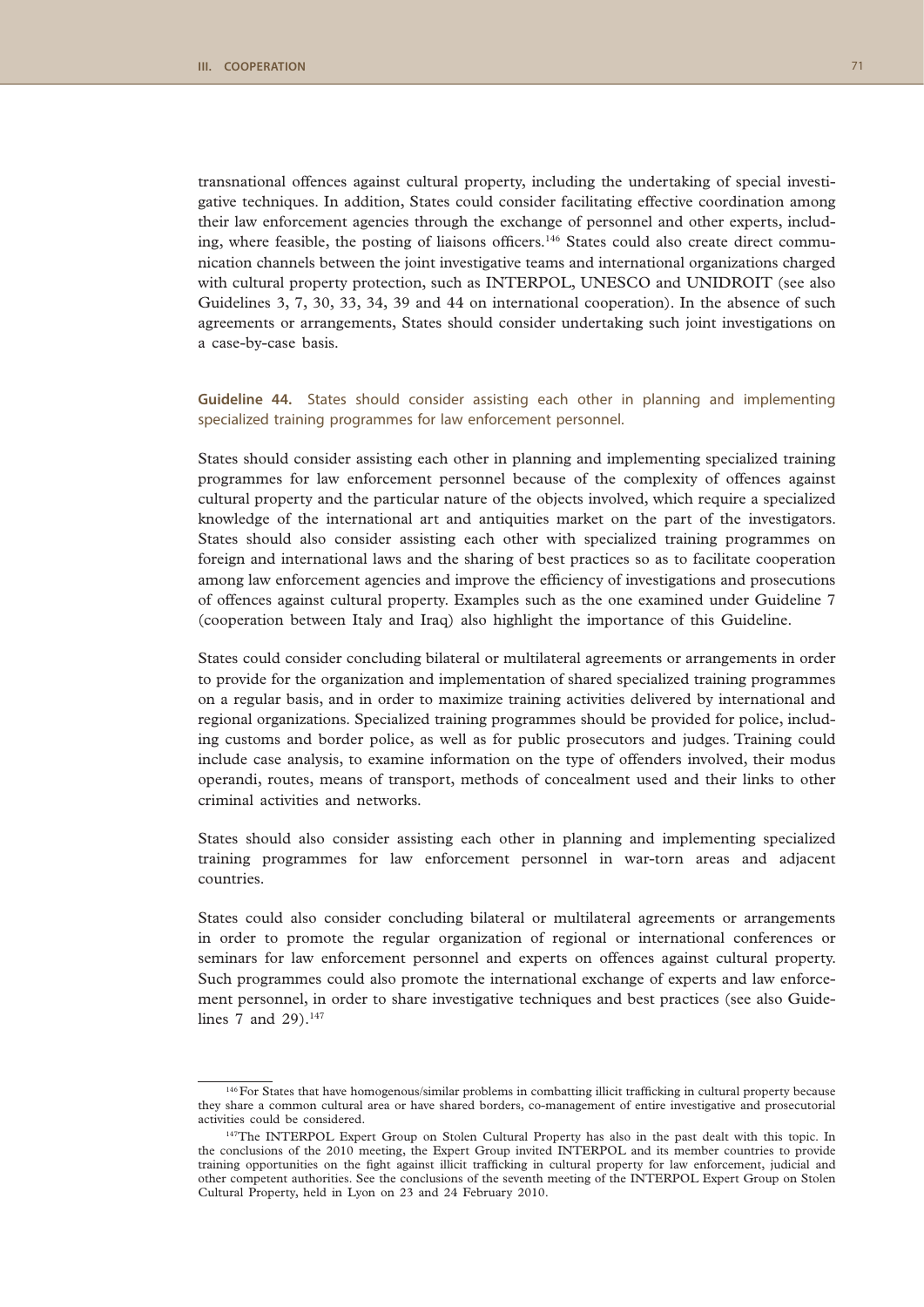transnational offences against cultural property, including the undertaking of special investigative techniques. In addition, States could consider facilitating effective coordination among their law enforcement agencies through the exchange of personnel and other experts, including, where feasible, the posting of liaisons officers.[146] States could also create direct communication channels between the joint investigative teams and international organizations charged with cultural property protection, such as INTERPOL, UNESCO and UNIDROIT (see also Guidelines 3, 7, 30, 33, 34, 39 and 44 on international cooperation). In the absence of such agreements or arrangements, States should consider undertaking such joint investigations on a case-by-case basis.

**Guideline 44.** States should consider assisting each other in planning and implementing specialized training programmes for law enforcement personnel.

States should consider assisting each other in planning and implementing specialized training programmes for law enforcement personnel because of the complexity of offences against cultural property and the particular nature of the objects involved, which require a specialized knowledge of the international art and antiquities market on the part of the investigators. States should also consider assisting each other with specialized training programmes on foreign and international laws and the sharing of best practices so as to facilitate cooperation among law enforcement agencies and improve the efficiency of investigations and prosecutions of offences against cultural property. Examples such as the one examined under Guideline 7 (cooperation between Italy and Iraq) also highlight the importance of this Guideline.

States could consider concluding bilateral or multilateral agreements or arrangements in order to provide for the organization and implementation of shared specialized training programmes on a regular basis, and in order to maximize training activities delivered by international and regional organizations. Specialized training programmes should be provided for police, including customs and border police, as well as for public prosecutors and judges. Training could include case analysis, to examine information on the type of offenders involved, their modus operandi, routes, means of transport, methods of concealment used and their links to other criminal activities and networks.

States should also consider assisting each other in planning and implementing specialized training programmes for law enforcement personnel in war-torn areas and adjacent countries.

States could also consider concluding bilateral or multilateral agreements or arrangements in order to promote the regular organization of regional or international conferences or seminars for law enforcement personnel and experts on offences against cultural property. Such programmes could also promote the international exchange of experts and law enforcement personnel, in order to share investigative techniques and best practices (see also Guidelines 7 and 29).[147]

---

[146] For States that have homogenous/similar problems in combatting illicit trafficking in cultural property because they share a common cultural area or have shared borders, co-management of entire investigative and prosecutorial activities could be considered.

[147] The INTERPOL Expert Group on Stolen Cultural Property has also in the past dealt with this topic. In the conclusions of the 2010 meeting, the Expert Group invited INTERPOL and its member countries to provide training opportunities on the fight against illicit trafficking in cultural property for law enforcement, judicial and other competent authorities. See the conclusions of the seventh meeting of the INTERPOL Expert Group on Stolen Cultural Property, held in Lyon on 23 and 24 February 2010.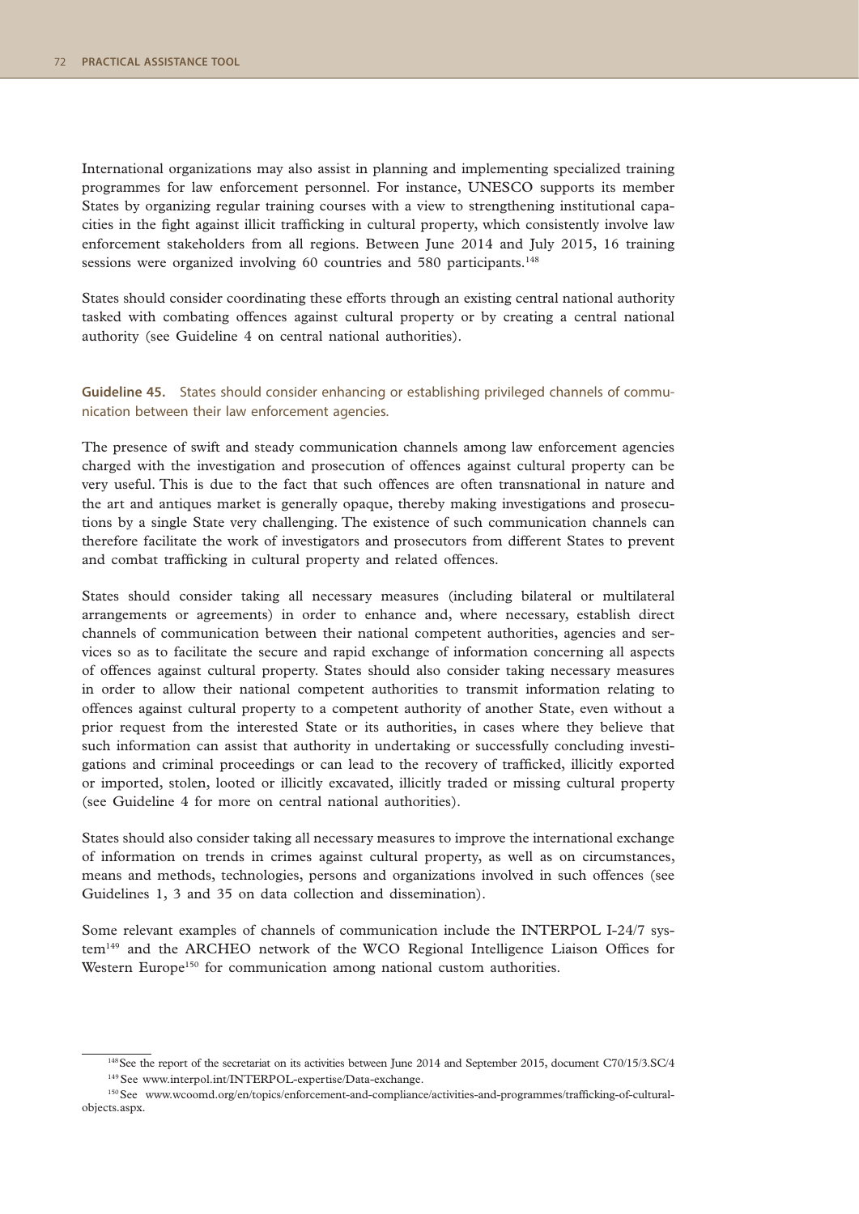International organizations may also assist in planning and implementing specialized training programmes for law enforcement personnel. For instance, UNESCO supports its member States by organizing regular training courses with a view to strengthening institutional capacities in the fight against illicit trafficking in cultural property, which consistently involve law enforcement stakeholders from all regions. Between June 2014 and July 2015, 16 training sessions were organized involving 60 countries and 580 participants.[148]

States should consider coordinating these efforts through an existing central national authority tasked with combating offences against cultural property or by creating a central national authority (see Guideline 4 on central national authorities).

**Guideline 45.** States should consider enhancing or establishing privileged channels of communication between their law enforcement agencies.

The presence of swift and steady communication channels among law enforcement agencies charged with the investigation and prosecution of offences against cultural property can be very useful. This is due to the fact that such offences are often transnational in nature and the art and antiques market is generally opaque, thereby making investigations and prosecutions by a single State very challenging. The existence of such communication channels can therefore facilitate the work of investigators and prosecutors from different States to prevent and combat trafficking in cultural property and related offences.

States should consider taking all necessary measures (including bilateral or multilateral arrangements or agreements) in order to enhance and, where necessary, establish direct channels of communication between their national competent authorities, agencies and services so as to facilitate the secure and rapid exchange of information concerning all aspects of offences against cultural property. States should also consider taking necessary measures in order to allow their national competent authorities to transmit information relating to offences against cultural property to a competent authority of another State, even without a prior request from the interested State or its authorities, in cases where they believe that such information can assist that authority in undertaking or successfully concluding investigations and criminal proceedings or can lead to the recovery of trafficked, illicitly exported or imported, stolen, looted or illicitly excavated, illicitly traded or missing cultural property (see Guideline 4 for more on central national authorities).

States should also consider taking all necessary measures to improve the international exchange of information on trends in crimes against cultural property, as well as on circumstances, means and methods, technologies, persons and organizations involved in such offences (see Guidelines 1, 3 and 35 on data collection and dissemination).

Some relevant examples of channels of communication include the INTERPOL I-24/7 system[149] and the ARCHEO network of the WCO Regional Intelligence Liaison Offices for Western Europe[150] for communication among national custom authorities.

---

[148] See the report of the secretariat on its activities between June 2014 and September 2015, document C70/15/3.SC/4

[149] See www.interpol.int/INTERPOL-expertise/Data-exchange.

[150] See www.wcoomd.org/en/topics/enforcement-and-compliance/activities-and-programmes/trafficking-of-cultural-objects.aspx.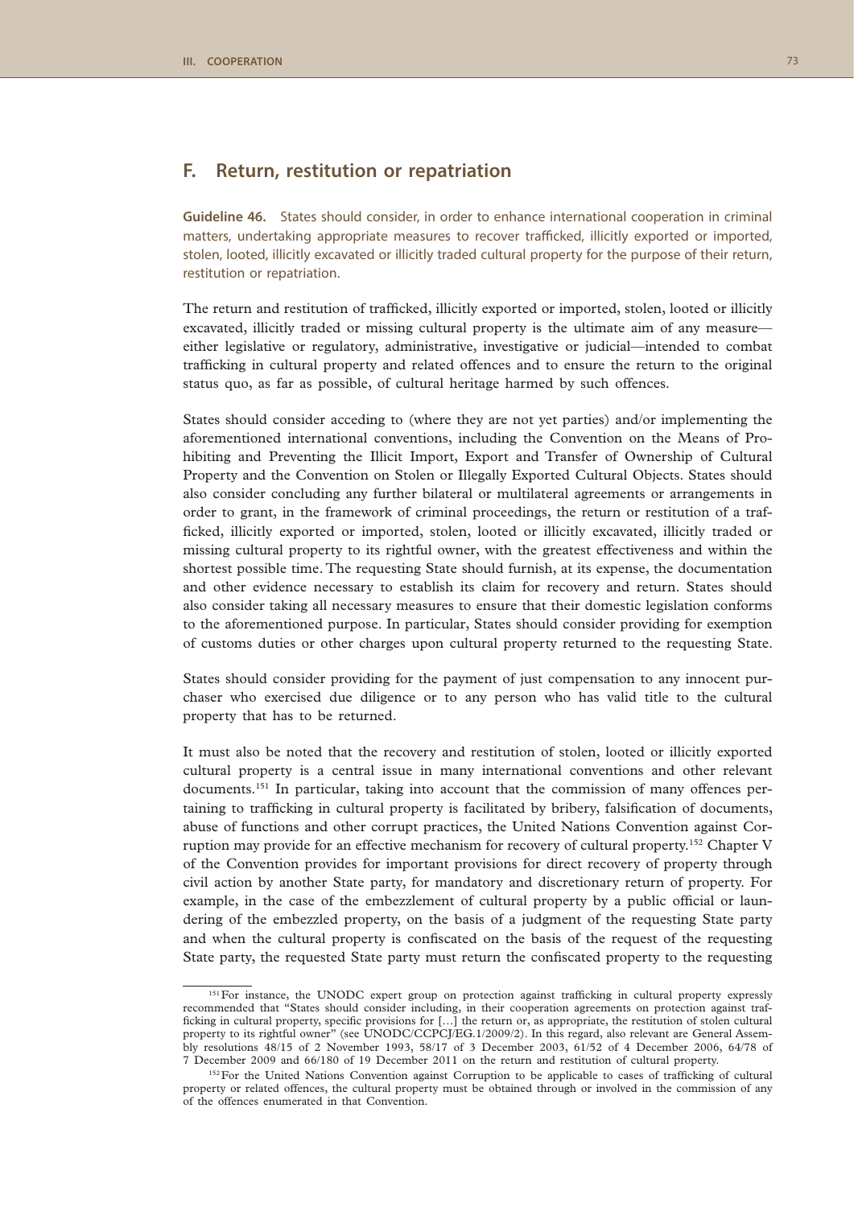## F. Return, restitution or repatriation

**Guideline 46.** States should consider, in order to enhance international cooperation in criminal matters, undertaking appropriate measures to recover trafficked, illicitly exported or imported, stolen, looted, illicitly excavated or illicitly traded cultural property for the purpose of their return, restitution or repatriation.

The return and restitution of trafficked, illicitly exported or imported, stolen, looted or illicitly excavated, illicitly traded or missing cultural property is the ultimate aim of any measure—either legislative or regulatory, administrative, investigative or judicial—intended to combat trafficking in cultural property and related offences and to ensure the return to the original status quo, as far as possible, of cultural heritage harmed by such offences.

States should consider acceding to (where they are not yet parties) and/or implementing the aforementioned international conventions, including the Convention on the Means of Prohibiting and Preventing the Illicit Import, Export and Transfer of Ownership of Cultural Property and the Convention on Stolen or Illegally Exported Cultural Objects. States should also consider concluding any further bilateral or multilateral agreements or arrangements in order to grant, in the framework of criminal proceedings, the return or restitution of a trafficked, illicitly exported or imported, stolen, looted or illicitly excavated, illicitly traded or missing cultural property to its rightful owner, with the greatest effectiveness and within the shortest possible time. The requesting State should furnish, at its expense, the documentation and other evidence necessary to establish its claim for recovery and return. States should also consider taking all necessary measures to ensure that their domestic legislation conforms to the aforementioned purpose. In particular, States should consider providing for exemption of customs duties or other charges upon cultural property returned to the requesting State.

States should consider providing for the payment of just compensation to any innocent purchaser who exercised due diligence or to any person who has valid title to the cultural property that has to be returned.

It must also be noted that the recovery and restitution of stolen, looted or illicitly exported cultural property is a central issue in many international conventions and other relevant documents.[151] In particular, taking into account that the commission of many offences pertaining to trafficking in cultural property is facilitated by bribery, falsification of documents, abuse of functions and other corrupt practices, the United Nations Convention against Corruption may provide for an effective mechanism for recovery of cultural property.[152] Chapter V of the Convention provides for important provisions for direct recovery of property through civil action by another State party, for mandatory and discretionary return of property. For example, in the case of the embezzlement of cultural property by a public official or laundering of the embezzled property, on the basis of a judgment of the requesting State party and when the cultural property is confiscated on the basis of the request of the requesting State party, the requested State party must return the confiscated property to the requesting

[151] For instance, the UNODC expert group on protection against trafficking in cultural property expressly recommended that "States should consider including, in their cooperation agreements on protection against trafficking in cultural property, specific provisions for [...] the return or, as appropriate, the restitution of stolen cultural property to its rightful owner" (see UNODC/CCPCJ/EG.1/2009/2). In this regard, also relevant are General Assembly resolutions 48/15 of 2 November 1993, 58/17 of 3 December 2003, 61/52 of 4 December 2006, 64/78 of 7 December 2009 and 66/180 of 19 December 2011 on the return and restitution of cultural property.

[152] For the United Nations Convention against Corruption to be applicable to cases of trafficking of cultural property or related offences, the cultural property must be obtained through or involved in the commission of any of the offences enumerated in that Convention.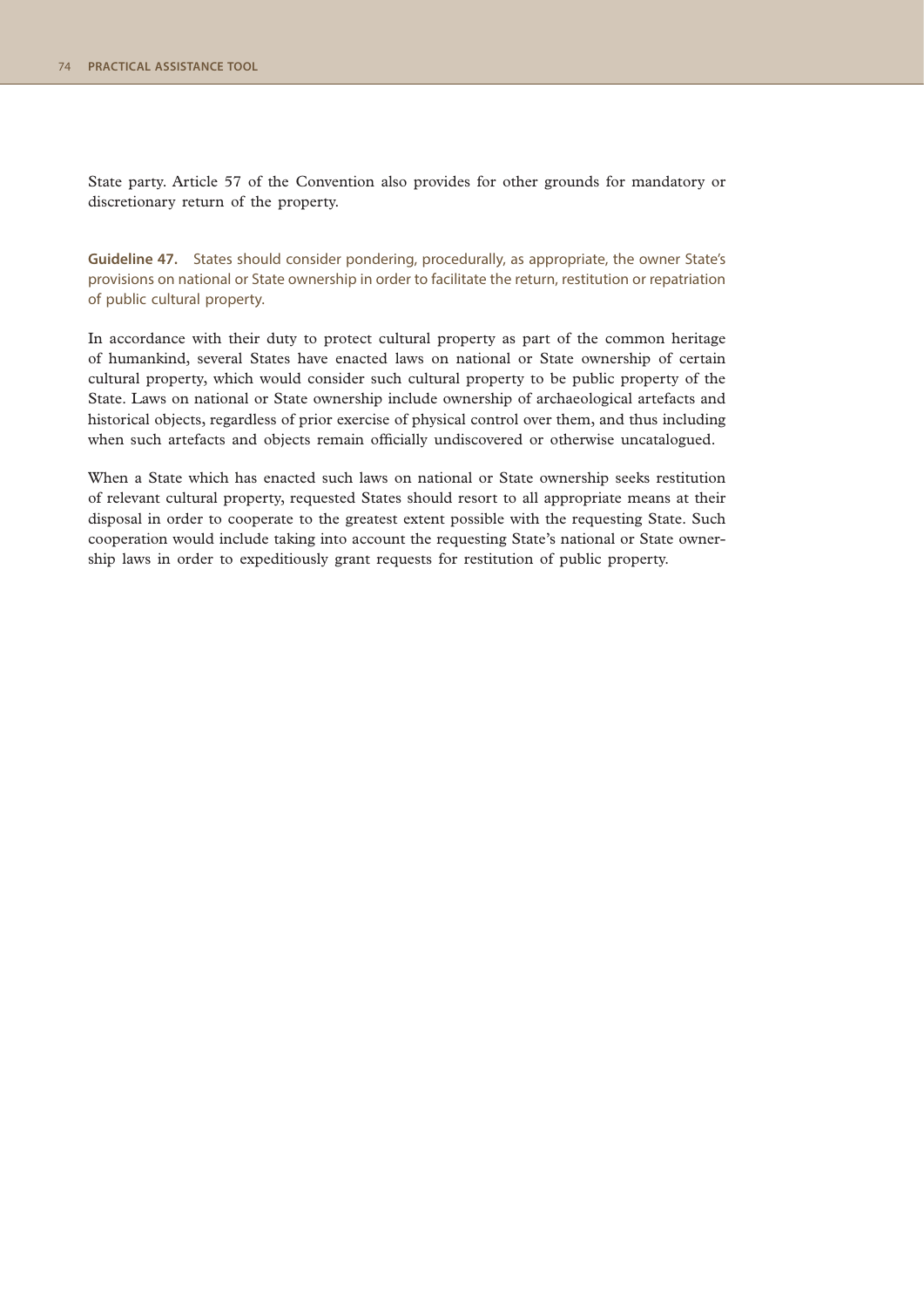State party. Article 57 of the Convention also provides for other grounds for mandatory or discretionary return of the property.

**Guideline 47.** States should consider pondering, procedurally, as appropriate, the owner State's provisions on national or State ownership in order to facilitate the return, restitution or repatriation of public cultural property.

In accordance with their duty to protect cultural property as part of the common heritage of humankind, several States have enacted laws on national or State ownership of certain cultural property, which would consider such cultural property to be public property of the State. Laws on national or State ownership include ownership of archaeological artefacts and historical objects, regardless of prior exercise of physical control over them, and thus including when such artefacts and objects remain officially undiscovered or otherwise uncatalogued.

When a State which has enacted such laws on national or State ownership seeks restitution of relevant cultural property, requested States should resort to all appropriate means at their disposal in order to cooperate to the greatest extent possible with the requesting State. Such cooperation would include taking into account the requesting State's national or State ownership laws in order to expeditiously grant requests for restitution of public property.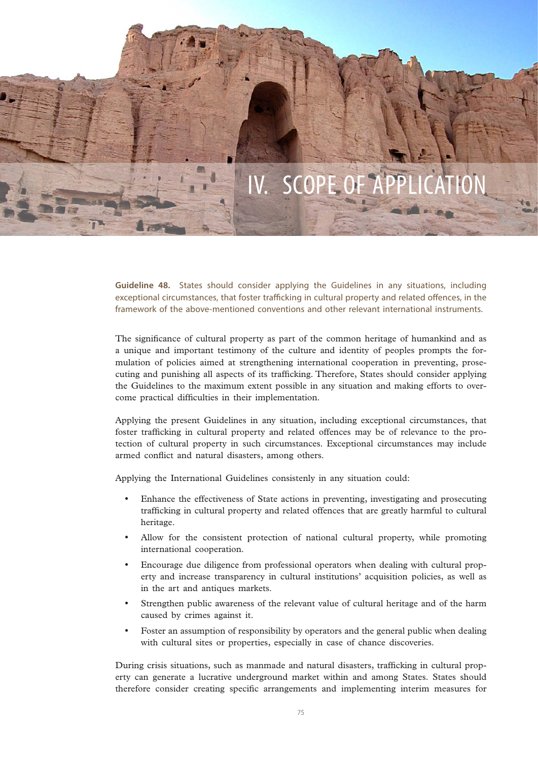# IV. SCOPE OF APPLICATION

**Guideline 48.** States should consider applying the Guidelines in any situations, including exceptional circumstances, that foster trafficking in cultural property and related offences, in the framework of the above-mentioned conventions and other relevant international instruments.

The significance of cultural property as part of the common heritage of humankind and as a unique and important testimony of the culture and identity of peoples prompts the formulation of policies aimed at strengthening international cooperation in preventing, prosecuting and punishing all aspects of its trafficking. Therefore, States should consider applying the Guidelines to the maximum extent possible in any situation and making efforts to overcome practical difficulties in their implementation.

Applying the present Guidelines in any situation, including exceptional circumstances, that foster trafficking in cultural property and related offences may be of relevance to the protection of cultural property in such circumstances. Exceptional circumstances may include armed conflict and natural disasters, among others.

Applying the International Guidelines consistently in any situation could:

- Enhance the effectiveness of State actions in preventing, investigating and prosecuting trafficking in cultural property and related offences that are greatly harmful to cultural heritage.
- Allow for the consistent protection of national cultural property, while promoting international cooperation.
- Encourage due diligence from professional operators when dealing with cultural property and increase transparency in cultural institutions' acquisition policies, as well as in the art and antiques markets.
- Strengthen public awareness of the relevant value of cultural heritage and of the harm caused by crimes against it.
- Foster an assumption of responsibility by operators and the general public when dealing with cultural sites or properties, especially in case of chance discoveries.

During crisis situations, such as manmade and natural disasters, trafficking in cultural property can generate a lucrative underground market within and among States. States should therefore consider creating specific arrangements and implementing interim measures for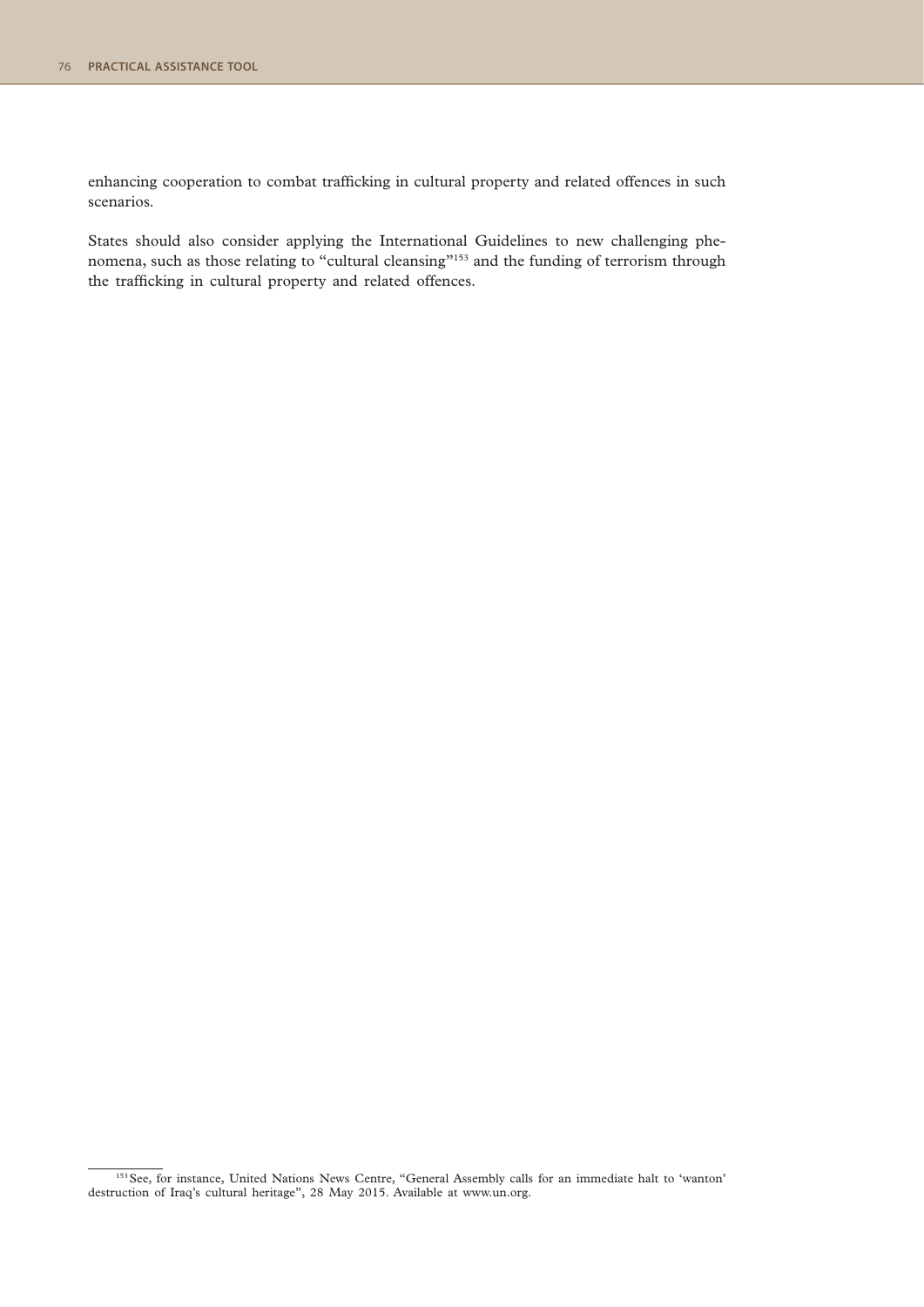enhancing cooperation to combat trafficking in cultural property and related offences in such scenarios.

States should also consider applying the International Guidelines to new challenging phenomena, such as those relating to "cultural cleansing"[153] and the funding of terrorism through the trafficking in cultural property and related offences.

---

[153] See, for instance, United Nations News Centre, "General Assembly calls for an immediate halt to 'wanton' destruction of Iraq's cultural heritage", 28 May 2015. Available at www.un.org.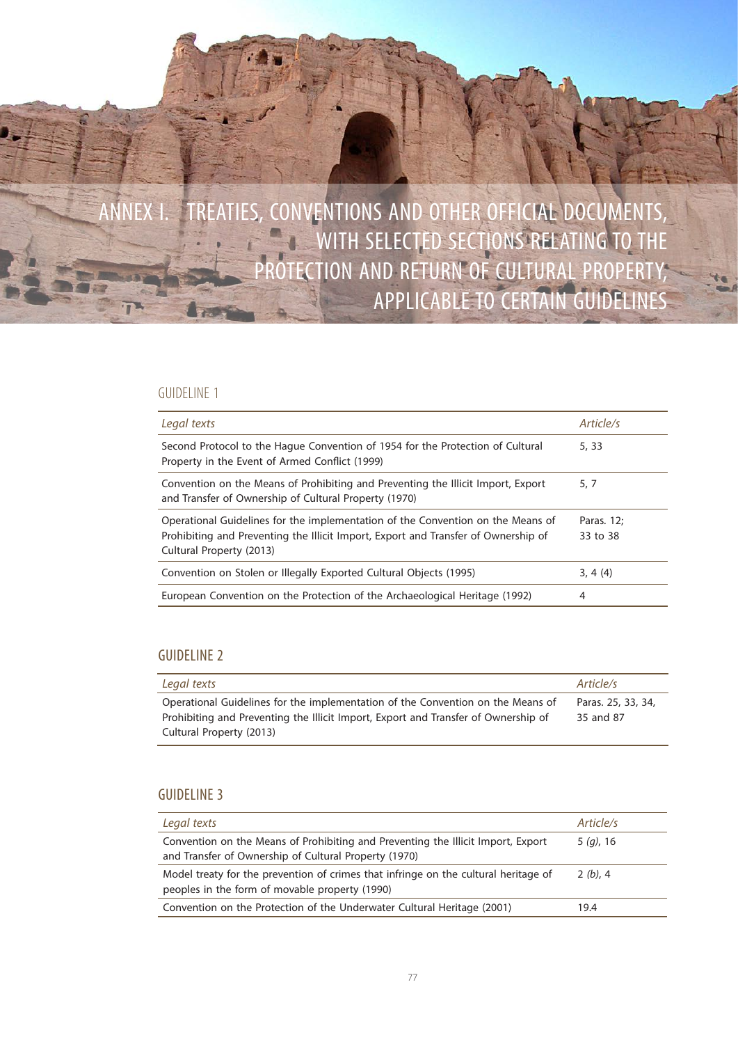# ANNEX I. TREATIES, CONVENTIONS AND OTHER OFFICIAL DOCUMENTS, WITH SELECTED SECTIONS RELATING TO THE PROTECTION AND RETURN OF CULTURAL PROPERTY, APPLICABLE TO CERTAIN GUIDELINES

## GUIDELINE 1

| *Legal texts* | *Article/s* |
|---|---|
| Second Protocol to the Hague Convention of 1954 for the Protection of Cultural Property in the Event of Armed Conflict (1999) | 5, 33 |
| Convention on the Means of Prohibiting and Preventing the Illicit Import, Export and Transfer of Ownership of Cultural Property (1970) | 5, 7 |
| Operational Guidelines for the implementation of the Convention on the Means of Prohibiting and Preventing the Illicit Import, Export and Transfer of Ownership of Cultural Property (2013) | Paras. 12; 33 to 38 |
| Convention on Stolen or Illegally Exported Cultural Objects (1995) | 3, 4 (4) |
| European Convention on the Protection of the Archaeological Heritage (1992) | 4 |

## GUIDELINE 2

| *Legal texts* | *Article/s* |
|---|---|
| Operational Guidelines for the implementation of the Convention on the Means of Prohibiting and Preventing the Illicit Import, Export and Transfer of Ownership of Cultural Property (2013) | Paras. 25, 33, 34, 35 and 87 |

## GUIDELINE 3

| *Legal texts* | *Article/s* |
|---|---|
| Convention on the Means of Prohibiting and Preventing the Illicit Import, Export and Transfer of Ownership of Cultural Property (1970) | 5 *(g)*, 16 |
| Model treaty for the prevention of crimes that infringe on the cultural heritage of peoples in the form of movable property (1990) | 2 *(b)*, 4 |
| Convention on the Protection of the Underwater Cultural Heritage (2001) | 19.4 |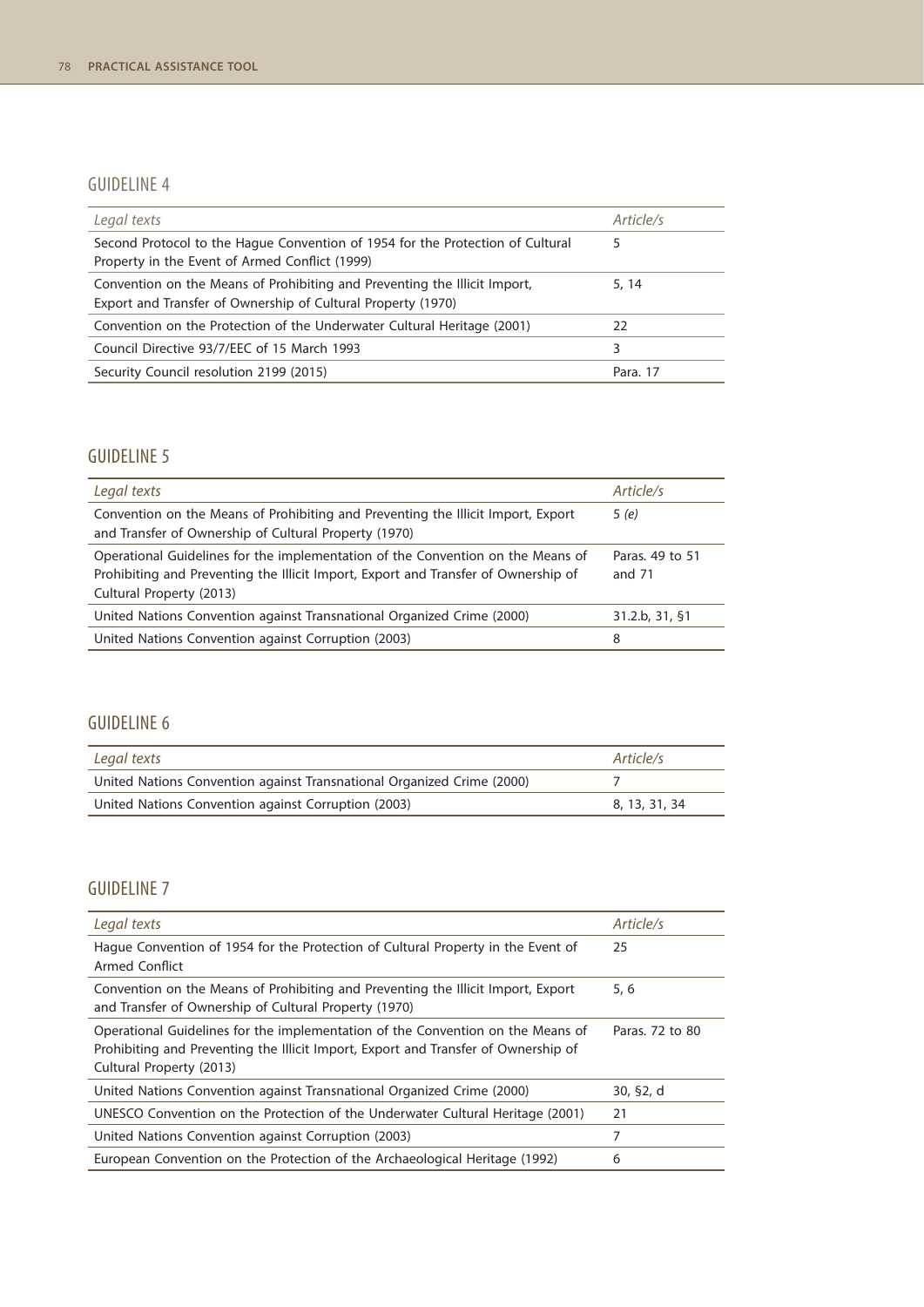## GUIDELINE 4

| *Legal texts* | *Article/s* |
|---|---|
| Second Protocol to the Hague Convention of 1954 for the Protection of Cultural Property in the Event of Armed Conflict (1999) | 5 |
| Convention on the Means of Prohibiting and Preventing the Illicit Import, Export and Transfer of Ownership of Cultural Property (1970) | 5, 14 |
| Convention on the Protection of the Underwater Cultural Heritage (2001) | 22 |
| Council Directive 93/7/EEC of 15 March 1993 | 3 |
| Security Council resolution 2199 (2015) | Para. 17 |

## GUIDELINE 5

| *Legal texts* | *Article/s* |
|---|---|
| Convention on the Means of Prohibiting and Preventing the Illicit Import, Export and Transfer of Ownership of Cultural Property (1970) | 5 *(e)* |
| Operational Guidelines for the implementation of the Convention on the Means of Prohibiting and Preventing the Illicit Import, Export and Transfer of Ownership of Cultural Property (2013) | Paras. 49 to 51 and 71 |
| United Nations Convention against Transnational Organized Crime (2000) | 31.2.b, 31, §1 |
| United Nations Convention against Corruption (2003) | 8 |

## GUIDELINE 6

| *Legal texts* | *Article/s* |
|---|---|
| United Nations Convention against Transnational Organized Crime (2000) | 7 |
| United Nations Convention against Corruption (2003) | 8, 13, 31, 34 |

## GUIDELINE 7

| *Legal texts* | *Article/s* |
|---|---|
| Hague Convention of 1954 for the Protection of Cultural Property in the Event of Armed Conflict | 25 |
| Convention on the Means of Prohibiting and Preventing the Illicit Import, Export and Transfer of Ownership of Cultural Property (1970) | 5, 6 |
| Operational Guidelines for the implementation of the Convention on the Means of Prohibiting and Preventing the Illicit Import, Export and Transfer of Ownership of Cultural Property (2013) | Paras. 72 to 80 |
| United Nations Convention against Transnational Organized Crime (2000) | 30, §2, d |
| UNESCO Convention on the Protection of the Underwater Cultural Heritage (2001) | 21 |
| United Nations Convention against Corruption (2003) | 7 |
| European Convention on the Protection of the Archaeological Heritage (1992) | 6 |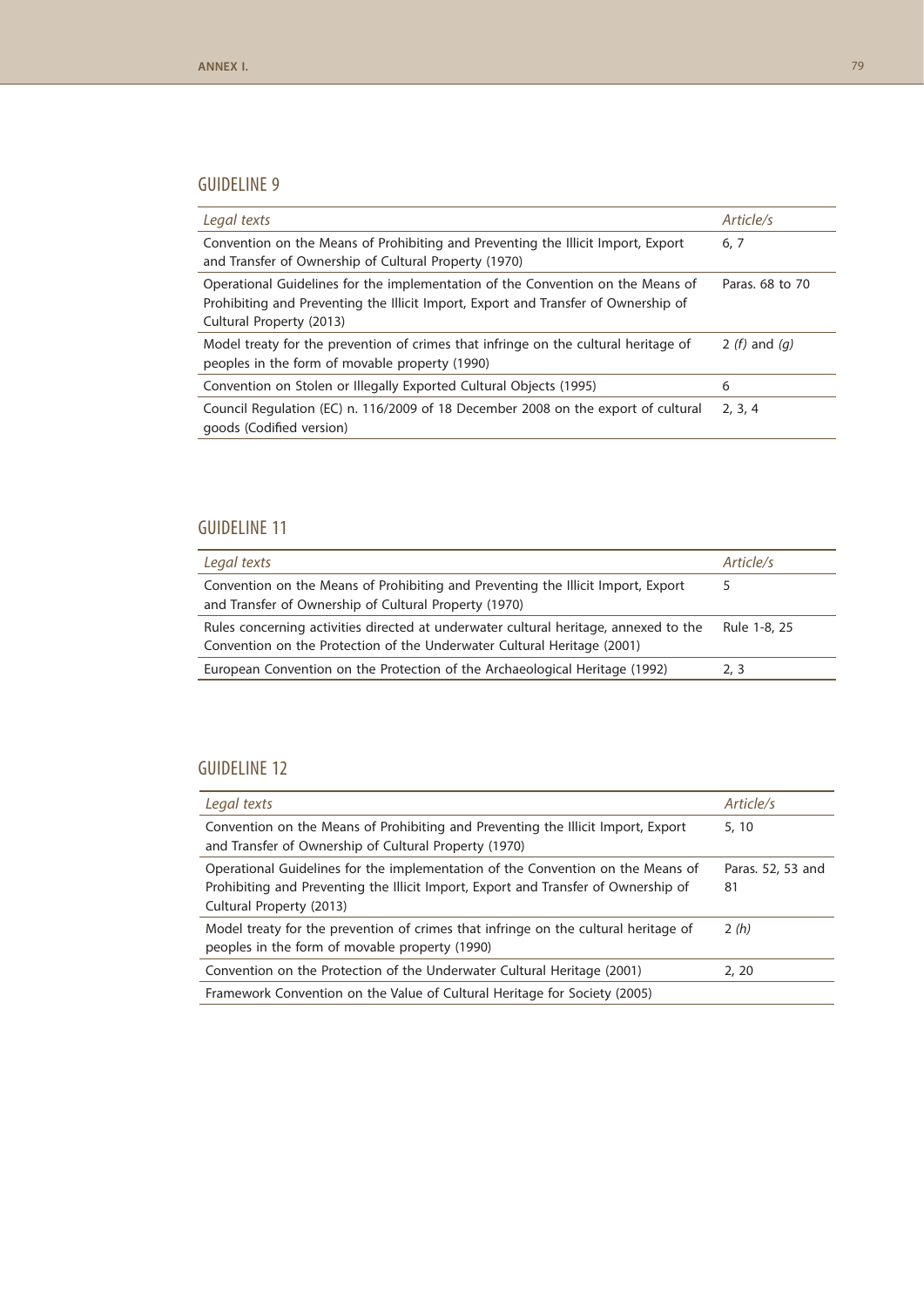## GUIDELINE 9

| *Legal texts* | *Article/s* |
|---|---|
| Convention on the Means of Prohibiting and Preventing the Illicit Import, Export and Transfer of Ownership of Cultural Property (1970) | 6, 7 |
| Operational Guidelines for the implementation of the Convention on the Means of Prohibiting and Preventing the Illicit Import, Export and Transfer of Ownership of Cultural Property (2013) | Paras. 68 to 70 |
| Model treaty for the prevention of crimes that infringe on the cultural heritage of peoples in the form of movable property (1990) | 2 *(f)* and *(g)* |
| Convention on Stolen or Illegally Exported Cultural Objects (1995) | 6 |
| Council Regulation (EC) n. 116/2009 of 18 December 2008 on the export of cultural goods (Codified version) | 2, 3, 4 |

## GUIDELINE 11

| *Legal texts* | *Article/s* |
|---|---|
| Convention on the Means of Prohibiting and Preventing the Illicit Import, Export and Transfer of Ownership of Cultural Property (1970) | 5 |
| Rules concerning activities directed at underwater cultural heritage, annexed to the Convention on the Protection of the Underwater Cultural Heritage (2001) | Rule 1-8, 25 |
| European Convention on the Protection of the Archaeological Heritage (1992) | 2, 3 |

## GUIDELINE 12

| *Legal texts* | *Article/s* |
|---|---|
| Convention on the Means of Prohibiting and Preventing the Illicit Import, Export and Transfer of Ownership of Cultural Property (1970) | 5, 10 |
| Operational Guidelines for the implementation of the Convention on the Means of Prohibiting and Preventing the Illicit Import, Export and Transfer of Ownership of Cultural Property (2013) | Paras. 52, 53 and 81 |
| Model treaty for the prevention of crimes that infringe on the cultural heritage of peoples in the form of movable property (1990) | 2 *(h)* |
| Convention on the Protection of the Underwater Cultural Heritage (2001) | 2, 20 |
| Framework Convention on the Value of Cultural Heritage for Society (2005) | |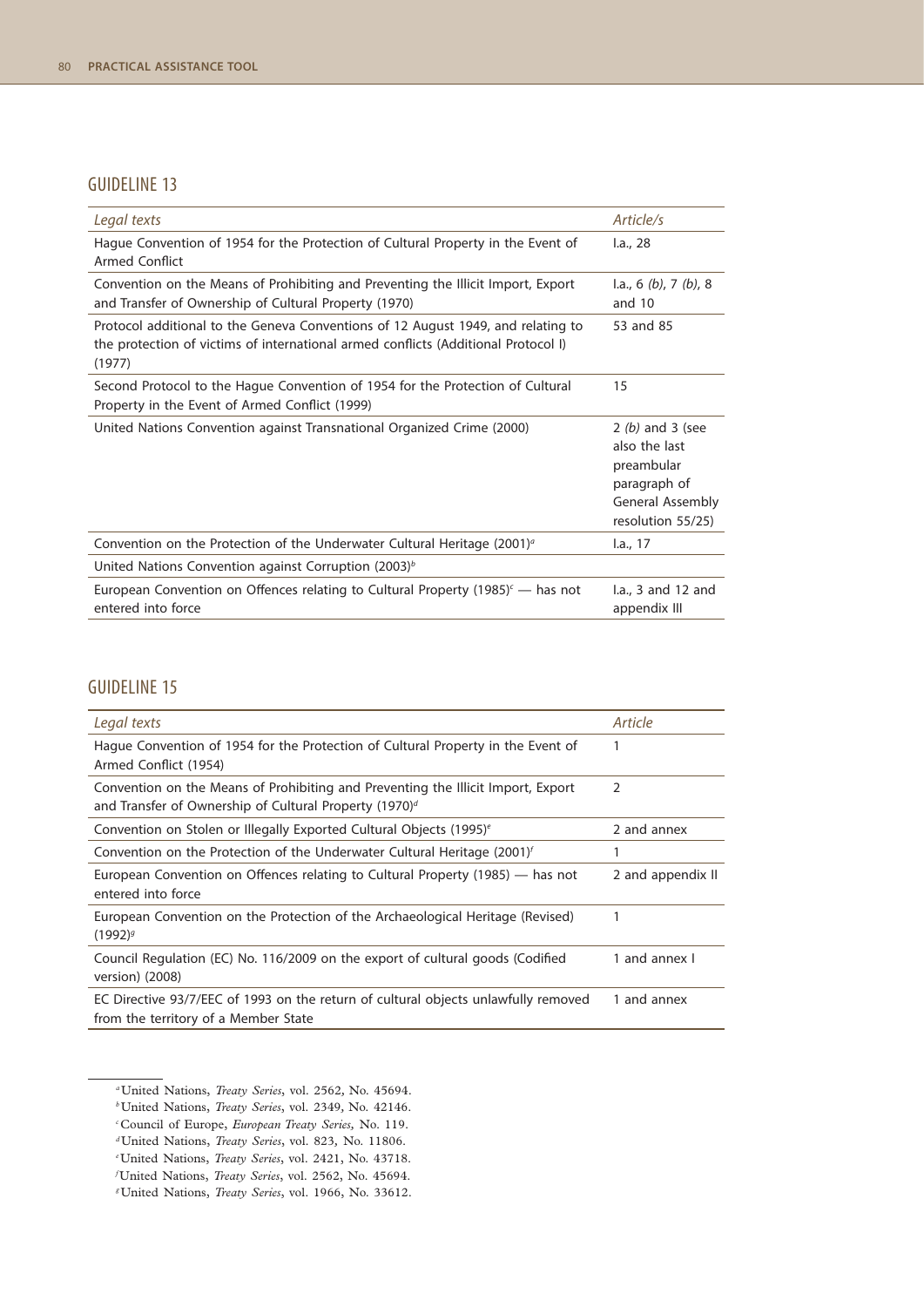## GUIDELINE 13

| *Legal texts* | *Article/s* |
| --- | --- |
| Hague Convention of 1954 for the Protection of Cultural Property in the Event of Armed Conflict | I.a., 28 |
| Convention on the Means of Prohibiting and Preventing the Illicit Import, Export and Transfer of Ownership of Cultural Property (1970) | I.a., 6 *(b)*, 7 *(b)*, 8 and 10 |
| Protocol additional to the Geneva Conventions of 12 August 1949, and relating to the protection of victims of international armed conflicts (Additional Protocol I) (1977) | 53 and 85 |
| Second Protocol to the Hague Convention of 1954 for the Protection of Cultural Property in the Event of Armed Conflict (1999) | 15 |
| United Nations Convention against Transnational Organized Crime (2000) | 2 *(b)* and 3 (see also the last preambular paragraph of General Assembly resolution 55/25) |
| Convention on the Protection of the Underwater Cultural Heritage (2001)[a] | I.a., 17 |
| United Nations Convention against Corruption (2003)[b] | |
| European Convention on Offences relating to Cultural Property (1985)[c] — has not entered into force | I.a., 3 and 12 and appendix III |

## GUIDELINE 15

| *Legal texts* | *Article* |
| --- | --- |
| Hague Convention of 1954 for the Protection of Cultural Property in the Event of Armed Conflict (1954) | 1 |
| Convention on the Means of Prohibiting and Preventing the Illicit Import, Export and Transfer of Ownership of Cultural Property (1970)[d] | 2 |
| Convention on Stolen or Illegally Exported Cultural Objects (1995)[e] | 2 and annex |
| Convention on the Protection of the Underwater Cultural Heritage (2001)[f] | 1 |
| European Convention on Offences relating to Cultural Property (1985) — has not entered into force | 2 and appendix II |
| European Convention on the Protection of the Archaeological Heritage (Revised) (1992)[g] | 1 |
| Council Regulation (EC) No. 116/2009 on the export of cultural goods (Codified version) (2008) | 1 and annex I |
| EC Directive 93/7/EEC of 1993 on the return of cultural objects unlawfully removed from the territory of a Member State | 1 and annex |

[a] United Nations, *Treaty Series*, vol. 2562, No. 45694.

[b] United Nations, *Treaty Series*, vol. 2349, No. 42146.

[c] Council of Europe, *European Treaty Series*, No. 119.

[d] United Nations, *Treaty Series*, vol. 823, No. 11806.

[e] United Nations, *Treaty Series*, vol. 2421, No. 43718.

[f] United Nations, *Treaty Series*, vol. 2562, No. 45694.

[g] United Nations, *Treaty Series*, vol. 1966, No. 33612.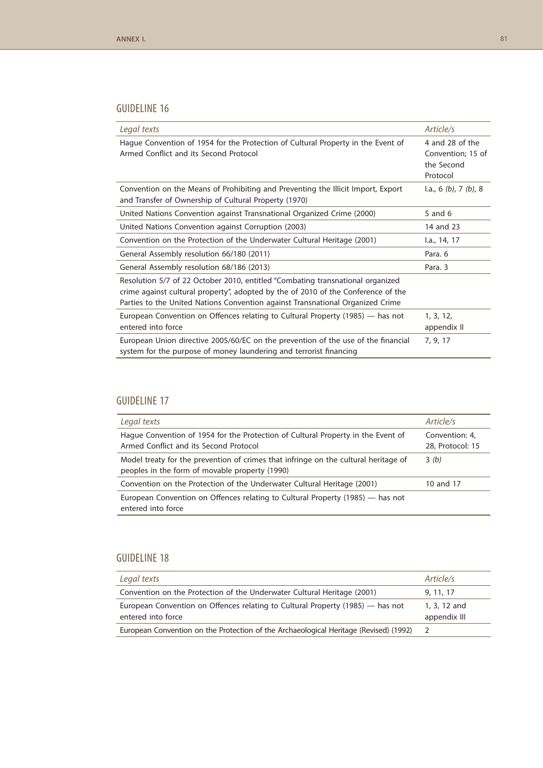## GUIDELINE 16

| *Legal texts* | *Article/s* |
|---|---|
| Hague Convention of 1954 for the Protection of Cultural Property in the Event of Armed Conflict and its Second Protocol | 4 and 28 of the Convention; 15 of the Second Protocol |
| Convention on the Means of Prohibiting and Preventing the Illicit Import, Export and Transfer of Ownership of Cultural Property (1970) | I.a., 6 *(b)*, 7 *(b)*, 8 |
| United Nations Convention against Transnational Organized Crime (2000) | 5 and 6 |
| United Nations Convention against Corruption (2003) | 14 and 23 |
| Convention on the Protection of the Underwater Cultural Heritage (2001) | I.a., 14, 17 |
| General Assembly resolution 66/180 (2011) | Para. 6 |
| General Assembly resolution 68/186 (2013) | Para. 3 |
| Resolution 5/7 of 22 October 2010, entitled "Combating transnational organized crime against cultural property", adopted by the of 2010 of the Conference of the Parties to the United Nations Convention against Transnational Organized Crime | |
| European Convention on Offences relating to Cultural Property (1985) — has not entered into force | 1, 3, 12, appendix II |
| European Union directive 2005/60/EC on the prevention of the use of the financial system for the purpose of money laundering and terrorist financing | 7, 9, 17 |

## GUIDELINE 17

| *Legal texts* | *Article/s* |
|---|---|
| Hague Convention of 1954 for the Protection of Cultural Property in the Event of Armed Conflict and its Second Protocol | Convention: 4, 28, Protocol: 15 |
| Model treaty for the prevention of crimes that infringe on the cultural heritage of peoples in the form of movable property (1990) | 3 *(b)* |
| Convention on the Protection of the Underwater Cultural Heritage (2001) | 10 and 17 |
| European Convention on Offences relating to Cultural Property (1985) — has not entered into force | |

## GUIDELINE 18

| *Legal texts* | *Article/s* |
|---|---|
| Convention on the Protection of the Underwater Cultural Heritage (2001) | 9, 11, 17 |
| European Convention on Offences relating to Cultural Property (1985) — has not entered into force | 1, 3, 12 and appendix III |
| European Convention on the Protection of the Archaeological Heritage (Revised) (1992) | 2 |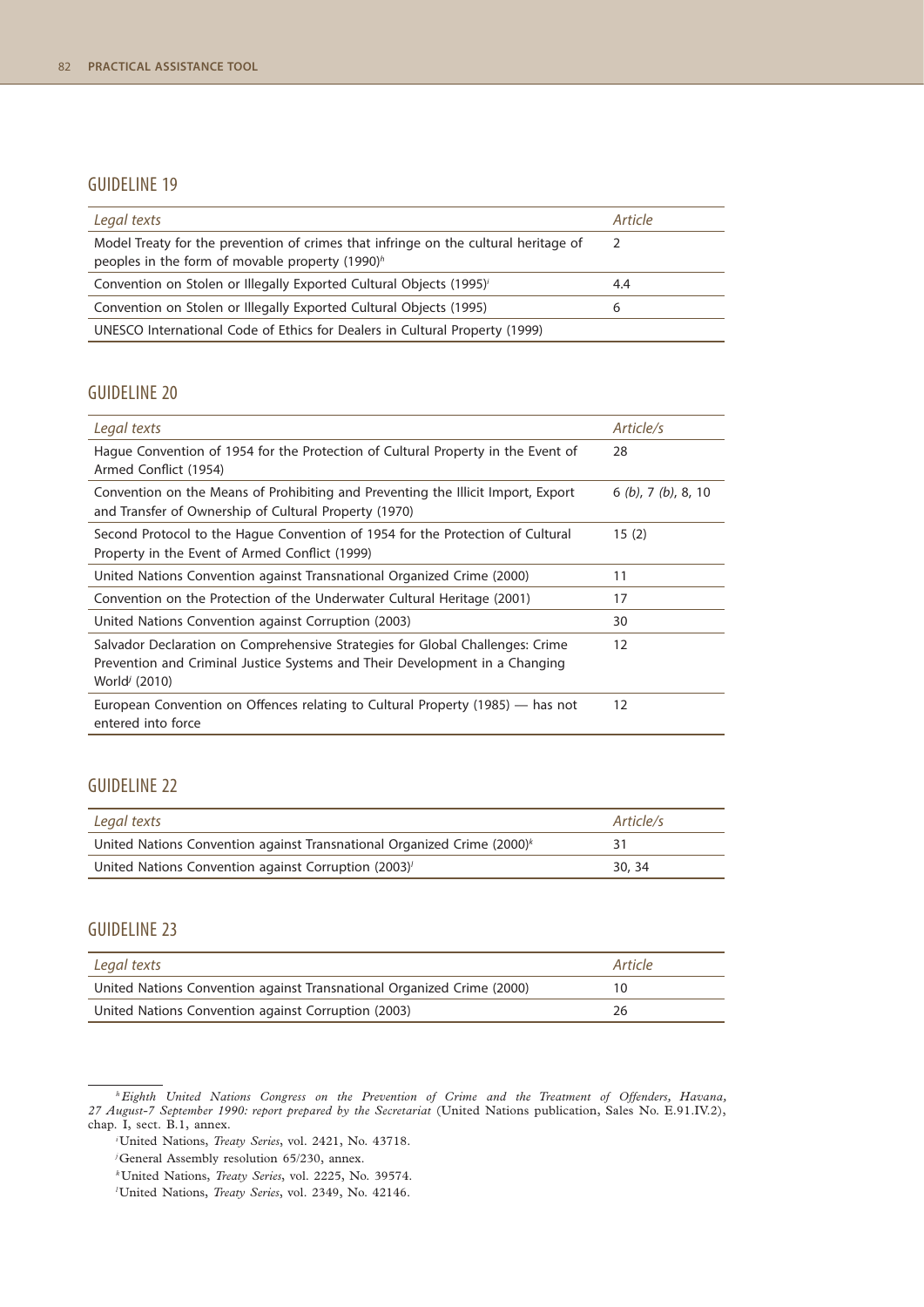## GUIDELINE 19

| *Legal texts* | *Article* |
|---|---|
| Model Treaty for the prevention of crimes that infringe on the cultural heritage of peoples in the form of movable property (1990)[h] | 2 |
| Convention on Stolen or Illegally Exported Cultural Objects (1995)[i] | 4.4 |
| Convention on Stolen or Illegally Exported Cultural Objects (1995) | 6 |
| UNESCO International Code of Ethics for Dealers in Cultural Property (1999) | |

## GUIDELINE 20

| *Legal texts* | *Article/s* |
|---|---|
| Hague Convention of 1954 for the Protection of Cultural Property in the Event of Armed Conflict (1954) | 28 |
| Convention on the Means of Prohibiting and Preventing the Illicit Import, Export and Transfer of Ownership of Cultural Property (1970) | 6 *(b)*, 7 *(b)*, 8, 10 |
| Second Protocol to the Hague Convention of 1954 for the Protection of Cultural Property in the Event of Armed Conflict (1999) | 15 (2) |
| United Nations Convention against Transnational Organized Crime (2000) | 11 |
| Convention on the Protection of the Underwater Cultural Heritage (2001) | 17 |
| United Nations Convention against Corruption (2003) | 30 |
| Salvador Declaration on Comprehensive Strategies for Global Challenges: Crime Prevention and Criminal Justice Systems and Their Development in a Changing World[j] (2010) | 12 |
| European Convention on Offences relating to Cultural Property (1985) — has not entered into force | 12 |

## GUIDELINE 22

| *Legal texts* | *Article/s* |
|---|---|
| United Nations Convention against Transnational Organized Crime (2000)[k] | 31 |
| United Nations Convention against Corruption (2003)[l] | 30, 34 |

## GUIDELINE 23

| *Legal texts* | *Article* |
|---|---|
| United Nations Convention against Transnational Organized Crime (2000) | 10 |
| United Nations Convention against Corruption (2003) | 26 |

[h] *Eighth United Nations Congress on the Prevention of Crime and the Treatment of Offenders, Havana, 27 August-7 September 1990: report prepared by the Secretariat* (United Nations publication, Sales No. E.91.IV.2), chap. I, sect. B.1, annex.

[i] United Nations, *Treaty Series*, vol. 2421, No. 43718.

[j] General Assembly resolution 65/230, annex.

[k] United Nations, *Treaty Series*, vol. 2225, No. 39574.

[l] United Nations, *Treaty Series*, vol. 2349, No. 42146.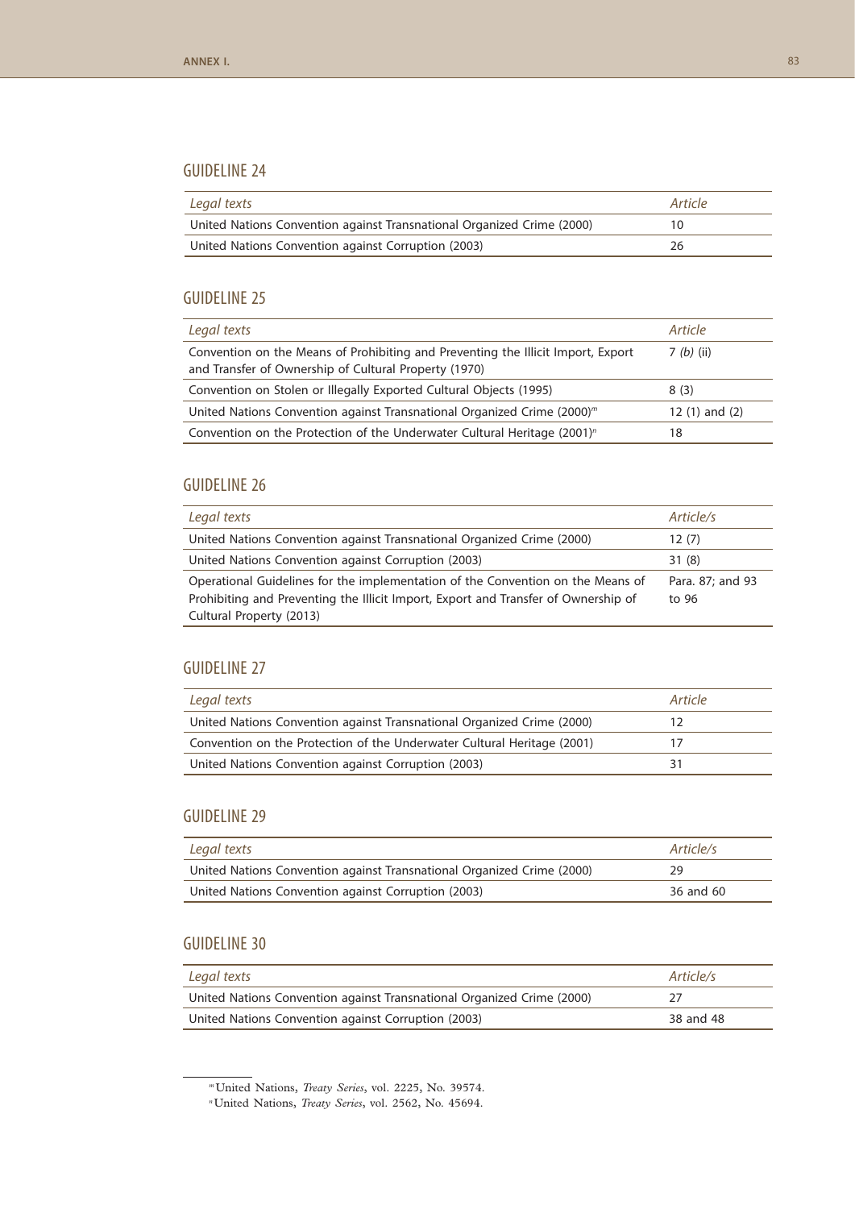## GUIDELINE 24

| *Legal texts* | *Article* |
|---|---|
| United Nations Convention against Transnational Organized Crime (2000) | 10 |
| United Nations Convention against Corruption (2003) | 26 |

## GUIDELINE 25

| *Legal texts* | *Article* |
|---|---|
| Convention on the Means of Prohibiting and Preventing the Illicit Import, Export and Transfer of Ownership of Cultural Property (1970) | 7 *(b)* (ii) |
| Convention on Stolen or Illegally Exported Cultural Objects (1995) | 8 (3) |
| United Nations Convention against Transnational Organized Crime (2000)[m] | 12 (1) and (2) |
| Convention on the Protection of the Underwater Cultural Heritage (2001)[n] | 18 |

## GUIDELINE 26

| *Legal texts* | *Article/s* |
|---|---|
| United Nations Convention against Transnational Organized Crime (2000) | 12 (7) |
| United Nations Convention against Corruption (2003) | 31 (8) |
| Operational Guidelines for the implementation of the Convention on the Means of Prohibiting and Preventing the Illicit Import, Export and Transfer of Ownership of Cultural Property (2013) | Para. 87; and 93 to 96 |

## GUIDELINE 27

| *Legal texts* | *Article* |
|---|---|
| United Nations Convention against Transnational Organized Crime (2000) | 12 |
| Convention on the Protection of the Underwater Cultural Heritage (2001) | 17 |
| United Nations Convention against Corruption (2003) | 31 |

## GUIDELINE 29

| *Legal texts* | *Article/s* |
|---|---|
| United Nations Convention against Transnational Organized Crime (2000) | 29 |
| United Nations Convention against Corruption (2003) | 36 and 60 |

## GUIDELINE 30

| *Legal texts* | *Article/s* |
|---|---|
| United Nations Convention against Transnational Organized Crime (2000) | 27 |
| United Nations Convention against Corruption (2003) | 38 and 48 |

---

[m] United Nations, *Treaty Series*, vol. 2225, No. 39574.

[n] United Nations, *Treaty Series*, vol. 2562, No. 45694.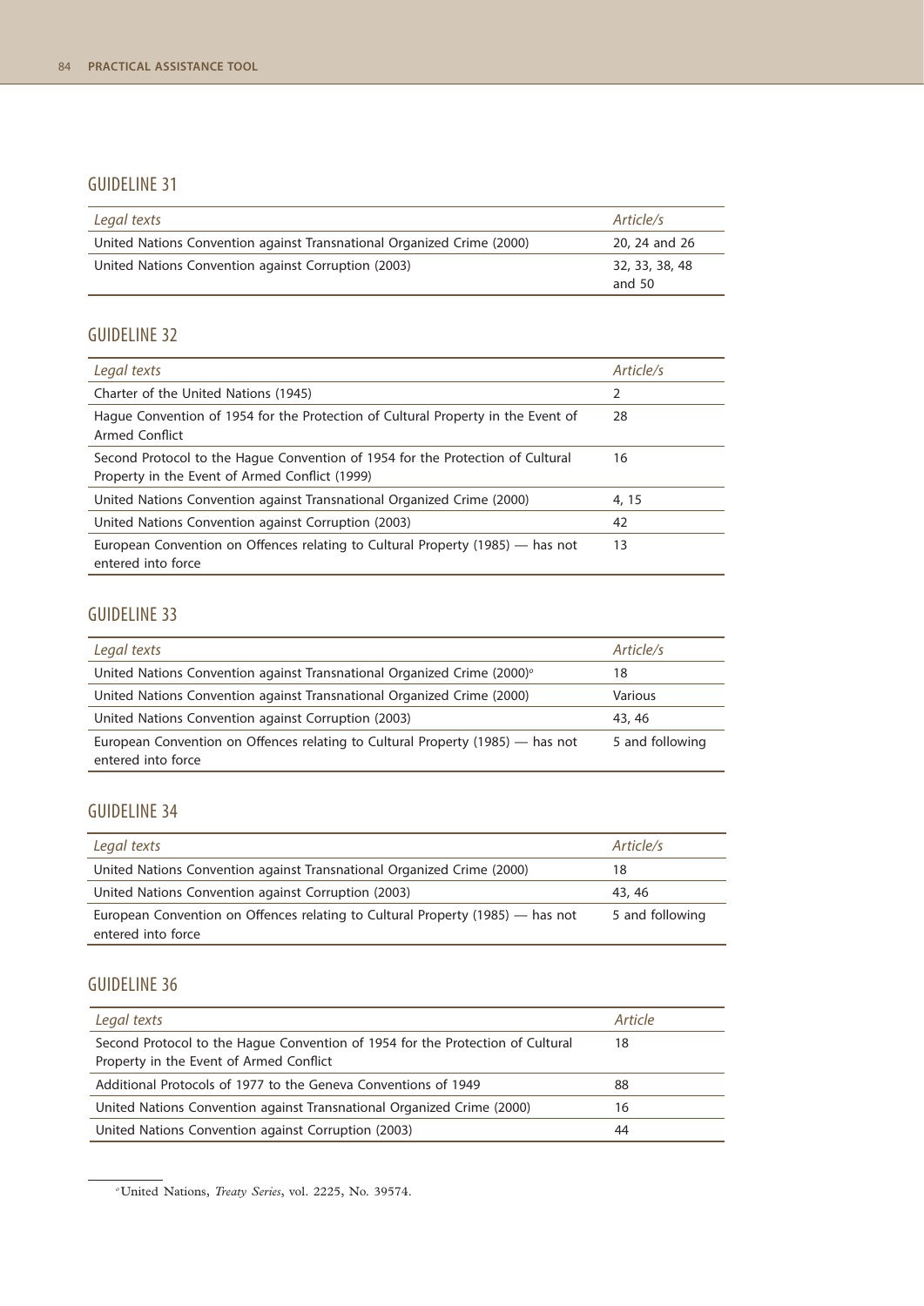## GUIDELINE 31

| *Legal texts* | *Article/s* |
|---|---|
| United Nations Convention against Transnational Organized Crime (2000) | 20, 24 and 26 |
| United Nations Convention against Corruption (2003) | 32, 33, 38, 48 and 50 |

## GUIDELINE 32

| *Legal texts* | *Article/s* |
|---|---|
| Charter of the United Nations (1945) | 2 |
| Hague Convention of 1954 for the Protection of Cultural Property in the Event of Armed Conflict | 28 |
| Second Protocol to the Hague Convention of 1954 for the Protection of Cultural Property in the Event of Armed Conflict (1999) | 16 |
| United Nations Convention against Transnational Organized Crime (2000) | 4, 15 |
| United Nations Convention against Corruption (2003) | 42 |
| European Convention on Offences relating to Cultural Property (1985) — has not entered into force | 13 |

## GUIDELINE 33

| *Legal texts* | *Article/s* |
|---|---|
| United Nations Convention against Transnational Organized Crime (2000)[a] | 18 |
| United Nations Convention against Transnational Organized Crime (2000) | Various |
| United Nations Convention against Corruption (2003) | 43, 46 |
| European Convention on Offences relating to Cultural Property (1985) — has not entered into force | 5 and following |

## GUIDELINE 34

| *Legal texts* | *Article/s* |
|---|---|
| United Nations Convention against Transnational Organized Crime (2000) | 18 |
| United Nations Convention against Corruption (2003) | 43, 46 |
| European Convention on Offences relating to Cultural Property (1985) — has not entered into force | 5 and following |

## GUIDELINE 36

| *Legal texts* | *Article* |
|---|---|
| Second Protocol to the Hague Convention of 1954 for the Protection of Cultural Property in the Event of Armed Conflict | 18 |
| Additional Protocols of 1977 to the Geneva Conventions of 1949 | 88 |
| United Nations Convention against Transnational Organized Crime (2000) | 16 |
| United Nations Convention against Corruption (2003) | 44 |

[a] United Nations, *Treaty Series*, vol. 2225, No. 39574.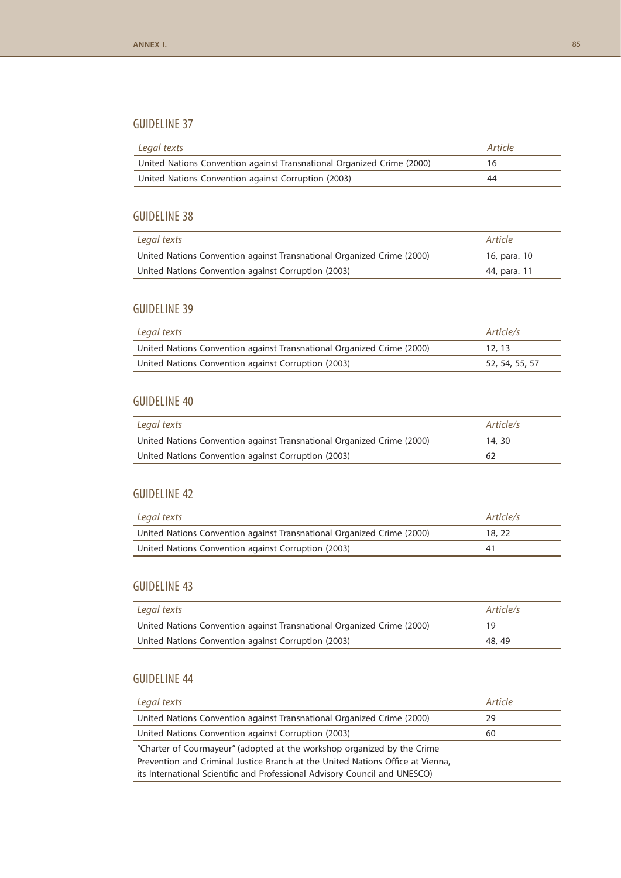## GUIDELINE 37

| *Legal texts* | *Article* |
|---|---|
| United Nations Convention against Transnational Organized Crime (2000) | 16 |
| United Nations Convention against Corruption (2003) | 44 |

## GUIDELINE 38

| *Legal texts* | *Article* |
|---|---|
| United Nations Convention against Transnational Organized Crime (2000) | 16, para. 10 |
| United Nations Convention against Corruption (2003) | 44, para. 11 |

## GUIDELINE 39

| *Legal texts* | *Article/s* |
|---|---|
| United Nations Convention against Transnational Organized Crime (2000) | 12, 13 |
| United Nations Convention against Corruption (2003) | 52, 54, 55, 57 |

## GUIDELINE 40

| *Legal texts* | *Article/s* |
|---|---|
| United Nations Convention against Transnational Organized Crime (2000) | 14, 30 |
| United Nations Convention against Corruption (2003) | 62 |

## GUIDELINE 42

| *Legal texts* | *Article/s* |
|---|---|
| United Nations Convention against Transnational Organized Crime (2000) | 18, 22 |
| United Nations Convention against Corruption (2003) | 41 |

## GUIDELINE 43

| *Legal texts* | *Article/s* |
|---|---|
| United Nations Convention against Transnational Organized Crime (2000) | 19 |
| United Nations Convention against Corruption (2003) | 48, 49 |

## GUIDELINE 44

| *Legal texts* | *Article* |
|---|---|
| United Nations Convention against Transnational Organized Crime (2000) | 29 |
| United Nations Convention against Corruption (2003) | 60 |
| "Charter of Courmayeur" (adopted at the workshop organized by the Crime Prevention and Criminal Justice Branch at the United Nations Office at Vienna, its International Scientific and Professional Advisory Council and UNESCO) | |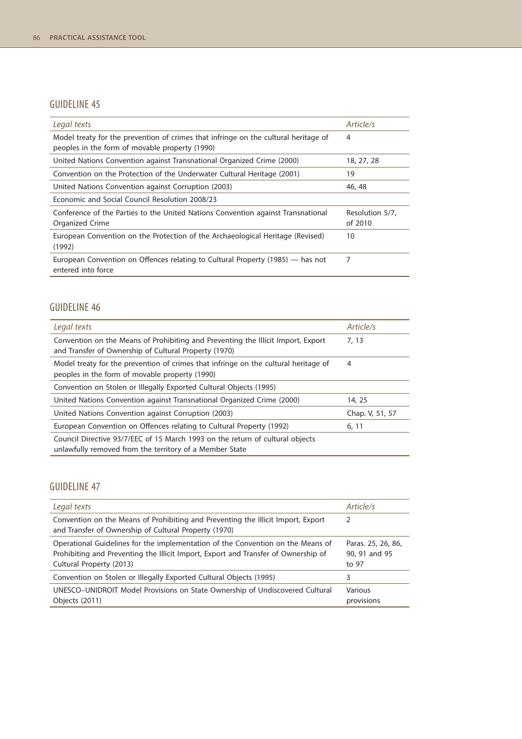## GUIDELINE 45

| *Legal texts* | *Article/s* |
|---|---|
| Model treaty for the prevention of crimes that infringe on the cultural heritage of peoples in the form of movable property (1990) | 4 |
| United Nations Convention against Transnational Organized Crime (2000) | 18, 27, 28 |
| Convention on the Protection of the Underwater Cultural Heritage (2001) | 19 |
| United Nations Convention against Corruption (2003) | 46, 48 |
| Economic and Social Council Resolution 2008/23 | |
| Conference of the Parties to the United Nations Convention against Transnational Organized Crime | Resolution 5/7, of 2010 |
| European Convention on the Protection of the Archaeological Heritage (Revised) (1992) | 10 |
| European Convention on Offences relating to Cultural Property (1985) — has not entered into force | 7 |

## GUIDELINE 46

| *Legal texts* | *Article/s* |
|---|---|
| Convention on the Means of Prohibiting and Preventing the Illicit Import, Export and Transfer of Ownership of Cultural Property (1970) | 7, 13 |
| Model treaty for the prevention of crimes that infringe on the cultural heritage of peoples in the form of movable property (1990) | 4 |
| Convention on Stolen or Illegally Exported Cultural Objects (1995) | |
| United Nations Convention against Transnational Organized Crime (2000) | 14, 25 |
| United Nations Convention against Corruption (2003) | Chap. V, 51, 57 |
| European Convention on Offences relating to Cultural Property (1992) | 6, 11 |
| Council Directive 93/7/EEC of 15 March 1993 on the return of cultural objects unlawfully removed from the territory of a Member State | |

## GUIDELINE 47

| *Legal texts* | *Article/s* |
|---|---|
| Convention on the Means of Prohibiting and Preventing the Illicit Import, Export and Transfer of Ownership of Cultural Property (1970) | 2 |
| Operational Guidelines for the implementation of the Convention on the Means of Prohibiting and Preventing the Illicit Import, Export and Transfer of Ownership of Cultural Property (2013) | Paras. 25, 26, 86, 90, 91 and 95 to 97 |
| Convention on Stolen or Illegally Exported Cultural Objects (1995) | 3 |
| UNESCO–UNIDROIT Model Provisions on State Ownership of Undiscovered Cultural Objects (2011) | Various provisions |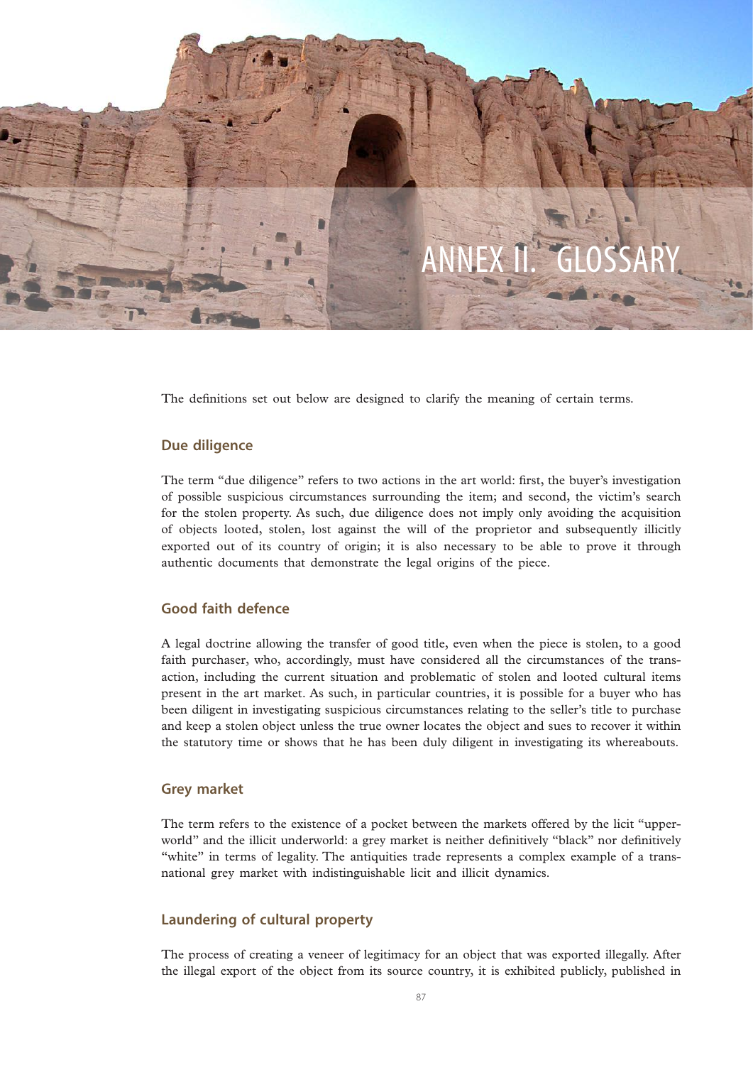# ANNEX II. GLOSSARY

The definitions set out below are designed to clarify the meaning of certain terms.

## Due diligence

The term "due diligence" refers to two actions in the art world: first, the buyer's investigation of possible suspicious circumstances surrounding the item; and second, the victim's search for the stolen property. As such, due diligence does not imply only avoiding the acquisition of objects looted, stolen, lost against the will of the proprietor and subsequently illicitly exported out of its country of origin; it is also necessary to be able to prove it through authentic documents that demonstrate the legal origins of the piece.

## Good faith defence

A legal doctrine allowing the transfer of good title, even when the piece is stolen, to a good faith purchaser, who, accordingly, must have considered all the circumstances of the transaction, including the current situation and problematic of stolen and looted cultural items present in the art market. As such, in particular countries, it is possible for a buyer who has been diligent in investigating suspicious circumstances relating to the seller's title to purchase and keep a stolen object unless the true owner locates the object and sues to recover it within the statutory time or shows that he has been duly diligent in investigating its whereabouts.

## Grey market

The term refers to the existence of a pocket between the markets offered by the licit "upperworld" and the illicit underworld: a grey market is neither definitively "black" nor definitively "white" in terms of legality. The antiquities trade represents a complex example of a transnational grey market with indistinguishable licit and illicit dynamics.

## Laundering of cultural property

The process of creating a veneer of legitimacy for an object that was exported illegally. After the illegal export of the object from its source country, it is exhibited publicly, published in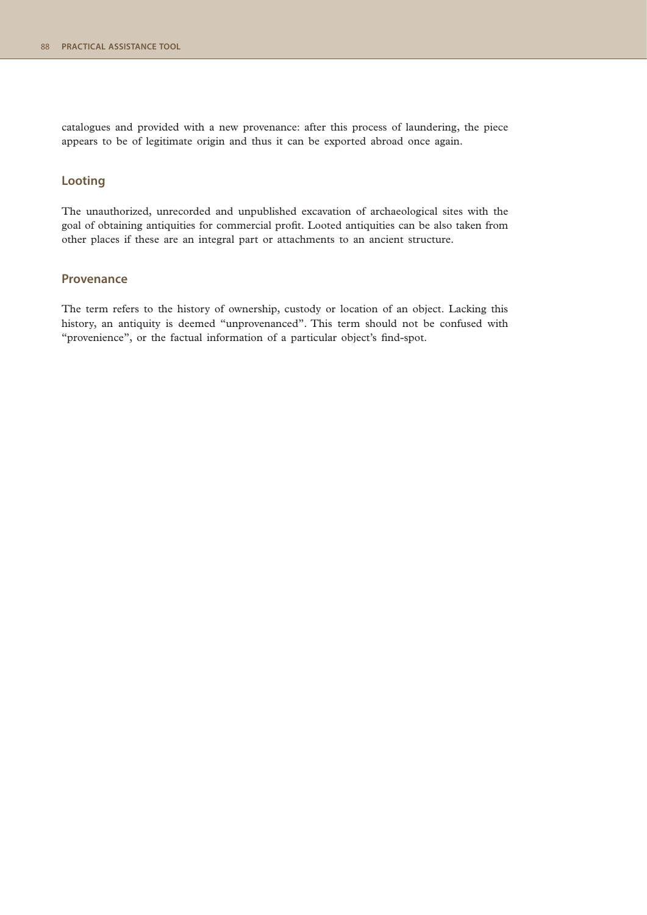catalogues and provided with a new provenance: after this process of laundering, the piece appears to be of legitimate origin and thus it can be exported abroad once again.

## Looting

The unauthorized, unrecorded and unpublished excavation of archaeological sites with the goal of obtaining antiquities for commercial profit. Looted antiquities can be also taken from other places if these are an integral part or attachments to an ancient structure.

## Provenance

The term refers to the history of ownership, custody or location of an object. Lacking this history, an antiquity is deemed "unprovenanced". This term should not be confused with "provenience", or the factual information of a particular object's find-spot.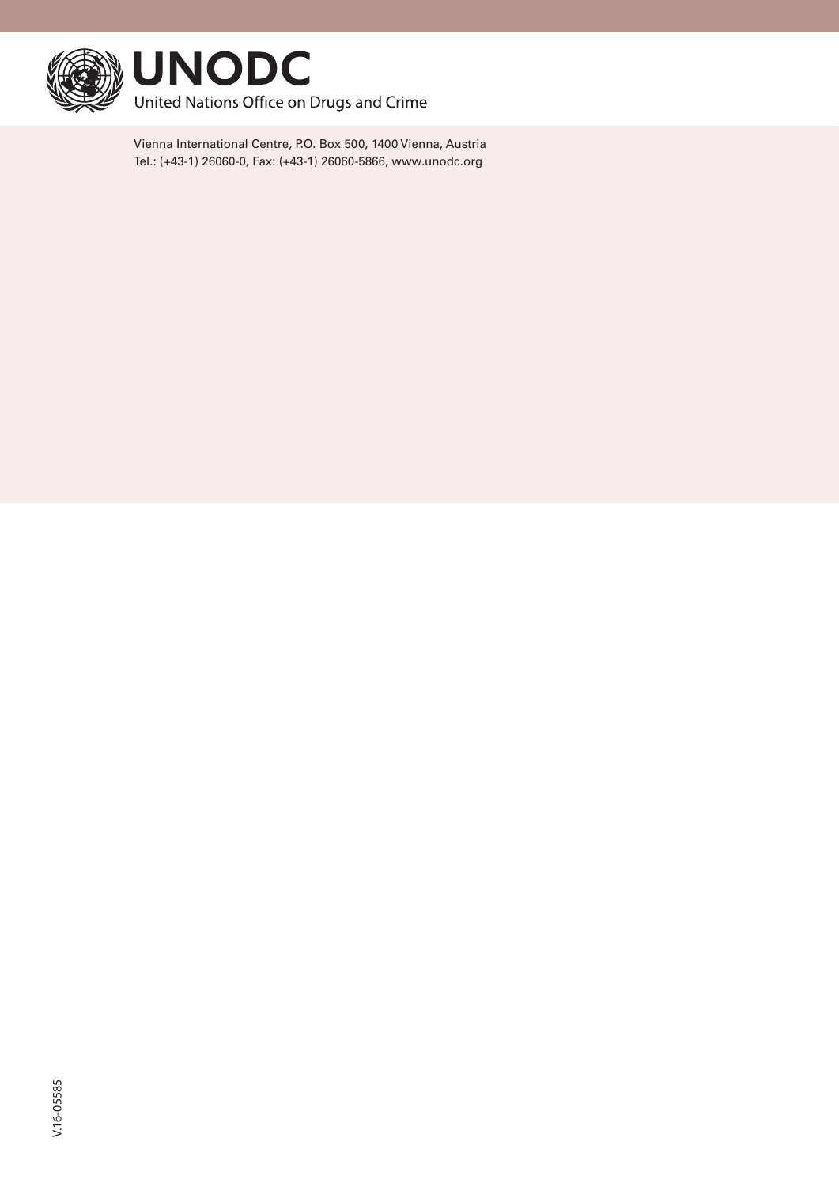# UNODC

United Nations Office on Drugs and Crime

Vienna International Centre, P.O. Box 500, 1400 Vienna, Austria
Tel.: (+43-1) 26060-0, Fax: (+43-1) 26060-5866, www.unodc.org

V.16-05585